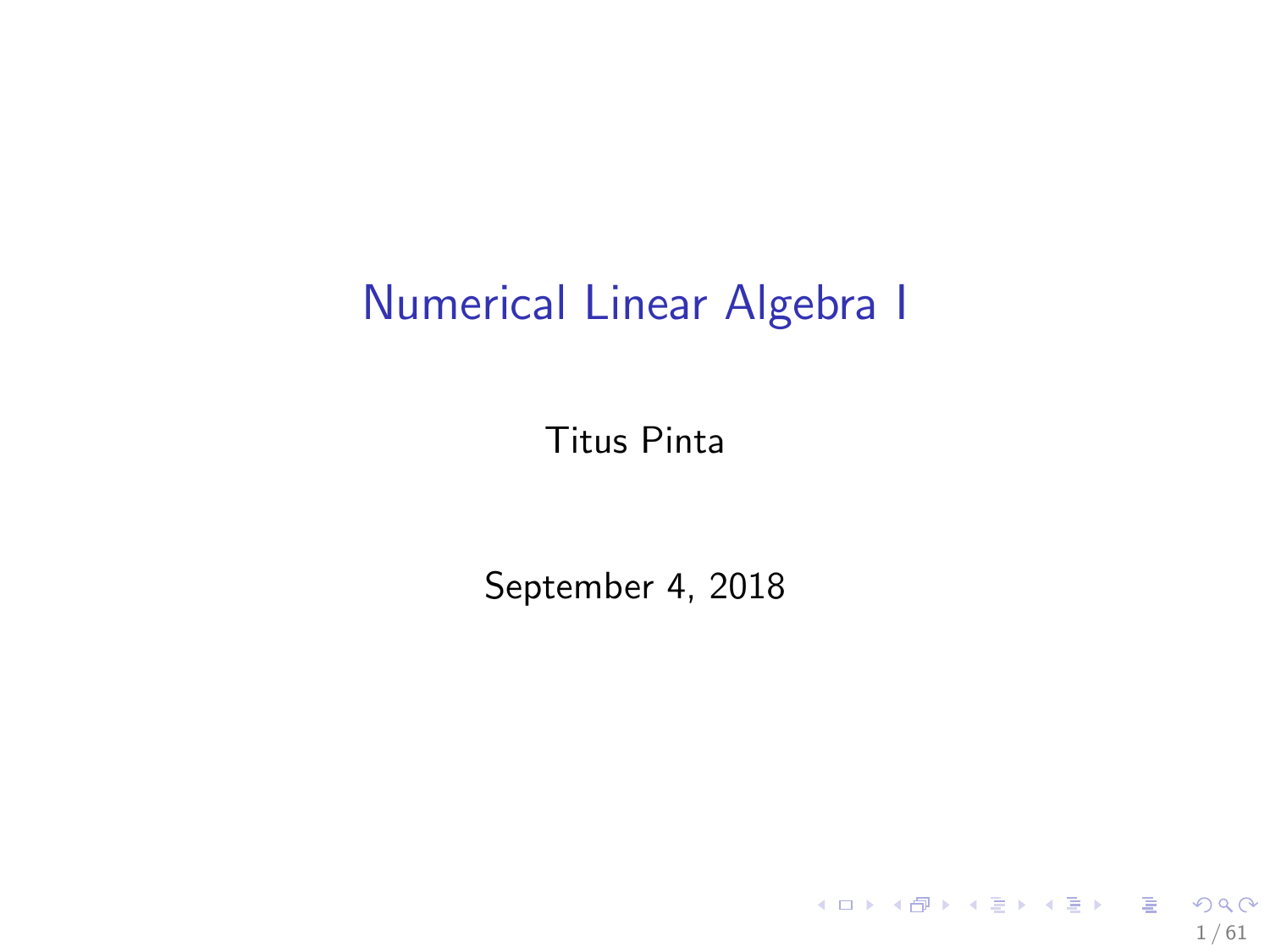# Numerical Linear Algebra I

Titus Pinta

September 4, 2018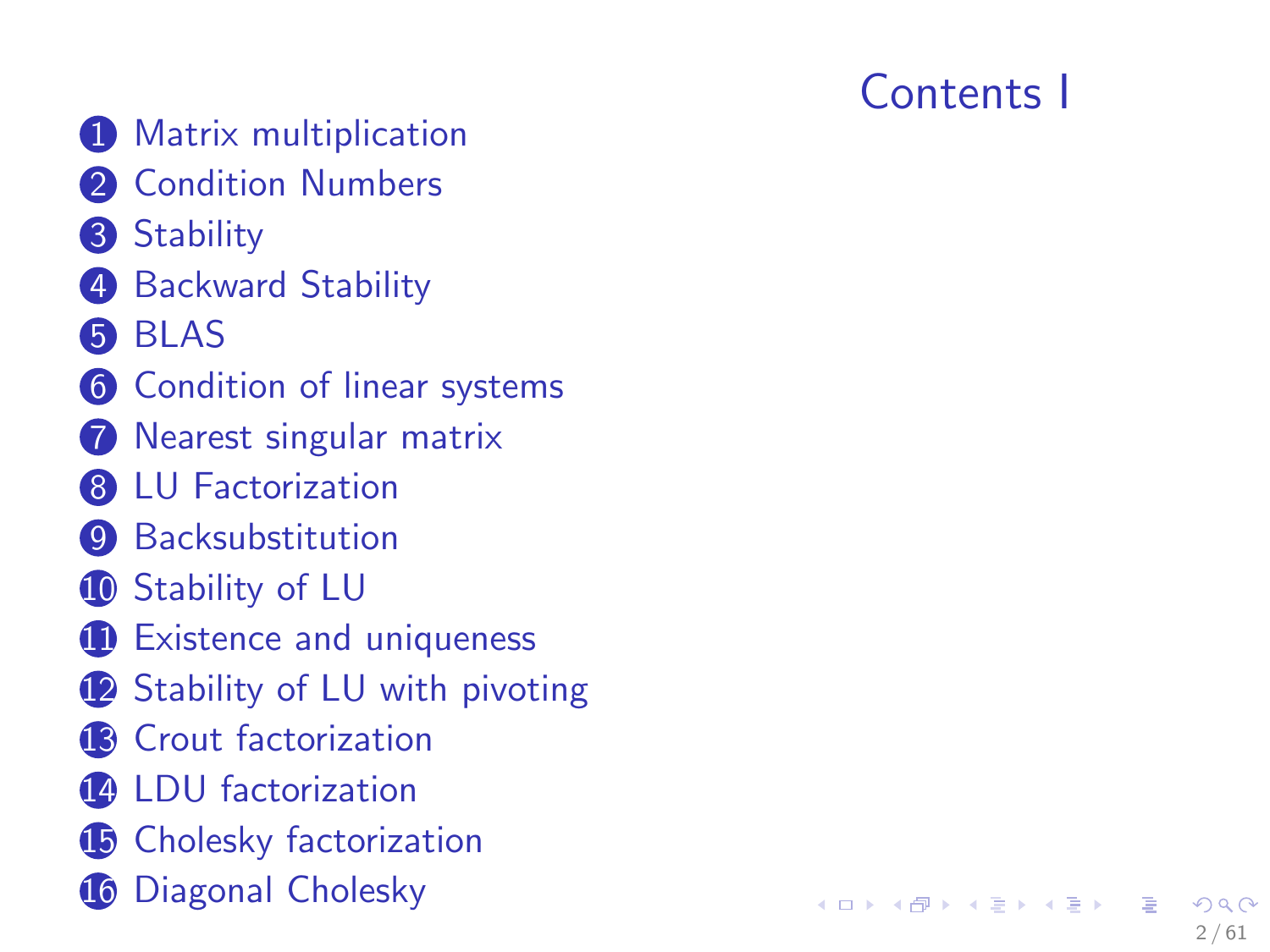# Contents I

1. Matrix multiplication
2. Condition Numbers
3. Stability
4. Backward Stability
5. BLAS
6. Condition of linear systems
7. Nearest singular matrix
8. LU Factorization
9. Backsubstitution
10. Stability of LU
11. Existence and uniqueness
12. Stability of LU with pivoting
13. Crout factorization
14. LDU factorization
15. Cholesky factorization
16. Diagonal Cholesky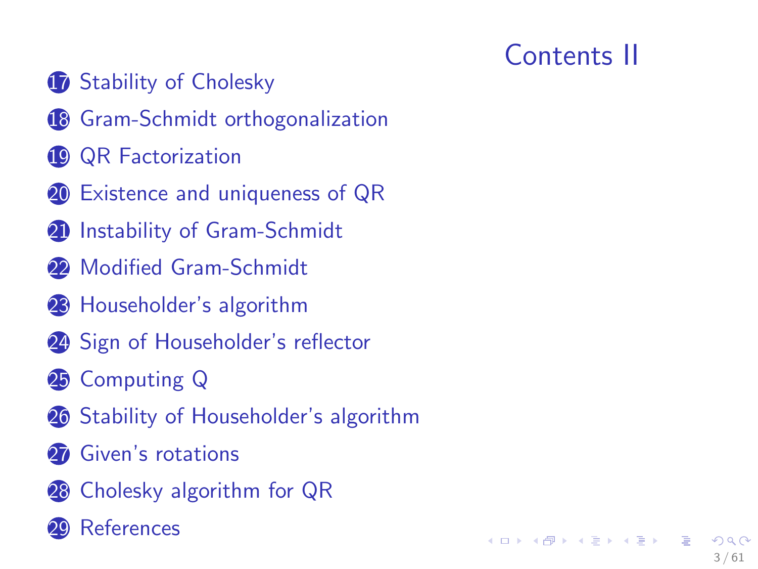# Contents II

17. Stability of Cholesky
18. Gram-Schmidt orthogonalization
19. QR Factorization
20. Existence and uniqueness of QR
21. Instability of Gram-Schmidt
22. Modified Gram-Schmidt
23. Householder's algorithm
24. Sign of Householder's reflector
25. Computing Q
26. Stability of Householder's algorithm
27. Given's rotations
28. Cholesky algorithm for QR
29. References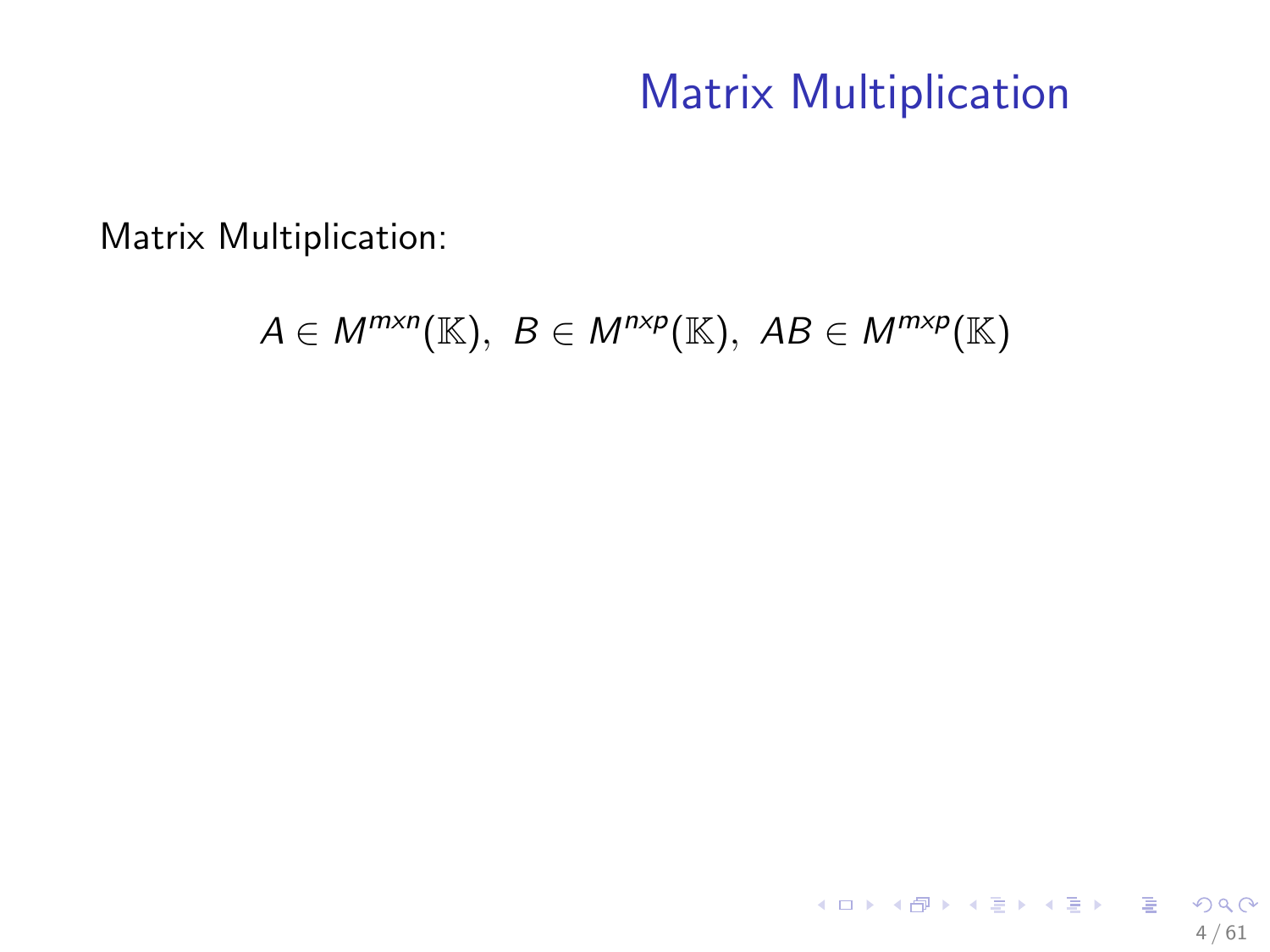# Matrix Multiplication

Matrix Multiplication:

$$A \in M^{mxn}(\mathbb{K}),\ \ B \in M^{nxp}(\mathbb{K}),\ \ AB \in M^{mxp}(\mathbb{K})$$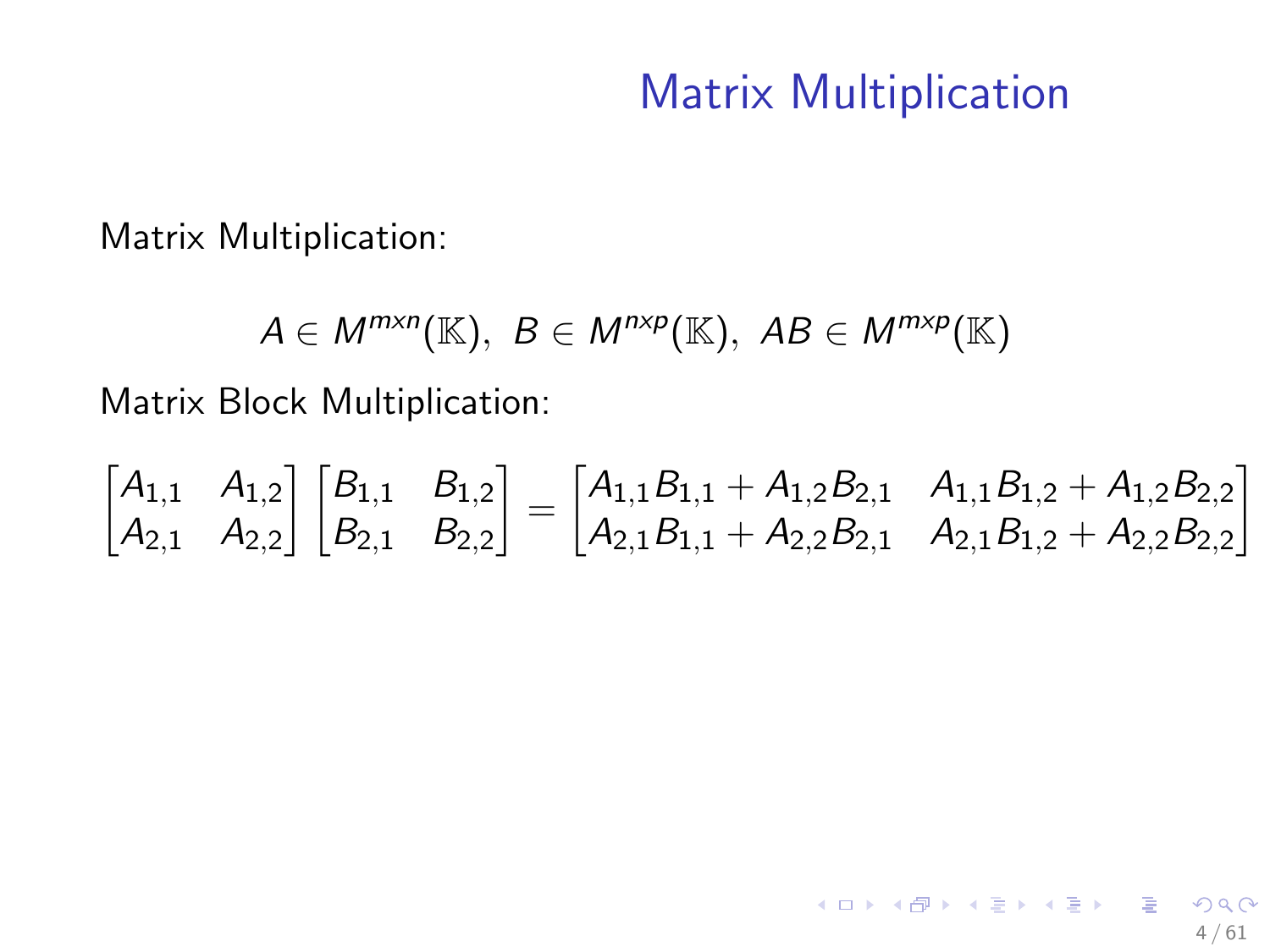# Matrix Multiplication

Matrix Multiplication:

$$A \in M^{mxn}(\mathbb{K}),\ B \in M^{nxp}(\mathbb{K}),\ AB \in M^{mxp}(\mathbb{K})$$

Matrix Block Multiplication:

$$\begin{bmatrix} A_{1,1} & A_{1,2} \\ A_{2,1} & A_{2,2} \end{bmatrix} \begin{bmatrix} B_{1,1} & B_{1,2} \\ B_{2,1} & B_{2,2} \end{bmatrix} = \begin{bmatrix} A_{1,1}B_{1,1} + A_{1,2}B_{2,1} & A_{1,1}B_{1,2} + A_{1,2}B_{2,2} \\ A_{2,1}B_{1,1} + A_{2,2}B_{2,1} & A_{2,1}B_{1,2} + A_{2,2}B_{2,2} \end{bmatrix}$$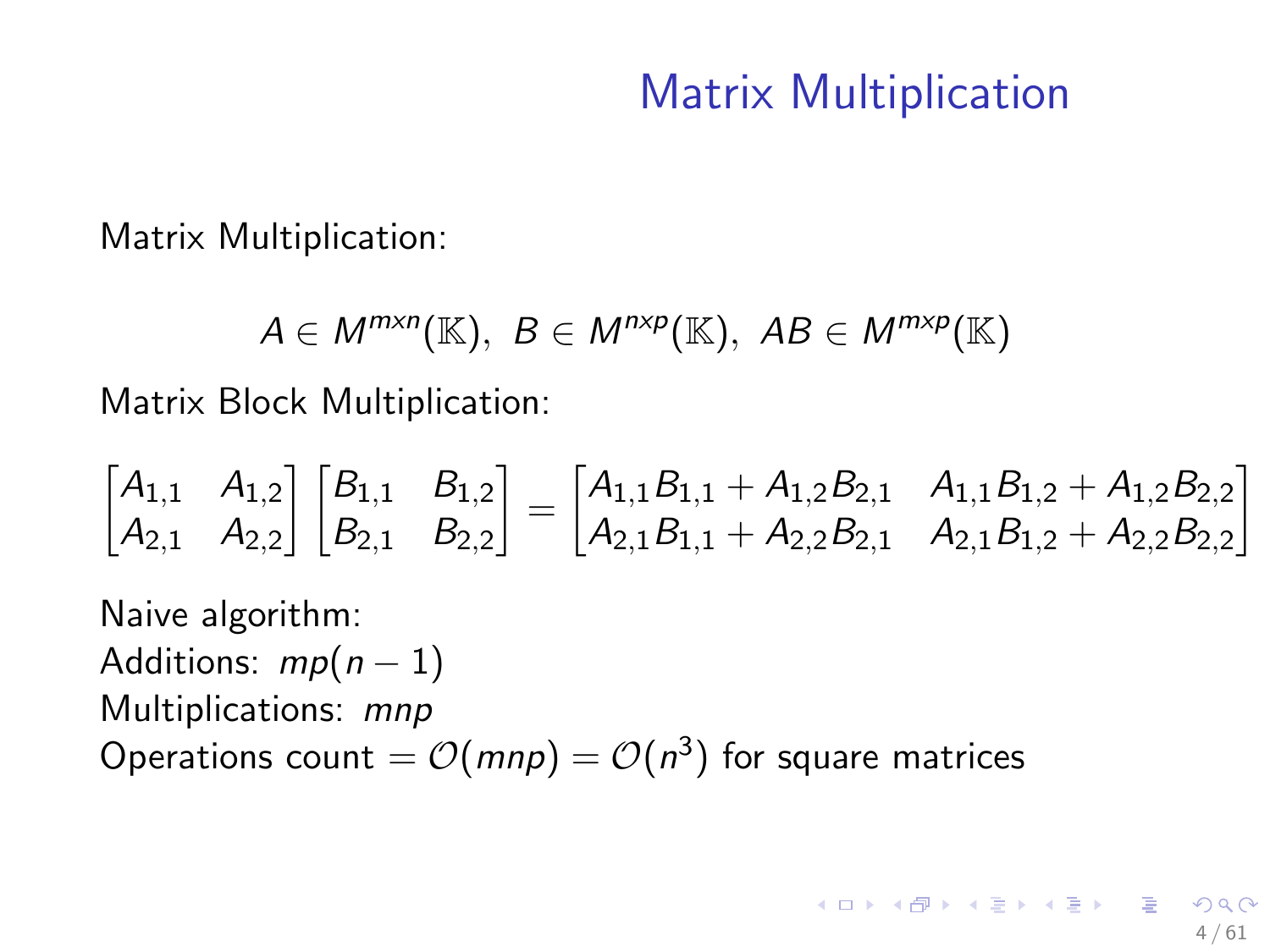# Matrix Multiplication

Matrix Multiplication:

$$A \in M^{mxn}(\mathbb{K}),\ B \in M^{nxp}(\mathbb{K}),\ AB \in M^{mxp}(\mathbb{K})$$

Matrix Block Multiplication:

$$\begin{bmatrix} A_{1,1} & A_{1,2} \\ A_{2,1} & A_{2,2} \end{bmatrix} \begin{bmatrix} B_{1,1} & B_{1,2} \\ B_{2,1} & B_{2,2} \end{bmatrix} = \begin{bmatrix} A_{1,1}B_{1,1} + A_{1,2}B_{2,1} & A_{1,1}B_{1,2} + A_{1,2}B_{2,2} \\ A_{2,1}B_{1,1} + A_{2,2}B_{2,1} & A_{2,1}B_{1,2} + A_{2,2}B_{2,2} \end{bmatrix}$$

Naive algorithm:
Additions: $mp(n-1)$
Multiplications: $mnp$
Operations count $= \mathcal{O}(mnp) = \mathcal{O}(n^3)$ for square matrices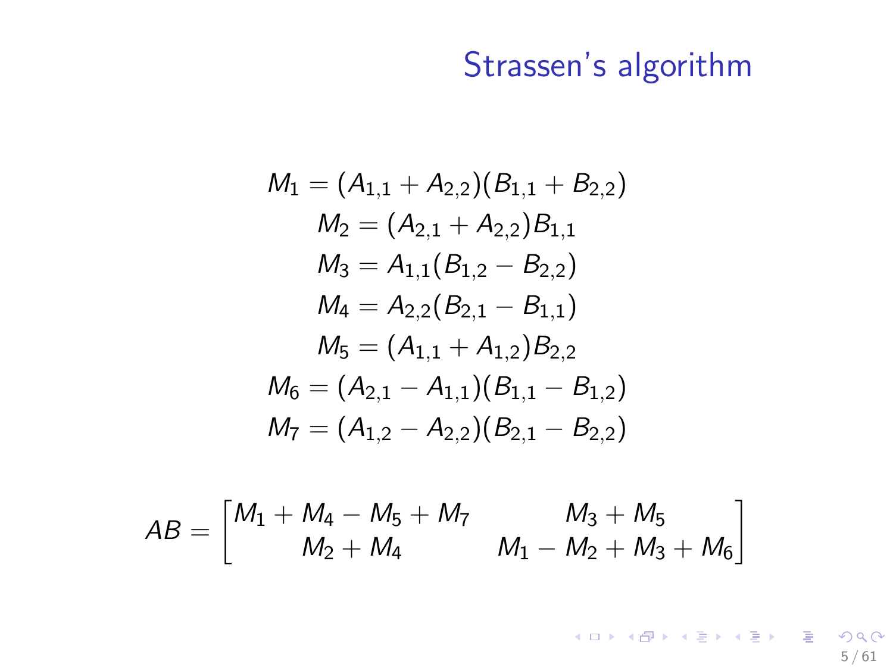# Strassen's algorithm

$$
\begin{aligned}
M_1 &= (A_{1,1} + A_{2,2})(B_{1,1} + B_{2,2}) \\
M_2 &= (A_{2,1} + A_{2,2})B_{1,1} \\
M_3 &= A_{1,1}(B_{1,2} - B_{2,2}) \\
M_4 &= A_{2,2}(B_{2,1} - B_{1,1}) \\
M_5 &= (A_{1,1} + A_{1,2})B_{2,2} \\
M_6 &= (A_{2,1} - A_{1,1})(B_{1,1} - B_{1,2}) \\
M_7 &= (A_{1,2} - A_{2,2})(B_{2,1} - B_{2,2})
\end{aligned}
$$

$$
AB = \begin{bmatrix} M_1 + M_4 - M_5 + M_7 & M_3 + M_5 \\ M_2 + M_4 & M_1 - M_2 + M_3 + M_6 \end{bmatrix}
$$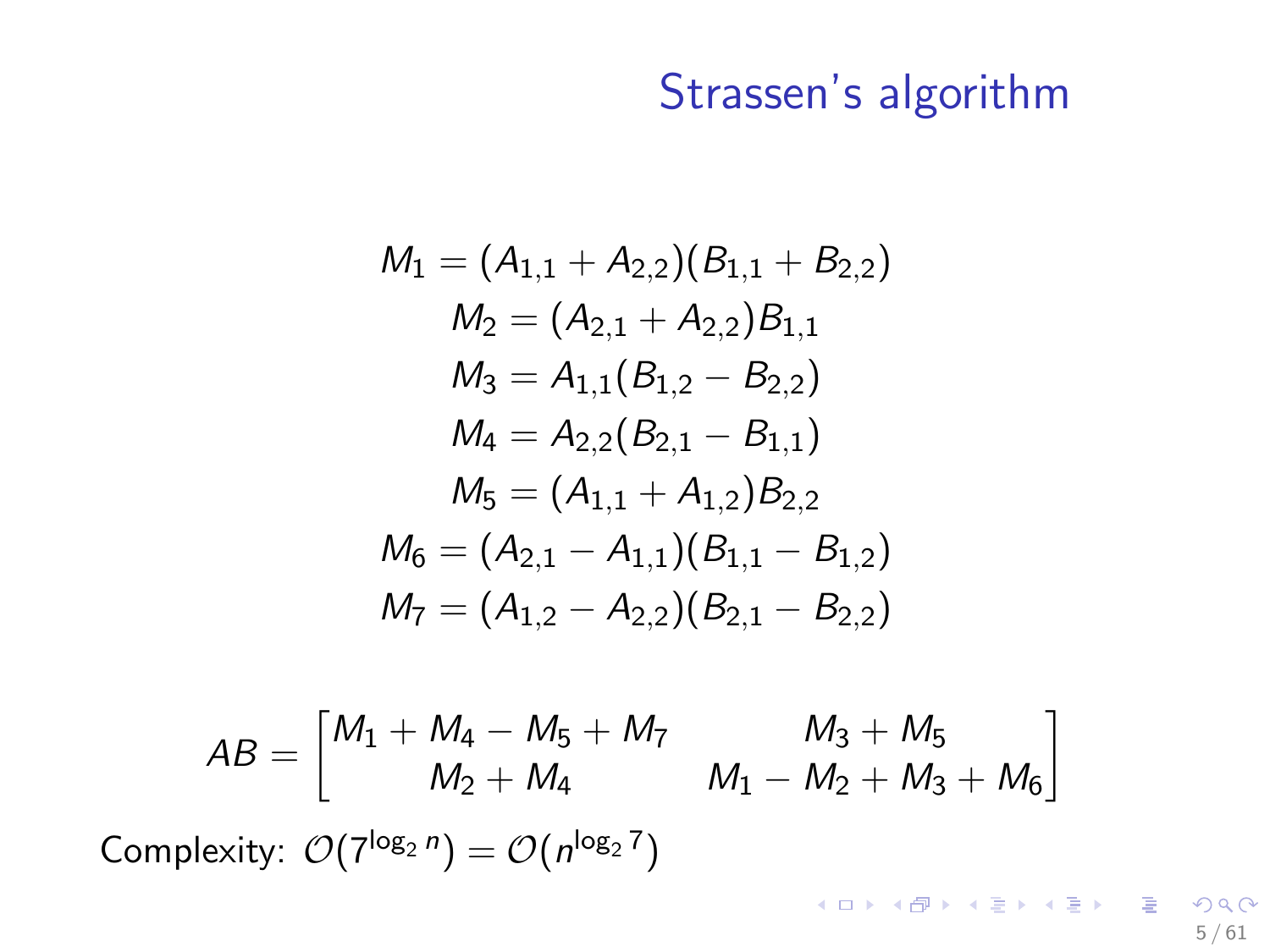# Strassen's algorithm

$$
\begin{aligned}
M_1 &= (A_{1,1} + A_{2,2})(B_{1,1} + B_{2,2}) \\
M_2 &= (A_{2,1} + A_{2,2})B_{1,1} \\
M_3 &= A_{1,1}(B_{1,2} - B_{2,2}) \\
M_4 &= A_{2,2}(B_{2,1} - B_{1,1}) \\
M_5 &= (A_{1,1} + A_{1,2})B_{2,2} \\
M_6 &= (A_{2,1} - A_{1,1})(B_{1,1} - B_{1,2}) \\
M_7 &= (A_{1,2} - A_{2,2})(B_{2,1} - B_{2,2})
\end{aligned}
$$

$$
AB = \begin{bmatrix} M_1 + M_4 - M_5 + M_7 & M_3 + M_5 \\ M_2 + M_4 & M_1 - M_2 + M_3 + M_6 \end{bmatrix}
$$

Complexity: $\mathcal{O}(7^{\log_2 n}) = \mathcal{O}(n^{\log_2 7})$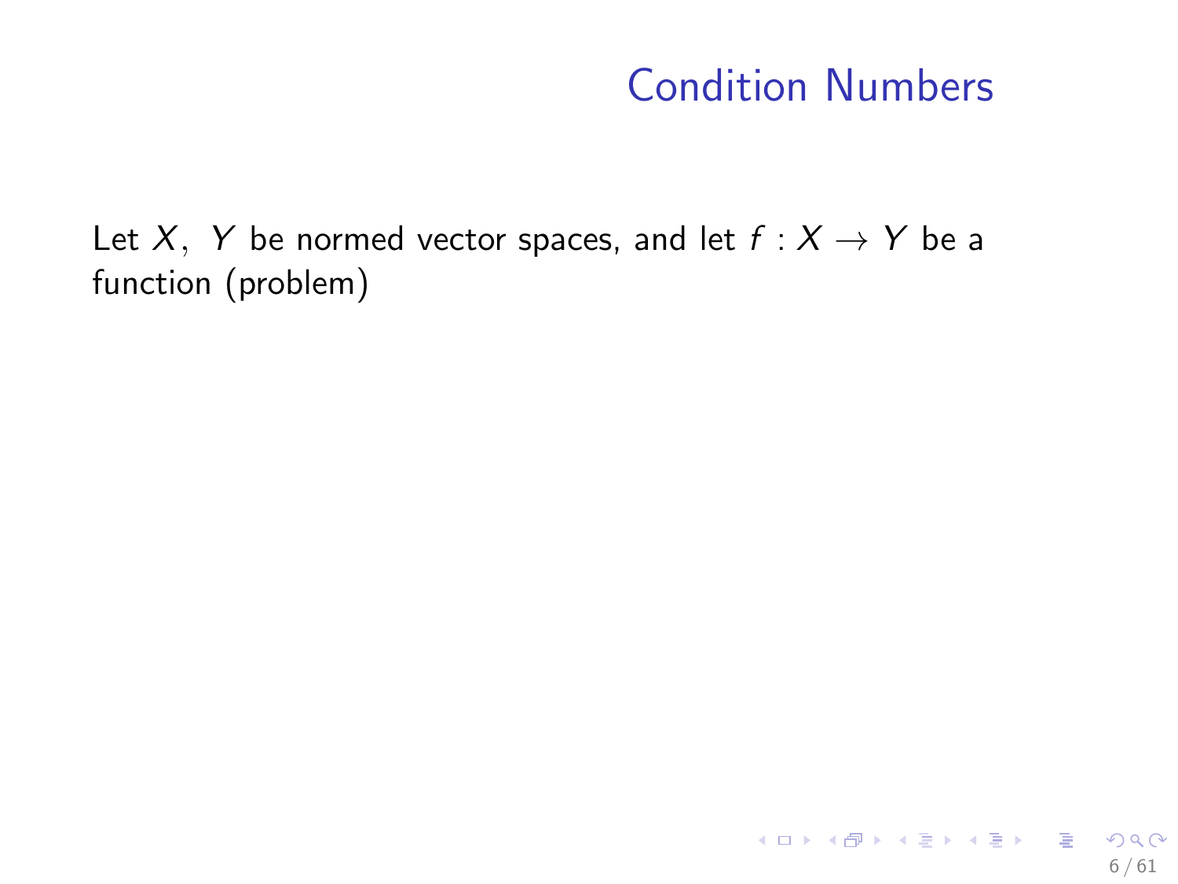# Condition Numbers

Let $X, \ Y$ be normed vector spaces, and let $f : X \rightarrow Y$ be a function (problem)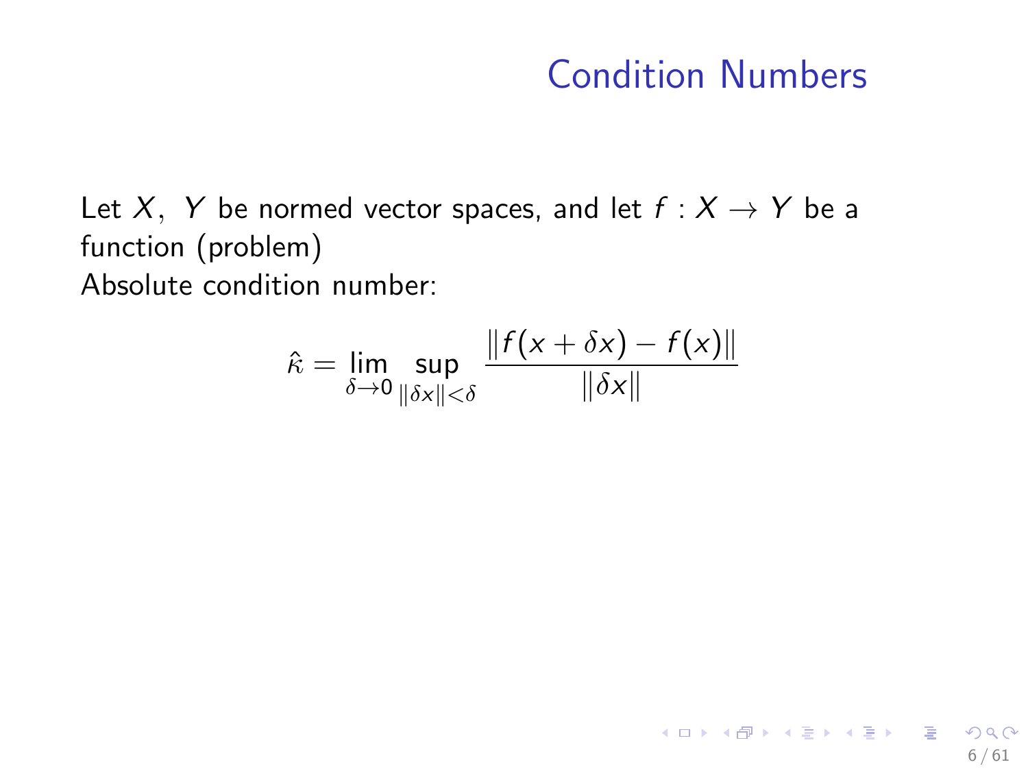# Condition Numbers

Let $X,\ Y$ be normed vector spaces, and let $f : X \to Y$ be a function (problem)

Absolute condition number:

$$\hat{\kappa} = \lim_{\delta \to 0} \sup_{\|\delta x\| < \delta} \frac{\|f(x + \delta x) - f(x)\|}{\|\delta x\|}$$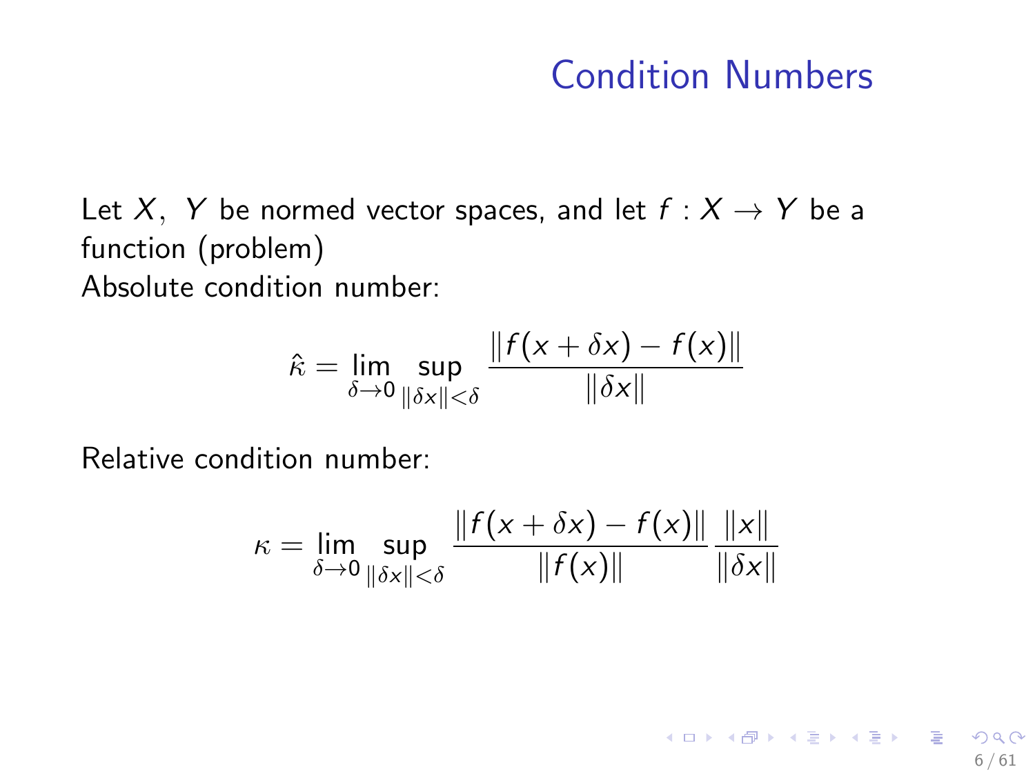# Condition Numbers

Let $X,\ Y$ be normed vector spaces, and let $f : X \to Y$ be a function (problem)

Absolute condition number:

$$\hat{\kappa} = \lim_{\delta \to 0} \sup_{\|\delta x\| < \delta} \frac{\|f(x + \delta x) - f(x)\|}{\|\delta x\|}$$

Relative condition number:

$$\kappa = \lim_{\delta \to 0} \sup_{\|\delta x\| < \delta} \frac{\|f(x + \delta x) - f(x)\|}{\|f(x)\|} \frac{\|x\|}{\|\delta x\|}$$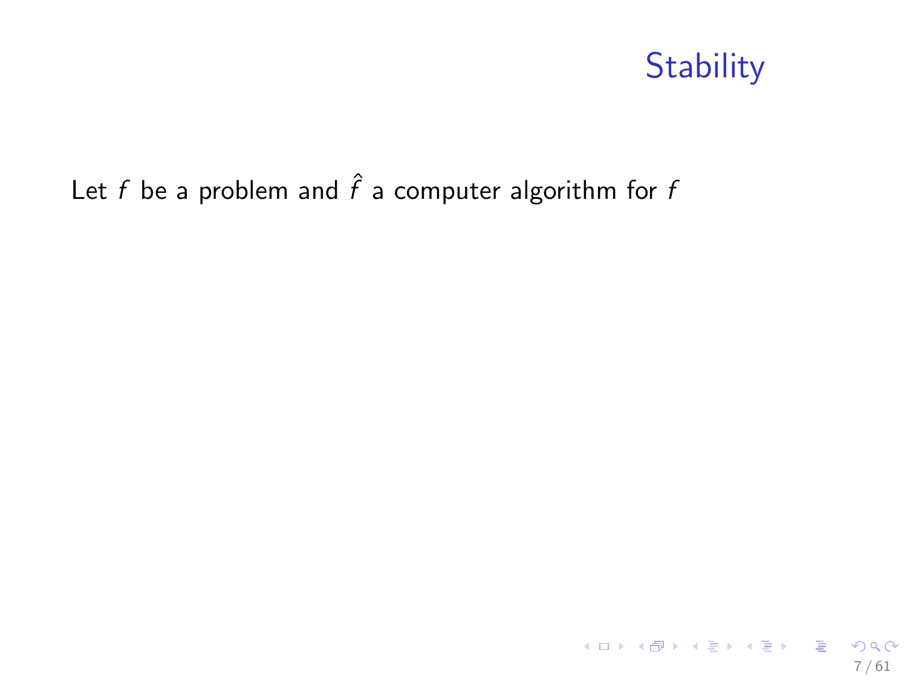# Stability

Let $f$ be a problem and $\hat{f}$ a computer algorithm for $f$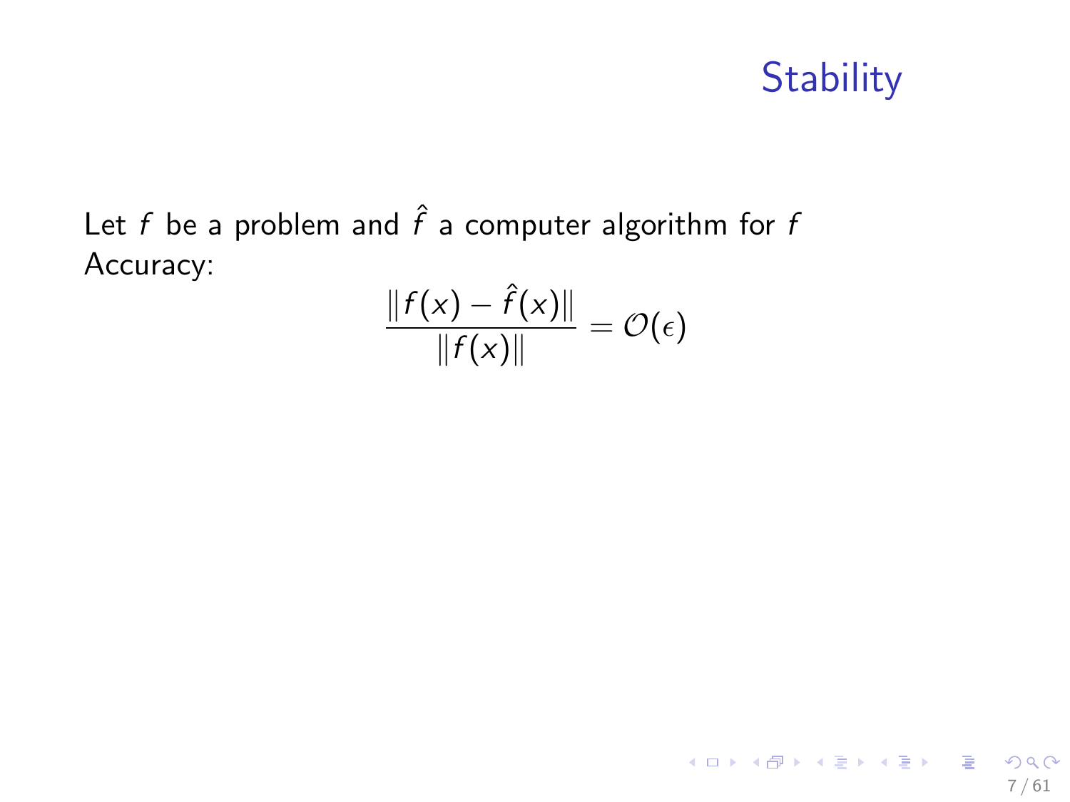# Stability

Let $f$ be a problem and $\hat{f}$ a computer algorithm for $f$
Accuracy:

$$\frac{\|f(x) - \hat{f}(x)\|}{\|f(x)\|} = \mathcal{O}(\epsilon)$$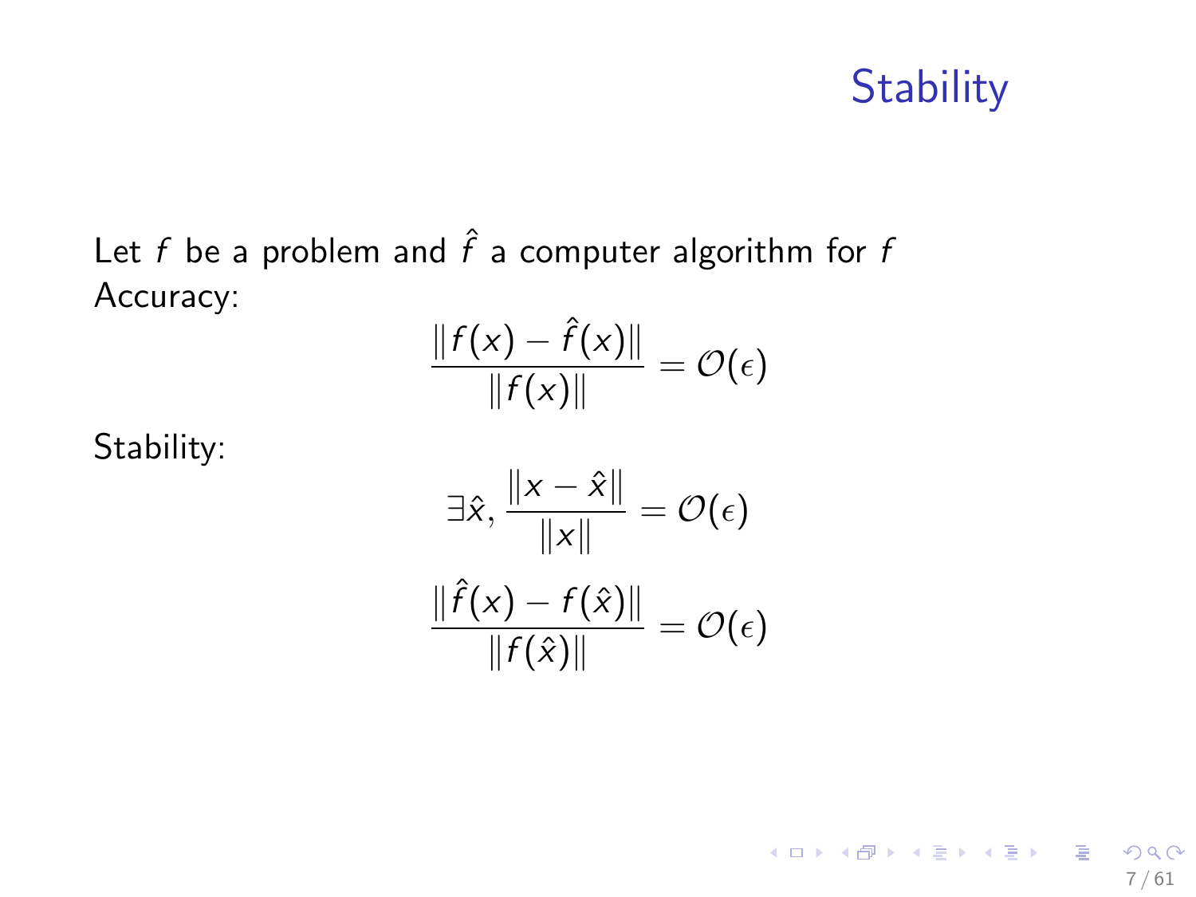# Stability

Let $f$ be a problem and $\hat{f}$ a computer algorithm for $f$
Accuracy:

$$\frac{\|f(x) - \hat{f}(x)\|}{\|f(x)\|} = \mathcal{O}(\epsilon)$$

Stability:

$$\exists \hat{x}, \frac{\|x - \hat{x}\|}{\|x\|} = \mathcal{O}(\epsilon)$$

$$\frac{\|\hat{f}(x) - f(\hat{x})\|}{\|f(\hat{x})\|} = \mathcal{O}(\epsilon)$$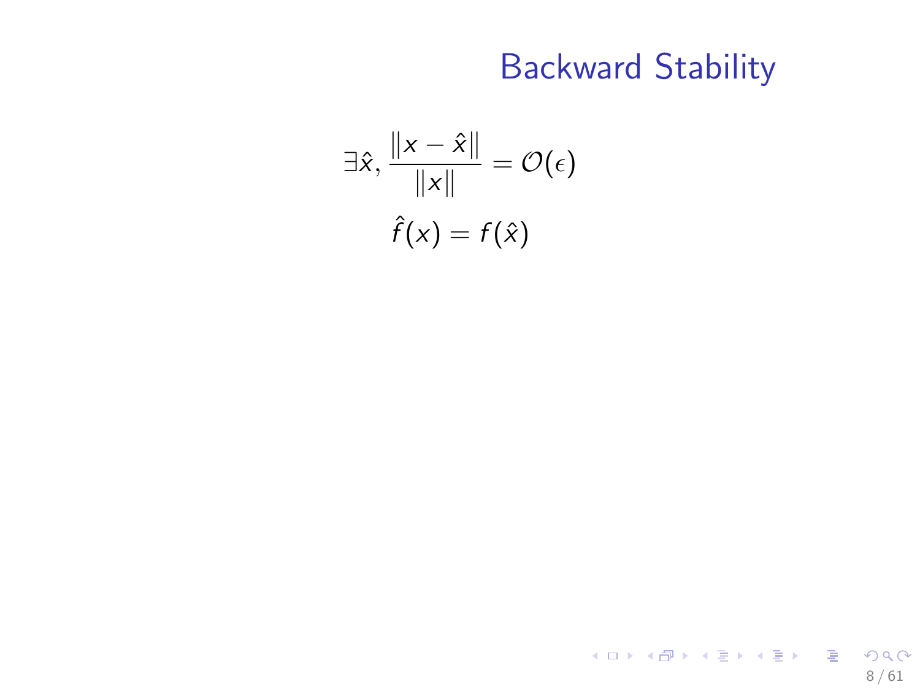# Backward Stability

$$\exists \hat{x}, \frac{\|x - \hat{x}\|}{\|x\|} = \mathcal{O}(\epsilon)$$

$$\hat{f}(x) = f(\hat{x})$$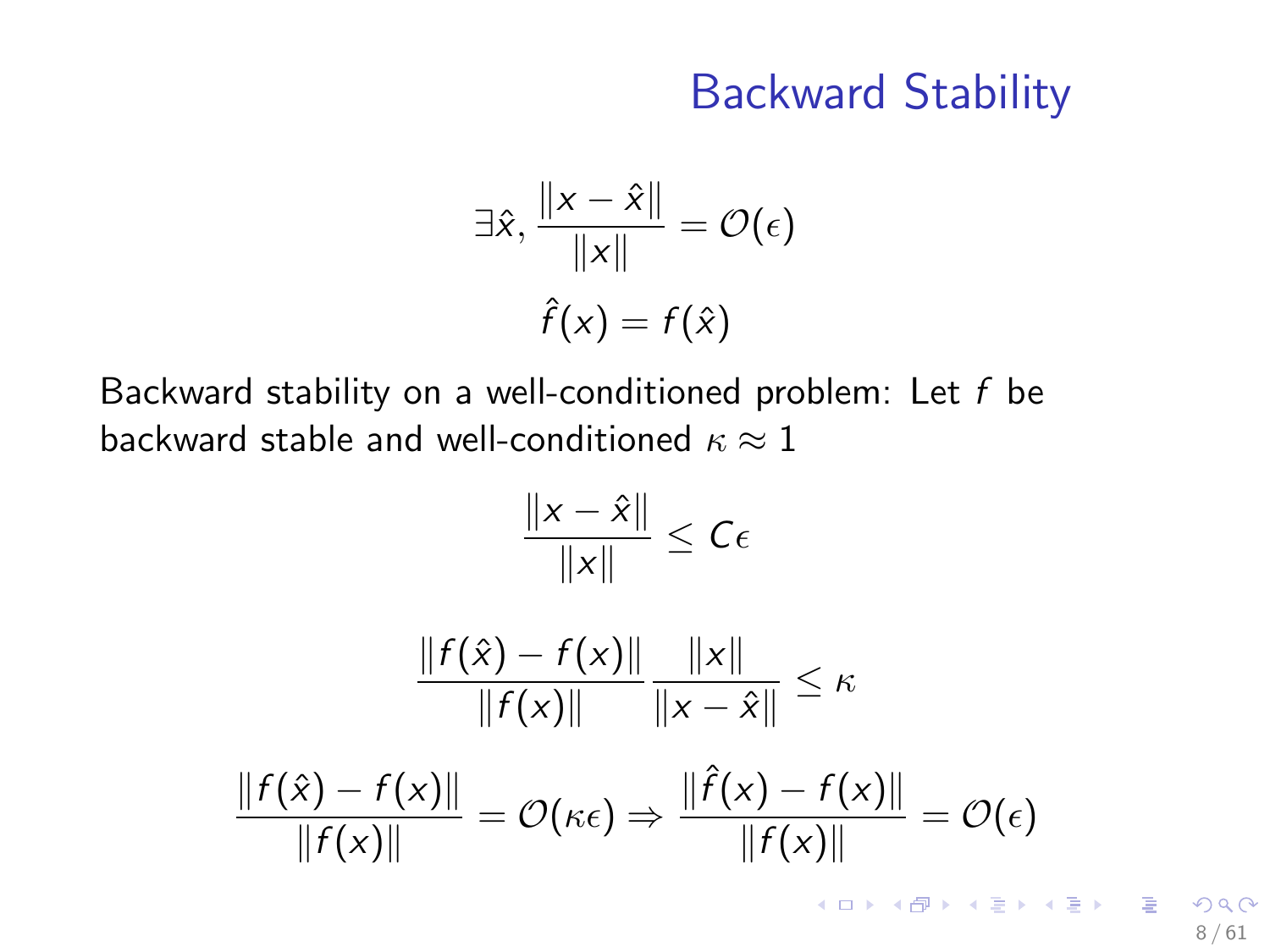# Backward Stability

$$\exists \hat{x}, \frac{\|x - \hat{x}\|}{\|x\|} = \mathcal{O}(\epsilon)$$

$$\hat{f}(x) = f(\hat{x})$$

Backward stability on a well-conditioned problem: Let $f$ be backward stable and well-conditioned $\kappa \approx 1$

$$\frac{\|x - \hat{x}\|}{\|x\|} \leq C\epsilon$$

$$\frac{\|f(\hat{x}) - f(x)\|}{\|f(x)\|} \frac{\|x\|}{\|x - \hat{x}\|} \leq \kappa$$

$$\frac{\|f(\hat{x}) - f(x)\|}{\|f(x)\|} = \mathcal{O}(\kappa\epsilon) \Rightarrow \frac{\|\hat{f}(x) - f(x)\|}{\|f(x)\|} = \mathcal{O}(\epsilon)$$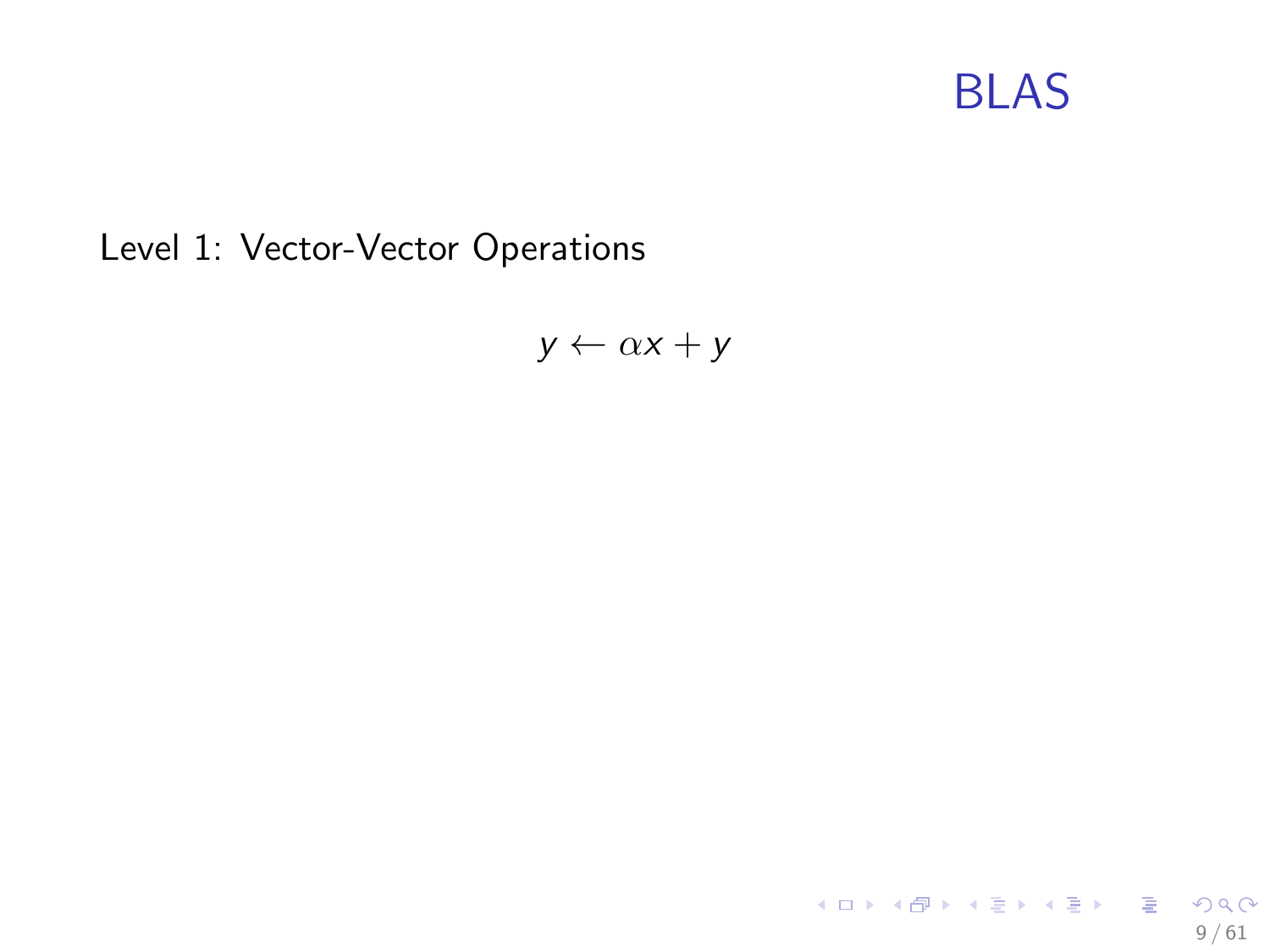# BLAS

Level 1: Vector-Vector Operations

$$y \leftarrow \alpha x + y$$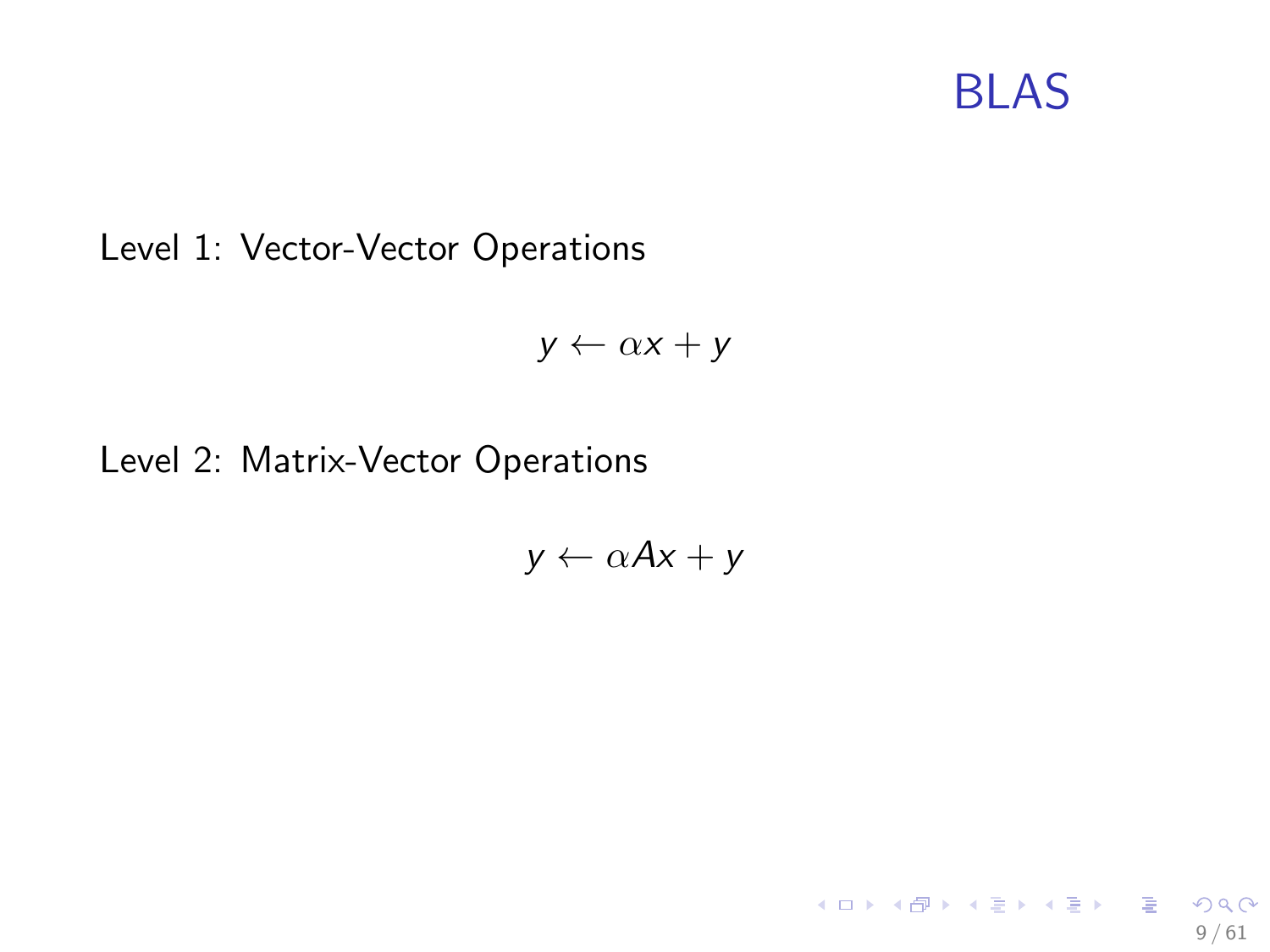# BLAS

Level 1: Vector-Vector Operations

$$y \leftarrow \alpha x + y$$

Level 2: Matrix-Vector Operations

$$y \leftarrow \alpha A x + y$$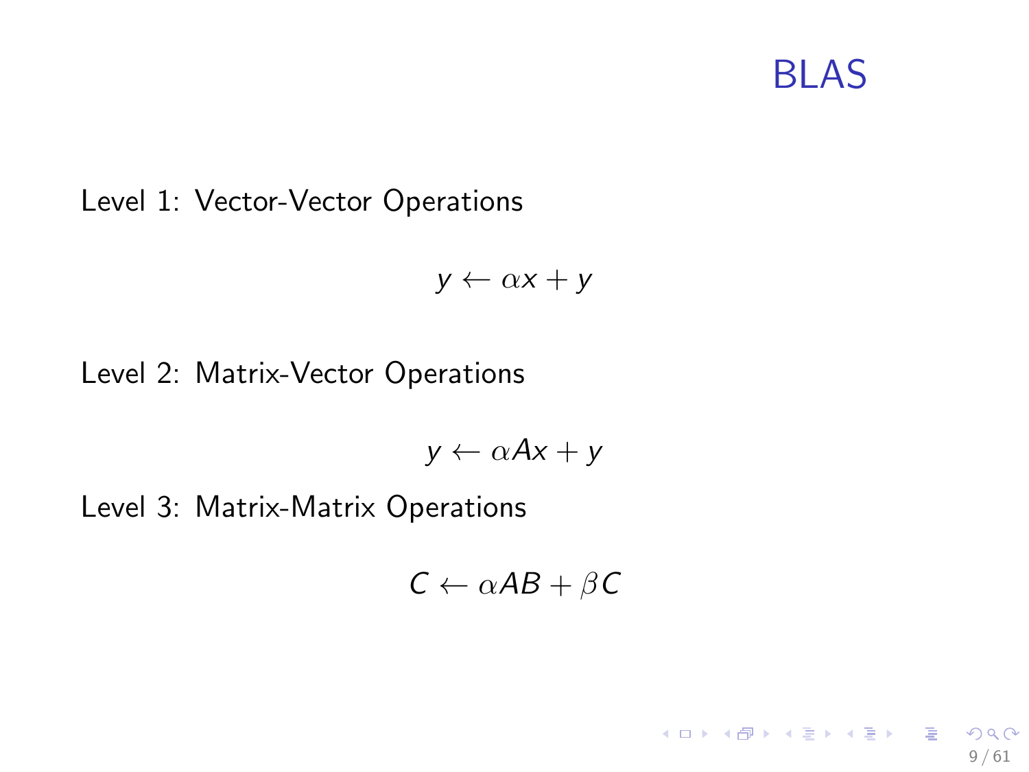# BLAS

Level 1: Vector-Vector Operations

$$y \leftarrow \alpha x + y$$

Level 2: Matrix-Vector Operations

$$y \leftarrow \alpha A x + y$$

Level 3: Matrix-Matrix Operations

$$C \leftarrow \alpha A B + \beta C$$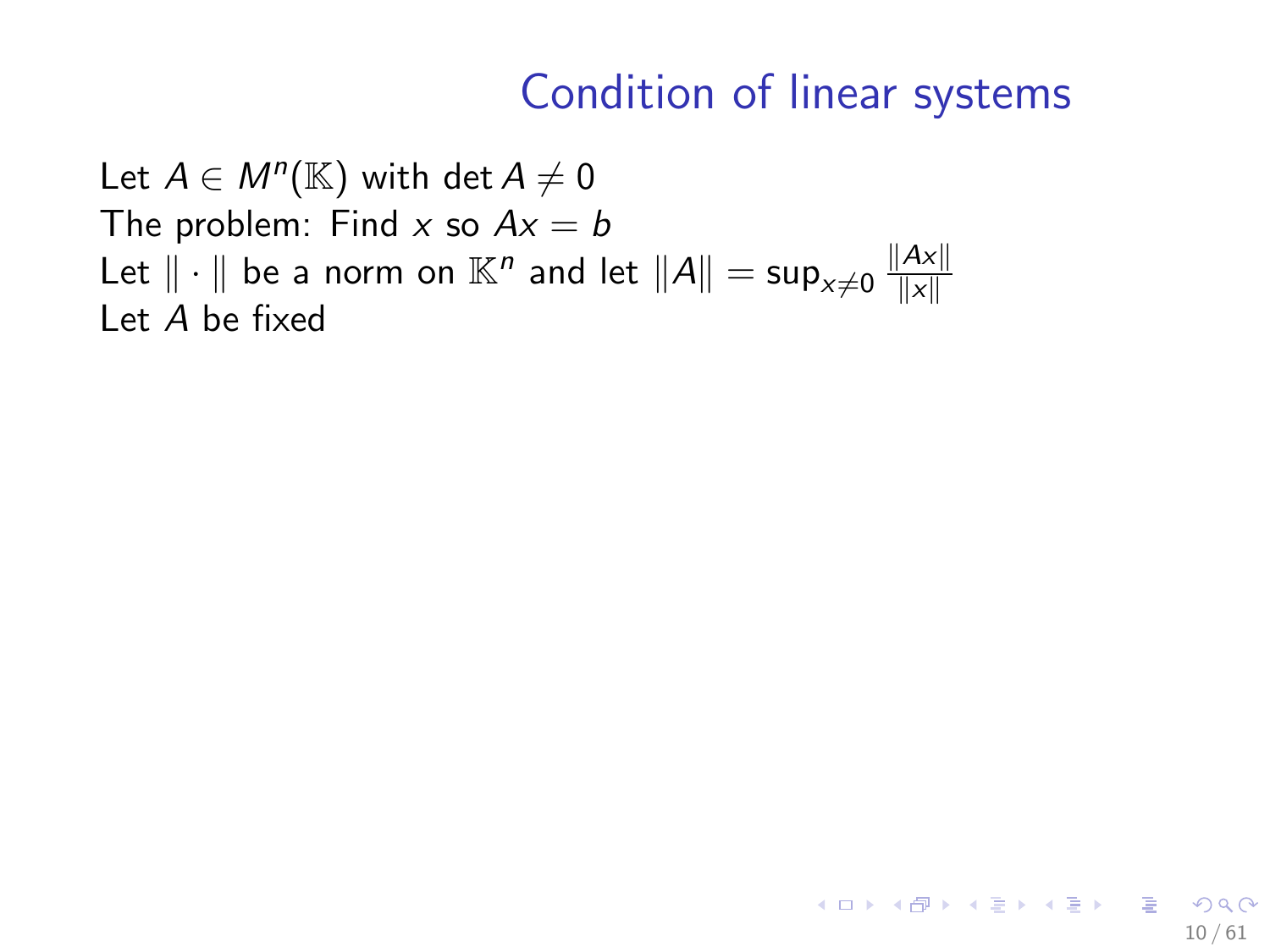# Condition of linear systems

Let $A \in M^n(\mathbb{K})$ with $\det A \neq 0$
The problem: Find $x$ so $Ax = b$
Let $\| \cdot \|$ be a norm on $\mathbb{K}^n$ and let $\|A\| = \sup_{x \neq 0} \frac{\|Ax\|}{\|x\|}$
Let $A$ be fixed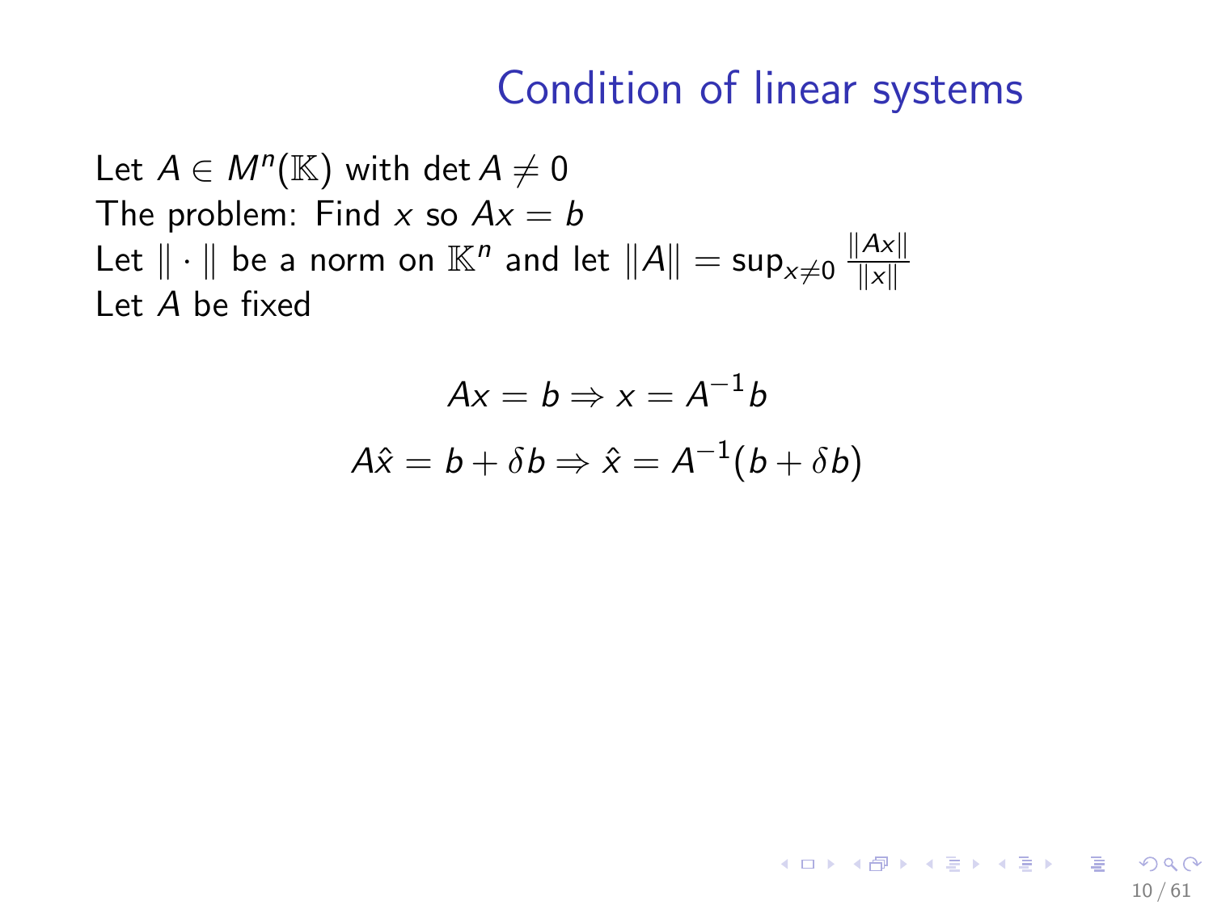# Condition of linear systems

Let $A \in M^n(\mathbb{K})$ with $\det A \neq 0$
The problem: Find $x$ so $Ax = b$
Let $\| \cdot \|$ be a norm on $\mathbb{K}^n$ and let $\|A\| = \sup_{x \neq 0} \frac{\|Ax\|}{\|x\|}$
Let $A$ be fixed

$$Ax = b \Rightarrow x = A^{-1}b$$

$$A\hat{x} = b + \delta b \Rightarrow \hat{x} = A^{-1}(b + \delta b)$$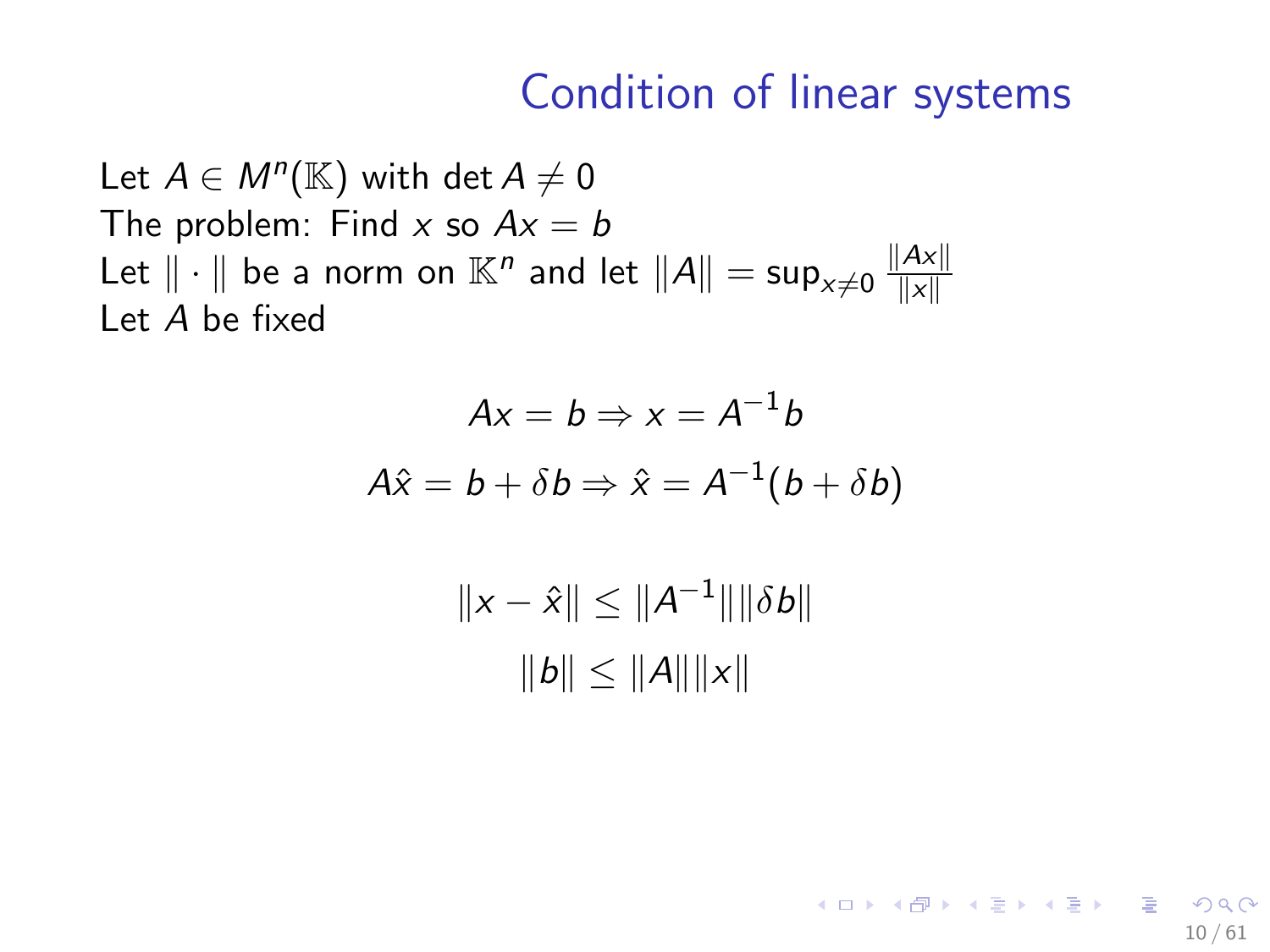# Condition of linear systems

Let $A \in M^n(\mathbb{K})$ with $\det A \neq 0$
The problem: Find $x$ so $Ax = b$
Let $\|\cdot\|$ be a norm on $\mathbb{K}^n$ and let $\|A\| = \sup_{x \neq 0} \frac{\|Ax\|}{\|x\|}$
Let $A$ be fixed

$$Ax = b \Rightarrow x = A^{-1}b$$

$$A\hat{x} = b + \delta b \Rightarrow \hat{x} = A^{-1}(b + \delta b)$$

$$\|x - \hat{x}\| \leq \|A^{-1}\| \|\delta b\|$$

$$\|b\| \leq \|A\| \|x\|$$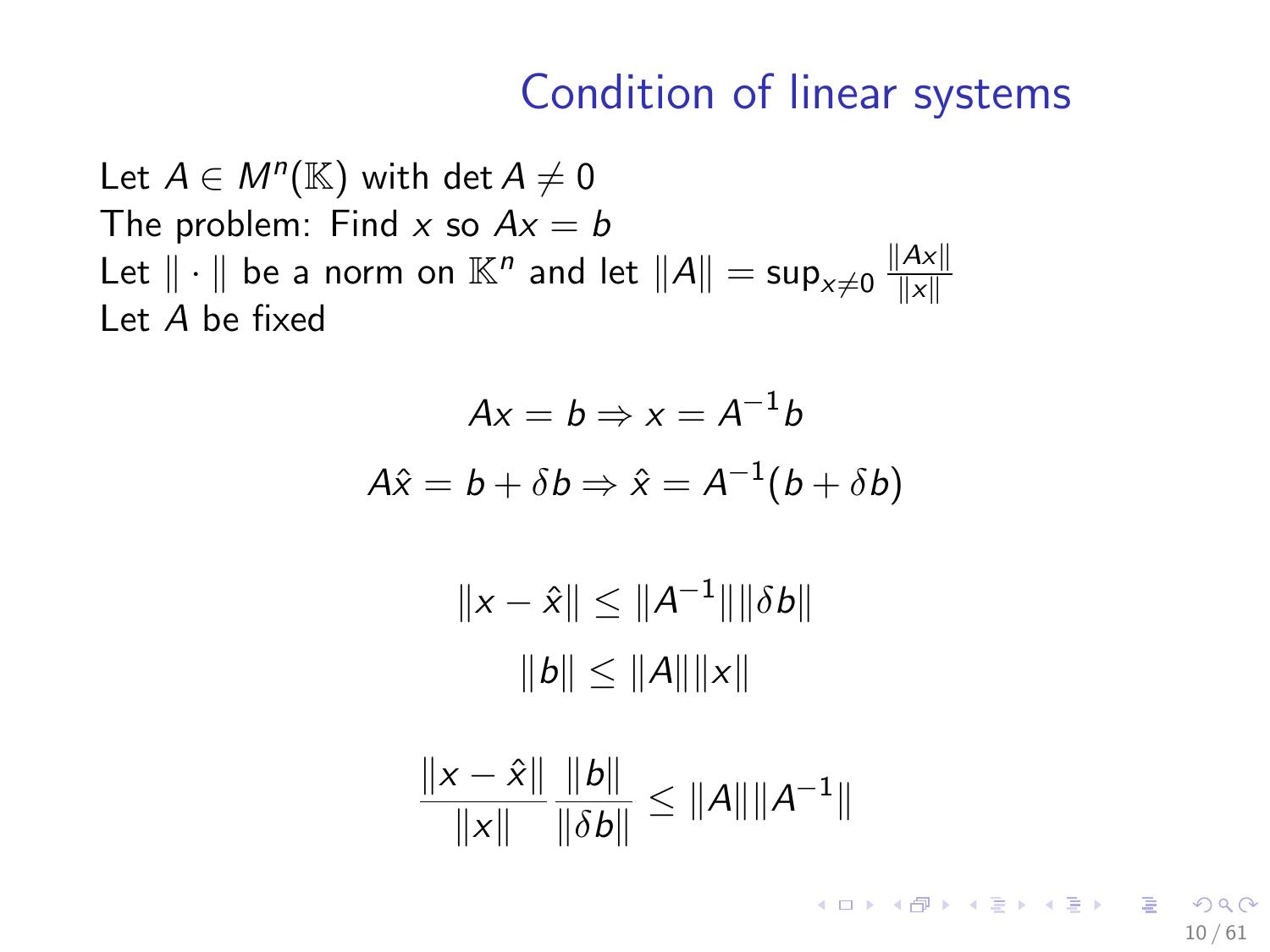# Condition of linear systems

Let $A \in M^n(\mathbb{K})$ with $\det A \neq 0$
The problem: Find $x$ so $Ax = b$
Let $\| \cdot \|$ be a norm on $\mathbb{K}^n$ and let $\|A\| = \sup_{x \neq 0} \frac{\|Ax\|}{\|x\|}$
Let $A$ be fixed

$$Ax = b \Rightarrow x = A^{-1}b$$

$$A\hat{x} = b + \delta b \Rightarrow \hat{x} = A^{-1}(b + \delta b)$$

$$\|x - \hat{x}\| \leq \|A^{-1}\| \|\delta b\|$$

$$\|b\| \leq \|A\| \|x\|$$

$$\frac{\|x - \hat{x}\|}{\|x\|} \frac{\|b\|}{\|\delta b\|} \leq \|A\| \|A^{-1}\|$$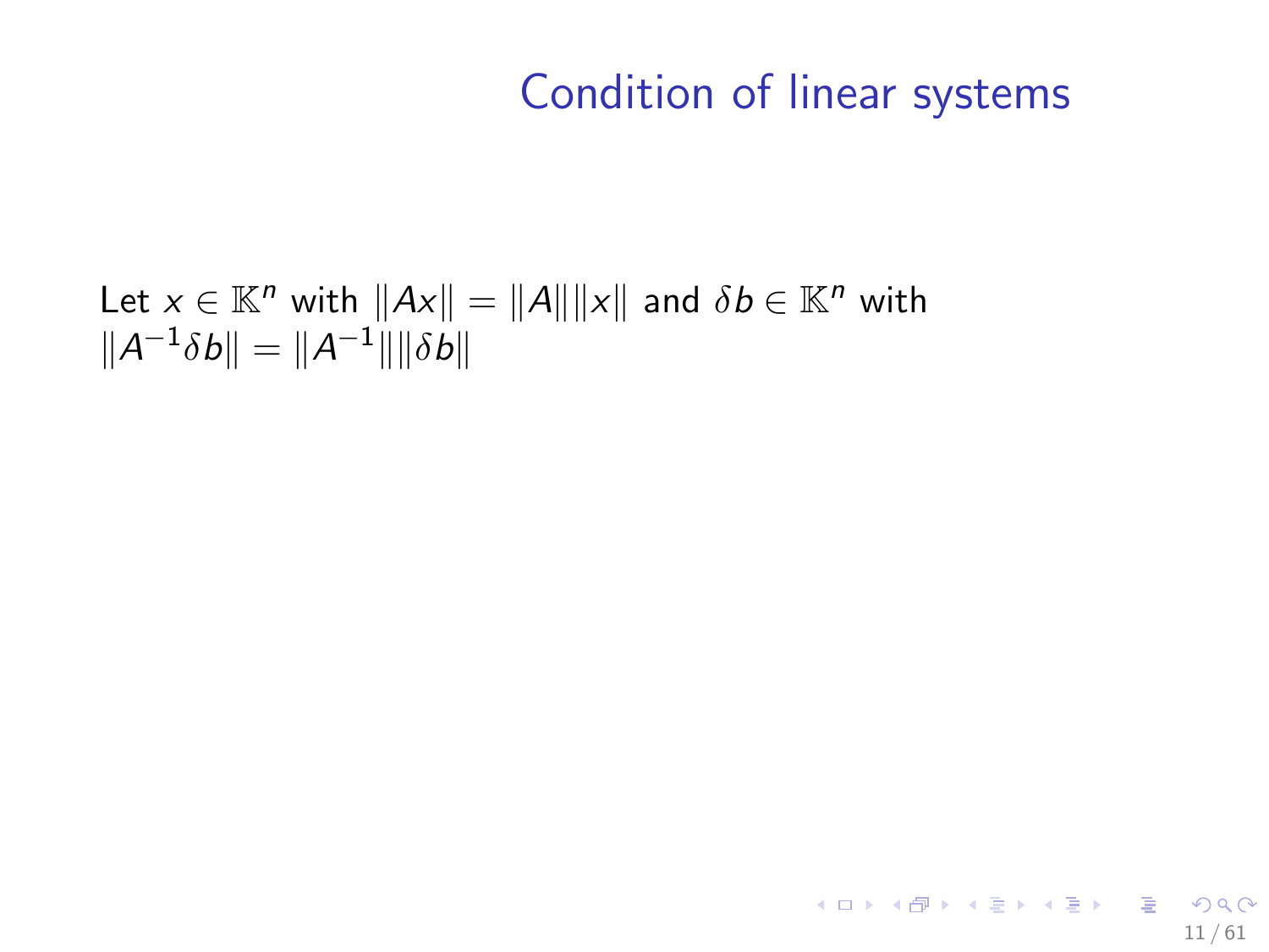# Condition of linear systems

Let $x \in \mathbb{K}^n$ with $\|Ax\| = \|A\|\|x\|$ and $\delta b \in \mathbb{K}^n$ with $\|A^{-1}\delta b\| = \|A^{-1}\|\|\delta b\|$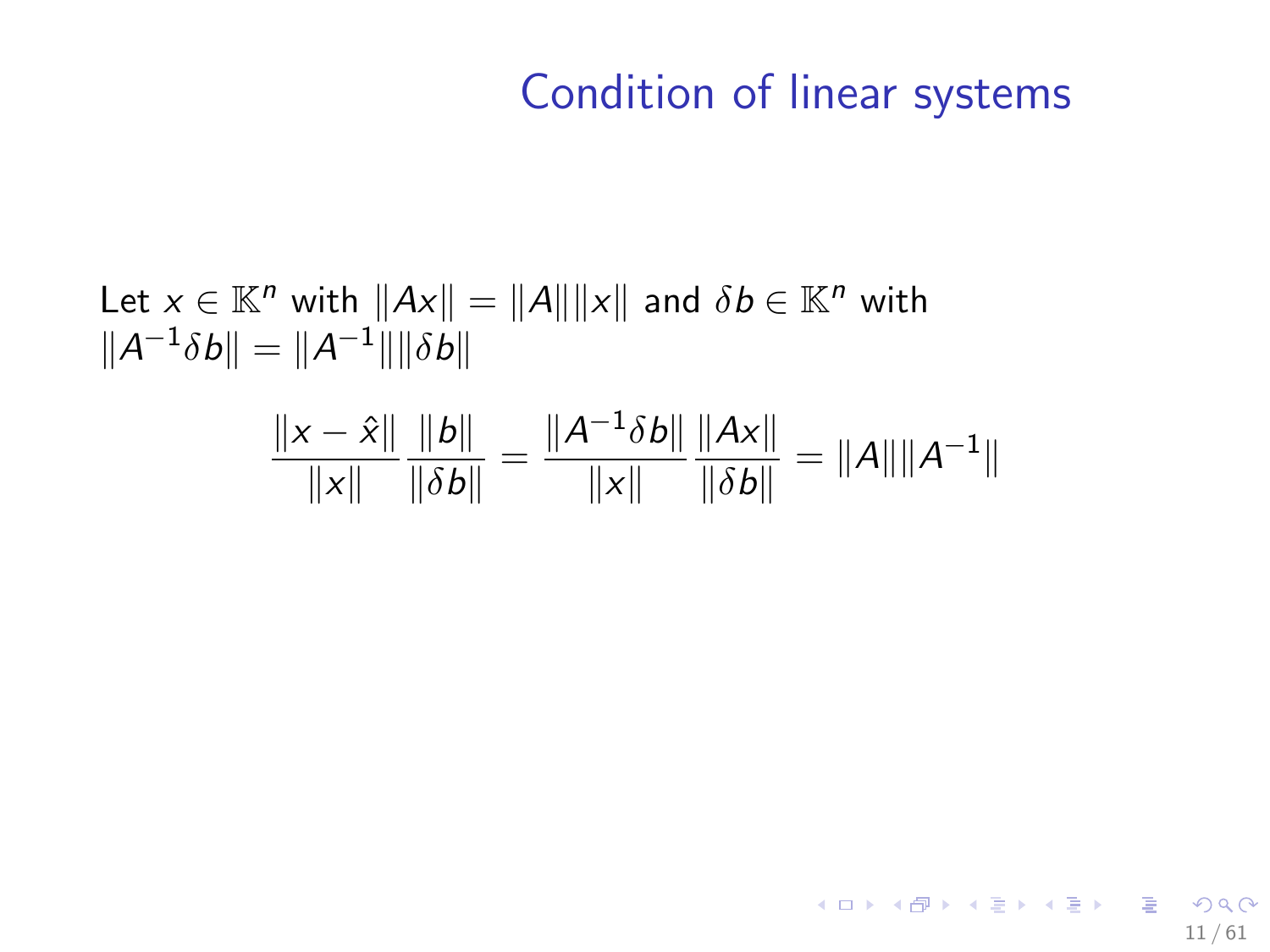# Condition of linear systems

Let $x \in \mathbb{K}^n$ with $\|Ax\| = \|A\|\|x\|$ and $\delta b \in \mathbb{K}^n$ with $\|A^{-1}\delta b\| = \|A^{-1}\|\|\delta b\|$

$$\frac{\|x - \hat{x}\|}{\|x\|} \frac{\|b\|}{\|\delta b\|} = \frac{\|A^{-1}\delta b\|}{\|x\|} \frac{\|Ax\|}{\|\delta b\|} = \|A\|\|A^{-1}\|$$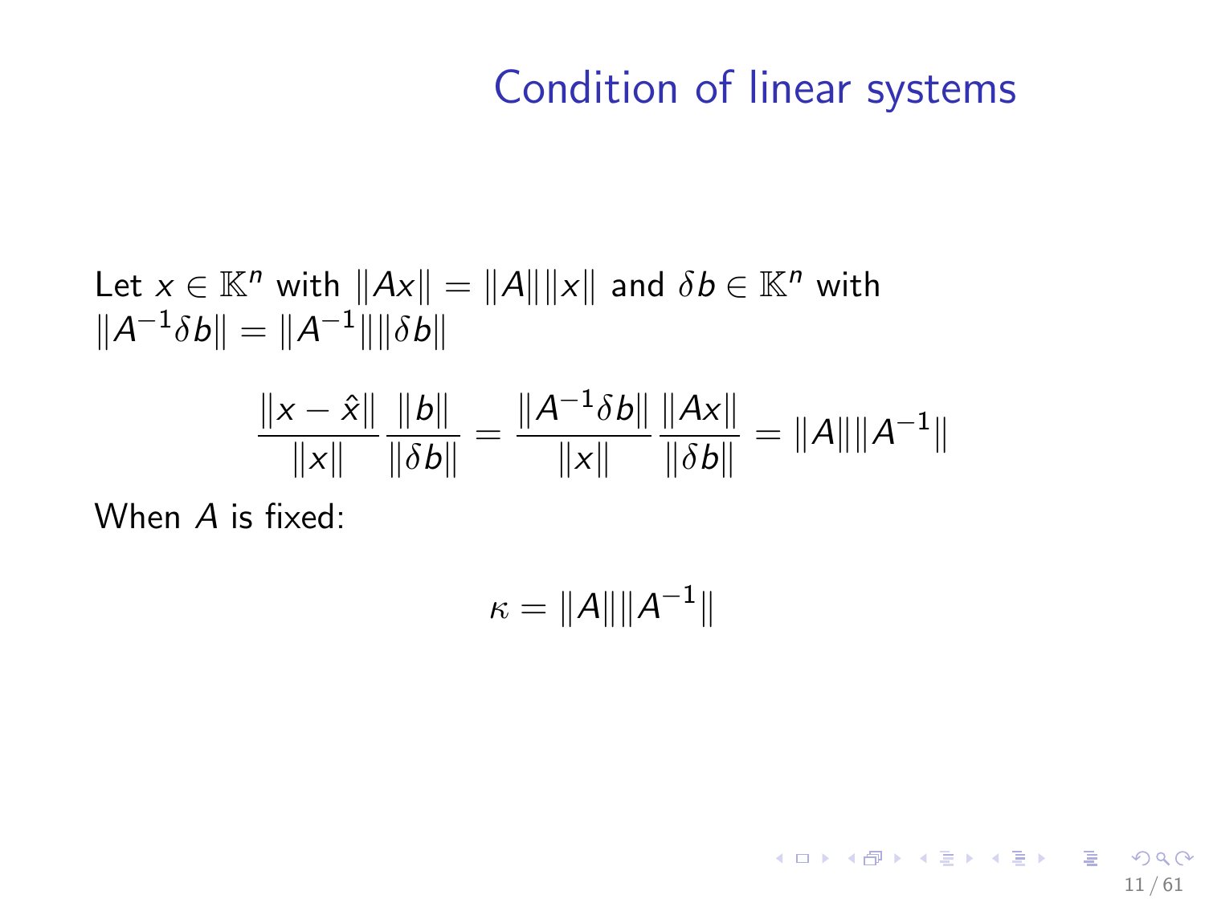# Condition of linear systems

Let $x \in \mathbb{K}^n$ with $\|Ax\| = \|A\|\|x\|$ and $\delta b \in \mathbb{K}^n$ with $\|A^{-1}\delta b\| = \|A^{-1}\|\|\delta b\|$

$$\frac{\|x - \hat{x}\|}{\|x\|} \frac{\|b\|}{\|\delta b\|} = \frac{\|A^{-1}\delta b\|}{\|x\|} \frac{\|Ax\|}{\|\delta b\|} = \|A\|\|A^{-1}\|$$

When $A$ is fixed:

$$\kappa = \|A\|\|A^{-1}\|$$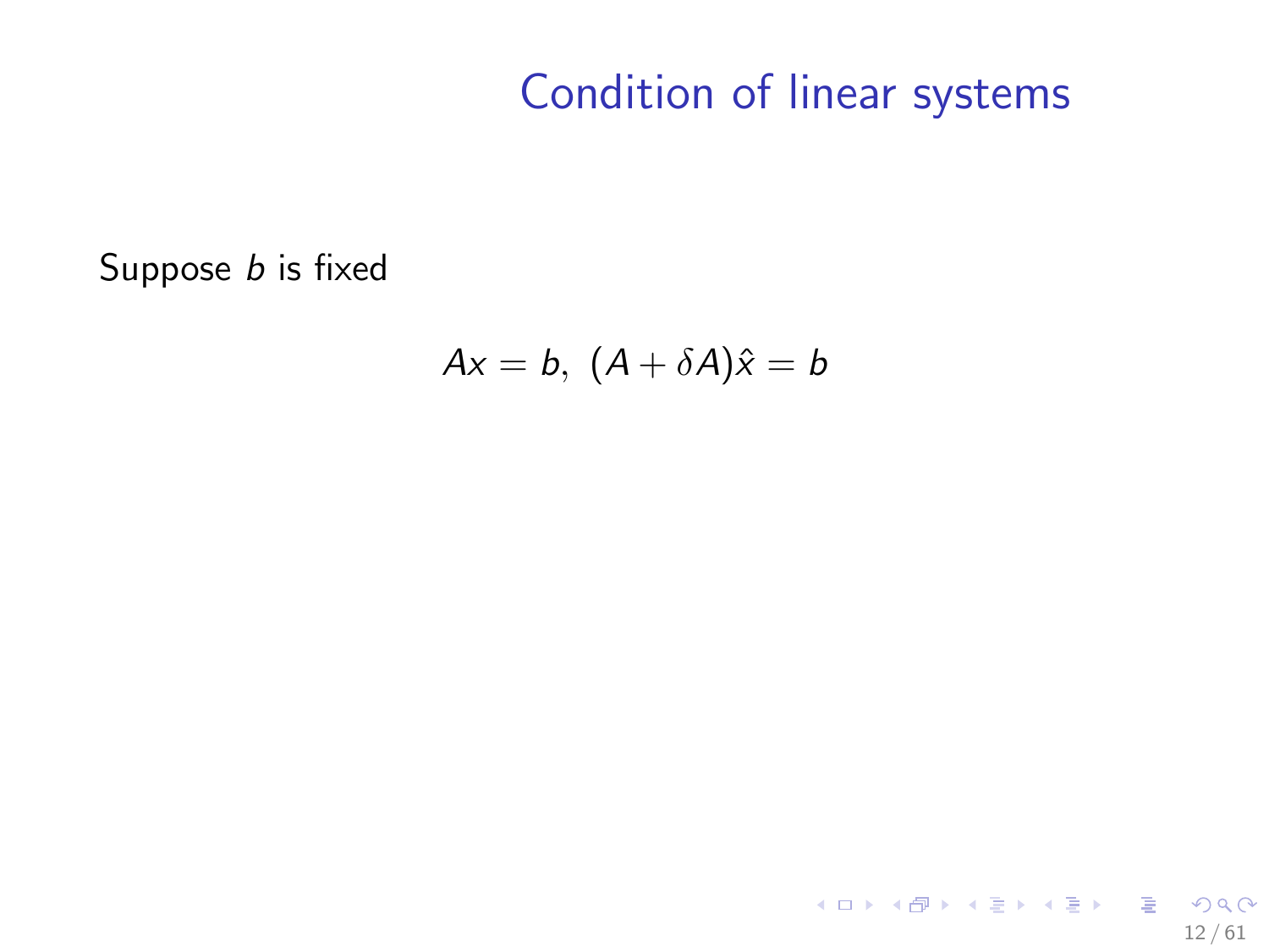# Condition of linear systems

Suppose $b$ is fixed

$$Ax = b,\ (A + \delta A)\hat{x} = b$$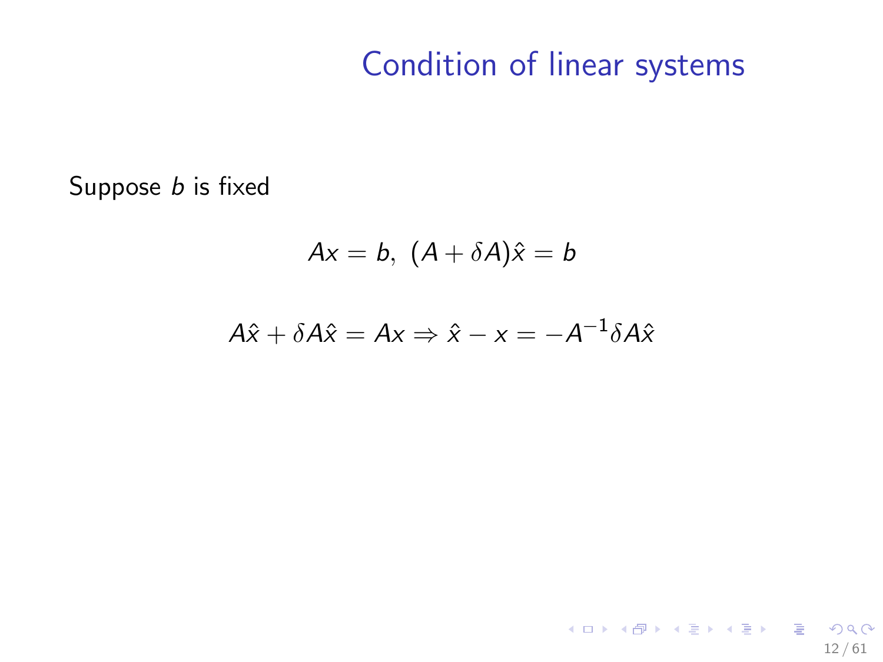# Condition of linear systems

Suppose $b$ is fixed

$$Ax = b, \ (A + \delta A)\hat{x} = b$$

$$A\hat{x} + \delta A\hat{x} = Ax \Rightarrow \hat{x} - x = -A^{-1}\delta A\hat{x}$$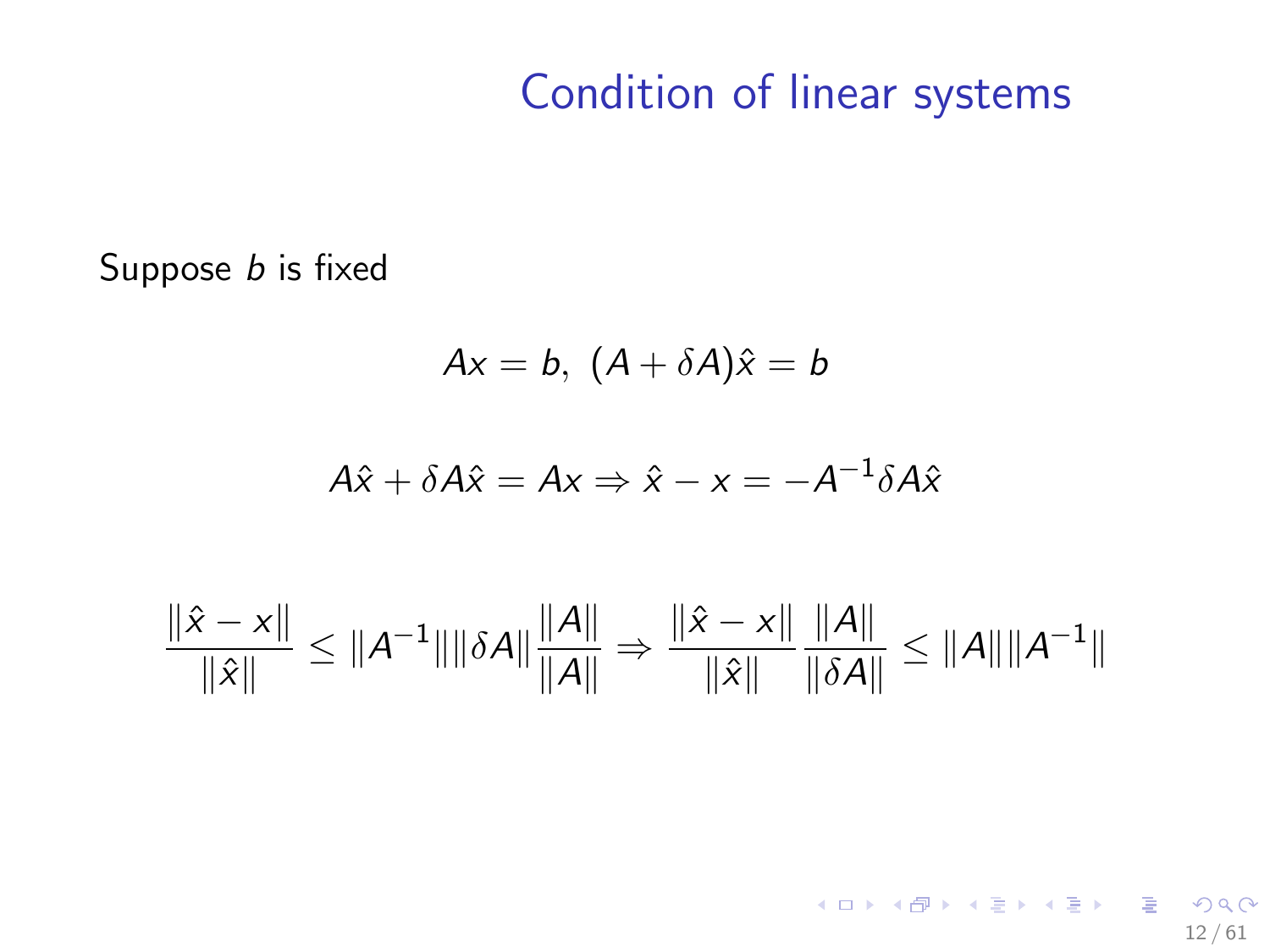# Condition of linear systems

Suppose $b$ is fixed

$$Ax = b, \ (A + \delta A)\hat{x} = b$$

$$A\hat{x} + \delta A\hat{x} = Ax \Rightarrow \hat{x} - x = -A^{-1}\delta A\hat{x}$$

$$\frac{\|\hat{x} - x\|}{\|\hat{x}\|} \leq \|A^{-1}\|\|\delta A\|\frac{\|A\|}{\|A\|} \Rightarrow \frac{\|\hat{x} - x\|}{\|\hat{x}\|}\frac{\|A\|}{\|\delta A\|} \leq \|A\|\|A^{-1}\|$$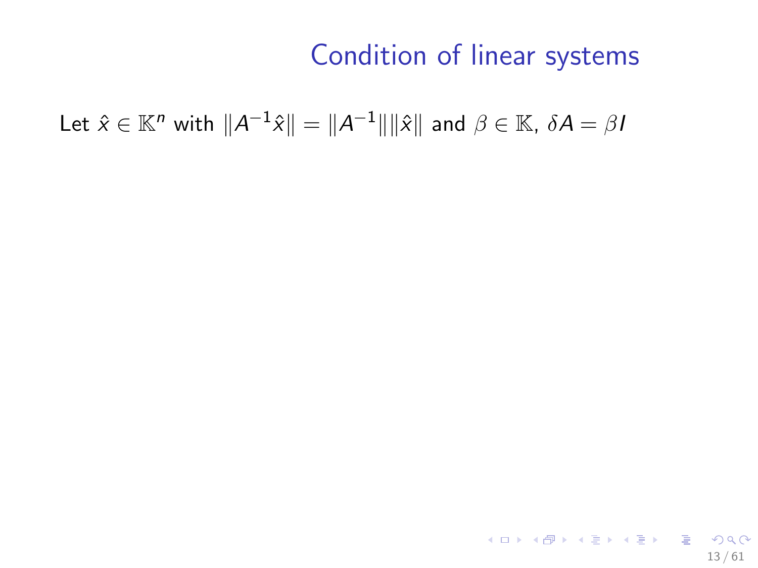# Condition of linear systems

Let $\hat{x} \in \mathbb{K}^n$ with $\|A^{-1}\hat{x}\| = \|A^{-1}\|\|\hat{x}\|$ and $\beta \in \mathbb{K}$, $\delta A = \beta I$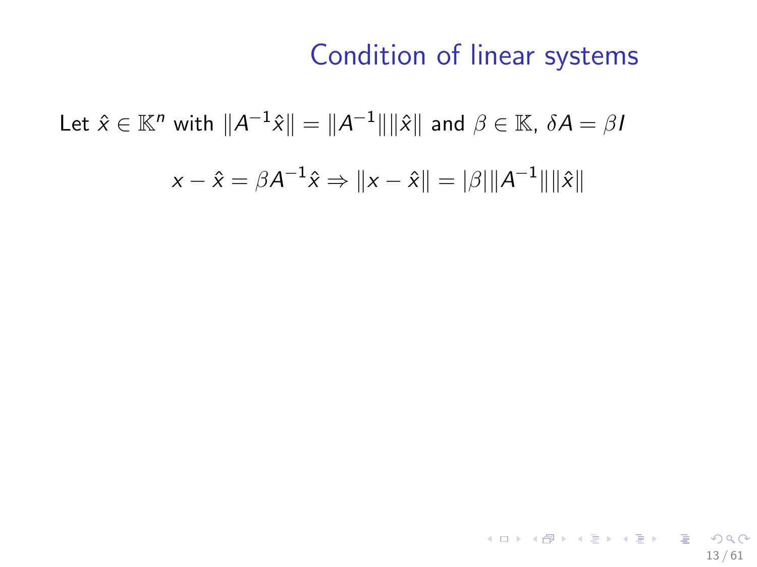# Condition of linear systems

Let $\hat{x} \in \mathbb{K}^n$ with $\|A^{-1}\hat{x}\| = \|A^{-1}\|\|\hat{x}\|$ and $\beta \in \mathbb{K}$, $\delta A = \beta I$

$$x - \hat{x} = \beta A^{-1}\hat{x} \Rightarrow \|x - \hat{x}\| = |\beta|\|A^{-1}\|\|\hat{x}\|$$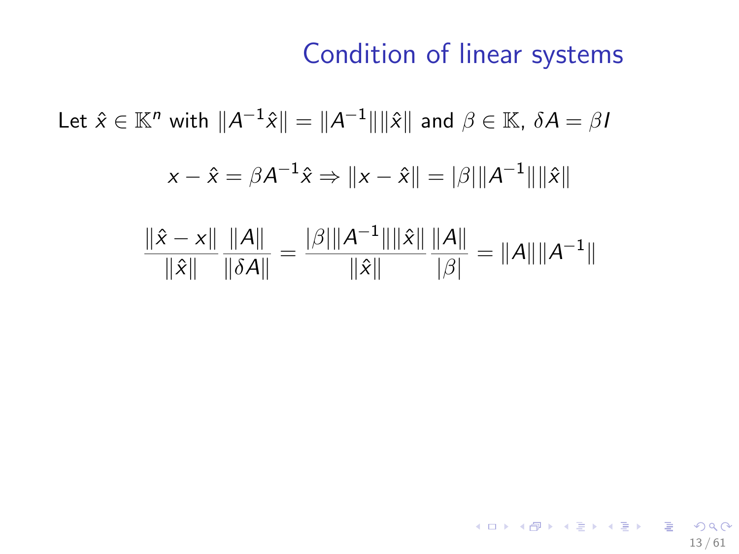# Condition of linear systems

Let $\hat{x} \in \mathbb{K}^n$ with $\|A^{-1}\hat{x}\| = \|A^{-1}\|\|\hat{x}\|$ and $\beta \in \mathbb{K}$, $\delta A = \beta I$

$$x - \hat{x} = \beta A^{-1}\hat{x} \Rightarrow \|x - \hat{x}\| = |\beta|\|A^{-1}\|\|\hat{x}\|$$

$$\frac{\|\hat{x} - x\|}{\|\hat{x}\|}\frac{\|A\|}{\|\delta A\|} = \frac{|\beta|\|A^{-1}\|\|\hat{x}\|}{\|\hat{x}\|}\frac{\|A\|}{|\beta|} = \|A\|\|A^{-1}\|$$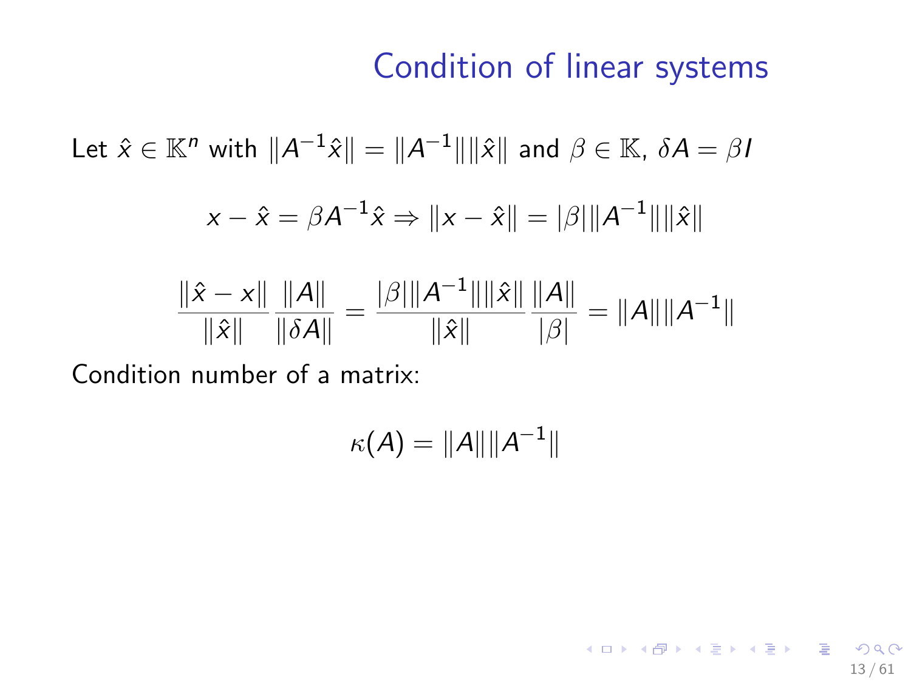# Condition of linear systems

Let $\hat{x} \in \mathbb{K}^n$ with $\|A^{-1}\hat{x}\| = \|A^{-1}\|\|\hat{x}\|$ and $\beta \in \mathbb{K}$, $\delta A = \beta I$

$$x - \hat{x} = \beta A^{-1}\hat{x} \Rightarrow \|x - \hat{x}\| = |\beta|\|A^{-1}\|\|\hat{x}\|$$

$$\frac{\|\hat{x} - x\|}{\|\hat{x}\|}\frac{\|A\|}{\|\delta A\|} = \frac{|\beta|\|A^{-1}\|\|\hat{x}\|}{\|\hat{x}\|}\frac{\|A\|}{|\beta|} = \|A\|\|A^{-1}\|$$

Condition number of a matrix:

$$\kappa(A) = \|A\|\|A^{-1}\|$$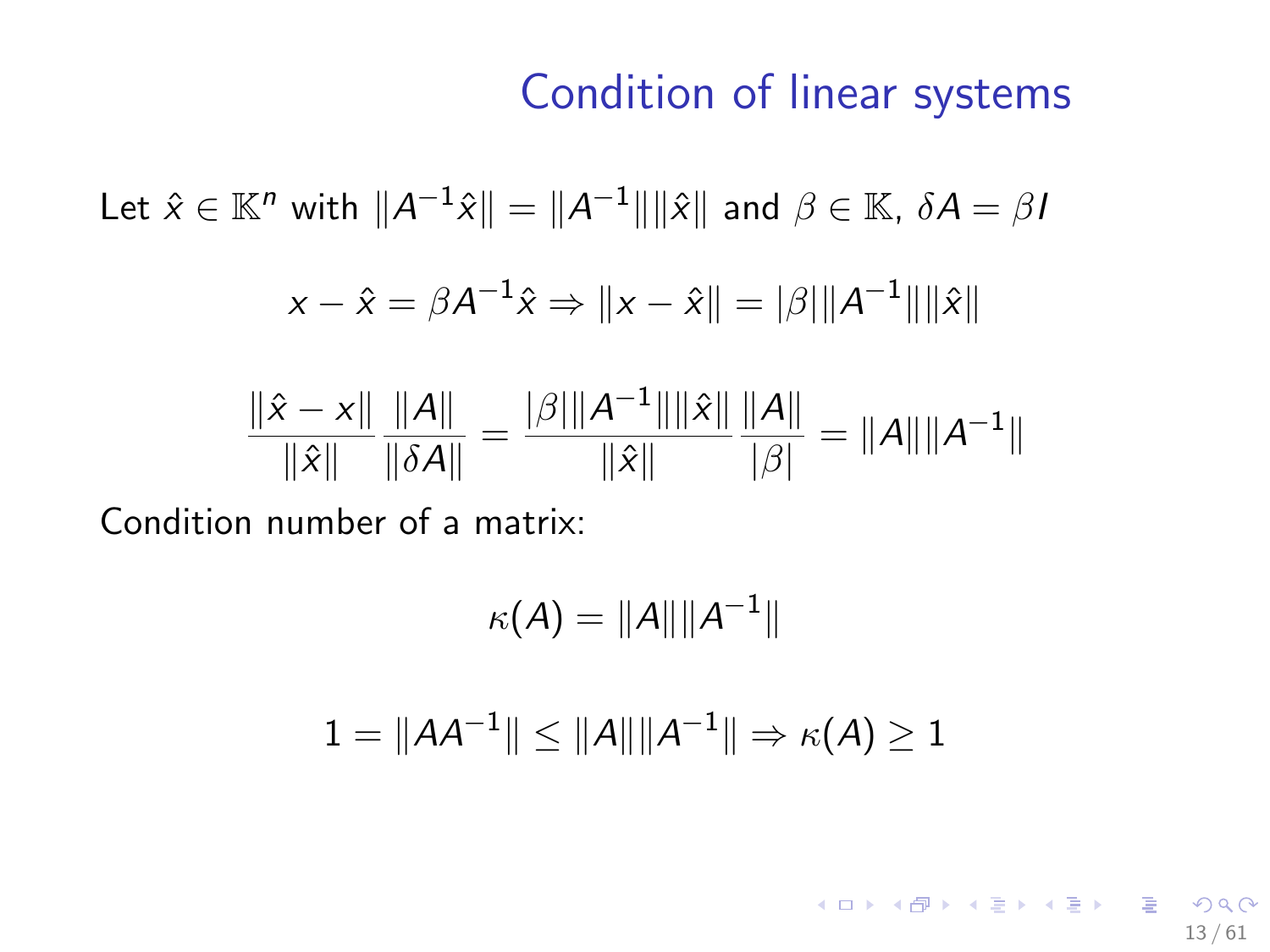# Condition of linear systems

Let $\hat{x} \in \mathbb{K}^n$ with $\|A^{-1}\hat{x}\| = \|A^{-1}\|\|\hat{x}\|$ and $\beta \in \mathbb{K}$, $\delta A = \beta I$

$$x - \hat{x} = \beta A^{-1}\hat{x} \Rightarrow \|x - \hat{x}\| = |\beta|\|A^{-1}\|\|\hat{x}\|$$

$$\frac{\|\hat{x} - x\|}{\|\hat{x}\|}\frac{\|A\|}{\|\delta A\|} = \frac{|\beta|\|A^{-1}\|\|\hat{x}\|}{\|\hat{x}\|}\frac{\|A\|}{|\beta|} = \|A\|\|A^{-1}\|$$

Condition number of a matrix:

$$\kappa(A) = \|A\|\|A^{-1}\|$$

$$1 = \|AA^{-1}\| \leq \|A\|\|A^{-1}\| \Rightarrow \kappa(A) \geq 1$$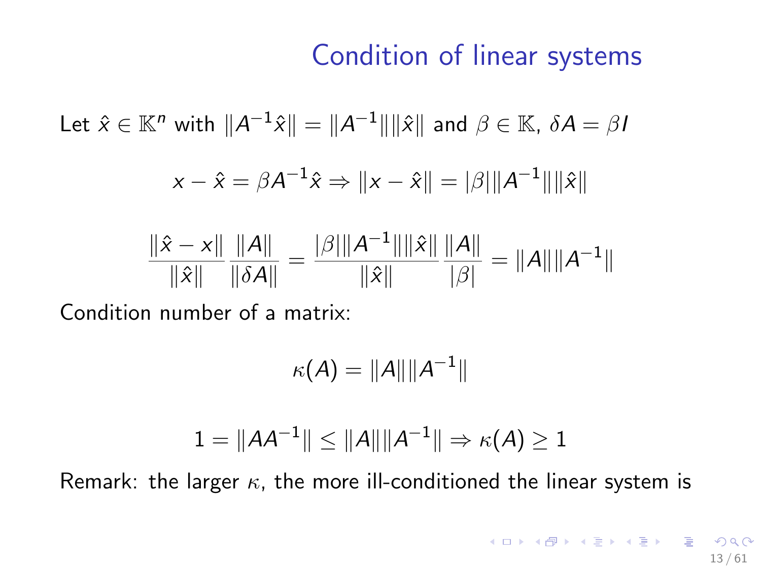# Condition of linear systems

Let $\hat{x} \in \mathbb{K}^n$ with $\|A^{-1}\hat{x}\| = \|A^{-1}\|\|\hat{x}\|$ and $\beta \in \mathbb{K}$, $\delta A = \beta I$

$$x - \hat{x} = \beta A^{-1}\hat{x} \Rightarrow \|x - \hat{x}\| = |\beta|\|A^{-1}\|\|\hat{x}\|$$

$$\frac{\|\hat{x} - x\|}{\|\hat{x}\|} \frac{\|A\|}{\|\delta A\|} = \frac{|\beta|\|A^{-1}\|\|\hat{x}\|}{\|\hat{x}\|} \frac{\|A\|}{|\beta|} = \|A\|\|A^{-1}\|$$

Condition number of a matrix:

$$\kappa(A) = \|A\|\|A^{-1}\|$$

$$1 = \|AA^{-1}\| \leq \|A\|\|A^{-1}\| \Rightarrow \kappa(A) \geq 1$$

Remark: the larger $\kappa$, the more ill-conditioned the linear system is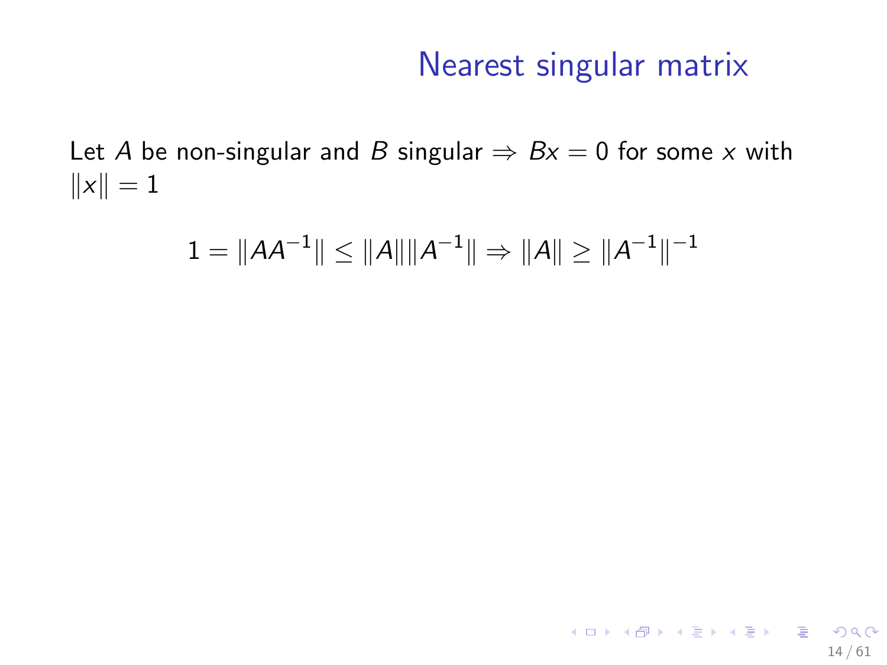# Nearest singular matrix

Let $A$ be non-singular and $B$ singular $\Rightarrow Bx = 0$ for some $x$ with $\|x\| = 1$

$$1 = \|AA^{-1}\| \leq \|A\|\|A^{-1}\| \Rightarrow \|A\| \geq \|A^{-1}\|^{-1}$$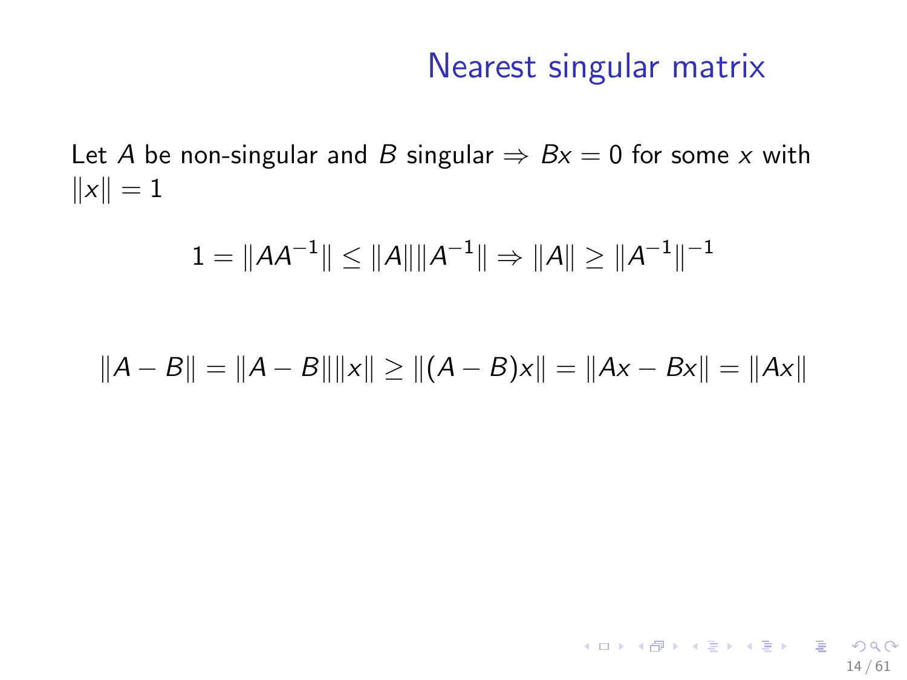# Nearest singular matrix

Let $A$ be non-singular and $B$ singular $\Rightarrow$ $Bx = 0$ for some $x$ with $\|x\| = 1$

$$1 = \|AA^{-1}\| \leq \|A\|\|A^{-1}\| \Rightarrow \|A\| \geq \|A^{-1}\|^{-1}$$

$$\|A - B\| = \|A - B\|\|x\| \geq \|(A - B)x\| = \|Ax - Bx\| = \|Ax\|$$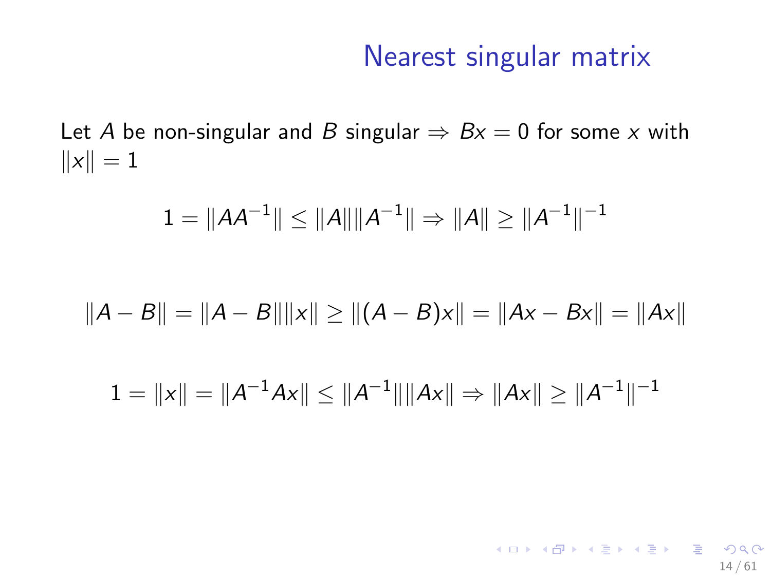# Nearest singular matrix

Let $A$ be non-singular and $B$ singular $\Rightarrow Bx = 0$ for some $x$ with $\|x\| = 1$

$$1 = \|AA^{-1}\| \leq \|A\|\|A^{-1}\| \Rightarrow \|A\| \geq \|A^{-1}\|^{-1}$$

$$\|A - B\| = \|A - B\|\|x\| \geq \|(A - B)x\| = \|Ax - Bx\| = \|Ax\|$$

$$1 = \|x\| = \|A^{-1}Ax\| \leq \|A^{-1}\|\|Ax\| \Rightarrow \|Ax\| \geq \|A^{-1}\|^{-1}$$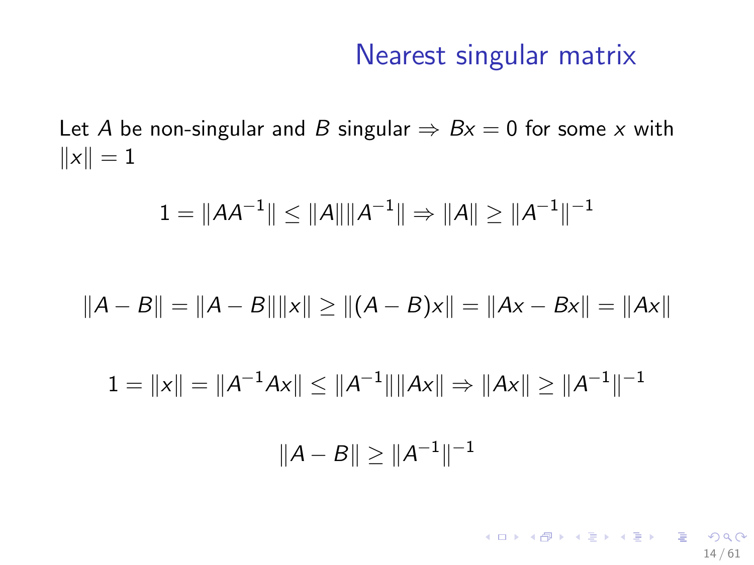# Nearest singular matrix

Let $A$ be non-singular and $B$ singular $\Rightarrow Bx = 0$ for some $x$ with $\|x\| = 1$

$$1 = \|AA^{-1}\| \leq \|A\|\|A^{-1}\| \Rightarrow \|A\| \geq \|A^{-1}\|^{-1}$$

$$\|A - B\| = \|A - B\|\|x\| \geq \|(A - B)x\| = \|Ax - Bx\| = \|Ax\|$$

$$1 = \|x\| = \|A^{-1}Ax\| \leq \|A^{-1}\|\|Ax\| \Rightarrow \|Ax\| \geq \|A^{-1}\|^{-1}$$

$$\|A - B\| \geq \|A^{-1}\|^{-1}$$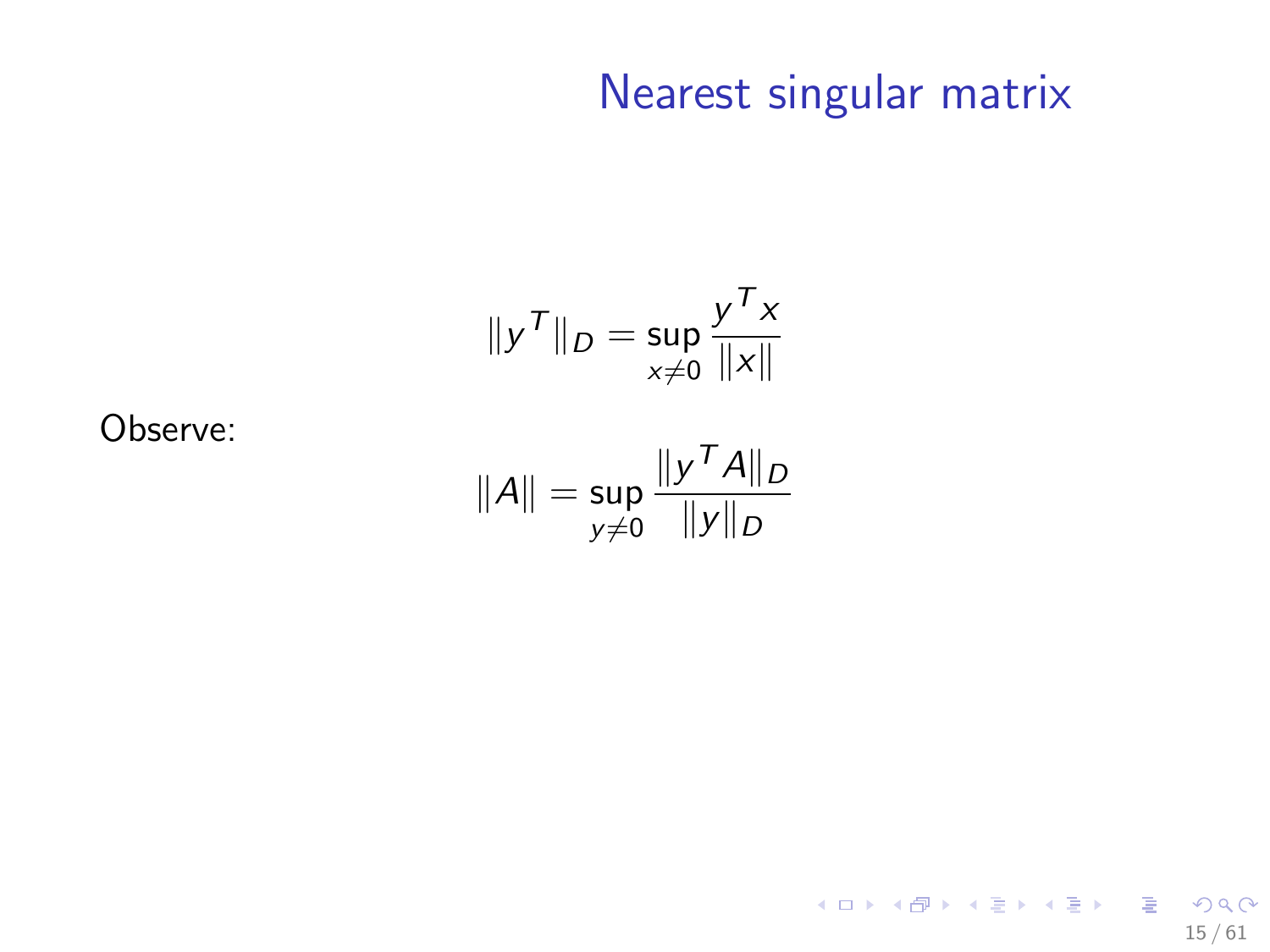# Nearest singular matrix

$$\|y^T\|_D = \sup_{x \neq 0} \frac{y^T x}{\|x\|}$$

Observe:

$$\|A\| = \sup_{y \neq 0} \frac{\|y^T A\|_D}{\|y\|_D}$$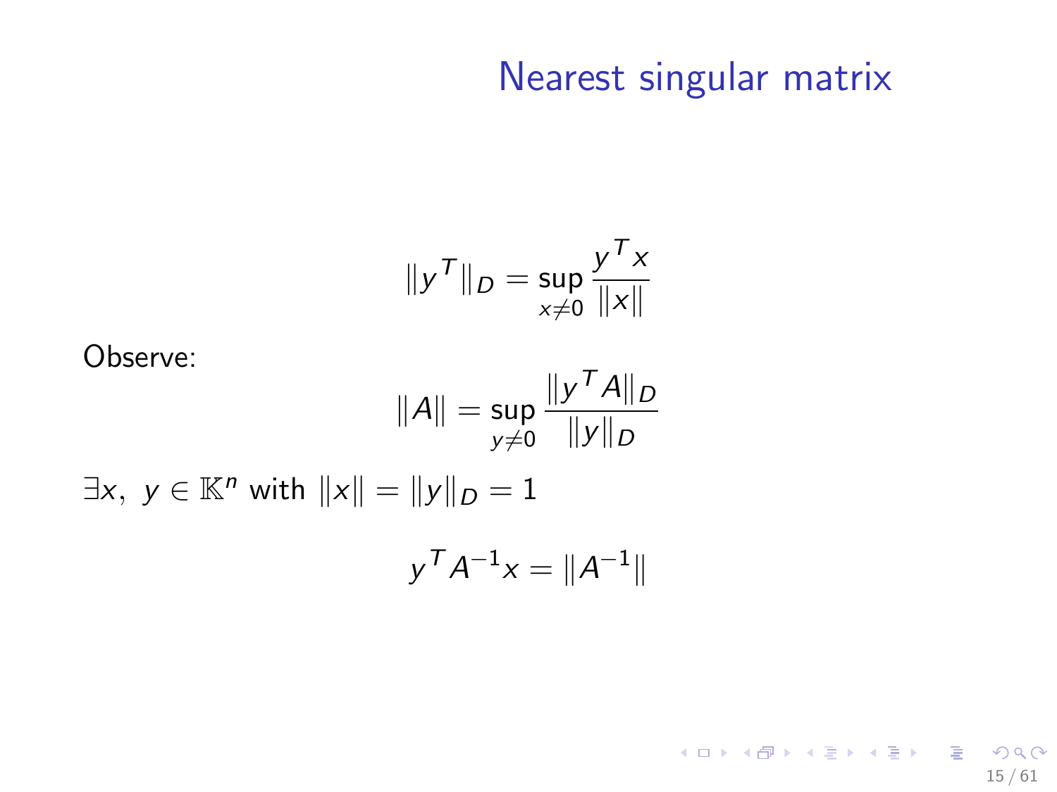# Nearest singular matrix

$$\|y^T\|_D = \sup_{x \neq 0} \frac{y^T x}{\|x\|}$$

Observe:

$$\|A\| = \sup_{y \neq 0} \frac{\|y^T A\|_D}{\|y\|_D}$$

$\exists x,\ y \in \mathbb{K}^n$ with $\|x\| = \|y\|_D = 1$

$$y^T A^{-1} x = \|A^{-1}\|$$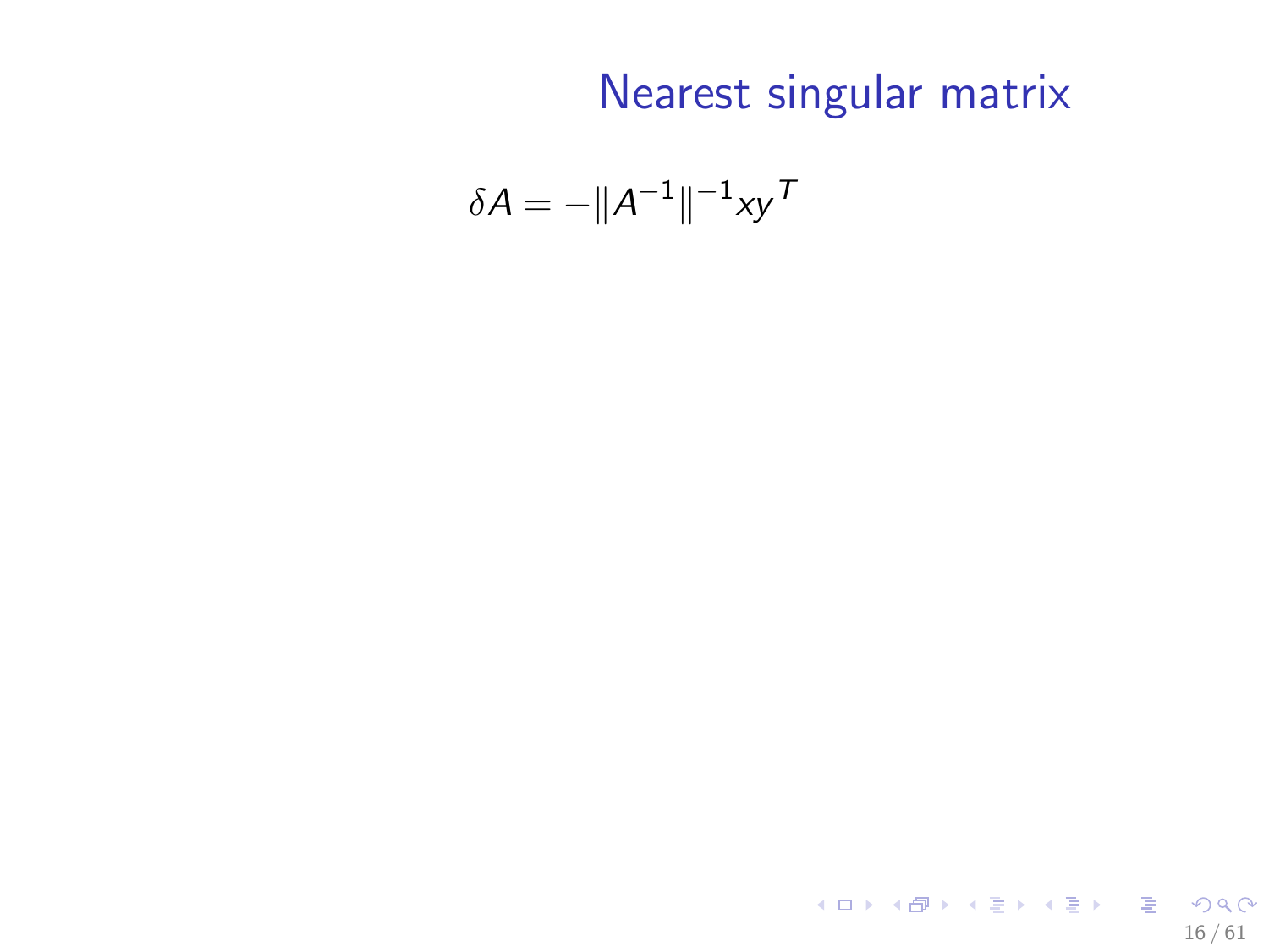# Nearest singular matrix

$$\delta A = -\|A^{-1}\|^{-1} x y^T$$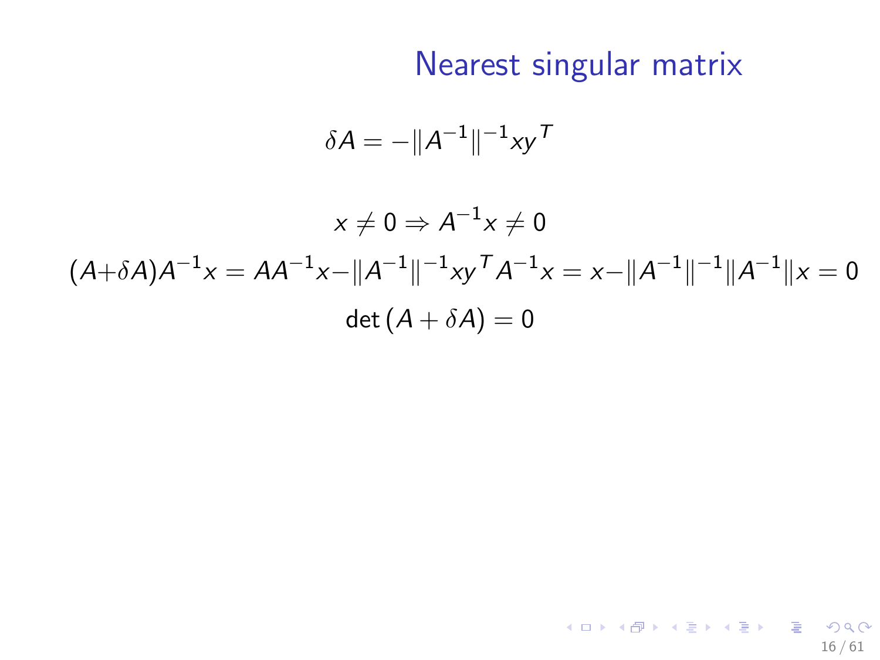# Nearest singular matrix

$$\delta A = -\|A^{-1}\|^{-1} x y^T$$

$$x \neq 0 \Rightarrow A^{-1}x \neq 0$$

$$(A + \delta A)A^{-1}x = AA^{-1}x - \|A^{-1}\|^{-1} x y^T A^{-1} x = x - \|A^{-1}\|^{-1}\|A^{-1}\| x = 0$$

$$\det(A + \delta A) = 0$$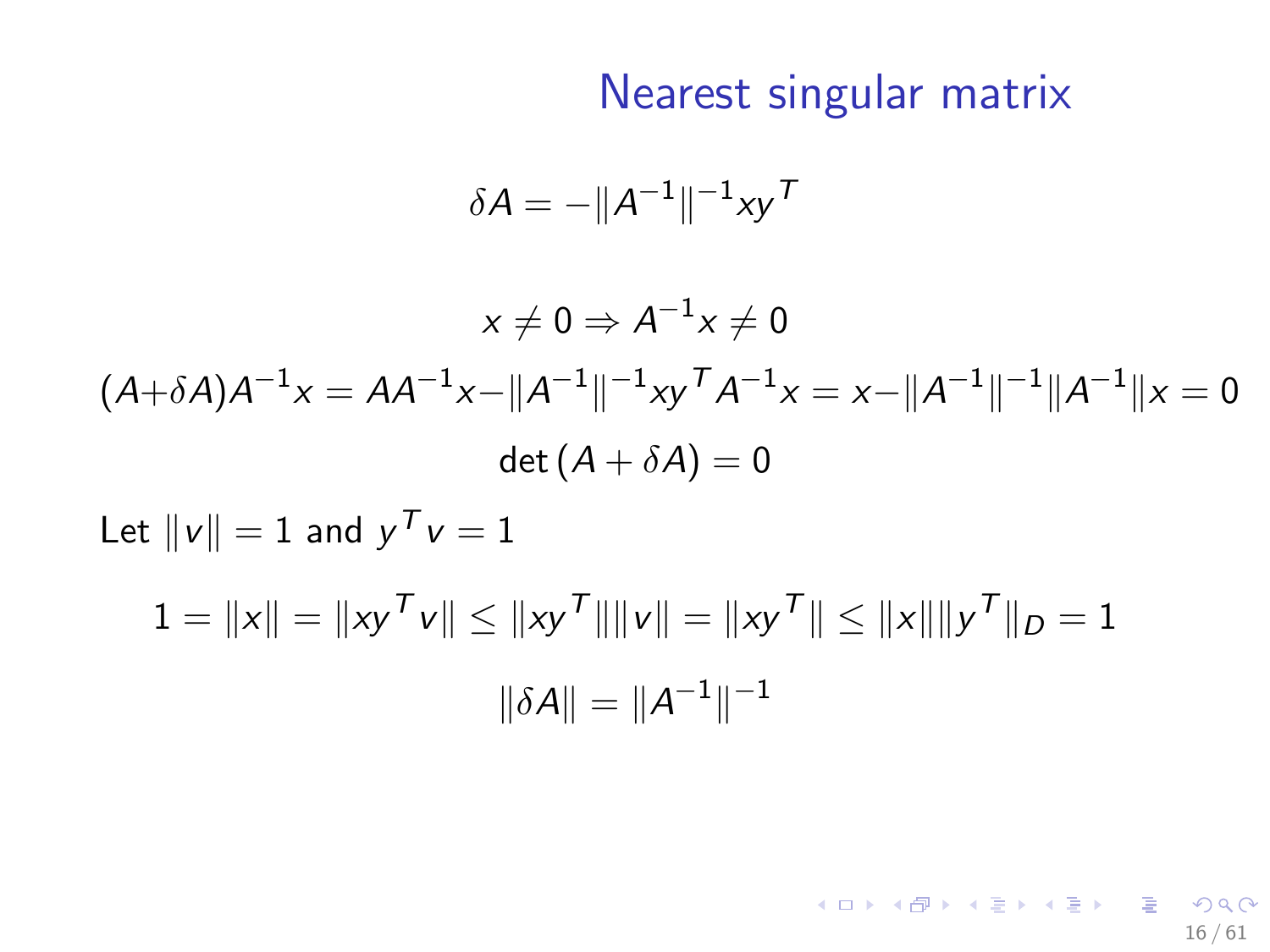# Nearest singular matrix

$$\delta A = -\|A^{-1}\|^{-1} x y^T$$

$$x \neq 0 \Rightarrow A^{-1}x \neq 0$$

$$(A+\delta A)A^{-1}x = AA^{-1}x - \|A^{-1}\|^{-1} x y^T A^{-1} x = x - \|A^{-1}\|^{-1}\|A^{-1}\| x = 0$$

$$\det(A + \delta A) = 0$$

Let $\|v\| = 1$ and $y^T v = 1$

$$1 = \|x\| = \|xy^T v\| \leq \|xy^T\|\|v\| = \|xy^T\| \leq \|x\|\|y^T\|_D = 1$$

$$\|\delta A\| = \|A^{-1}\|^{-1}$$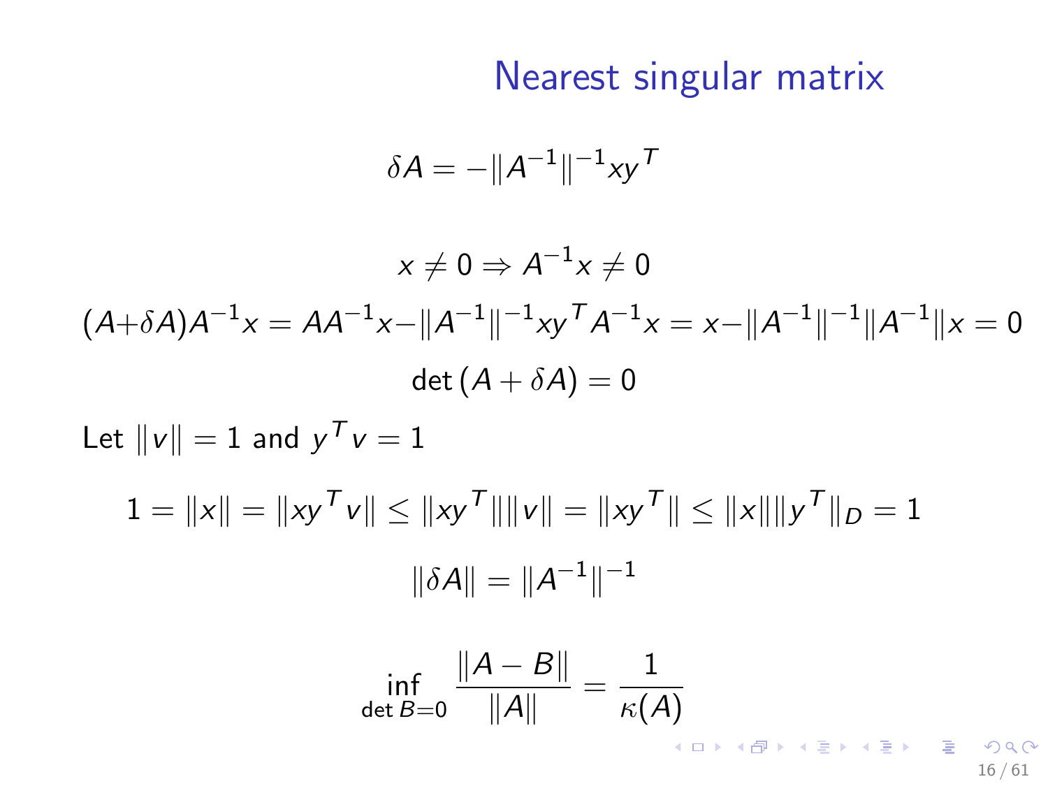# Nearest singular matrix

$$\delta A = -\|A^{-1}\|^{-1} x y^T$$

$$x \neq 0 \Rightarrow A^{-1}x \neq 0$$

$$(A+\delta A)A^{-1}x = AA^{-1}x - \|A^{-1}\|^{-1} x y^T A^{-1} x = x - \|A^{-1}\|^{-1}\|A^{-1}\| x = 0$$

$$\det(A + \delta A) = 0$$

Let $\|v\| = 1$ and $y^T v = 1$

$$1 = \|x\| = \|x y^T v\| \leq \|x y^T\| \|v\| = \|x y^T\| \leq \|x\| \|y^T\|_D = 1$$

$$\|\delta A\| = \|A^{-1}\|^{-1}$$

$$\inf_{\det B = 0} \frac{\|A - B\|}{\|A\|} = \frac{1}{\kappa(A)}$$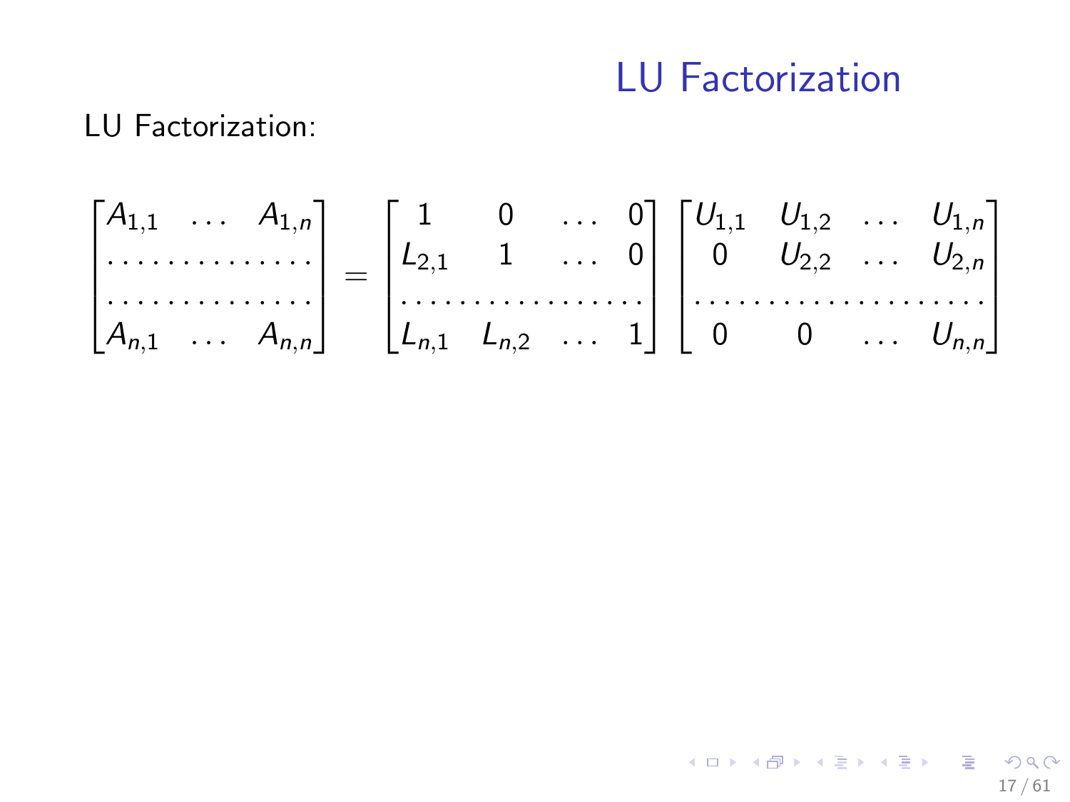# LU Factorization

LU Factorization:

$$
\begin{bmatrix}
A_{1,1} & \dots & A_{1,n} \\
\dots & \dots & \dots \\
\dots & \dots & \dots \\
A_{n,1} & \dots & A_{n,n}
\end{bmatrix}
=
\begin{bmatrix}
1 & 0 & \dots & 0 \\
L_{2,1} & 1 & \dots & 0 \\
\dots & \dots & \dots & \dots \\
L_{n,1} & L_{n,2} & \dots & 1
\end{bmatrix}
\begin{bmatrix}
U_{1,1} & U_{1,2} & \dots & U_{1,n} \\
0 & U_{2,2} & \dots & U_{2,n} \\
\dots & \dots & \dots & \dots \\
0 & 0 & \dots & U_{n,n}
\end{bmatrix}
$$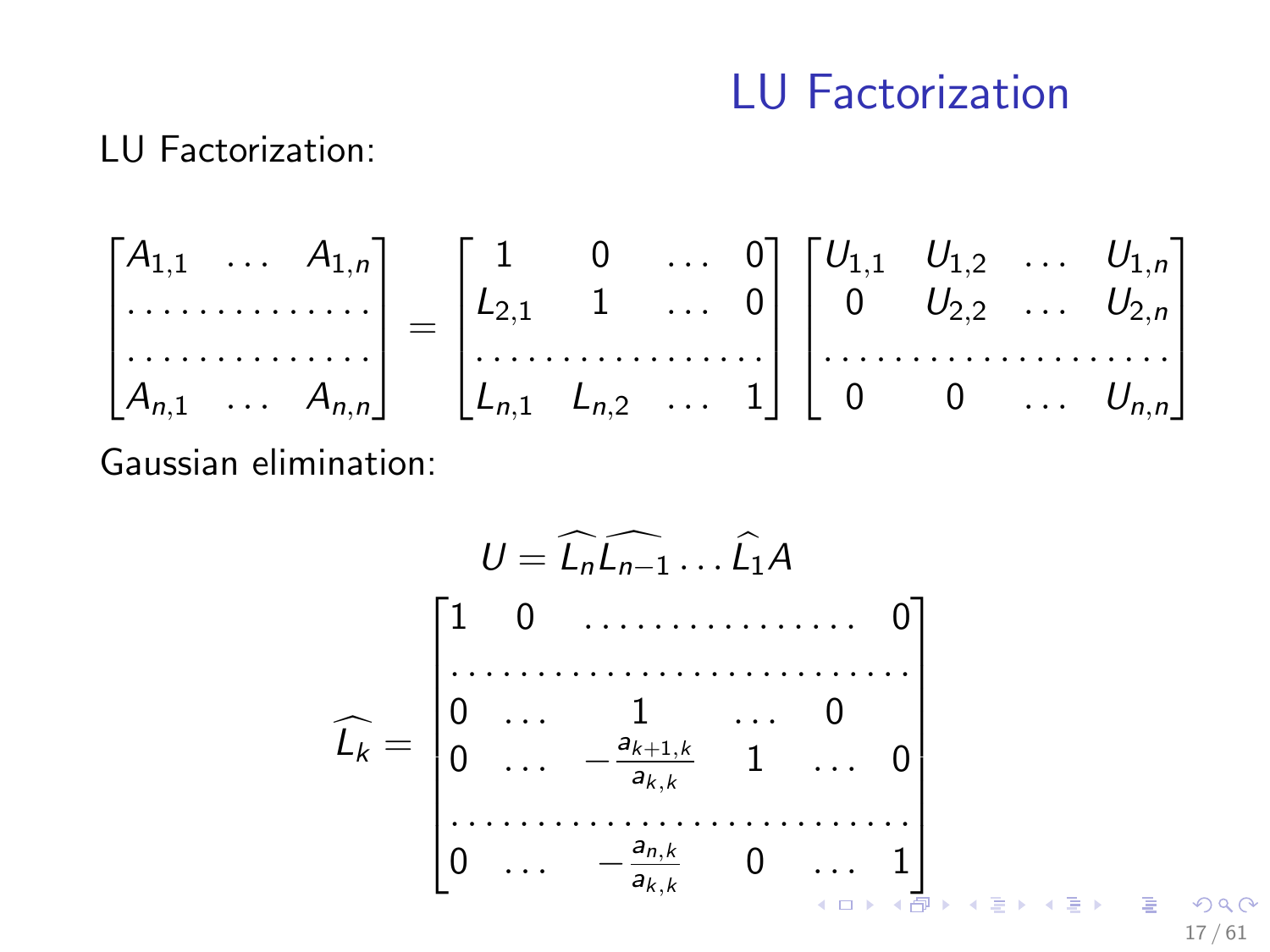# LU Factorization

LU Factorization:

$$
\begin{bmatrix} A_{1,1} & \dots & A_{1,n} \\ \dots & \dots & \dots \\ \dots & \dots & \dots \\ A_{n,1} & \dots & A_{n,n} \end{bmatrix} = \begin{bmatrix} 1 & 0 & \dots & 0 \\ L_{2,1} & 1 & \dots & 0 \\ \dots & \dots & \dots & \dots \\ L_{n,1} & L_{n,2} & \dots & 1 \end{bmatrix} \begin{bmatrix} U_{1,1} & U_{1,2} & \dots & U_{1,n} \\ 0 & U_{2,2} & \dots & U_{2,n} \\ \dots & \dots & \dots & \dots \\ 0 & 0 & \dots & U_{n,n} \end{bmatrix}
$$

Gaussian elimination:

$$
U = \widehat{L_n}\widehat{L_{n-1}} \dots \widehat{L_1} A
$$

$$
\widehat{L_k} = \begin{bmatrix} 1 & 0 & \dots & \dots & \dots & 0 \\ \dots & \dots & \dots & \dots & \dots & \dots \\ 0 & \dots & 1 & \dots & 0 & \\ 0 & \dots & -\frac{a_{k+1,k}}{a_{k,k}} & 1 & \dots & 0 \\ \dots & \dots & \dots & \dots & \dots & \dots \\ 0 & \dots & -\frac{a_{n,k}}{a_{k,k}} & 0 & \dots & 1 \end{bmatrix}
$$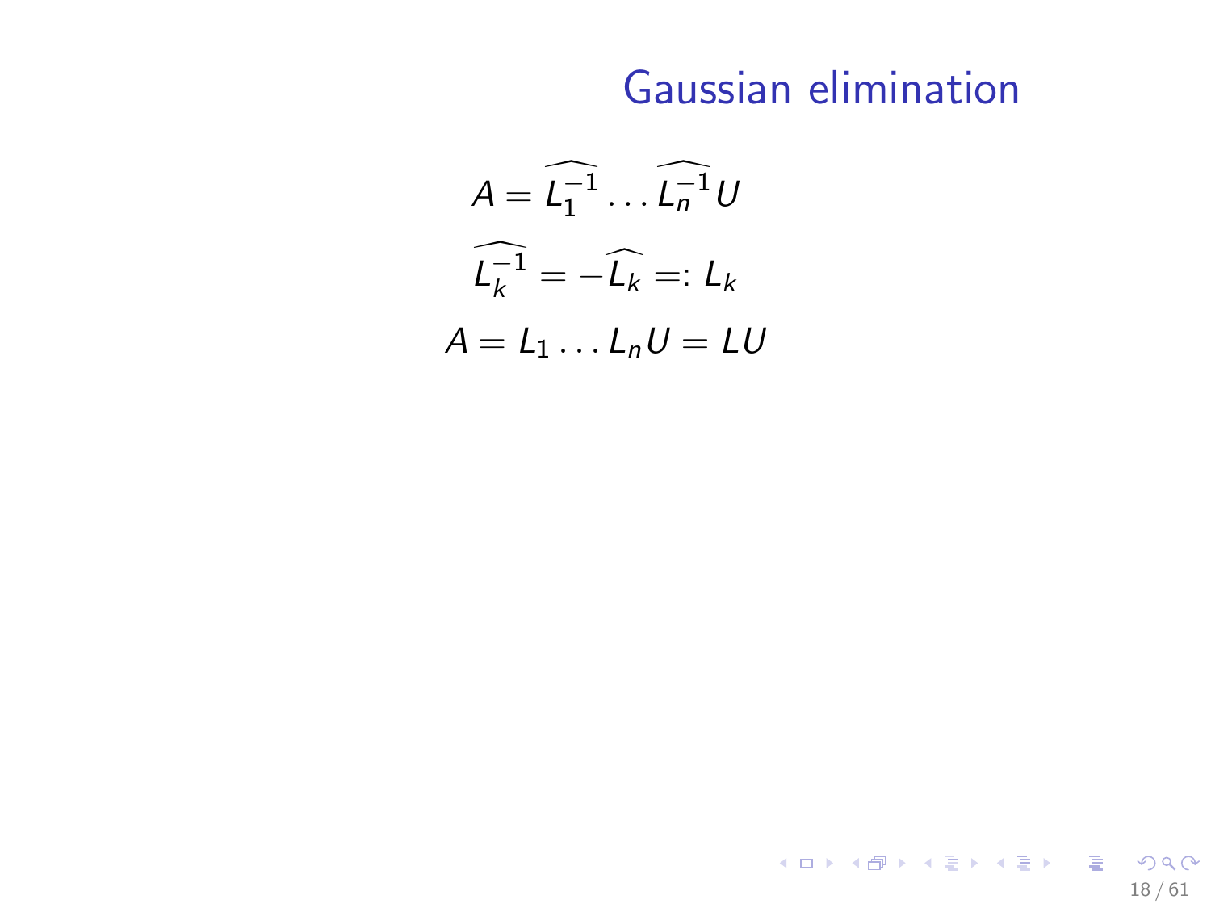# Gaussian elimination

$$A = \widehat{L_1^{-1}} \dots \widehat{L_n^{-1}} U$$

$$\widehat{L_k^{-1}} = -\widehat{L_k} =: L_k$$

$$A = L_1 \dots L_n U = LU$$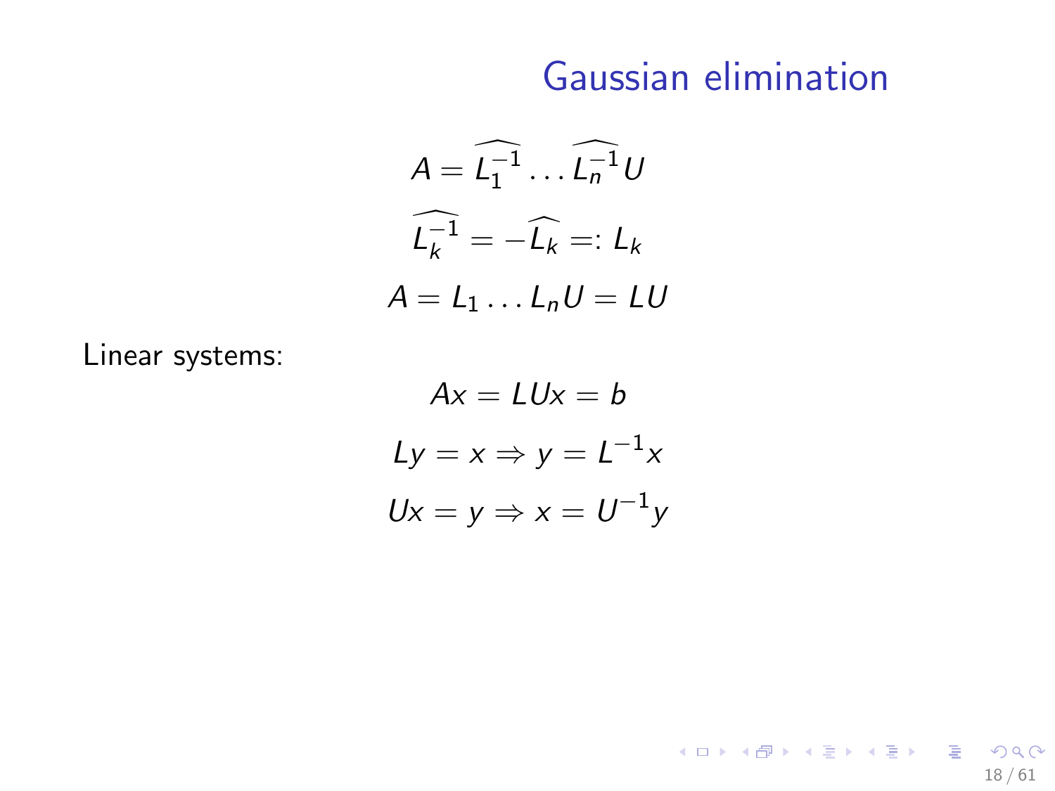# Gaussian elimination

$$A = \widehat{L_1^{-1}} \dots \widehat{L_n^{-1}} U$$

$$\widehat{L_k^{-1}} = -\widehat{L_k} =: L_k$$

$$A = L_1 \dots L_n U = LU$$

Linear systems:

$$Ax = LUx = b$$

$$Ly = x \Rightarrow y = L^{-1}x$$

$$Ux = y \Rightarrow x = U^{-1}y$$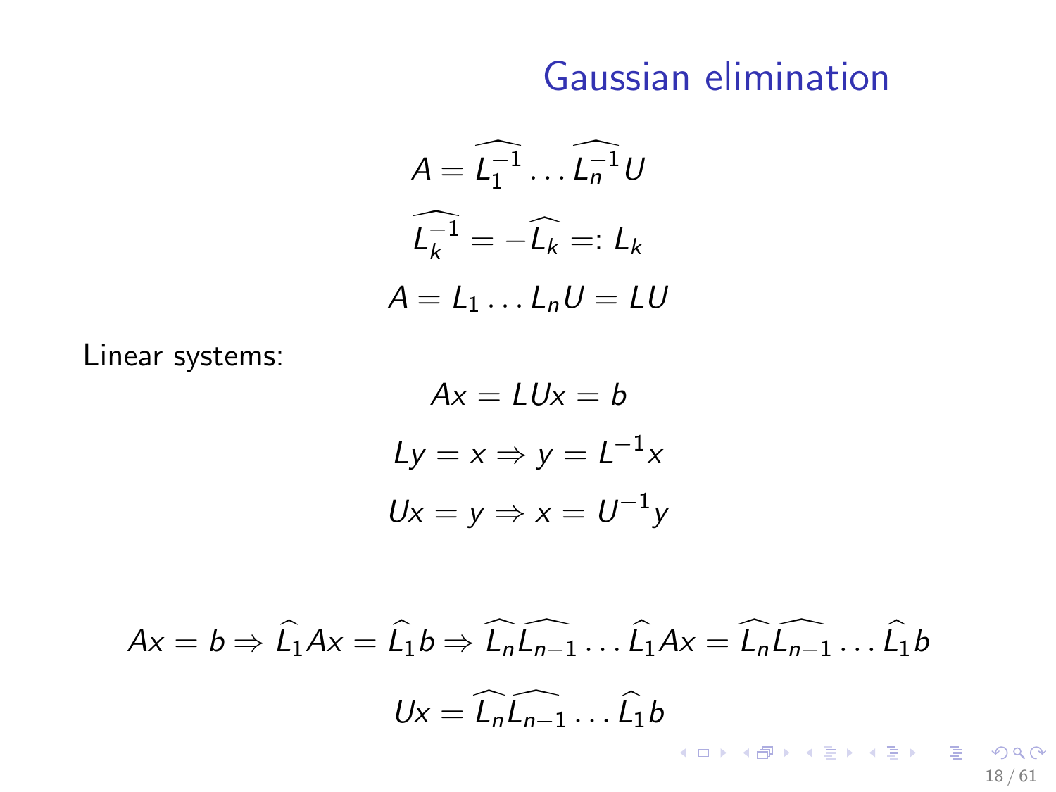# Gaussian elimination

$$A = \widehat{L_1^{-1}} \dots \widehat{L_n^{-1}} U$$

$$\widehat{L_k^{-1}} = -\widehat{L_k} =: L_k$$

$$A = L_1 \dots L_n U = LU$$

Linear systems:

$$Ax = LUx = b$$

$$Ly = x \Rightarrow y = L^{-1}x$$

$$Ux = y \Rightarrow x = U^{-1}y$$

$$Ax = b \Rightarrow \widehat{L_1}Ax = \widehat{L_1}b \Rightarrow \widehat{L_n}\widehat{L_{n-1}} \dots \widehat{L_1}Ax = \widehat{L_n}\widehat{L_{n-1}} \dots \widehat{L_1}b$$

$$Ux = \widehat{L_n}\widehat{L_{n-1}} \dots \widehat{L_1}b$$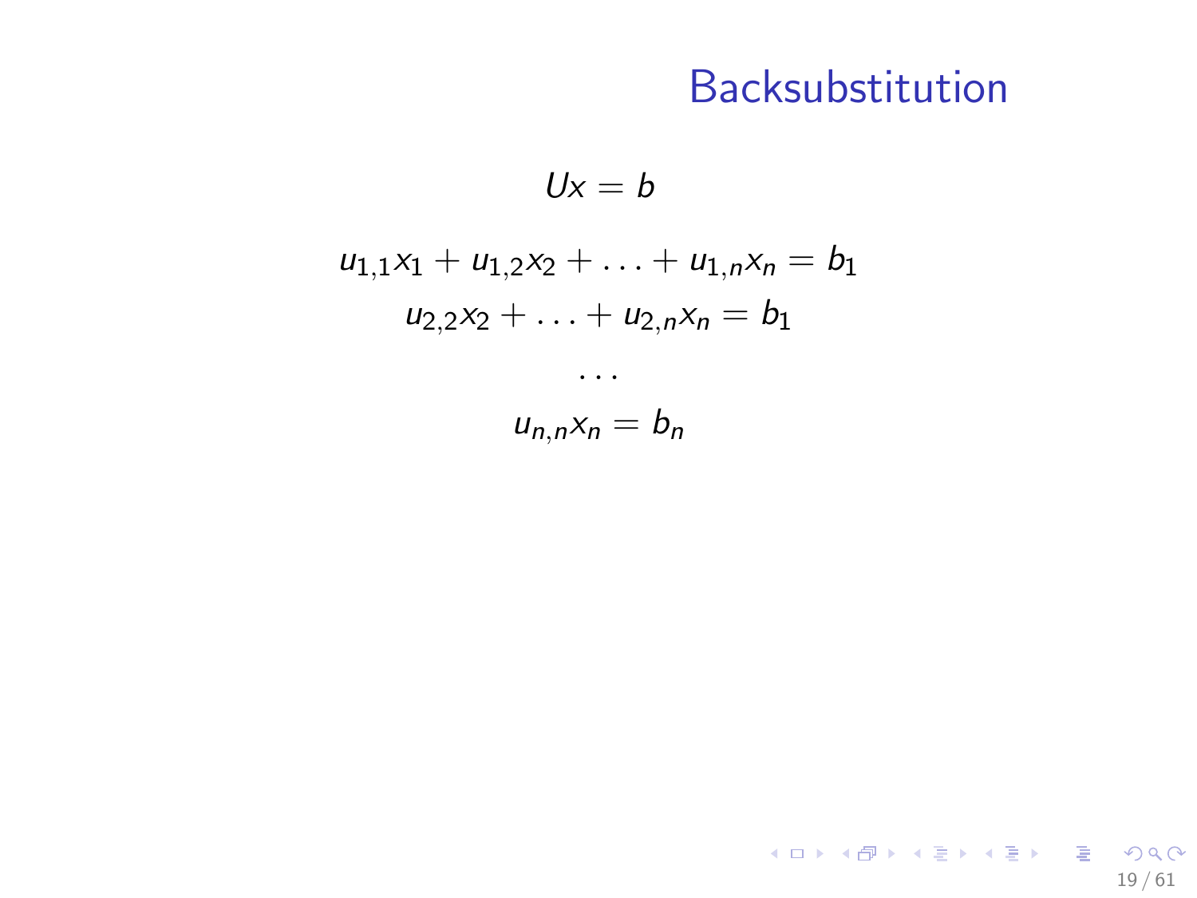# Backsubstitution

$$Ux = b$$

$$u_{1,1}x_1 + u_{1,2}x_2 + \ldots + u_{1,n}x_n = b_1$$

$$u_{2,2}x_2 + \ldots + u_{2,n}x_n = b_1$$

$$\ldots$$

$$u_{n,n}x_n = b_n$$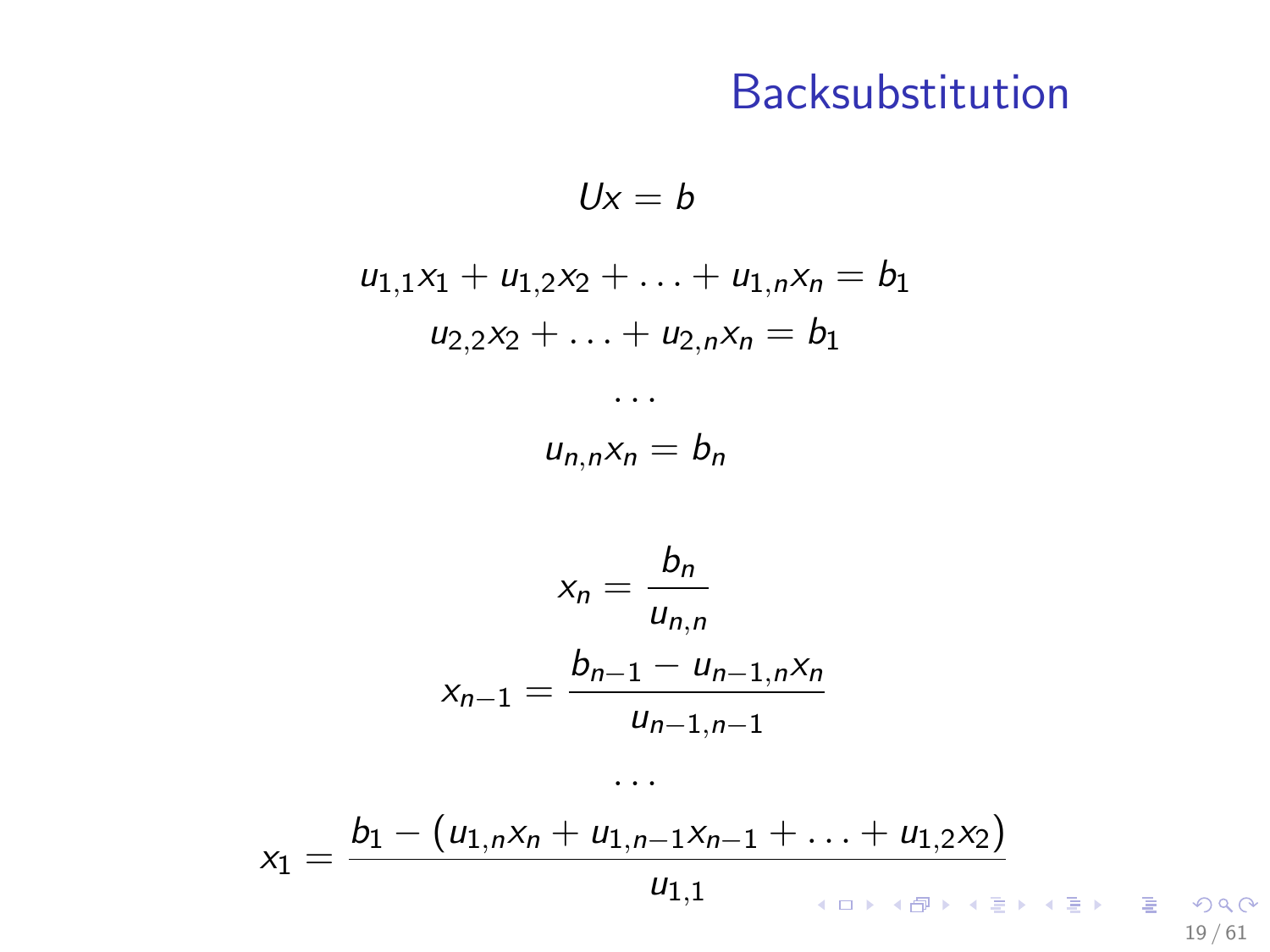# Backsubstitution

$$Ux = b$$

$$u_{1,1}x_1 + u_{1,2}x_2 + \ldots + u_{1,n}x_n = b_1$$

$$u_{2,2}x_2 + \ldots + u_{2,n}x_n = b_1$$

$$\ldots$$

$$u_{n,n}x_n = b_n$$

$$x_n = \frac{b_n}{u_{n,n}}$$

$$x_{n-1} = \frac{b_{n-1} - u_{n-1,n}x_n}{u_{n-1,n-1}}$$

$$\ldots$$

$$x_1 = \frac{b_1 - (u_{1,n}x_n + u_{1,n-1}x_{n-1} + \ldots + u_{1,2}x_2)}{u_{1,1}}$$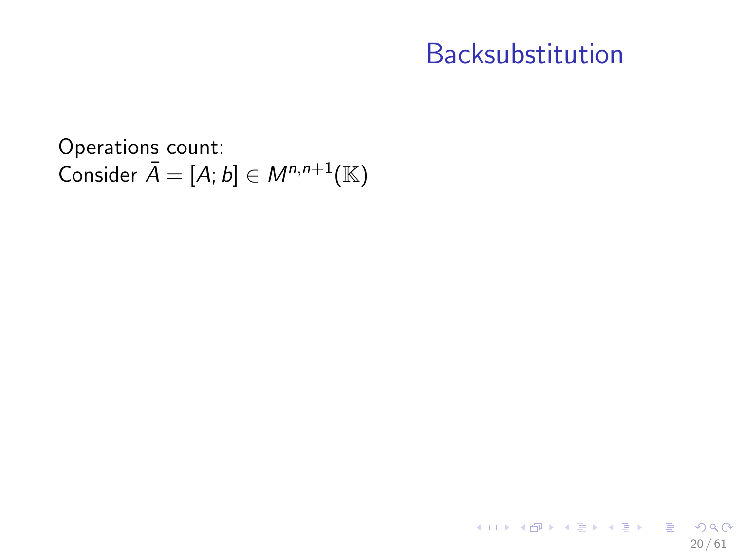# Backsubstitution

Operations count:
Consider $\bar{A} = [A; b] \in M^{n,n+1}(\mathbb{K})$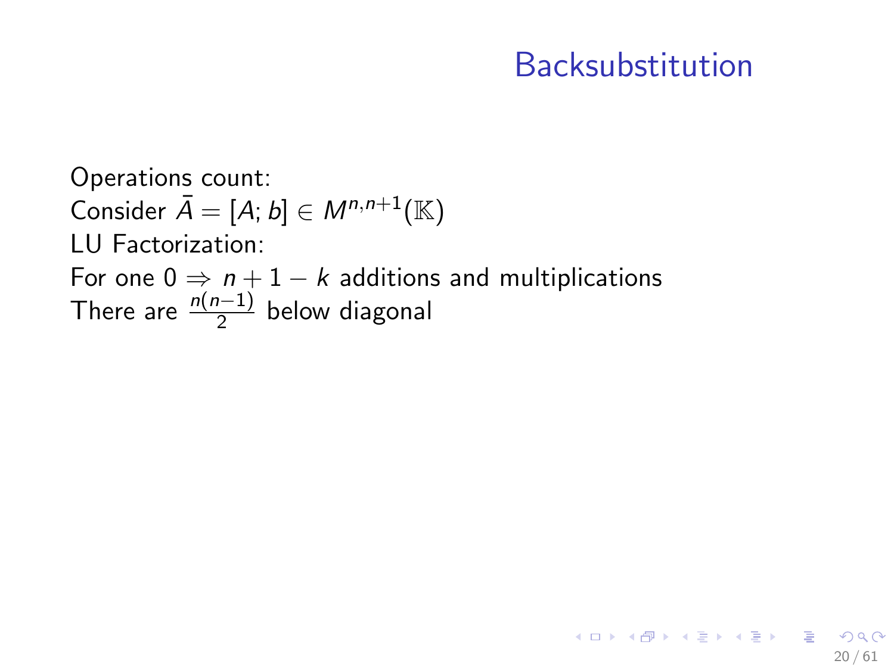# Backsubstitution

Operations count:
Consider $\bar{A} = [A; b] \in M^{n,n+1}(\mathbb{K})$
LU Factorization:
For one $0 \Rightarrow n + 1 - k$ additions and multiplications
There are $\frac{n(n-1)}{2}$ below diagonal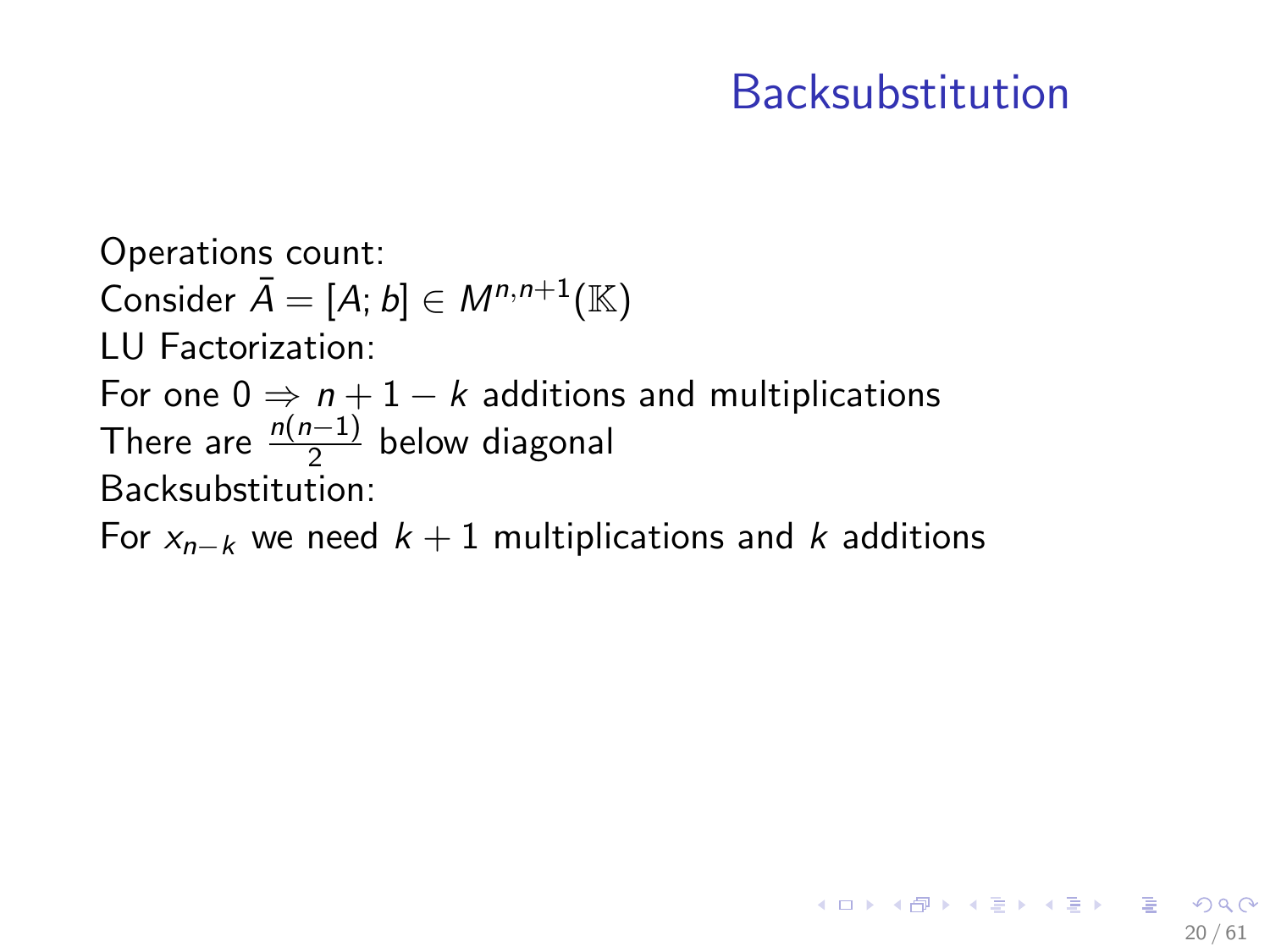# Backsubstitution

Operations count:
Consider $\bar{A} = [A; b] \in M^{n,n+1}(\mathbb{K})$
LU Factorization:
For one $0 \Rightarrow n + 1 - k$ additions and multiplications
There are $\frac{n(n-1)}{2}$ below diagonal
Backsubstitution:
For $x_{n-k}$ we need $k + 1$ multiplications and $k$ additions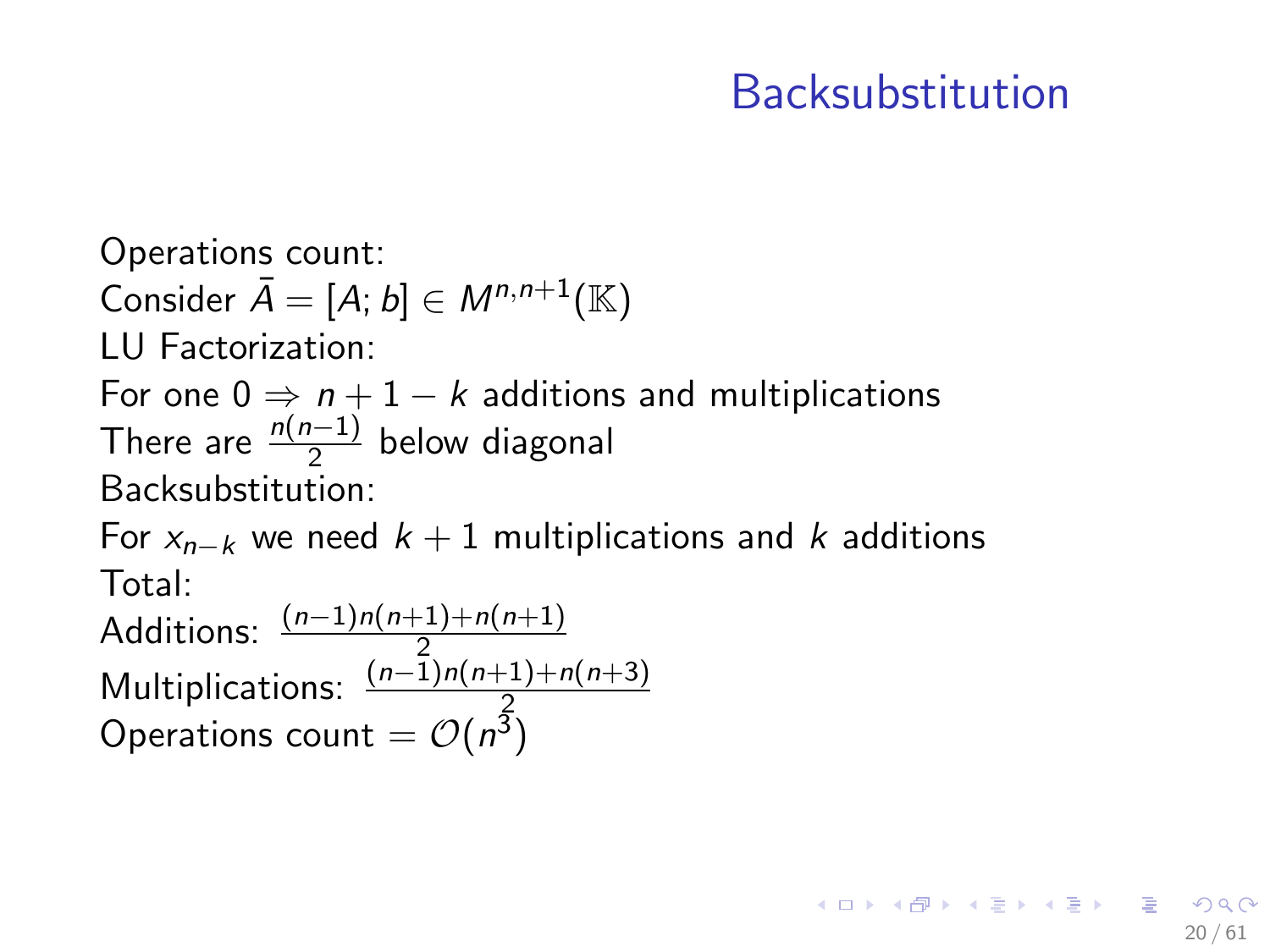# Backsubstitution

Operations count:

Consider $\bar{A} = [A; b] \in M^{n,n+1}(\mathbb{K})$

LU Factorization:

For one $0 \Rightarrow n + 1 - k$ additions and multiplications

There are $\frac{n(n-1)}{2}$ below diagonal

Backsubstitution:

For $x_{n-k}$ we need $k + 1$ multiplications and $k$ additions

Total:

Additions: $\frac{(n-1)n(n+1)+n(n+1)}{2}$

Multiplications: $\frac{(n-1)n(n+1)+n(n+3)}{2}$

Operations count $= \mathcal{O}(n^3)$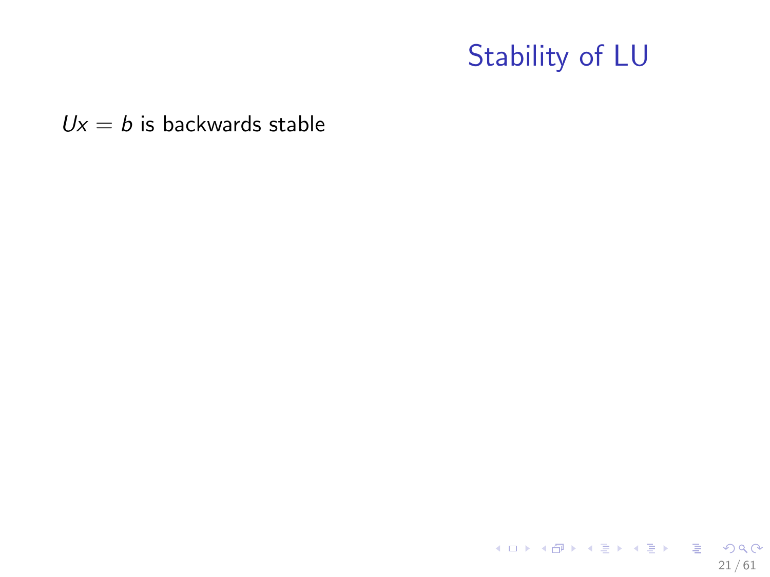# Stability of LU

$Ux = b$ is backwards stable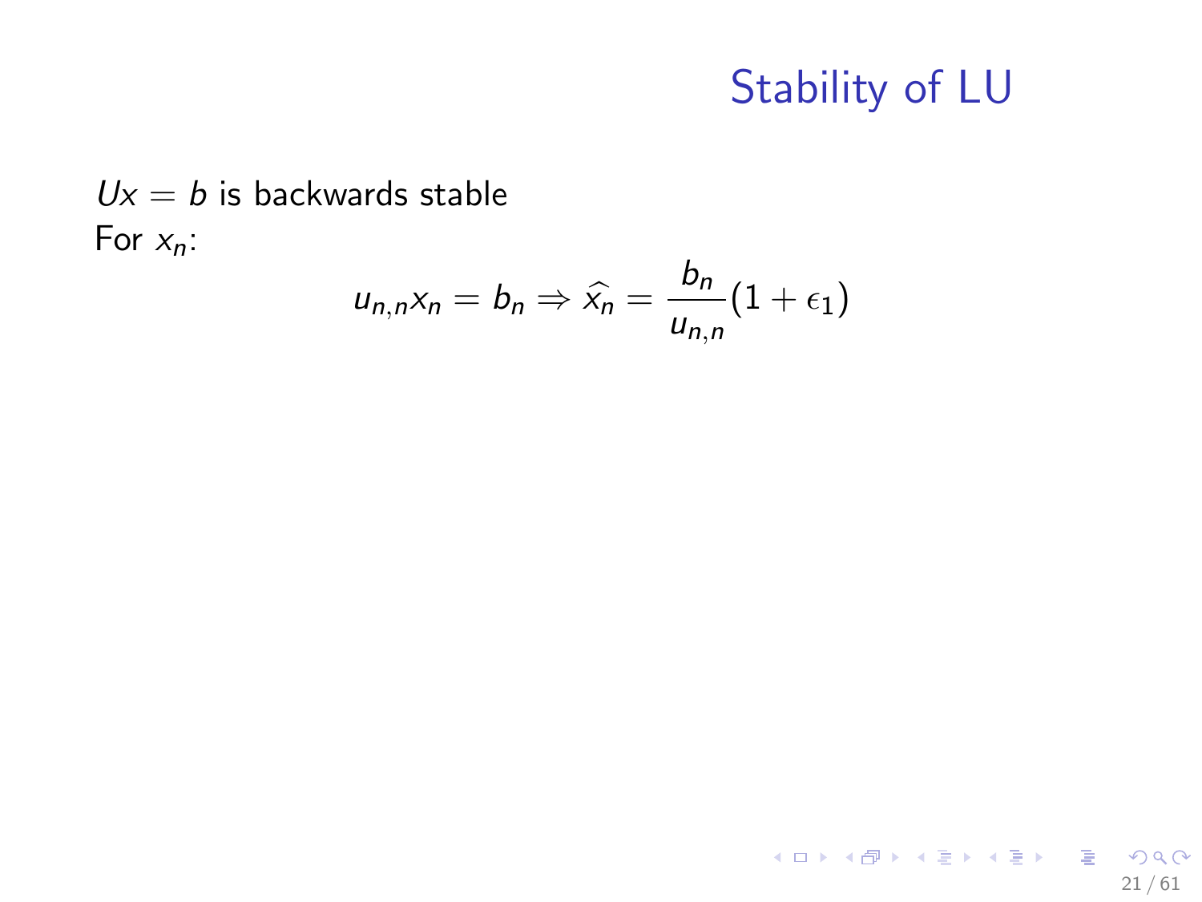# Stability of LU

$Ux = b$ is backwards stable

For $x_n$:

$$u_{n,n}x_n = b_n \Rightarrow \widehat{x_n} = \frac{b_n}{u_{n,n}}(1 + \epsilon_1)$$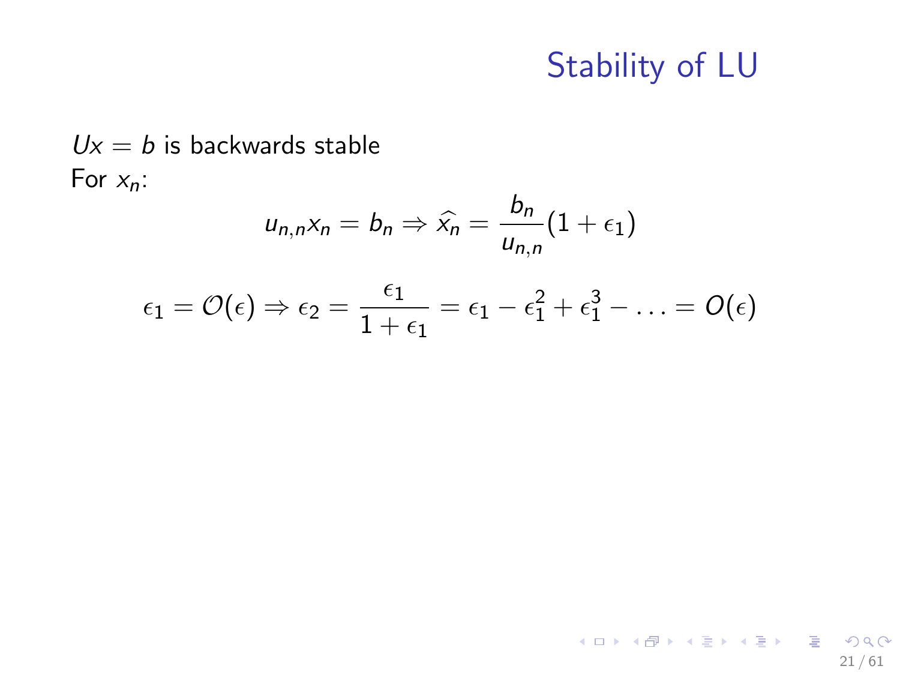# Stability of LU

$Ux = b$ is backwards stable

For $x_n$:

$$u_{n,n}x_n = b_n \Rightarrow \widehat{x_n} = \frac{b_n}{u_{n,n}}(1 + \epsilon_1)$$

$$\epsilon_1 = \mathcal{O}(\epsilon) \Rightarrow \epsilon_2 = \frac{\epsilon_1}{1 + \epsilon_1} = \epsilon_1 - \epsilon_1^2 + \epsilon_1^3 - \ldots = O(\epsilon)$$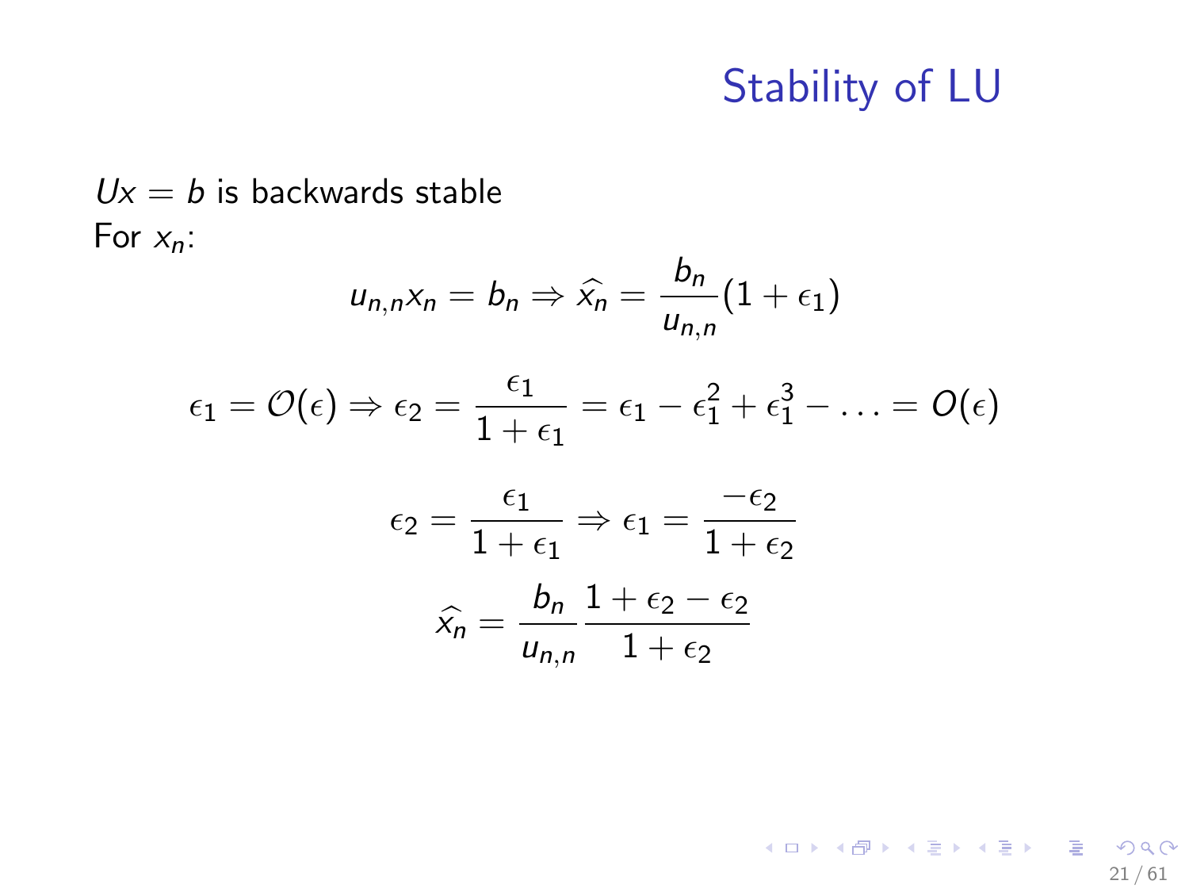# Stability of LU

$Ux = b$ is backwards stable

For $x_n$:

$$u_{n,n}x_n = b_n \Rightarrow \widehat{x_n} = \frac{b_n}{u_{n,n}}(1+\epsilon_1)$$

$$\epsilon_1 = \mathcal{O}(\epsilon) \Rightarrow \epsilon_2 = \frac{\epsilon_1}{1+\epsilon_1} = \epsilon_1 - \epsilon_1^2 + \epsilon_1^3 - \ldots = O(\epsilon)$$

$$\epsilon_2 = \frac{\epsilon_1}{1+\epsilon_1} \Rightarrow \epsilon_1 = \frac{-\epsilon_2}{1+\epsilon_2}$$

$$\widehat{x_n} = \frac{b_n}{u_{n,n}} \frac{1+\epsilon_2-\epsilon_2}{1+\epsilon_2}$$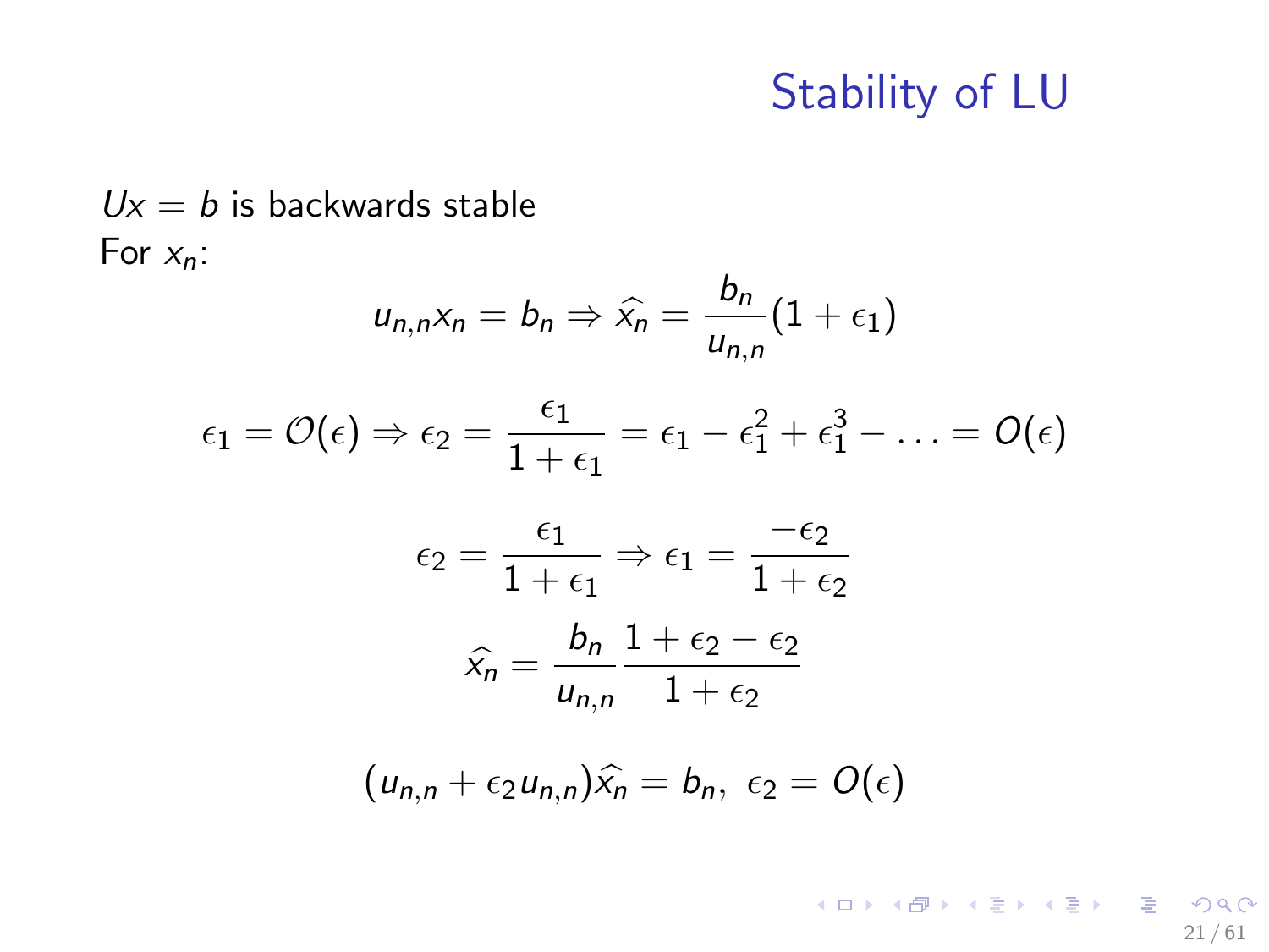# Stability of LU

$Ux = b$ is backwards stable

For $x_n$:

$$u_{n,n}x_n = b_n \Rightarrow \widehat{x_n} = \frac{b_n}{u_{n,n}}(1 + \epsilon_1)$$

$$\epsilon_1 = \mathcal{O}(\epsilon) \Rightarrow \epsilon_2 = \frac{\epsilon_1}{1 + \epsilon_1} = \epsilon_1 - \epsilon_1^2 + \epsilon_1^3 - \ldots = O(\epsilon)$$

$$\epsilon_2 = \frac{\epsilon_1}{1 + \epsilon_1} \Rightarrow \epsilon_1 = \frac{-\epsilon_2}{1 + \epsilon_2}$$

$$\widehat{x_n} = \frac{b_n}{u_{n,n}} \frac{1 + \epsilon_2 - \epsilon_2}{1 + \epsilon_2}$$

$$(u_{n,n} + \epsilon_2 u_{n,n})\widehat{x_n} = b_n, \ \epsilon_2 = O(\epsilon)$$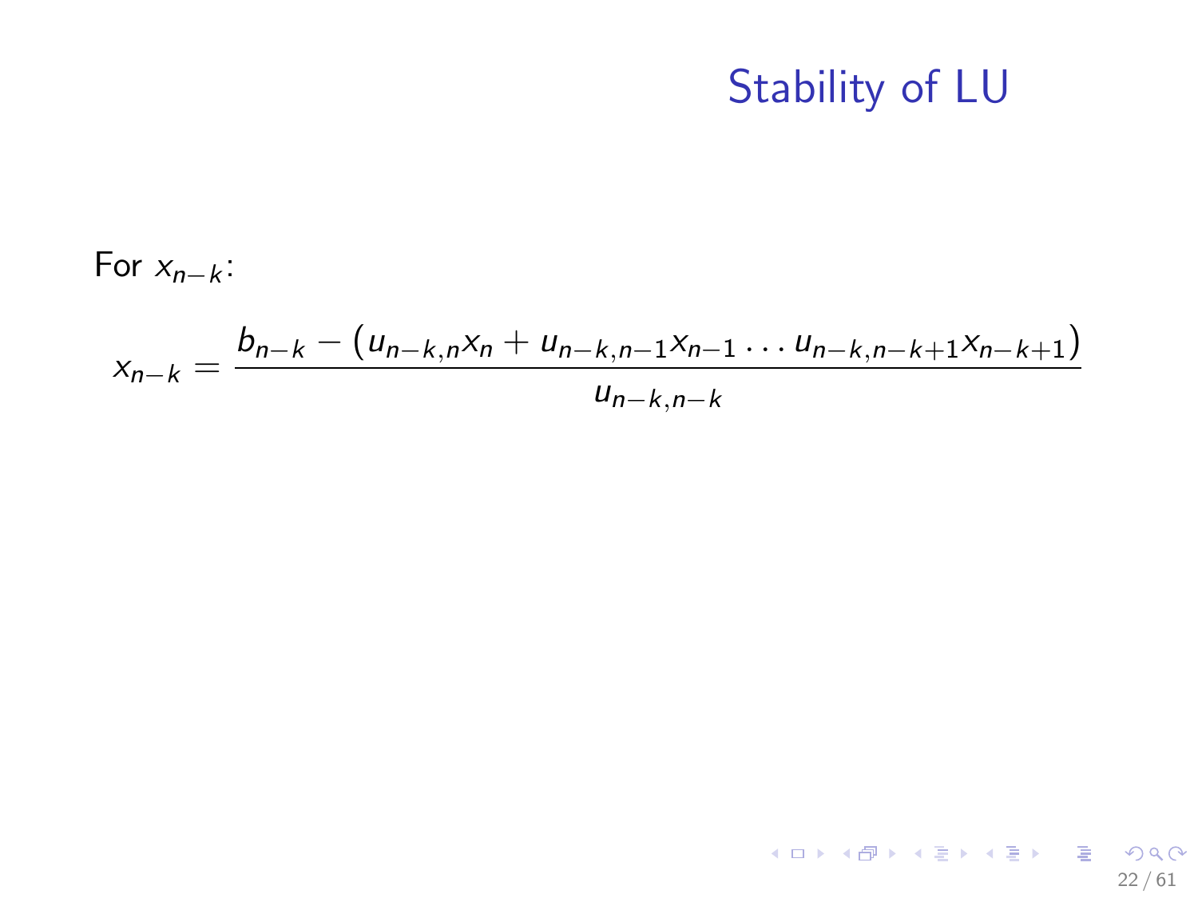# Stability of LU

For $x_{n-k}$:

$$x_{n-k} = \frac{b_{n-k} - (u_{n-k,n}x_n + u_{n-k,n-1}x_{n-1} \ldots u_{n-k,n-k+1}x_{n-k+1})}{u_{n-k,n-k}}$$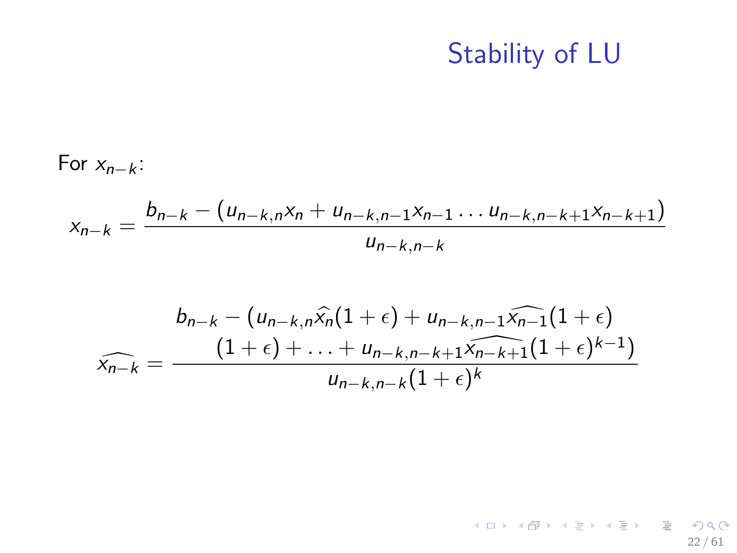# Stability of LU

For $x_{n-k}$:

$$x_{n-k} = \frac{b_{n-k} - (u_{n-k,n}x_n + u_{n-k,n-1}x_{n-1} \dots u_{n-k,n-k+1}x_{n-k+1})}{u_{n-k,n-k}}$$

$$\widehat{x_{n-k}} = \frac{\begin{array}{c} b_{n-k} - (u_{n-k,n}\widehat{x_n}(1+\epsilon) + u_{n-k,n-1}\widehat{x_{n-1}}(1+\epsilon) \\ (1+\epsilon) + \ldots + u_{n-k,n-k+1}\widehat{x_{n-k+1}}(1+\epsilon)^{k-1}) \end{array}}{u_{n-k,n-k}(1+\epsilon)^k}$$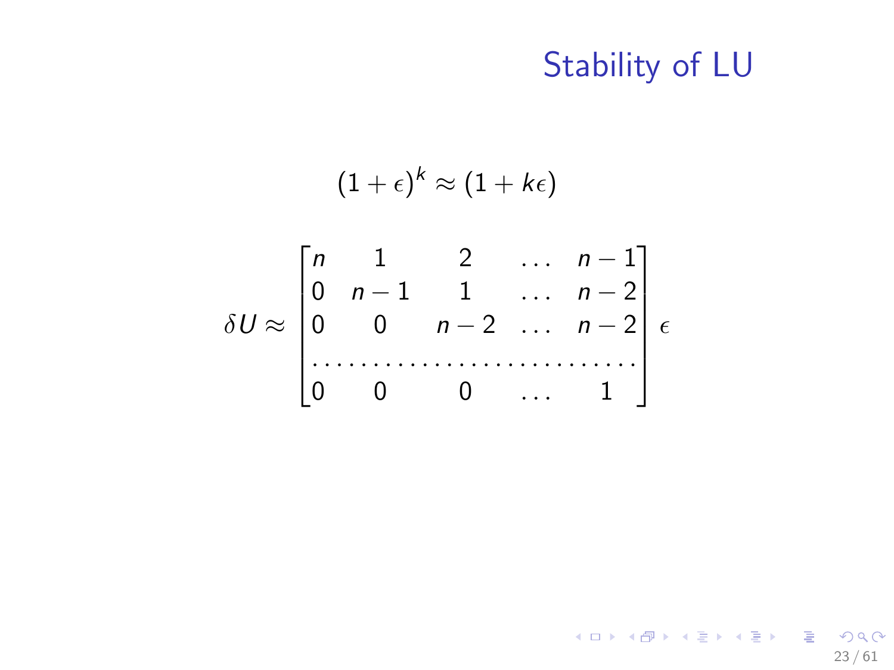# Stability of LU

$$(1+\epsilon)^k \approx (1 + k\epsilon)$$

$$\delta U \approx \begin{bmatrix} n & 1 & 2 & \dots & n-1 \\ 0 & n-1 & 1 & \dots & n-2 \\ 0 & 0 & n-2 & \dots & n-2 \\ \dots & \dots & \dots & \dots & \dots \\ 0 & 0 & 0 & \dots & 1 \end{bmatrix} \epsilon$$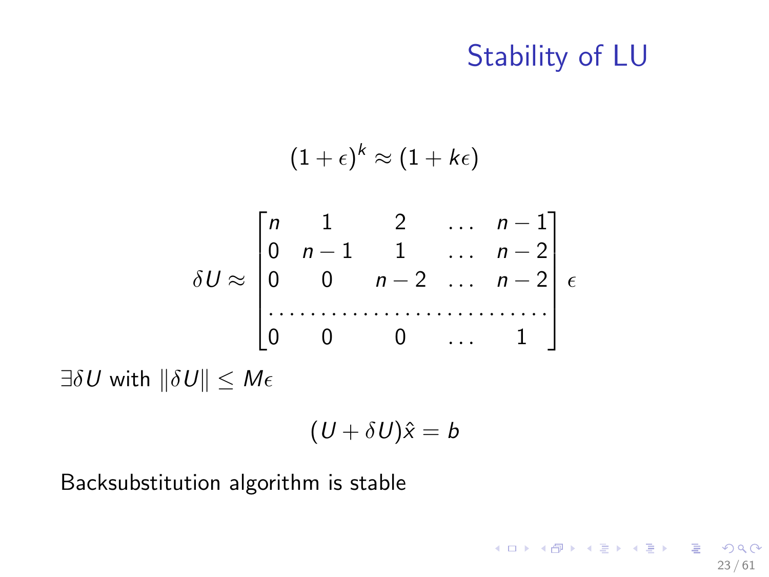# Stability of LU

$$(1+\epsilon)^k \approx (1+k\epsilon)$$

$$\delta U \approx \begin{bmatrix} n & 1 & 2 & \dots & n-1 \\ 0 & n-1 & 1 & \dots & n-2 \\ 0 & 0 & n-2 & \dots & n-2 \\ \dots & \dots & \dots & \dots & \dots \\ 0 & 0 & 0 & \dots & 1 \end{bmatrix} \epsilon$$

$\exists \delta U$ with $\|\delta U\| \leq M\epsilon$

$$(U + \delta U)\hat{x} = b$$

Backsubstitution algorithm is stable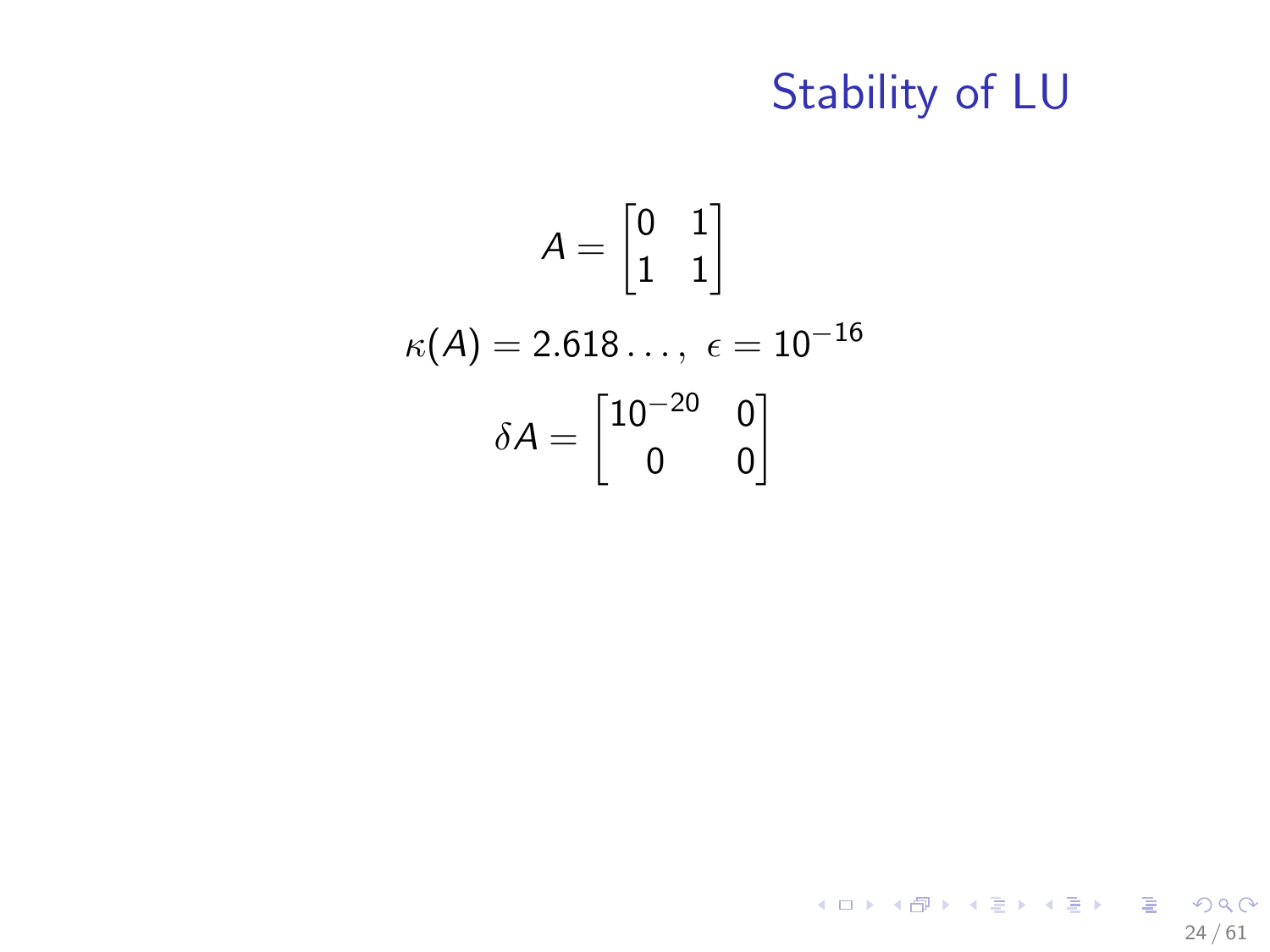# Stability of LU

$$A = \begin{bmatrix} 0 & 1 \\ 1 & 1 \end{bmatrix}$$

$$\kappa(A) = 2.618\ldots, \ \epsilon = 10^{-16}$$

$$\delta A = \begin{bmatrix} 10^{-20} & 0 \\ 0 & 0 \end{bmatrix}$$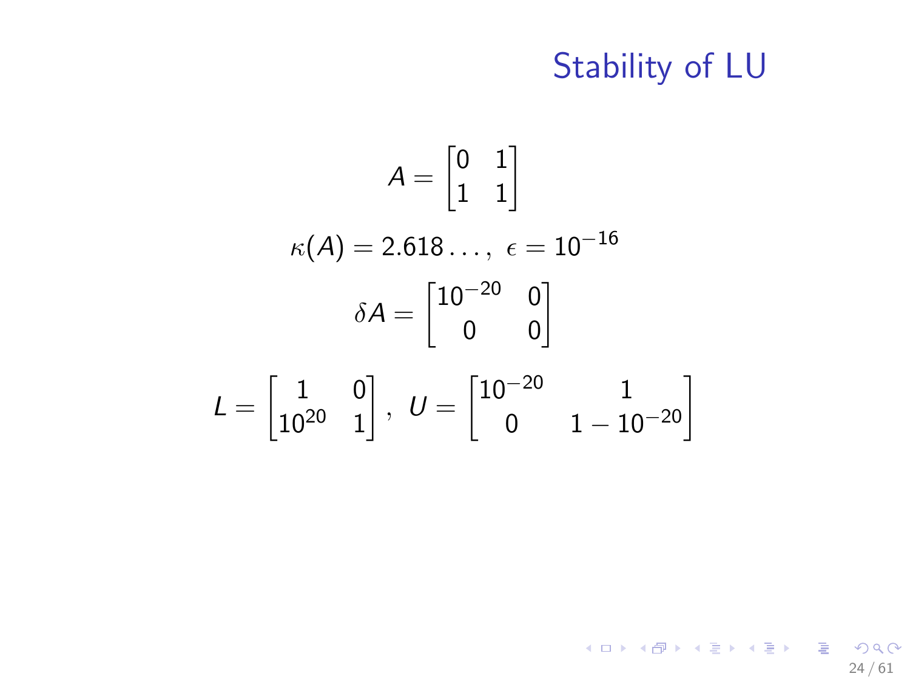# Stability of LU

$$A = \begin{bmatrix} 0 & 1 \\ 1 & 1 \end{bmatrix}$$

$$\kappa(A) = 2.618\ldots,\ \epsilon = 10^{-16}$$

$$\delta A = \begin{bmatrix} 10^{-20} & 0 \\ 0 & 0 \end{bmatrix}$$

$$L = \begin{bmatrix} 1 & 0 \\ 10^{20} & 1 \end{bmatrix},\ U = \begin{bmatrix} 10^{-20} & 1 \\ 0 & 1 - 10^{-20} \end{bmatrix}$$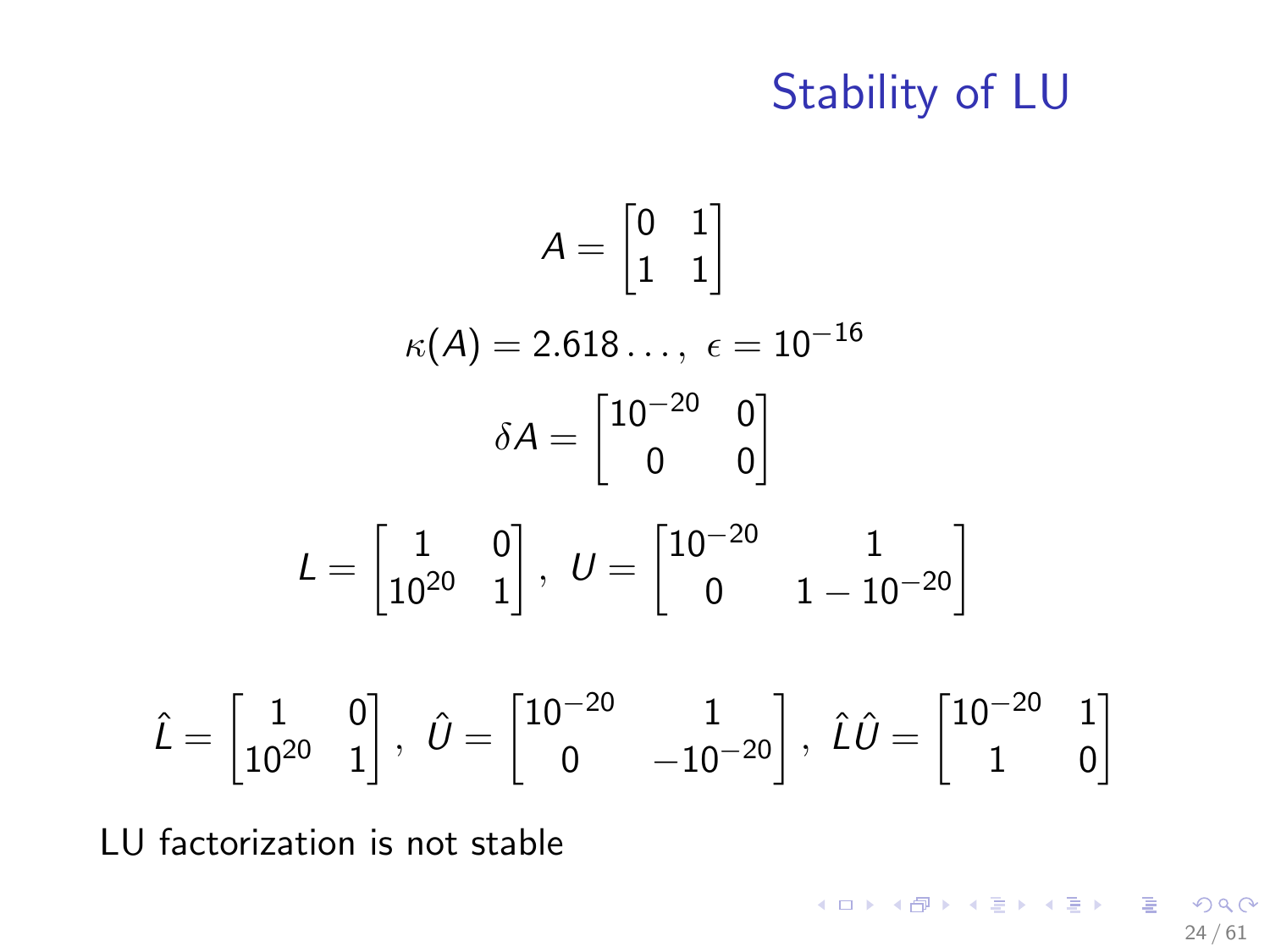# Stability of LU

$$A = \begin{bmatrix} 0 & 1 \\ 1 & 1 \end{bmatrix}$$

$$\kappa(A) = 2.618\ldots, \ \epsilon = 10^{-16}$$

$$\delta A = \begin{bmatrix} 10^{-20} & 0 \\ 0 & 0 \end{bmatrix}$$

$$L = \begin{bmatrix} 1 & 0 \\ 10^{20} & 1 \end{bmatrix}, \ U = \begin{bmatrix} 10^{-20} & 1 \\ 0 & 1 - 10^{-20} \end{bmatrix}$$

$$\hat{L} = \begin{bmatrix} 1 & 0 \\ 10^{20} & 1 \end{bmatrix}, \ \hat{U} = \begin{bmatrix} 10^{-20} & 1 \\ 0 & -10^{-20} \end{bmatrix}, \ \hat{L}\hat{U} = \begin{bmatrix} 10^{-20} & 1 \\ 1 & 0 \end{bmatrix}$$

LU factorization is not stable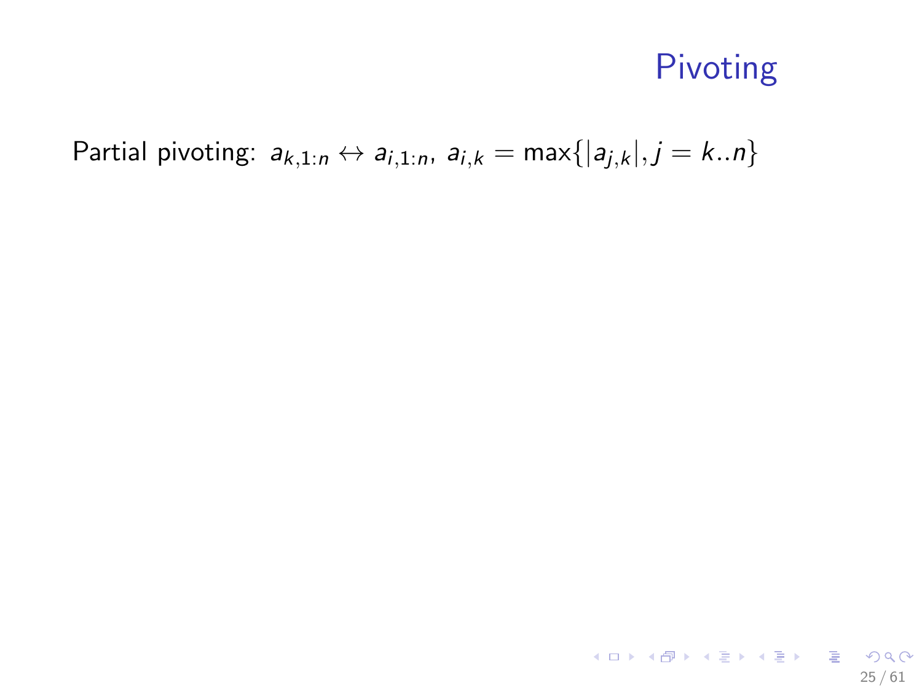# Pivoting

Partial pivoting: $a_{k,1:n} \leftrightarrow a_{i,1:n}$, $a_{i,k} = \max\{|a_{j,k}|, j = k..n\}$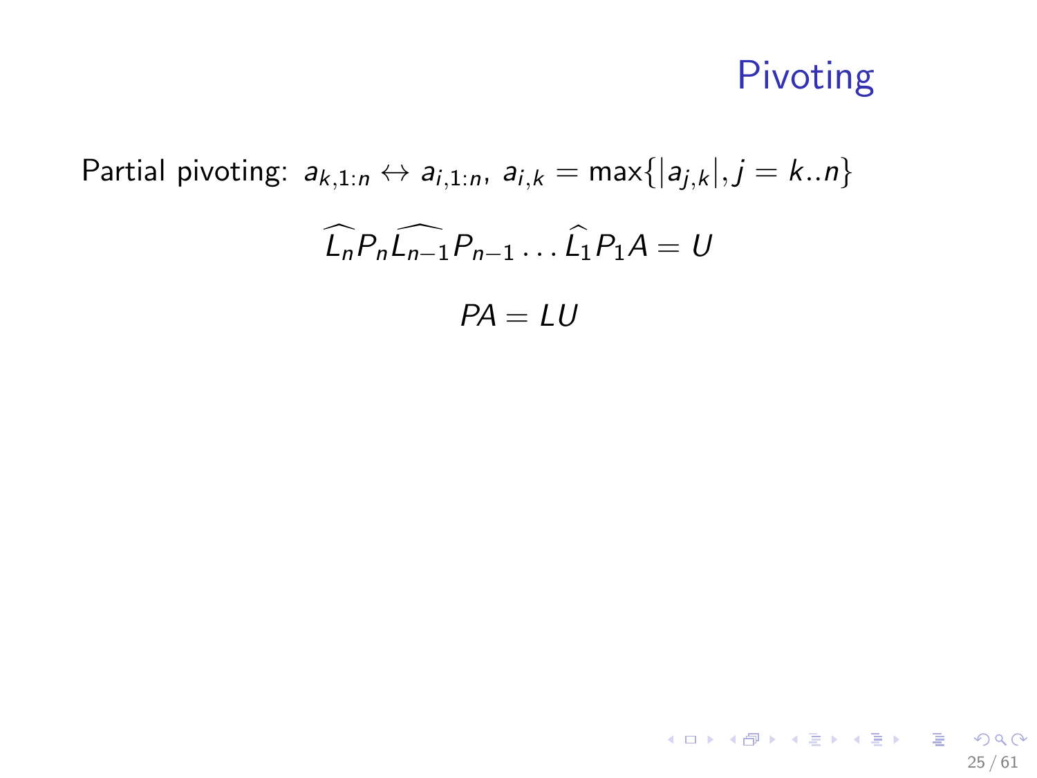# Pivoting

Partial pivoting: $a_{k,1:n} \leftrightarrow a_{i,1:n}$, $a_{i,k} = \max\{|a_{j,k}|, j = k..n\}$

$$\widehat{L_n} P_n \widehat{L_{n-1}} P_{n-1} \ldots \widehat{L_1} P_1 A = U$$

$$PA = LU$$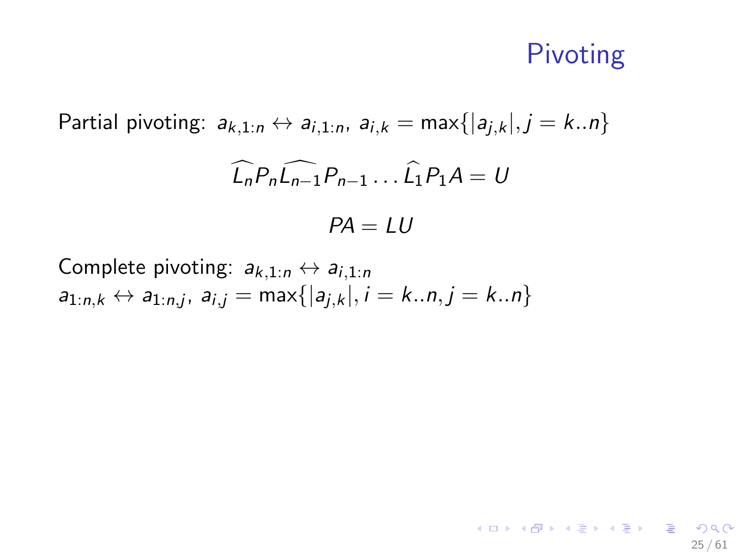# Pivoting

Partial pivoting: $a_{k,1:n} \leftrightarrow a_{i,1:n}$, $a_{i,k} = \max\{|a_{j,k}|, j = k..n\}$

$$\widehat{L_n} P_n \widehat{L_{n-1}} P_{n-1} \ldots \widehat{L_1} P_1 A = U$$

$$PA = LU$$

Complete pivoting: $a_{k,1:n} \leftrightarrow a_{i,1:n}$
$a_{1:n,k} \leftrightarrow a_{1:n,j}$, $a_{i,j} = \max\{|a_{j,k}|, i = k..n, j = k..n\}$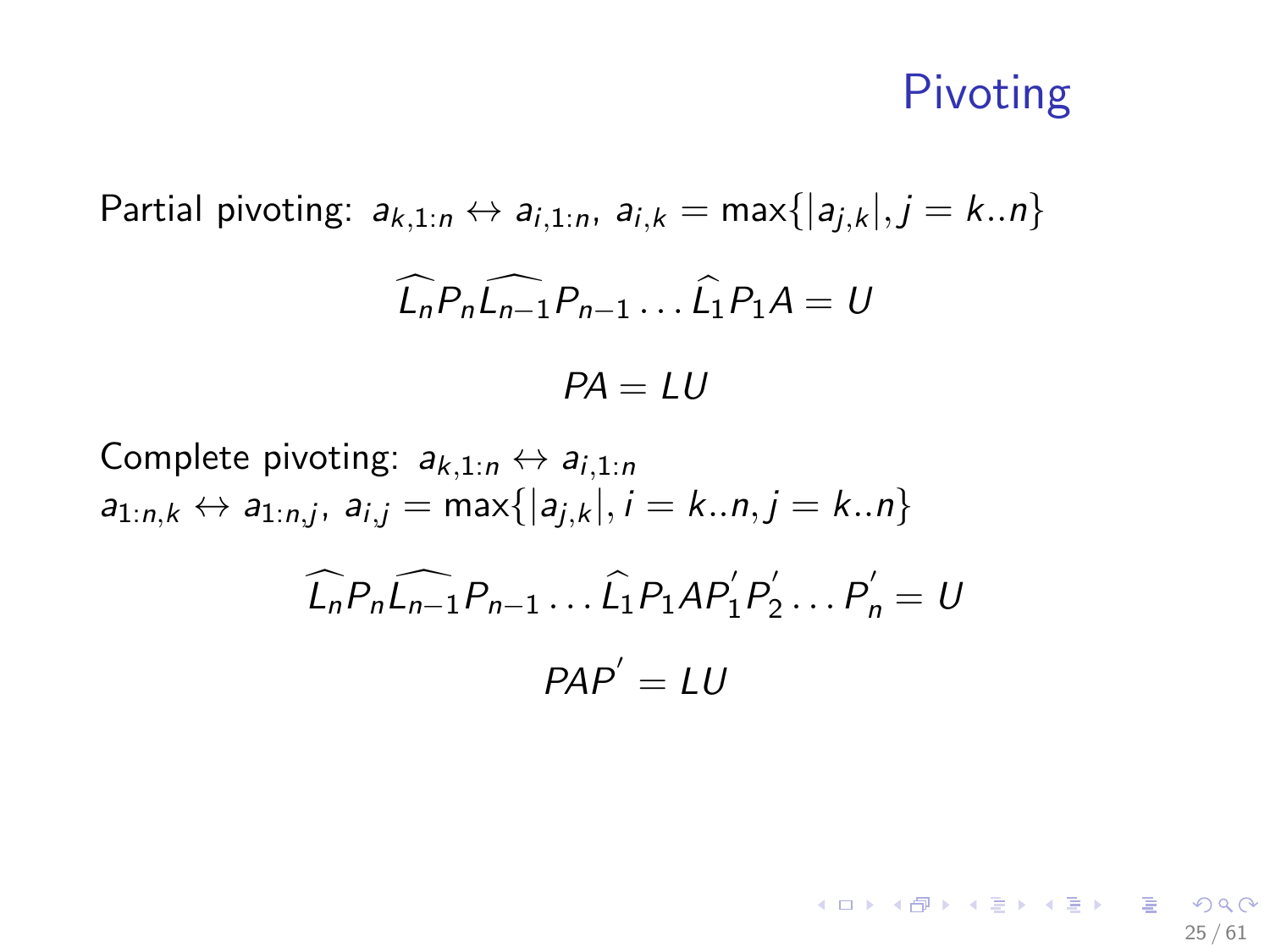# Pivoting

Partial pivoting: $a_{k,1:n} \leftrightarrow a_{i,1:n}$, $a_{i,k} = \max\{|a_{j,k}|, j = k..n\}$

$$\widehat{L_n} P_n \widehat{L_{n-1}} P_{n-1} \ldots \widehat{L_1} P_1 A = U$$

$$PA = LU$$

Complete pivoting: $a_{k,1:n} \leftrightarrow a_{i,1:n}$
$a_{1:n,k} \leftrightarrow a_{1:n,j}$, $a_{i,j} = \max\{|a_{j,k}|, i = k..n, j = k..n\}$

$$\widehat{L_n} P_n \widehat{L_{n-1}} P_{n-1} \ldots \widehat{L_1} P_1 A P_1^{'} P_2^{'} \ldots P_n^{'} = U$$

$$PAP^{'} = LU$$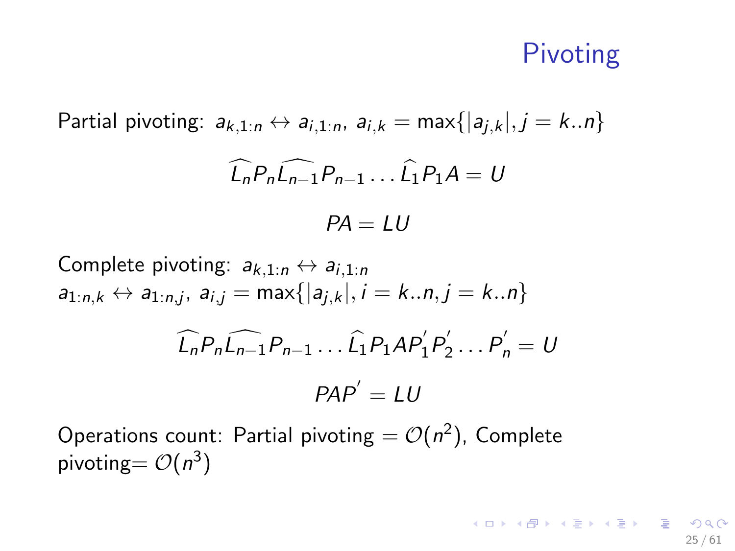# Pivoting

Partial pivoting: $a_{k,1:n} \leftrightarrow a_{i,1:n}$, $a_{i,k} = \max\{|a_{j,k}|, j = k..n\}$

$$\widehat{L_n} P_n \widehat{L_{n-1}} P_{n-1} \dots \widehat{L_1} P_1 A = U$$

$$PA = LU$$

Complete pivoting: $a_{k,1:n} \leftrightarrow a_{i,1:n}$
$a_{1:n,k} \leftrightarrow a_{1:n,j}$, $a_{i,j} = \max\{|a_{j,k}|, i = k..n, j = k..n\}$

$$\widehat{L_n} P_n \widehat{L_{n-1}} P_{n-1} \dots \widehat{L_1} P_1 A P_1^{'} P_2^{'} \dots P_n^{'} = U$$

$$PAP^{'} = LU$$

Operations count: Partial pivoting $= \mathcal{O}(n^2)$, Complete pivoting$= \mathcal{O}(n^3)$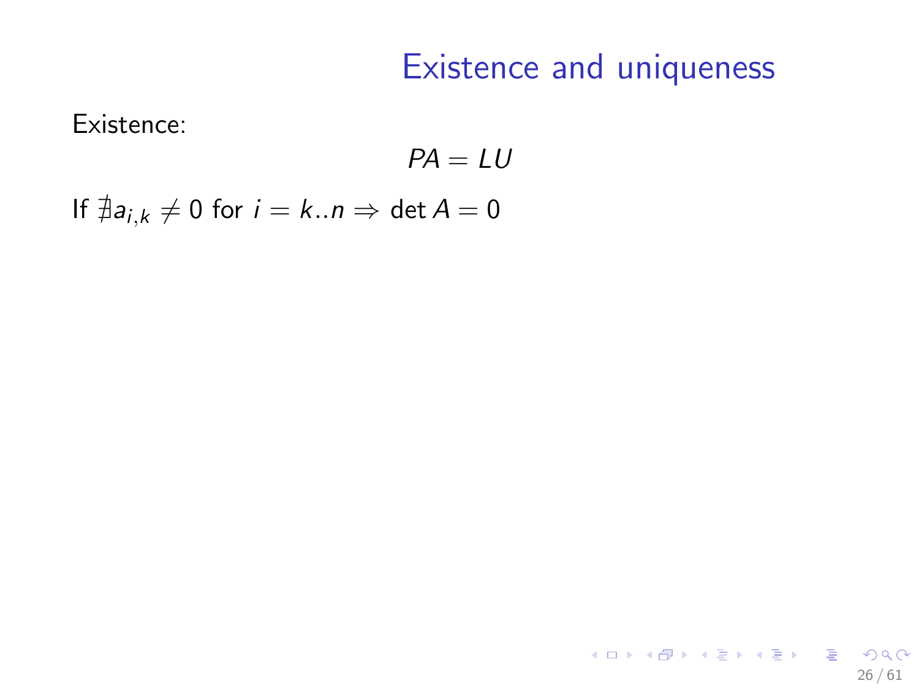# Existence and uniqueness

Existence:

$$PA = LU$$

If $\nexists a_{i,k} \neq 0$ for $i = k..n \Rightarrow \det A = 0$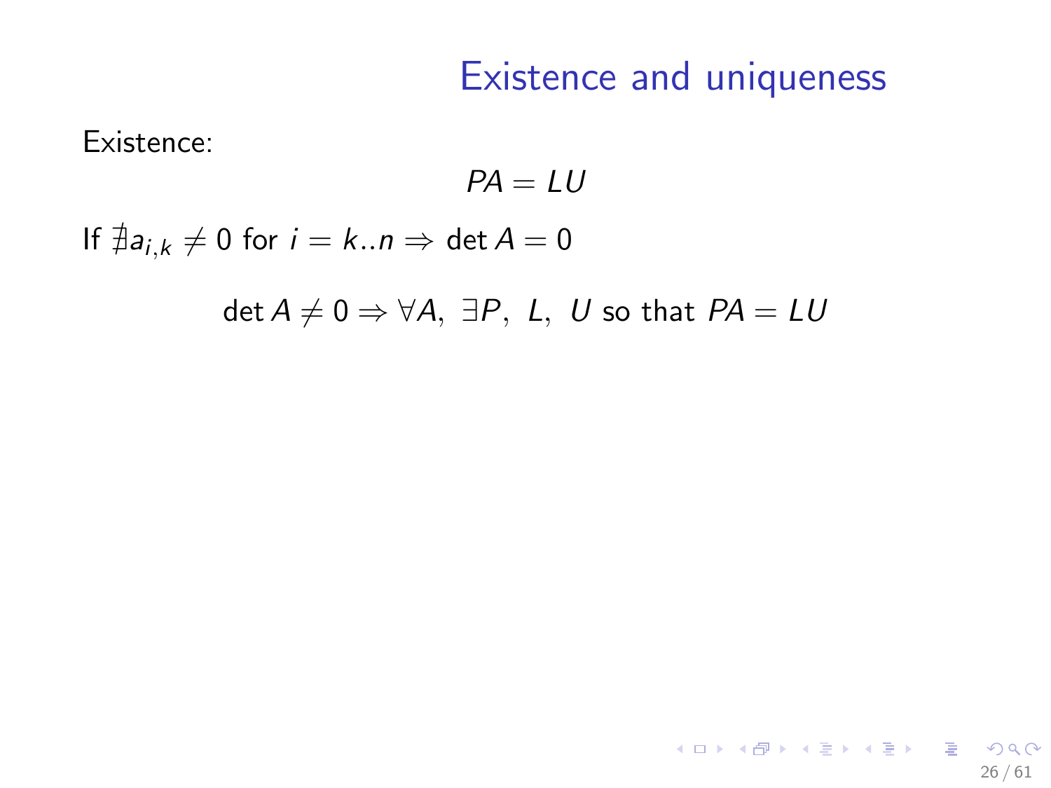# Existence and uniqueness

Existence:

$$PA = LU$$

If $\nexists a_{i,k} \neq 0$ for $i = k..n \Rightarrow \det A = 0$

$$\det A \neq 0 \Rightarrow \forall A,\ \exists P,\ L,\ U \text{ so that } PA = LU$$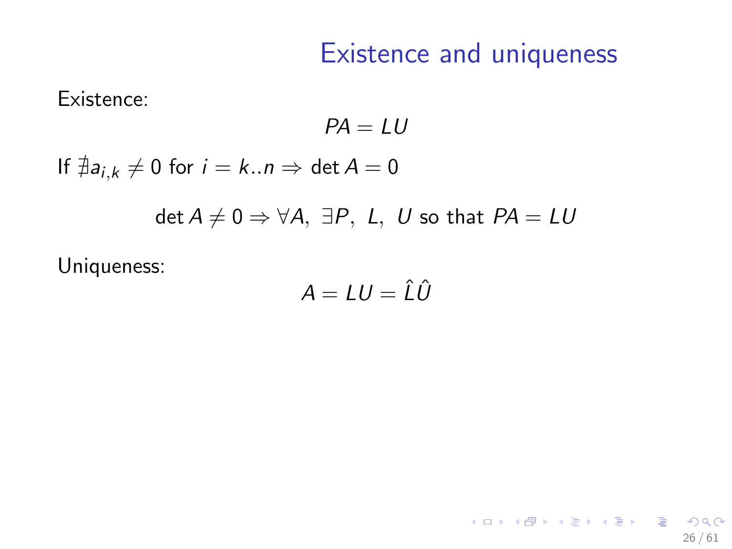# Existence and uniqueness

Existence:

$$PA = LU$$

If $\nexists a_{i,k} \neq 0$ for $i = k..n \Rightarrow \det A = 0$

$$\det A \neq 0 \Rightarrow \forall A,\ \exists P,\ L,\ U \text{ so that } PA = LU$$

Uniqueness:

$$A = LU = \hat{L}\hat{U}$$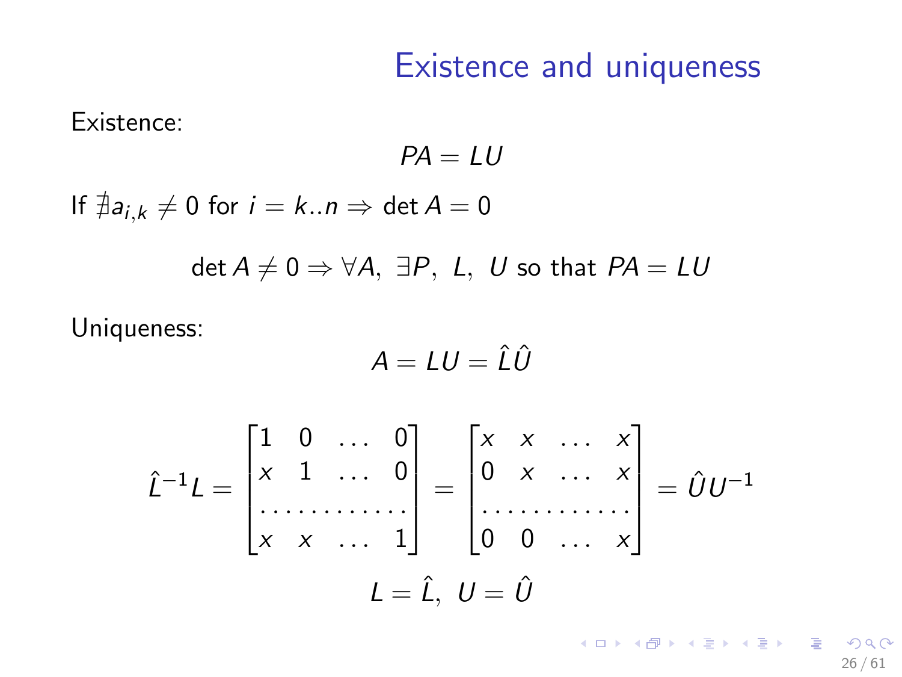# Existence and uniqueness

Existence:

$$PA = LU$$

If $\nexists a_{i,k} \neq 0$ for $i = k..n \Rightarrow \det A = 0$

$$\det A \neq 0 \Rightarrow \forall A,\ \exists P,\ L,\ U \text{ so that } PA = LU$$

Uniqueness:

$$A = LU = \hat{L}\hat{U}$$

$$\hat{L}^{-1}L = \begin{bmatrix} 1 & 0 & \dots & 0 \\ x & 1 & \dots & 0 \\ \dots & \dots & \dots & \dots \\ x & x & \dots & 1 \end{bmatrix} = \begin{bmatrix} x & x & \dots & x \\ 0 & x & \dots & x \\ \dots & \dots & \dots & \dots \\ 0 & 0 & \dots & x \end{bmatrix} = \hat{U}U^{-1}$$

$$L = \hat{L},\ U = \hat{U}$$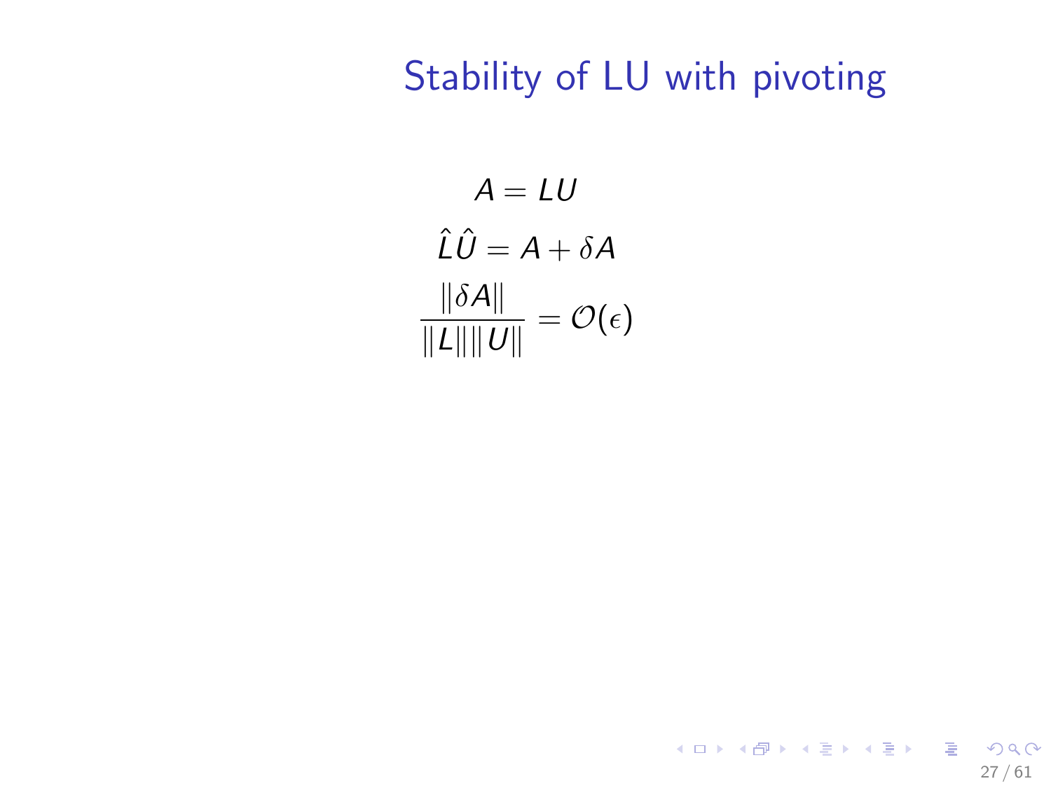# Stability of LU with pivoting

$$A = LU$$

$$\hat{L}\hat{U} = A + \delta A$$

$$\frac{\|\delta A\|}{\|L\|\|U\|} = \mathcal{O}(\epsilon)$$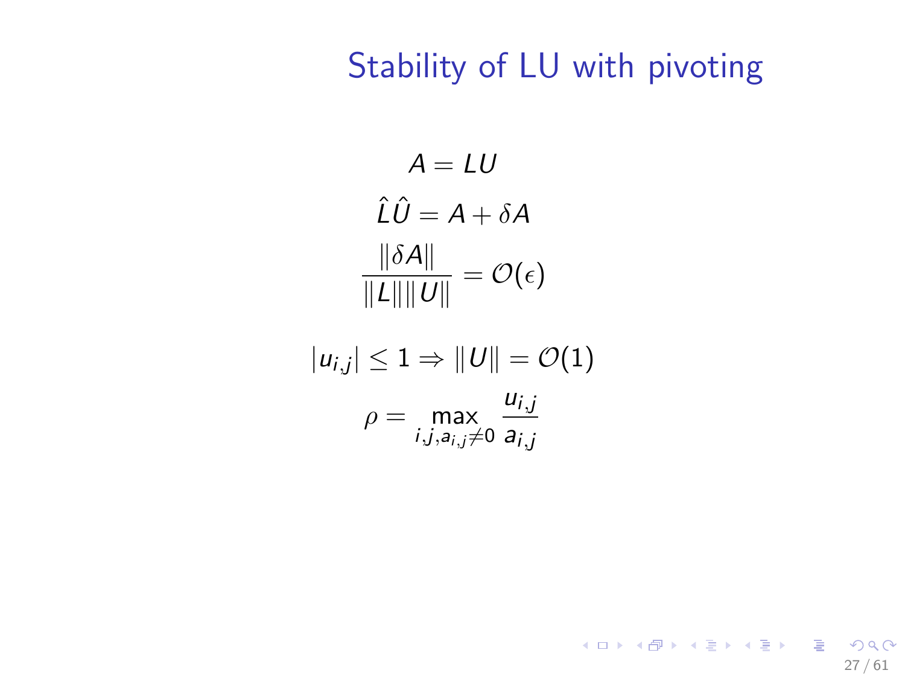# Stability of LU with pivoting

$$A = LU$$

$$\hat{L}\hat{U} = A + \delta A$$

$$\frac{\|\delta A\|}{\|L\|\|U\|} = \mathcal{O}(\epsilon)$$

$$|u_{i,j}| \leq 1 \Rightarrow \|U\| = \mathcal{O}(1)$$

$$\rho = \max_{i,j,a_{i,j} \neq 0} \frac{u_{i,j}}{a_{i,j}}$$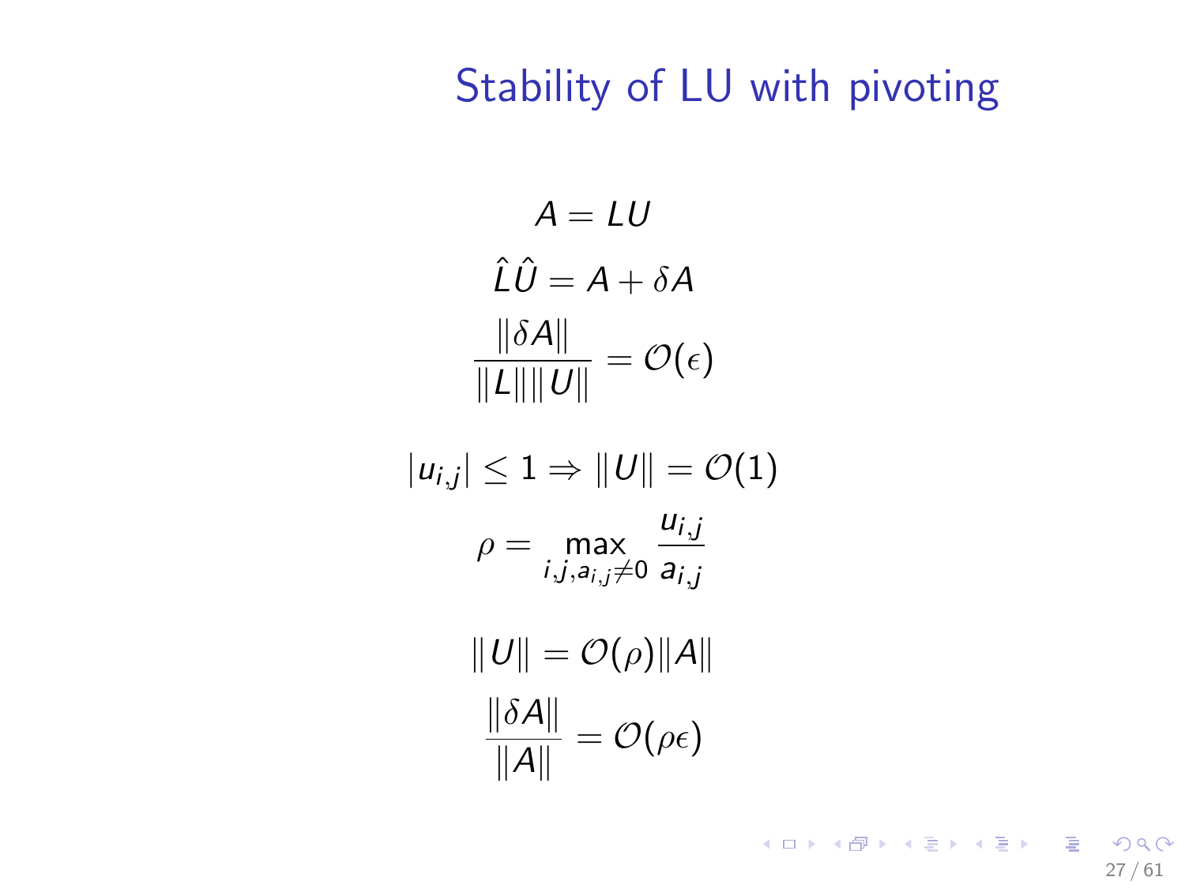# Stability of LU with pivoting

$$A = LU$$

$$\hat{L}\hat{U} = A + \delta A$$

$$\frac{\|\delta A\|}{\|L\|\|U\|} = \mathcal{O}(\epsilon)$$

$$|u_{i,j}| \leq 1 \Rightarrow \|U\| = \mathcal{O}(1)$$

$$\rho = \max_{i,j,a_{i,j} \neq 0} \frac{u_{i,j}}{a_{i,j}}$$

$$\|U\| = \mathcal{O}(\rho)\|A\|$$

$$\frac{\|\delta A\|}{\|A\|} = \mathcal{O}(\rho\epsilon)$$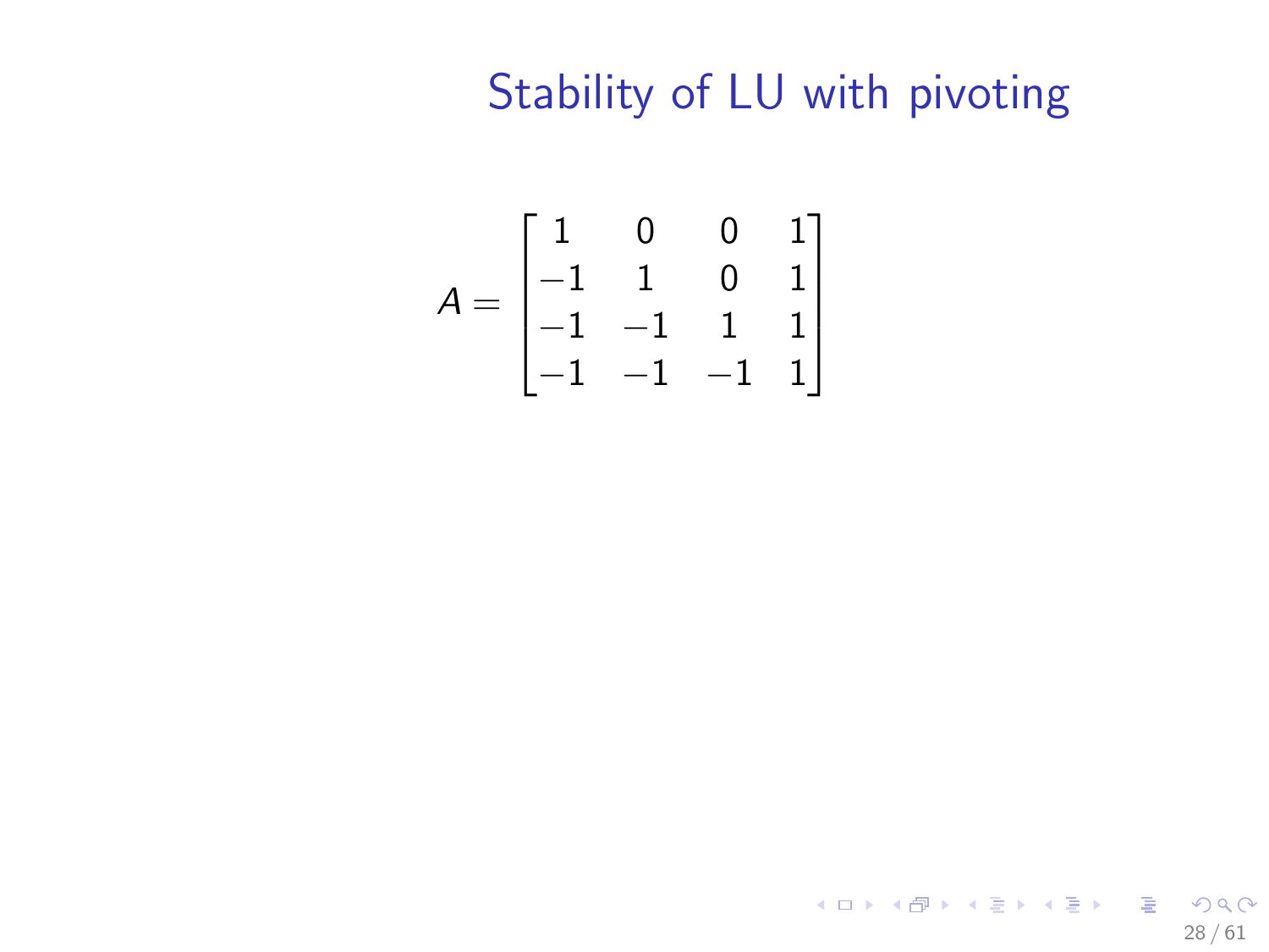# Stability of LU with pivoting

$$A = \begin{bmatrix} 1 & 0 & 0 & 1 \\ -1 & 1 & 0 & 1 \\ -1 & -1 & 1 & 1 \\ -1 & -1 & -1 & 1 \end{bmatrix}$$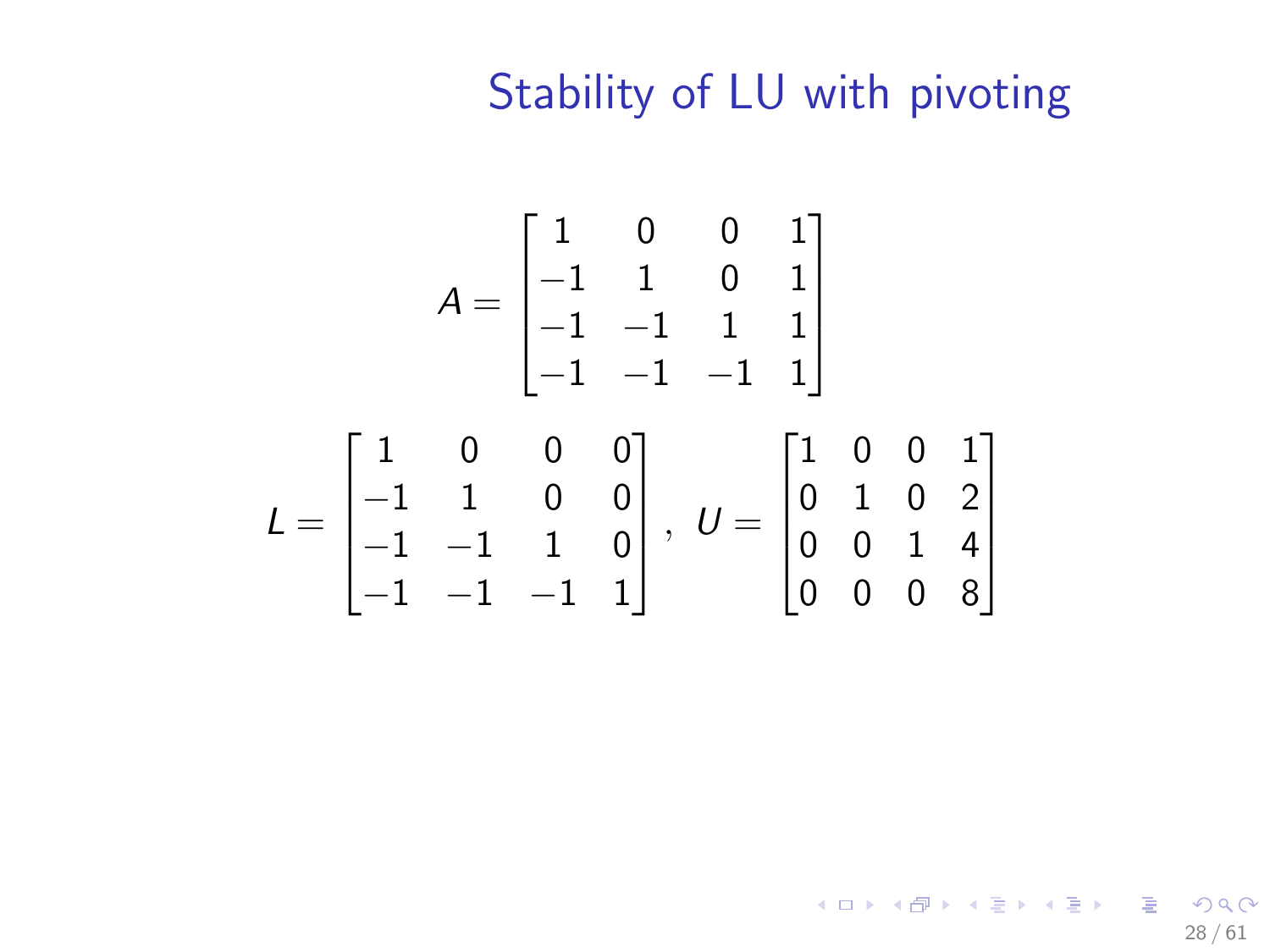# Stability of LU with pivoting

$$A = \begin{bmatrix} 1 & 0 & 0 & 1 \\ -1 & 1 & 0 & 1 \\ -1 & -1 & 1 & 1 \\ -1 & -1 & -1 & 1 \end{bmatrix}$$

$$L = \begin{bmatrix} 1 & 0 & 0 & 0 \\ -1 & 1 & 0 & 0 \\ -1 & -1 & 1 & 0 \\ -1 & -1 & -1 & 1 \end{bmatrix}, \; U = \begin{bmatrix} 1 & 0 & 0 & 1 \\ 0 & 1 & 0 & 2 \\ 0 & 0 & 1 & 4 \\ 0 & 0 & 0 & 8 \end{bmatrix}$$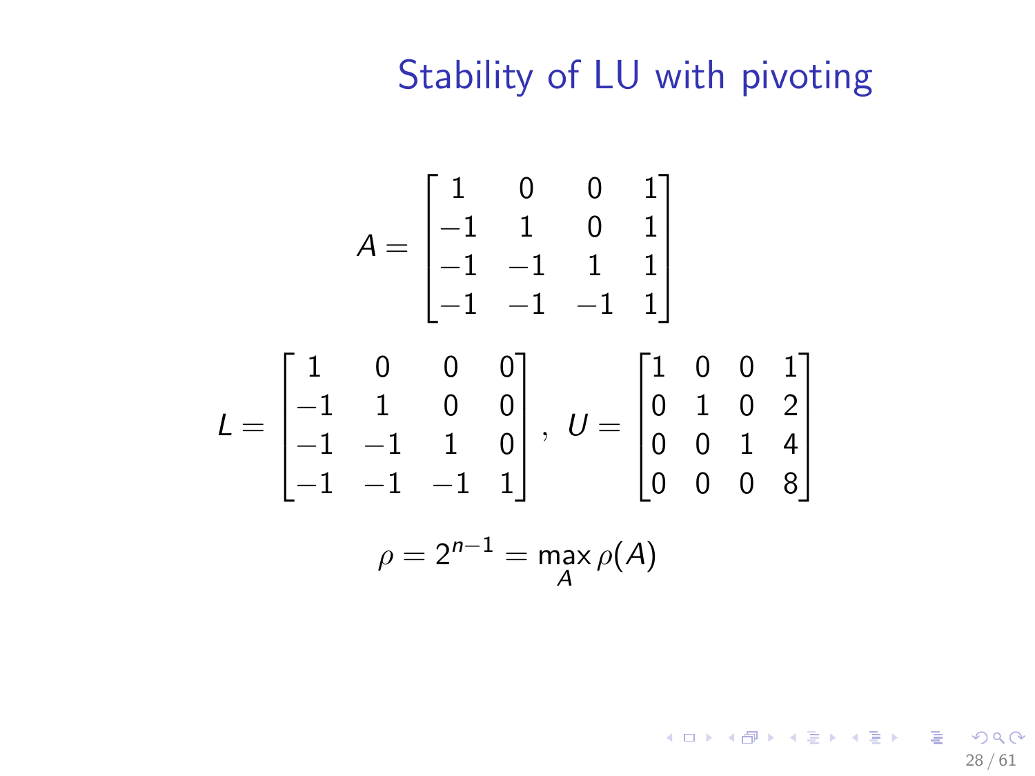# Stability of LU with pivoting

$$A = \begin{bmatrix} 1 & 0 & 0 & 1 \\ -1 & 1 & 0 & 1 \\ -1 & -1 & 1 & 1 \\ -1 & -1 & -1 & 1 \end{bmatrix}$$

$$L = \begin{bmatrix} 1 & 0 & 0 & 0 \\ -1 & 1 & 0 & 0 \\ -1 & -1 & 1 & 0 \\ -1 & -1 & -1 & 1 \end{bmatrix}, \quad U = \begin{bmatrix} 1 & 0 & 0 & 1 \\ 0 & 1 & 0 & 2 \\ 0 & 0 & 1 & 4 \\ 0 & 0 & 0 & 8 \end{bmatrix}$$

$$\rho = 2^{n-1} = \max_A \rho(A)$$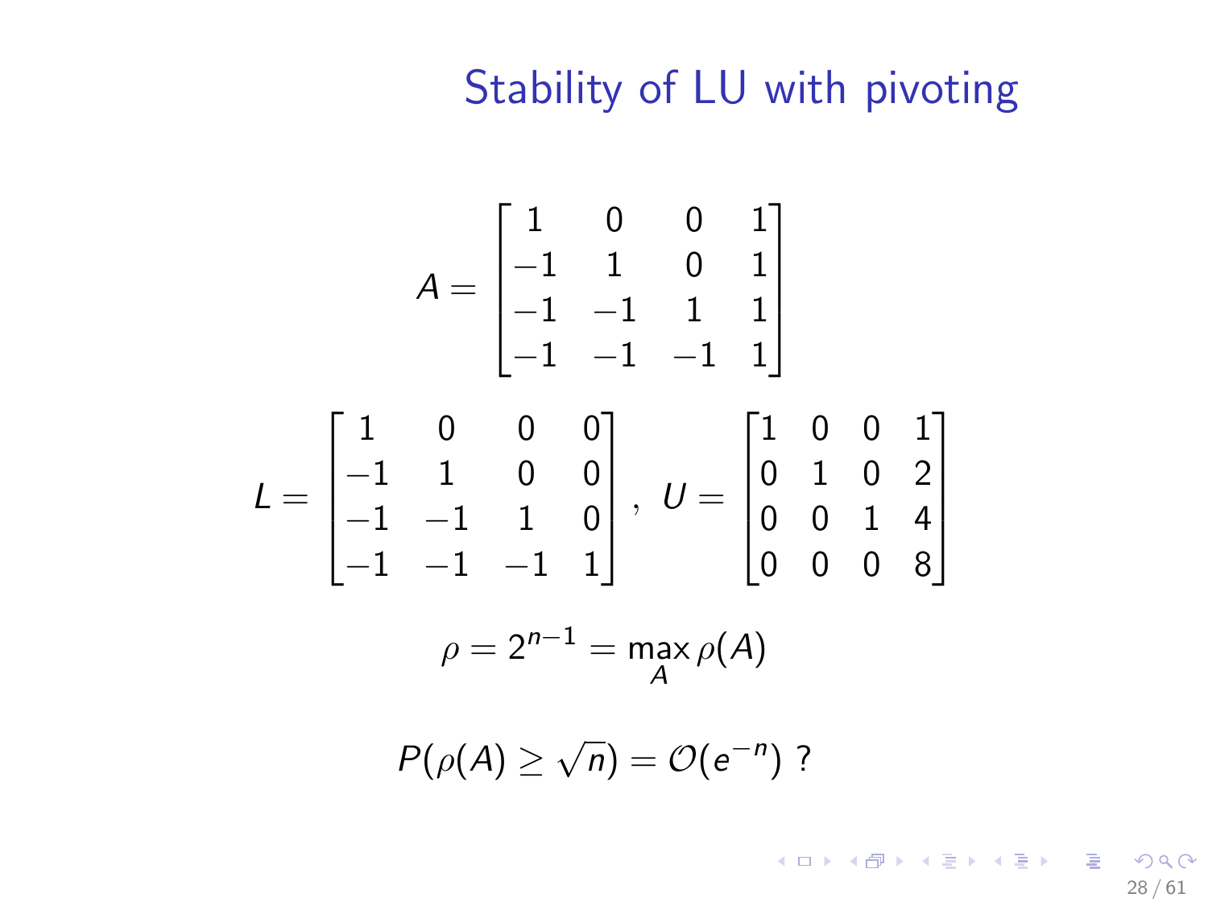# Stability of LU with pivoting

$$A = \begin{bmatrix} 1 & 0 & 0 & 1 \\ -1 & 1 & 0 & 1 \\ -1 & -1 & 1 & 1 \\ -1 & -1 & -1 & 1 \end{bmatrix}$$

$$L = \begin{bmatrix} 1 & 0 & 0 & 0 \\ -1 & 1 & 0 & 0 \\ -1 & -1 & 1 & 0 \\ -1 & -1 & -1 & 1 \end{bmatrix}, \ U = \begin{bmatrix} 1 & 0 & 0 & 1 \\ 0 & 1 & 0 & 2 \\ 0 & 0 & 1 & 4 \\ 0 & 0 & 0 & 8 \end{bmatrix}$$

$$\rho = 2^{n-1} = \max_A \rho(A)$$

$$P(\rho(A) \geq \sqrt{n}) = \mathcal{O}(e^{-n}) \ ?$$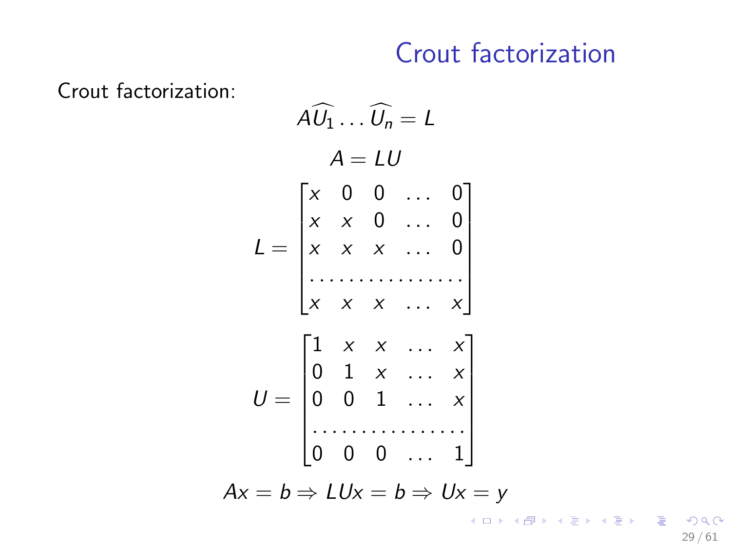# Crout factorization

Crout factorization:

$$A\widehat{U_1}\dots\widehat{U_n} = L$$

$$A = LU$$

$$L = \begin{bmatrix} x & 0 & 0 & \dots & 0 \\ x & x & 0 & \dots & 0 \\ x & x & x & \dots & 0 \\ \dots & \dots & \dots & \dots & \dots \\ x & x & x & \dots & x \end{bmatrix}$$

$$U = \begin{bmatrix} 1 & x & x & \dots & x \\ 0 & 1 & x & \dots & x \\ 0 & 0 & 1 & \dots & x \\ \dots & \dots & \dots & \dots & \dots \\ 0 & 0 & 0 & \dots & 1 \end{bmatrix}$$

$$Ax = b \Rightarrow LUx = b \Rightarrow Ux = y$$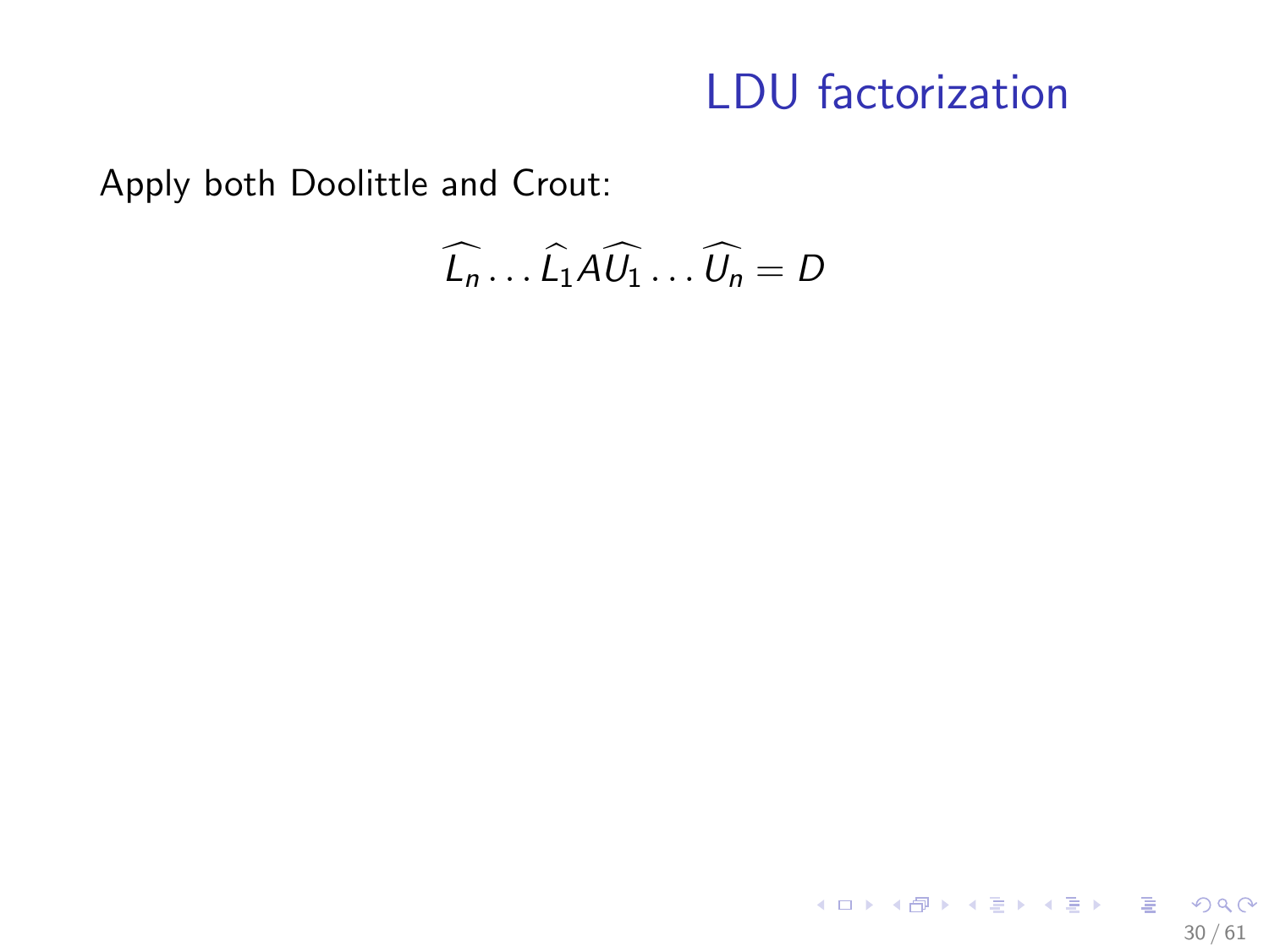# LDU factorization

Apply both Doolittle and Crout:

$$\widehat{L_n} \dots \widehat{L_1} A \widehat{U_1} \dots \widehat{U_n} = D$$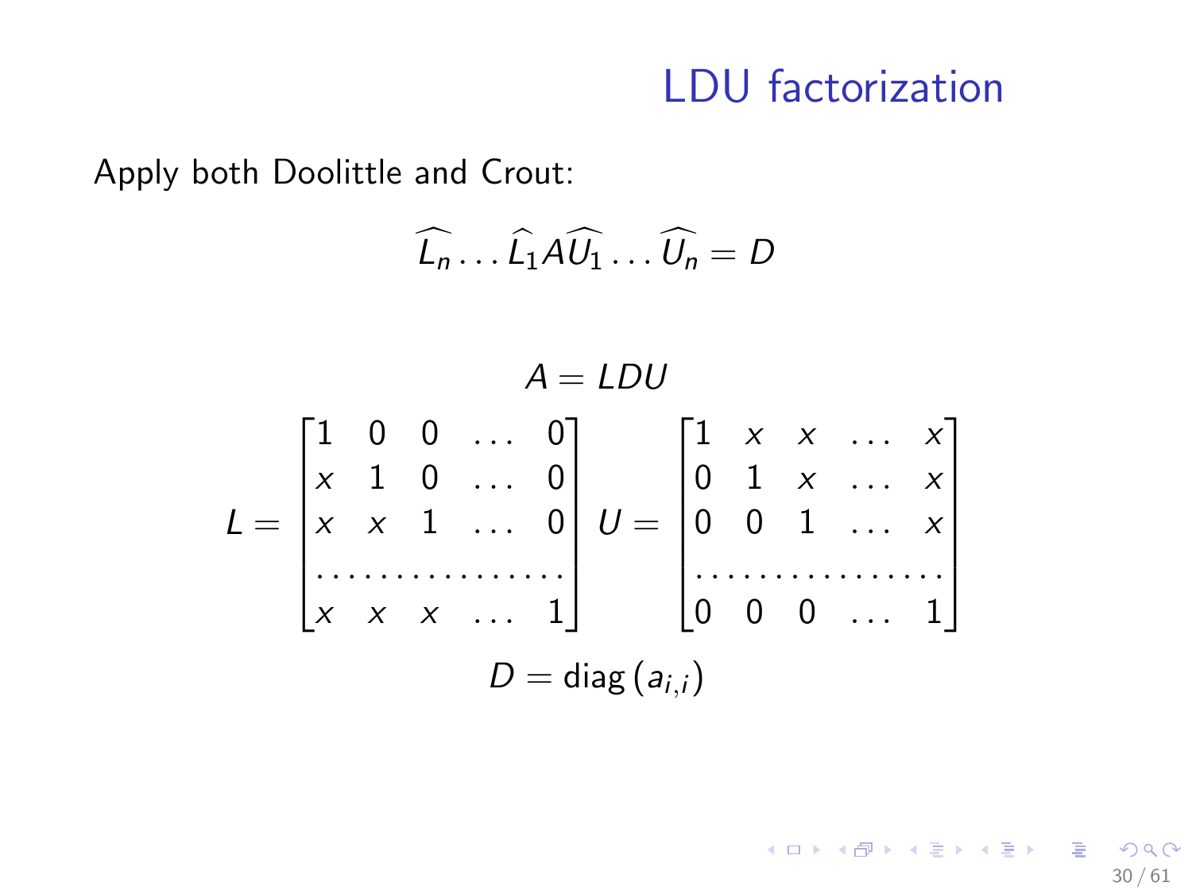# LDU factorization

Apply both Doolittle and Crout:

$$\widehat{L_n} \dots \widehat{L_1} A \widehat{U_1} \dots \widehat{U_n} = D$$

$$A = LDU$$

$$L = \begin{bmatrix} 1 & 0 & 0 & \dots & 0 \\ x & 1 & 0 & \dots & 0 \\ x & x & 1 & \dots & 0 \\ \dots & \dots & \dots & \dots & \dots \\ x & x & x & \dots & 1 \end{bmatrix} \; U = \begin{bmatrix} 1 & x & x & \dots & x \\ 0 & 1 & x & \dots & x \\ 0 & 0 & 1 & \dots & x \\ \dots & \dots & \dots & \dots & \dots \\ 0 & 0 & 0 & \dots & 1 \end{bmatrix}$$

$$D = \mathrm{diag}\left(a_{i,i}\right)$$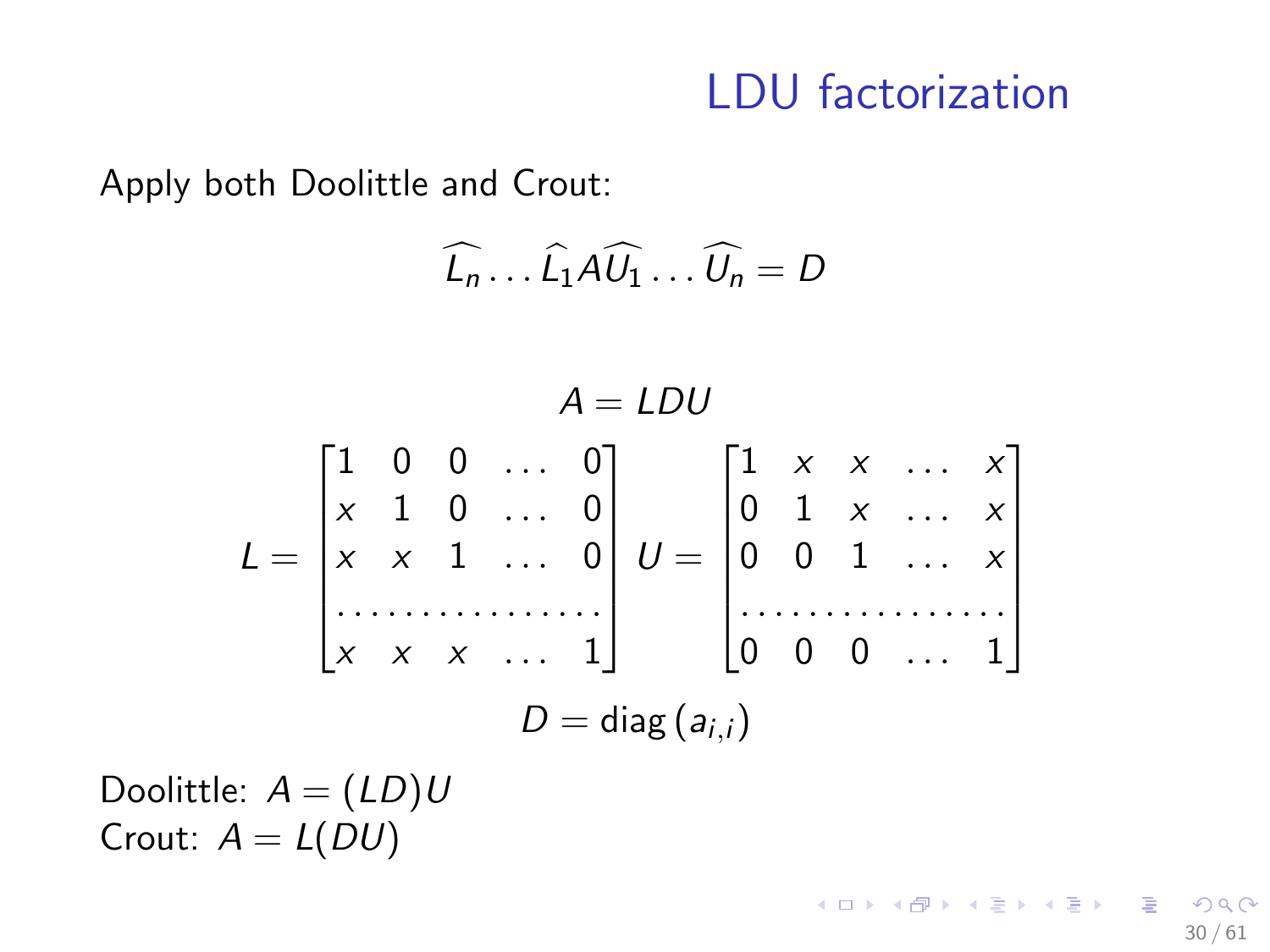# LDU factorization

Apply both Doolittle and Crout:

$$\widehat{L_n} \dots \widehat{L_1} A \widehat{U_1} \dots \widehat{U_n} = D$$

$$A = LDU$$

$$L = \begin{bmatrix} 1 & 0 & 0 & \dots & 0 \\ x & 1 & 0 & \dots & 0 \\ x & x & 1 & \dots & 0 \\ \dots & \dots & \dots & \dots & \dots \\ x & x & x & \dots & 1 \end{bmatrix} \quad U = \begin{bmatrix} 1 & x & x & \dots & x \\ 0 & 1 & x & \dots & x \\ 0 & 0 & 1 & \dots & x \\ \dots & \dots & \dots & \dots & \dots \\ 0 & 0 & 0 & \dots & 1 \end{bmatrix}$$

$$D = \operatorname{diag}(a_{i,i})$$

Doolittle: $A = (LD)U$
Crout: $A = L(DU)$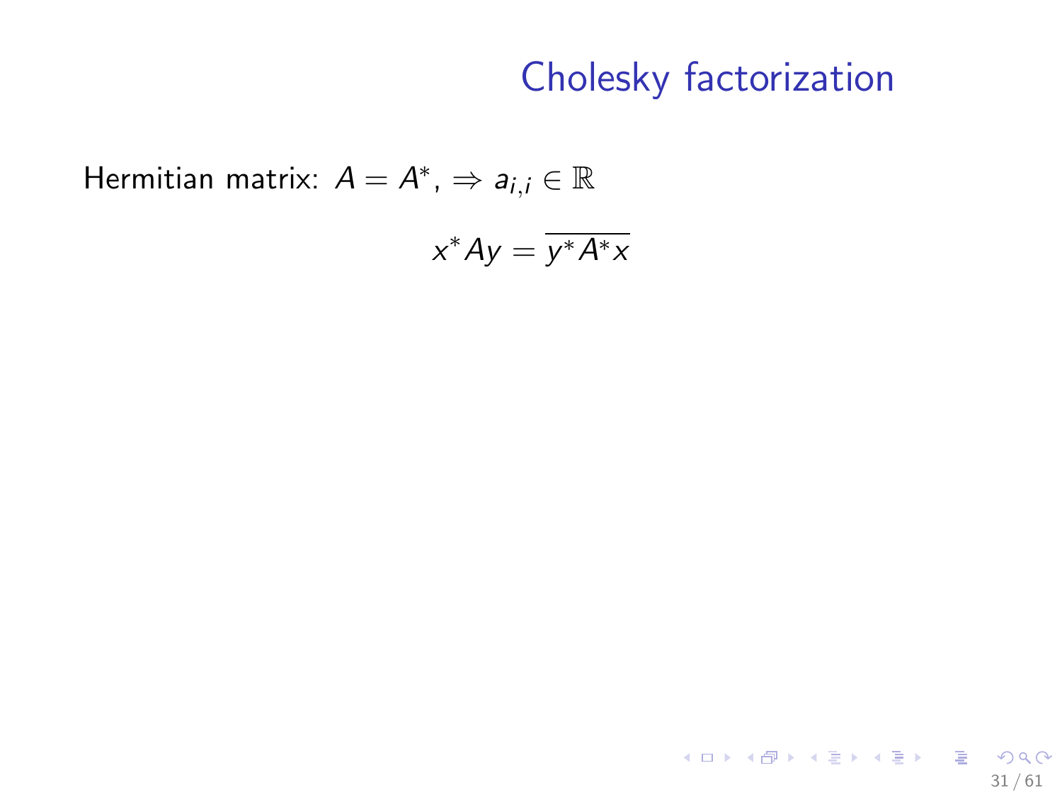# Cholesky factorization

Hermitian matrix: $A = A^*$, $\Rightarrow a_{i,i} \in \mathbb{R}$

$$x^* A y = \overline{y^* A^* x}$$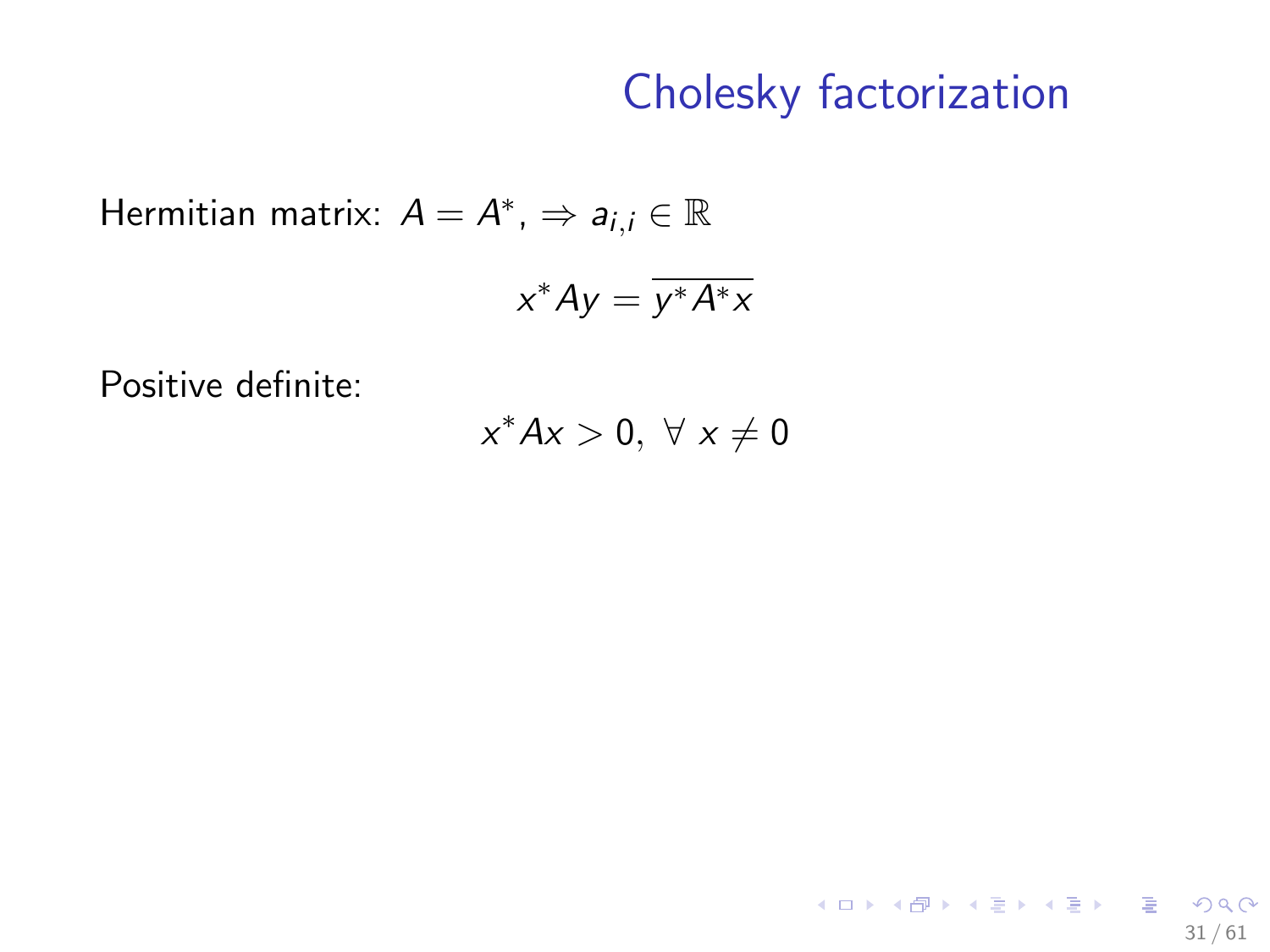# Cholesky factorization

Hermitian matrix: $A = A^*$, $\Rightarrow a_{i,i} \in \mathbb{R}$

$$x^* A y = \overline{y^* A^* x}$$

Positive definite:

$$x^* A x > 0, \ \forall \ x \neq 0$$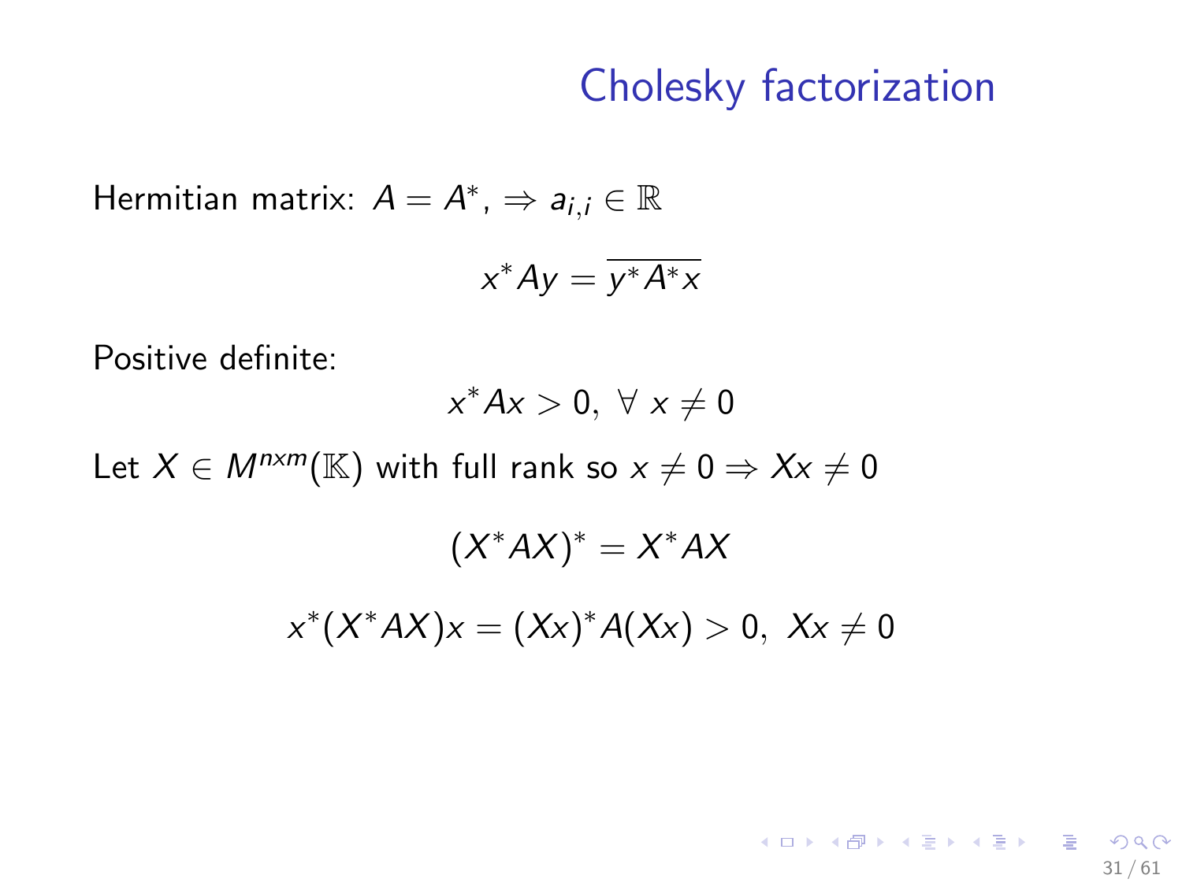# Cholesky factorization

Hermitian matrix: $A = A^*$, $\Rightarrow a_{i,i} \in \mathbb{R}$

$$x^* A y = \overline{y^* A^* x}$$

Positive definite:

$$x^* A x > 0, \ \forall \ x \neq 0$$

Let $X \in M^{nxm}(\mathbb{K})$ with full rank so $x \neq 0 \Rightarrow Xx \neq 0$

$$(X^* A X)^* = X^* A X$$

$$x^*(X^* A X)x = (Xx)^* A (Xx) > 0, \ Xx \neq 0$$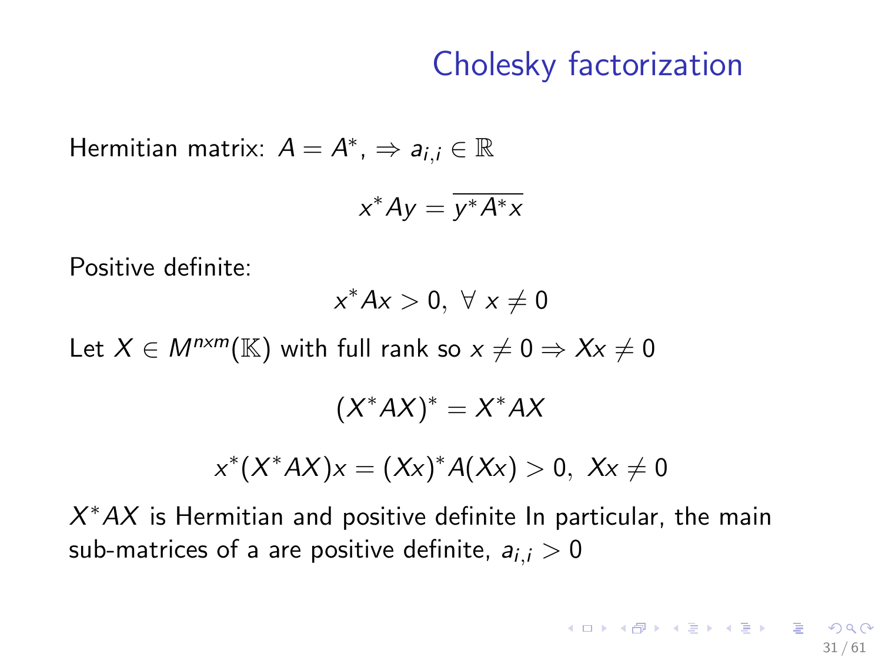# Cholesky factorization

Hermitian matrix: $A = A^*$, $\Rightarrow a_{i,i} \in \mathbb{R}$

$$x^* A y = \overline{y^* A^* x}$$

Positive definite:

$$x^* A x > 0, \ \forall \ x \neq 0$$

Let $X \in M^{nxm}(\mathbb{K})$ with full rank so $x \neq 0 \Rightarrow Xx \neq 0$

$$(X^* A X)^* = X^* A X$$

$$x^*(X^* A X)x = (Xx)^* A (Xx) > 0, \ Xx \neq 0$$

$X^* A X$ is Hermitian and positive definite In particular, the main sub-matrices of a are positive definite, $a_{i,i} > 0$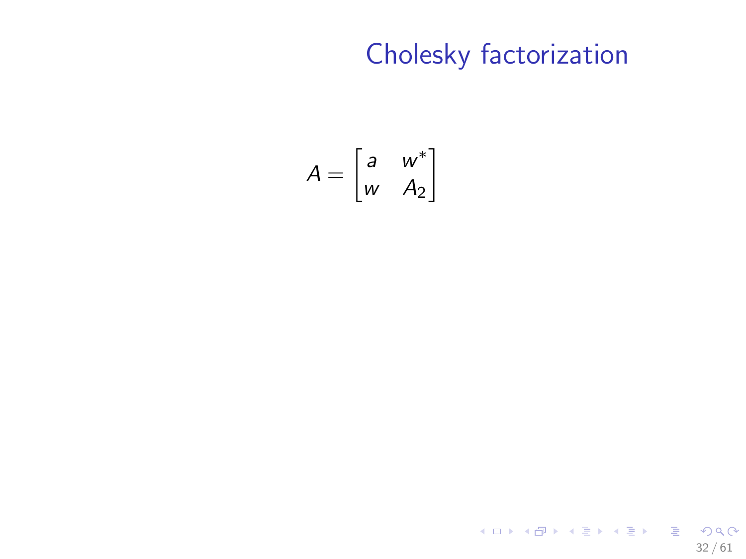# Cholesky factorization

$$A = \begin{bmatrix} a & w^* \\ w & A_2 \end{bmatrix}$$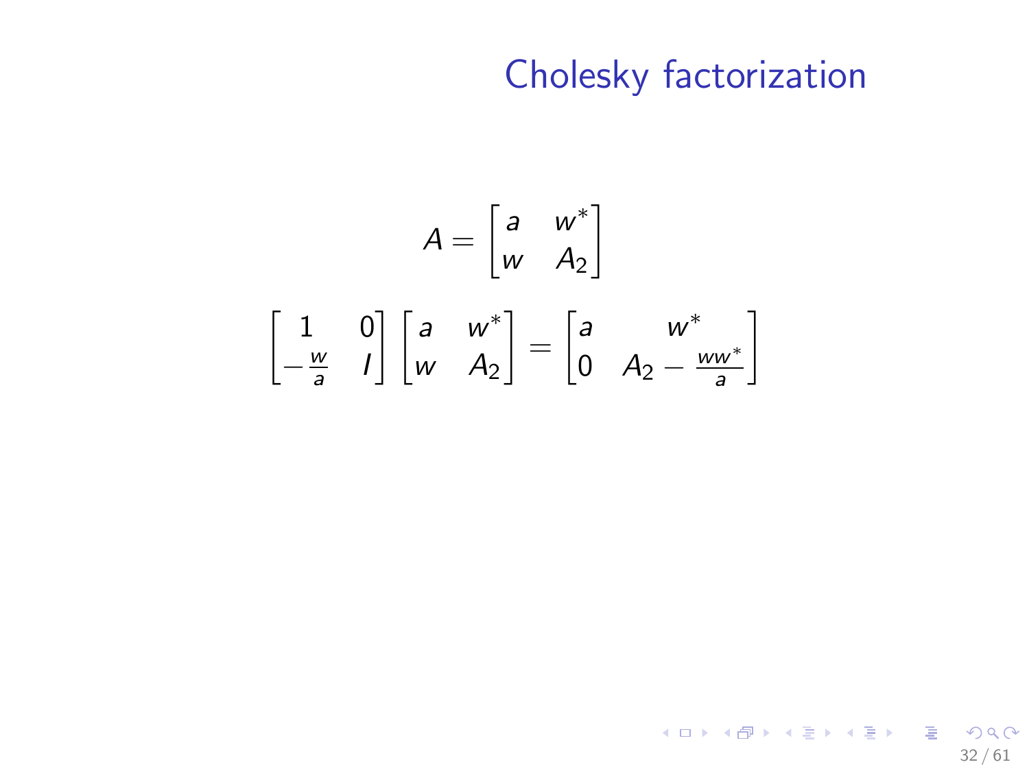# Cholesky factorization

$$A = \begin{bmatrix} a & w^* \\ w & A_2 \end{bmatrix}$$

$$\begin{bmatrix} 1 & 0 \\ -\frac{w}{a} & I \end{bmatrix} \begin{bmatrix} a & w^* \\ w & A_2 \end{bmatrix} = \begin{bmatrix} a & w^* \\ 0 & A_2 - \frac{ww^*}{a} \end{bmatrix}$$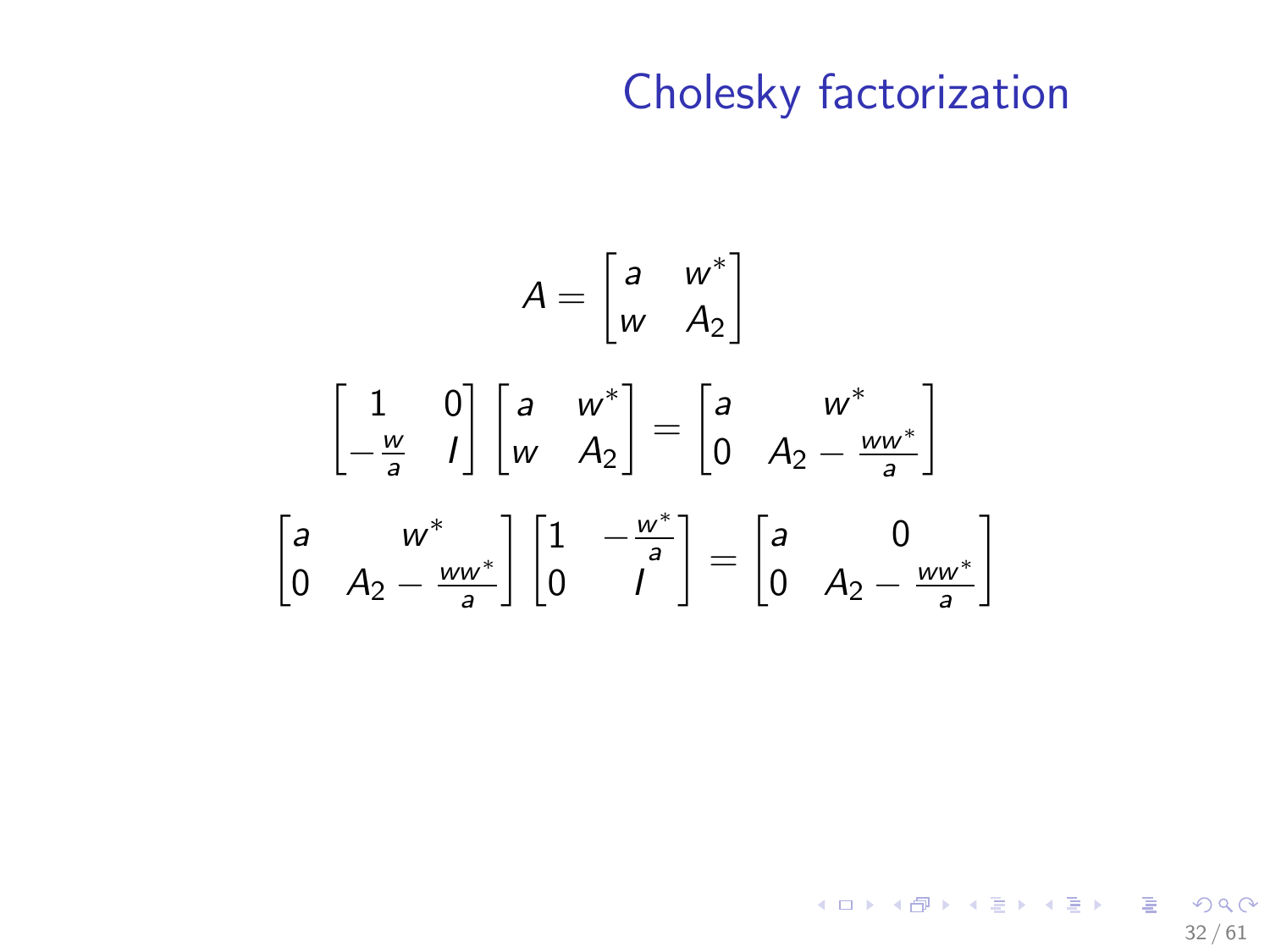# Cholesky factorization

$$A = \begin{bmatrix} a & w^* \\ w & A_2 \end{bmatrix}$$

$$\begin{bmatrix} 1 & 0 \\ -\frac{w}{a} & I \end{bmatrix} \begin{bmatrix} a & w^* \\ w & A_2 \end{bmatrix} = \begin{bmatrix} a & w^* \\ 0 & A_2 - \frac{ww^*}{a} \end{bmatrix}$$

$$\begin{bmatrix} a & w^* \\ 0 & A_2 - \frac{ww^*}{a} \end{bmatrix} \begin{bmatrix} 1 & -\frac{w^*}{a} \\ 0 & I \end{bmatrix} = \begin{bmatrix} a & 0 \\ 0 & A_2 - \frac{ww^*}{a} \end{bmatrix}$$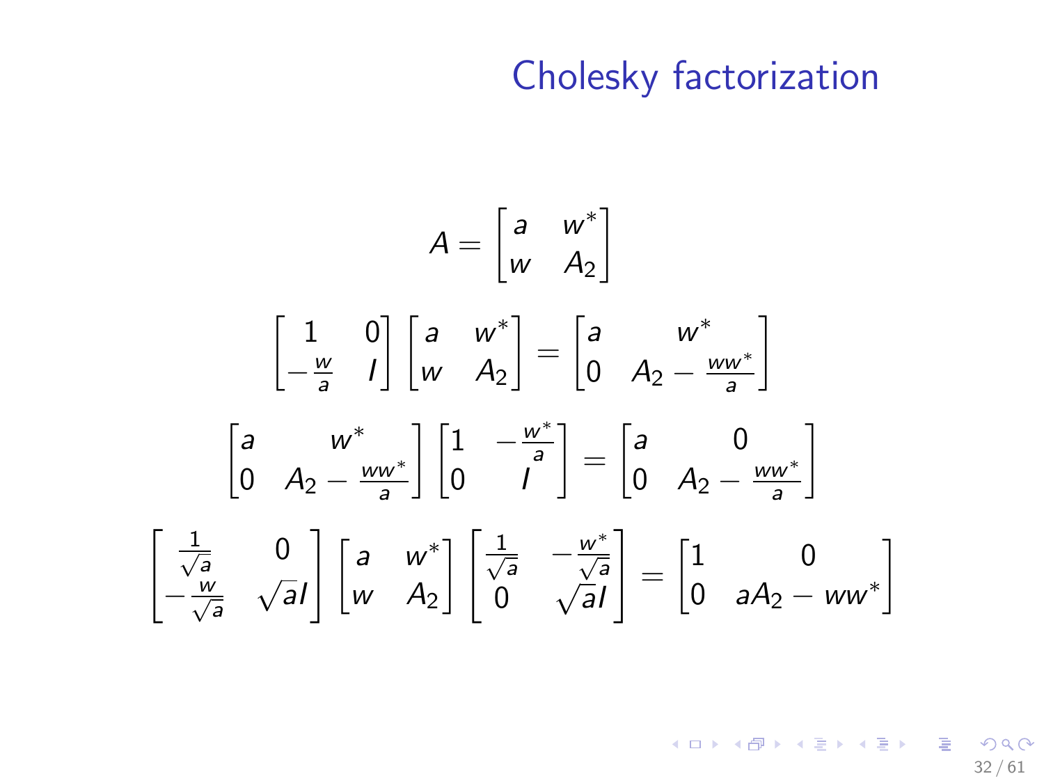# Cholesky factorization

$$A = \begin{bmatrix} a & w^* \\ w & A_2 \end{bmatrix}$$

$$\begin{bmatrix} 1 & 0 \\ -\frac{w}{a} & I \end{bmatrix} \begin{bmatrix} a & w^* \\ w & A_2 \end{bmatrix} = \begin{bmatrix} a & w^* \\ 0 & A_2 - \frac{ww^*}{a} \end{bmatrix}$$

$$\begin{bmatrix} a & w^* \\ 0 & A_2 - \frac{ww^*}{a} \end{bmatrix} \begin{bmatrix} 1 & -\frac{w^*}{a} \\ 0 & I \end{bmatrix} = \begin{bmatrix} a & 0 \\ 0 & A_2 - \frac{ww^*}{a} \end{bmatrix}$$

$$\begin{bmatrix} \frac{1}{\sqrt{a}} & 0 \\ -\frac{w}{\sqrt{a}} & \sqrt{a}I \end{bmatrix} \begin{bmatrix} a & w^* \\ w & A_2 \end{bmatrix} \begin{bmatrix} \frac{1}{\sqrt{a}} & -\frac{w^*}{\sqrt{a}} \\ 0 & \sqrt{a}I \end{bmatrix} = \begin{bmatrix} 1 & 0 \\ 0 & aA_2 - ww^* \end{bmatrix}$$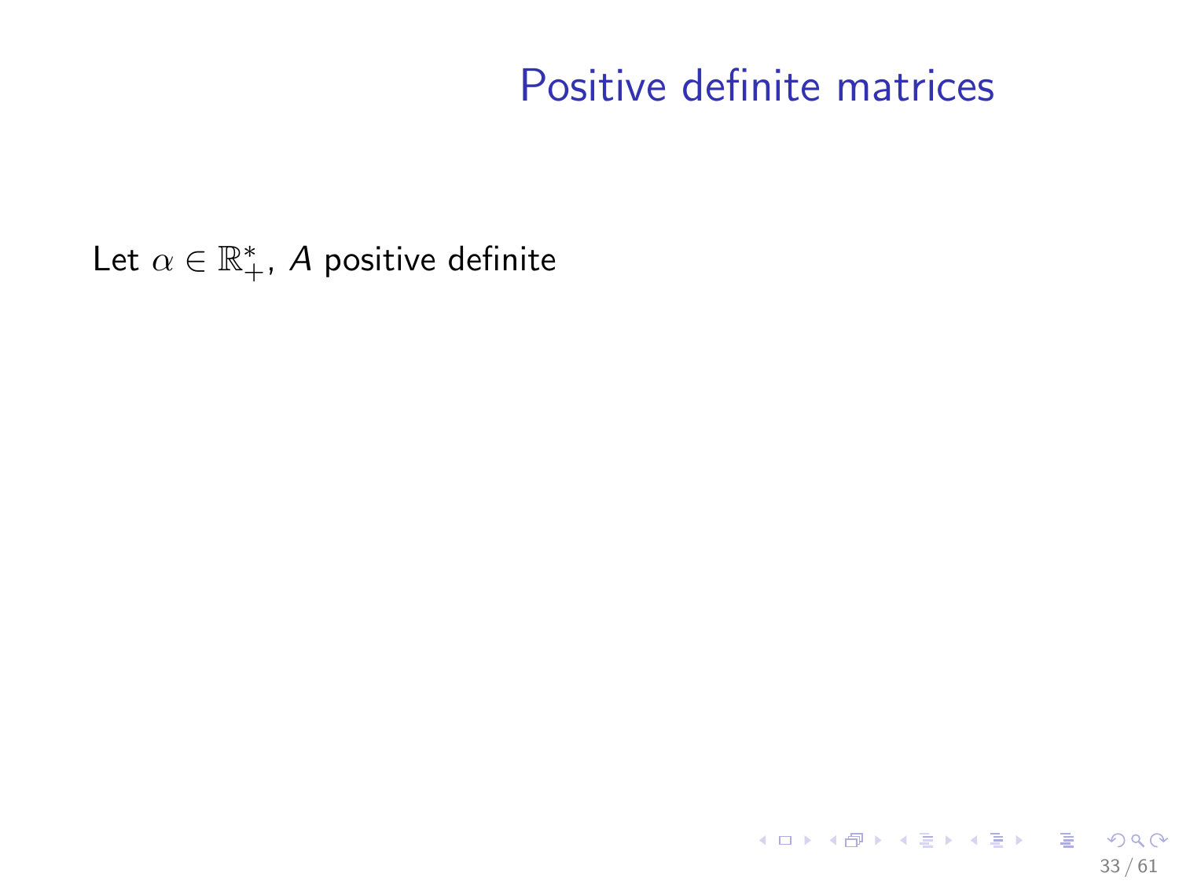# Positive definite matrices

Let $\alpha \in \mathbb{R}_+^*$, $A$ positive definite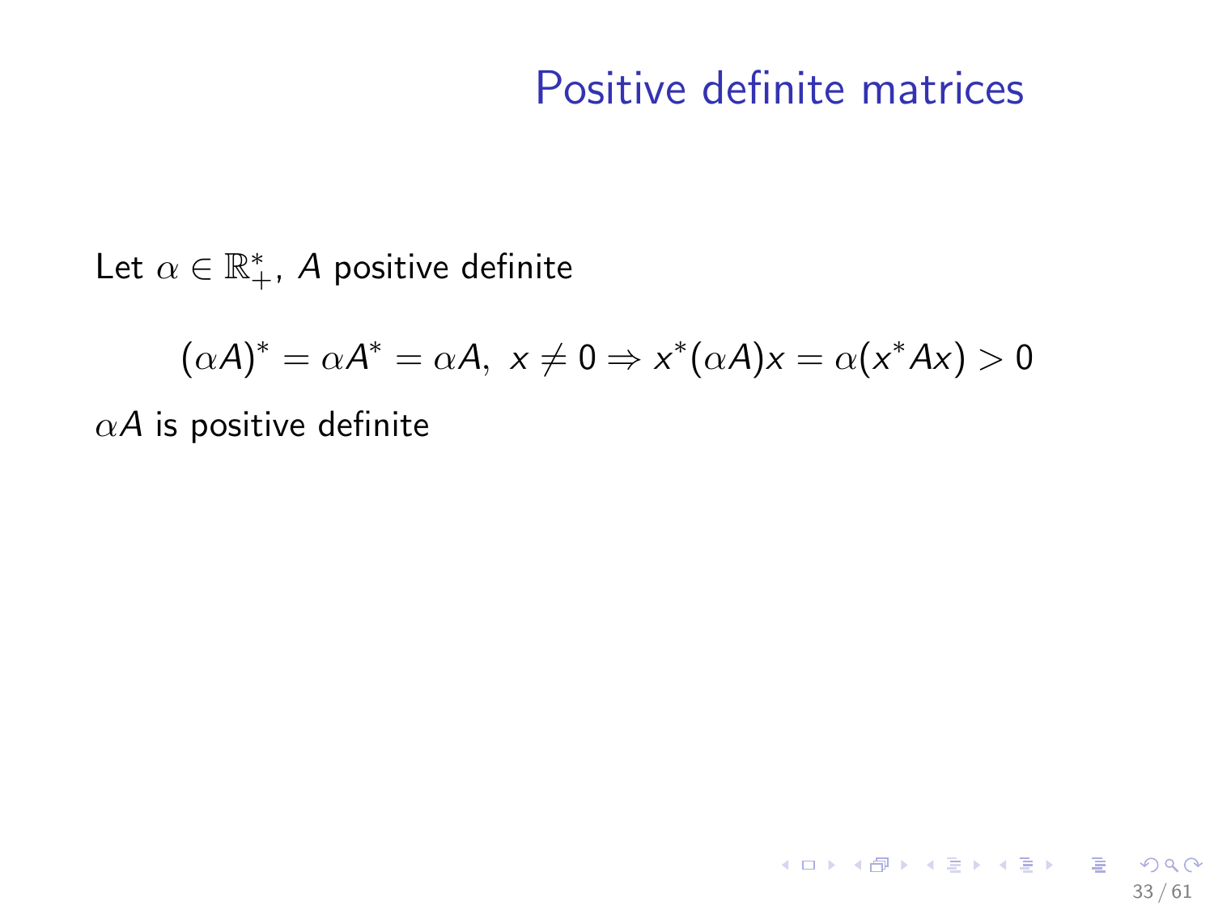# Positive definite matrices

Let $\alpha \in \mathbb{R}_+^*$, $A$ positive definite

$$(\alpha A)^* = \alpha A^* = \alpha A,\ x \neq 0 \Rightarrow x^*(\alpha A)x = \alpha(x^* A x) > 0$$

$\alpha A$ is positive definite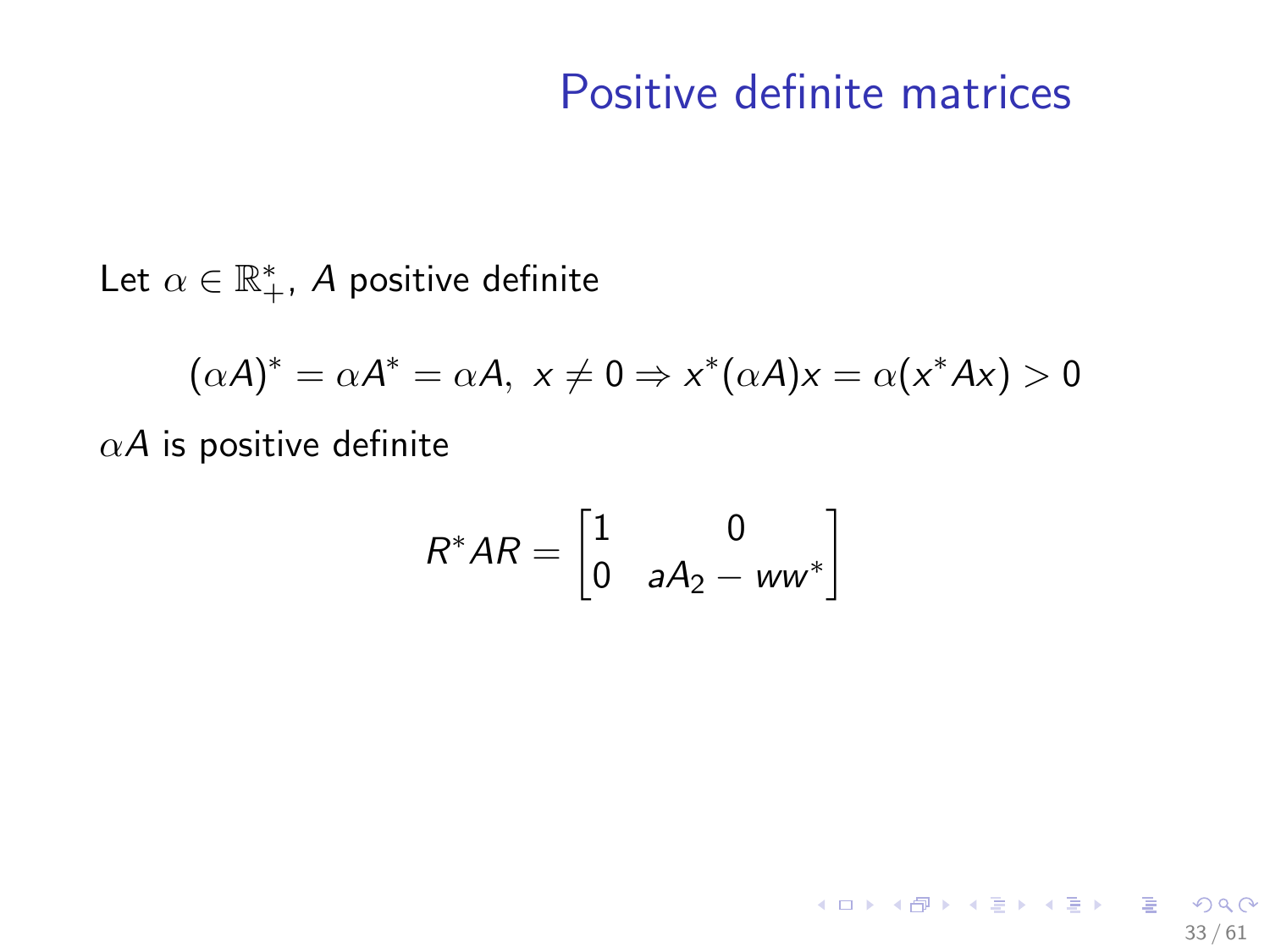# Positive definite matrices

Let $\alpha \in \mathbb{R}_+^*$, $A$ positive definite

$$(\alpha A)^* = \alpha A^* = \alpha A,\ x \neq 0 \Rightarrow x^*(\alpha A)x = \alpha(x^* A x) > 0$$

$\alpha A$ is positive definite

$$R^* A R = \begin{bmatrix} 1 & 0 \\ 0 & a A_2 - w w^* \end{bmatrix}$$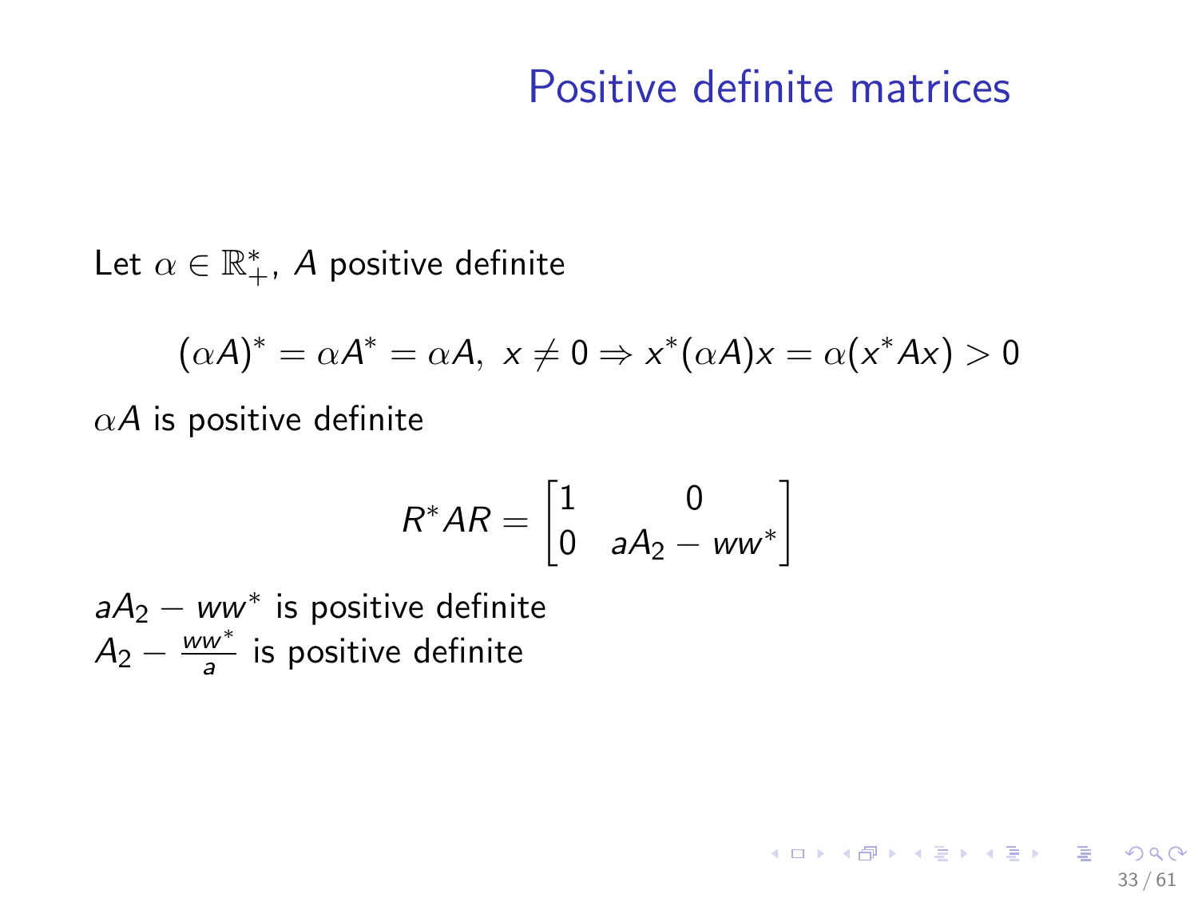# Positive definite matrices

Let $\alpha \in \mathbb{R}_+^*$, $A$ positive definite

$$(\alpha A)^* = \alpha A^* = \alpha A, \; x \neq 0 \Rightarrow x^*(\alpha A)x = \alpha(x^* A x) > 0$$

$\alpha A$ is positive definite

$$R^* A R = \begin{bmatrix} 1 & 0 \\ 0 & aA_2 - ww^* \end{bmatrix}$$

$aA_2 - ww^*$ is positive definite
$A_2 - \frac{ww^*}{a}$ is positive definite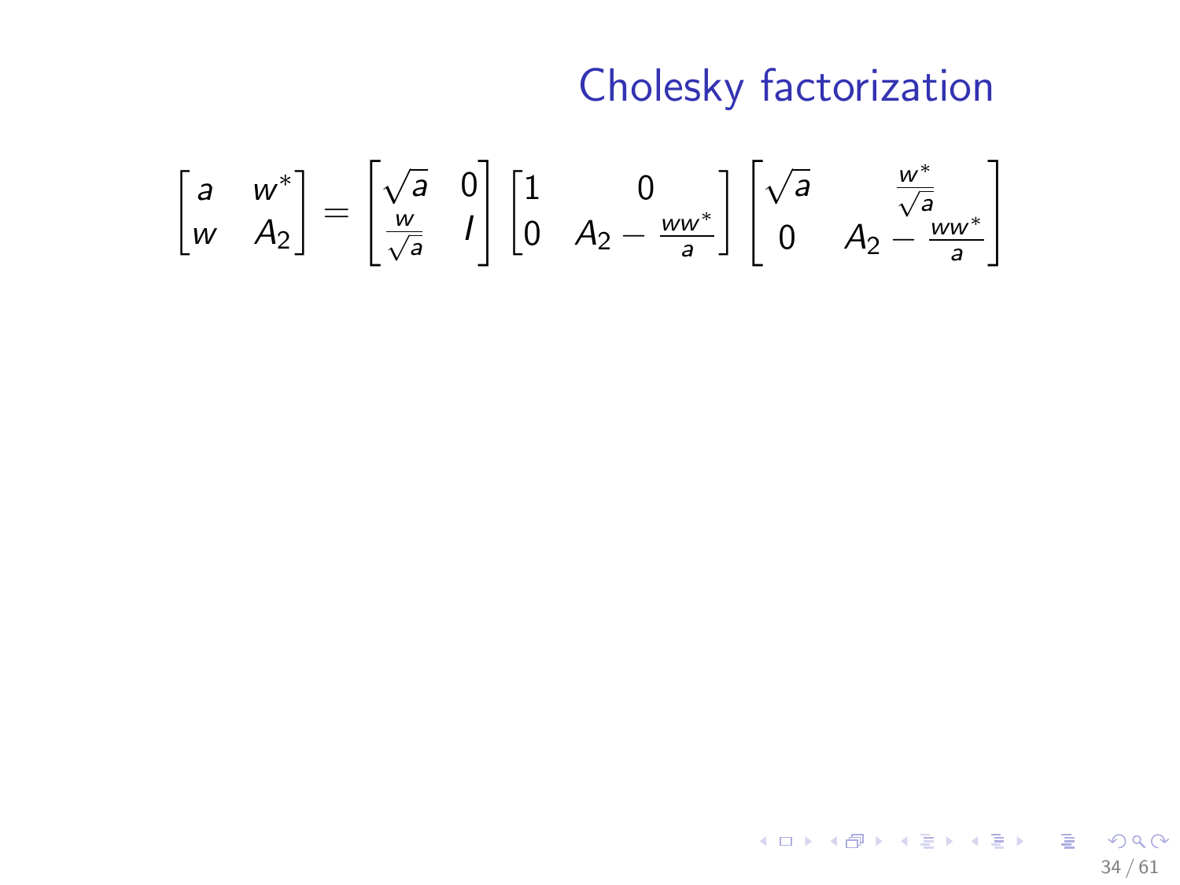# Cholesky factorization

$$
\begin{bmatrix} a & w^* \\ w & A_2 \end{bmatrix} = \begin{bmatrix} \sqrt{a} & 0 \\ \frac{w}{\sqrt{a}} & I \end{bmatrix} \begin{bmatrix} 1 & 0 \\ 0 & A_2 - \frac{ww^*}{a} \end{bmatrix} \begin{bmatrix} \sqrt{a} & \frac{w^*}{\sqrt{a}} \\ 0 & A_2 - \frac{ww^*}{a} \end{bmatrix}
$$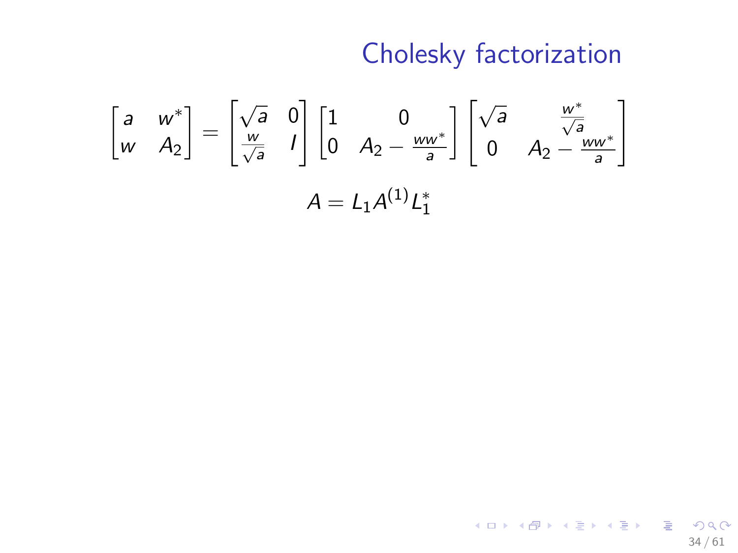# Cholesky factorization

$$
\begin{bmatrix} a & w^* \\ w & A_2 \end{bmatrix} = \begin{bmatrix} \sqrt{a} & 0 \\ \frac{w}{\sqrt{a}} & I \end{bmatrix} \begin{bmatrix} 1 & 0 \\ 0 & A_2 - \frac{ww^*}{a} \end{bmatrix} \begin{bmatrix} \sqrt{a} & \frac{w^*}{\sqrt{a}} \\ 0 & A_2 - \frac{ww^*}{a} \end{bmatrix}
$$

$$
A = L_1 A^{(1)} L_1^*
$$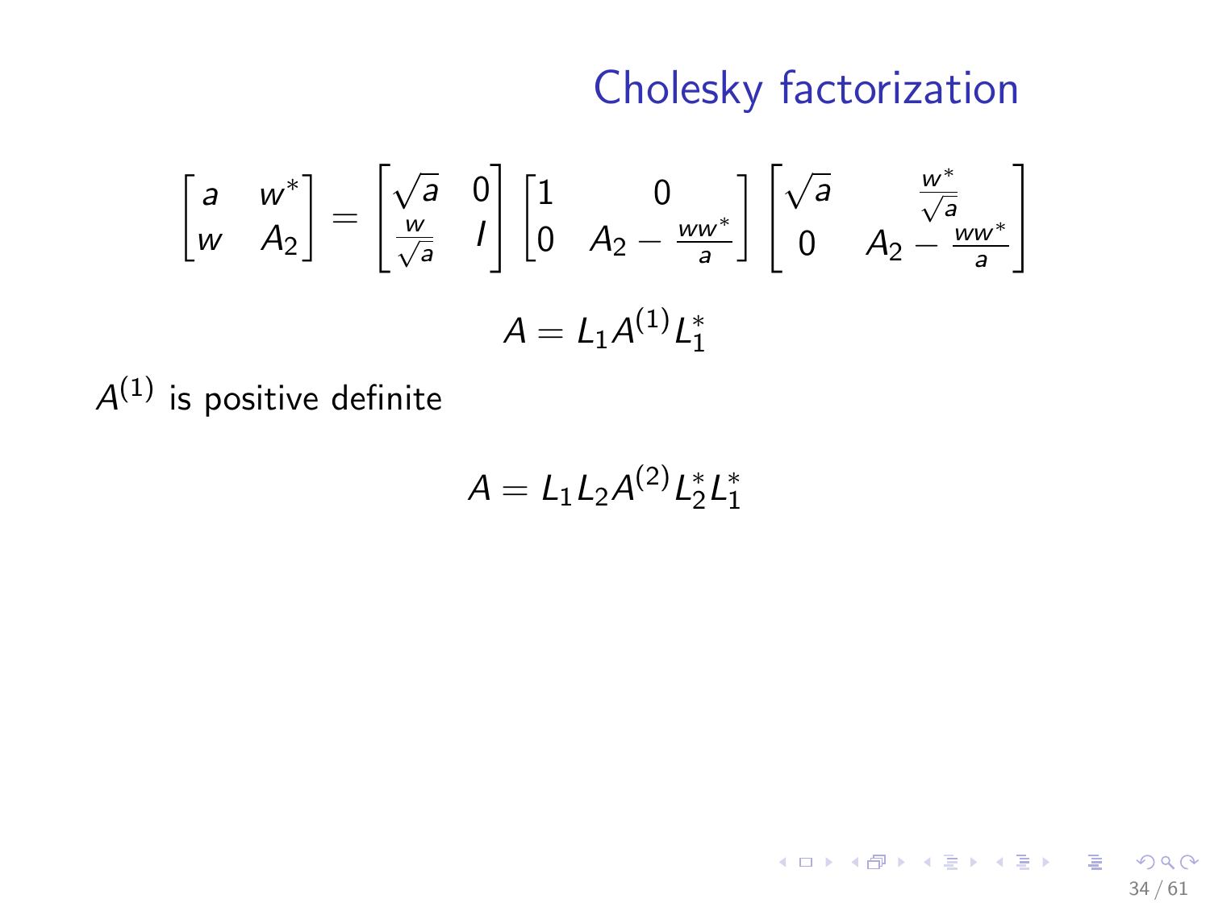# Cholesky factorization

$$\begin{bmatrix} a & w^* \\ w & A_2 \end{bmatrix} = \begin{bmatrix} \sqrt{a} & 0 \\ \frac{w}{\sqrt{a}} & I \end{bmatrix} \begin{bmatrix} 1 & 0 \\ 0 & A_2 - \frac{ww^*}{a} \end{bmatrix} \begin{bmatrix} \sqrt{a} & \frac{w^*}{\sqrt{a}} \\ 0 & A_2 - \frac{ww^*}{a} \end{bmatrix}$$

$$A = L_1 A^{(1)} L_1^*$$

$A^{(1)}$ is positive definite

$$A = L_1 L_2 A^{(2)} L_2^* L_1^*$$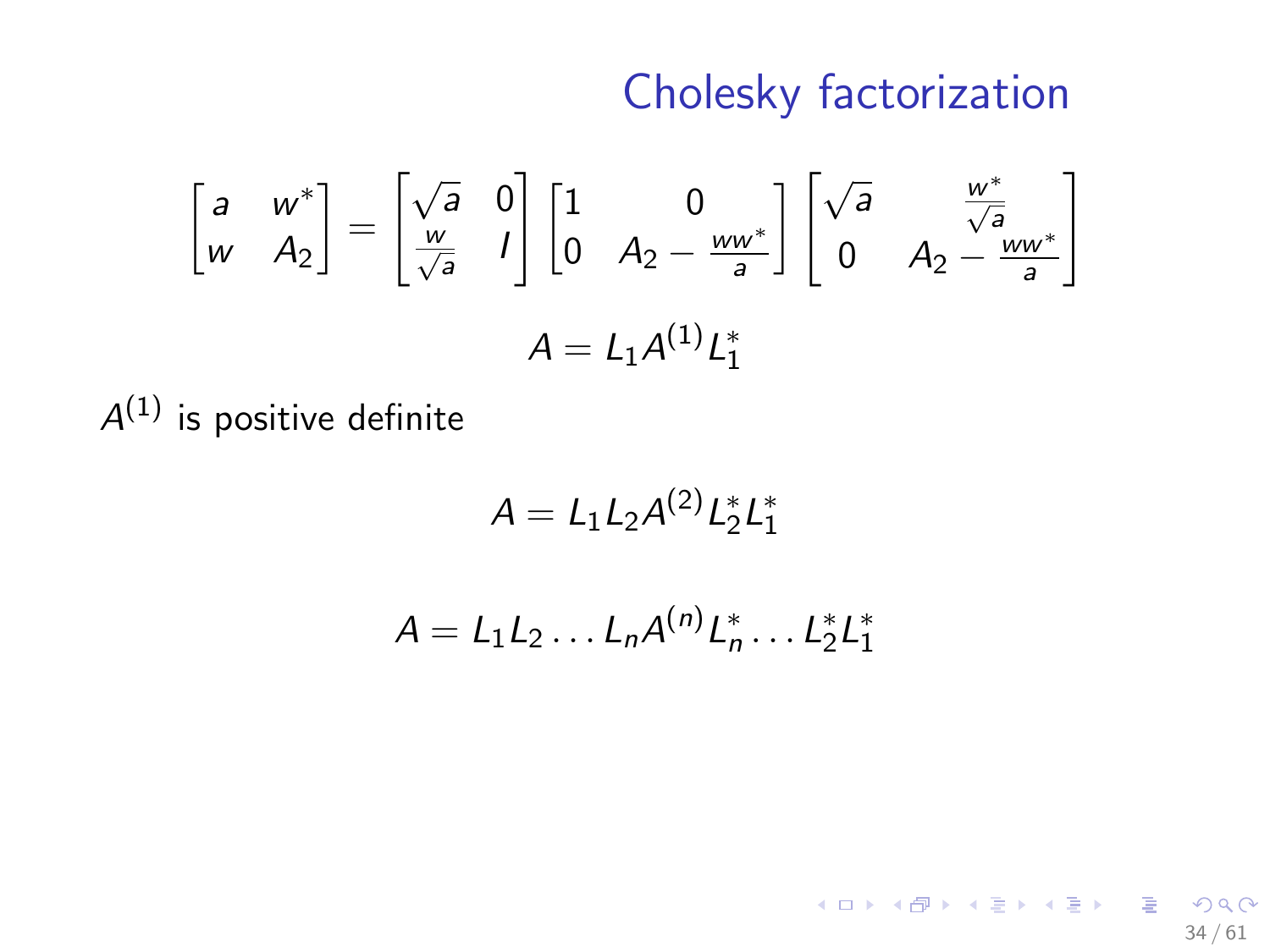# Cholesky factorization

$$\begin{bmatrix} a & w^* \\ w & A_2 \end{bmatrix} = \begin{bmatrix} \sqrt{a} & 0 \\ \frac{w}{\sqrt{a}} & I \end{bmatrix} \begin{bmatrix} 1 & 0 \\ 0 & A_2 - \frac{ww^*}{a} \end{bmatrix} \begin{bmatrix} \sqrt{a} & \frac{w^*}{\sqrt{a}} \\ 0 & A_2 - \frac{ww^*}{a} \end{bmatrix}$$

$$A = L_1 A^{(1)} L_1^*$$

$A^{(1)}$ is positive definite

$$A = L_1 L_2 A^{(2)} L_2^* L_1^*$$

$$A = L_1 L_2 \dots L_n A^{(n)} L_n^* \dots L_2^* L_1^*$$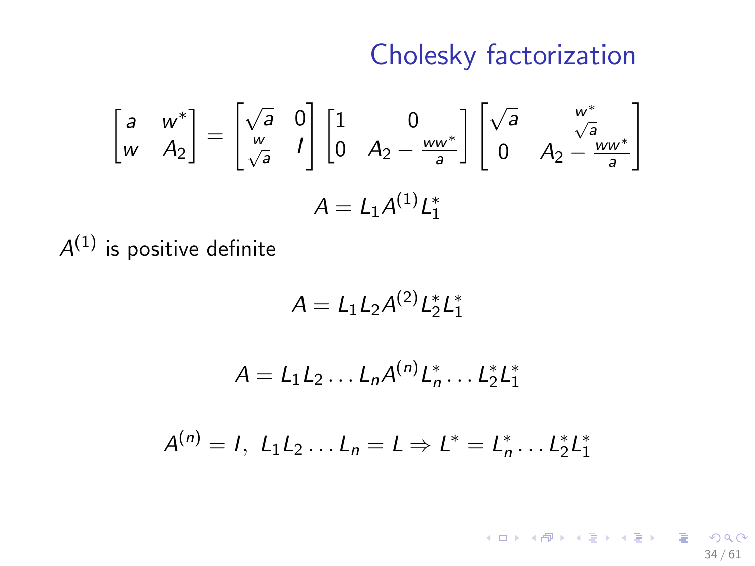# Cholesky factorization

$$\begin{bmatrix} a & w^* \\ w & A_2 \end{bmatrix} = \begin{bmatrix} \sqrt{a} & 0 \\ \frac{w}{\sqrt{a}} & I \end{bmatrix} \begin{bmatrix} 1 & 0 \\ 0 & A_2 - \frac{ww^*}{a} \end{bmatrix} \begin{bmatrix} \sqrt{a} & \frac{w^*}{\sqrt{a}} \\ 0 & A_2 - \frac{ww^*}{a} \end{bmatrix}$$

$$A = L_1 A^{(1)} L_1^*$$

$A^{(1)}$ is positive definite

$$A = L_1 L_2 A^{(2)} L_2^* L_1^*$$

$$A = L_1 L_2 \dots L_n A^{(n)} L_n^* \dots L_2^* L_1^*$$

$$A^{(n)} = I, \; L_1 L_2 \dots L_n = L \Rightarrow L^* = L_n^* \dots L_2^* L_1^*$$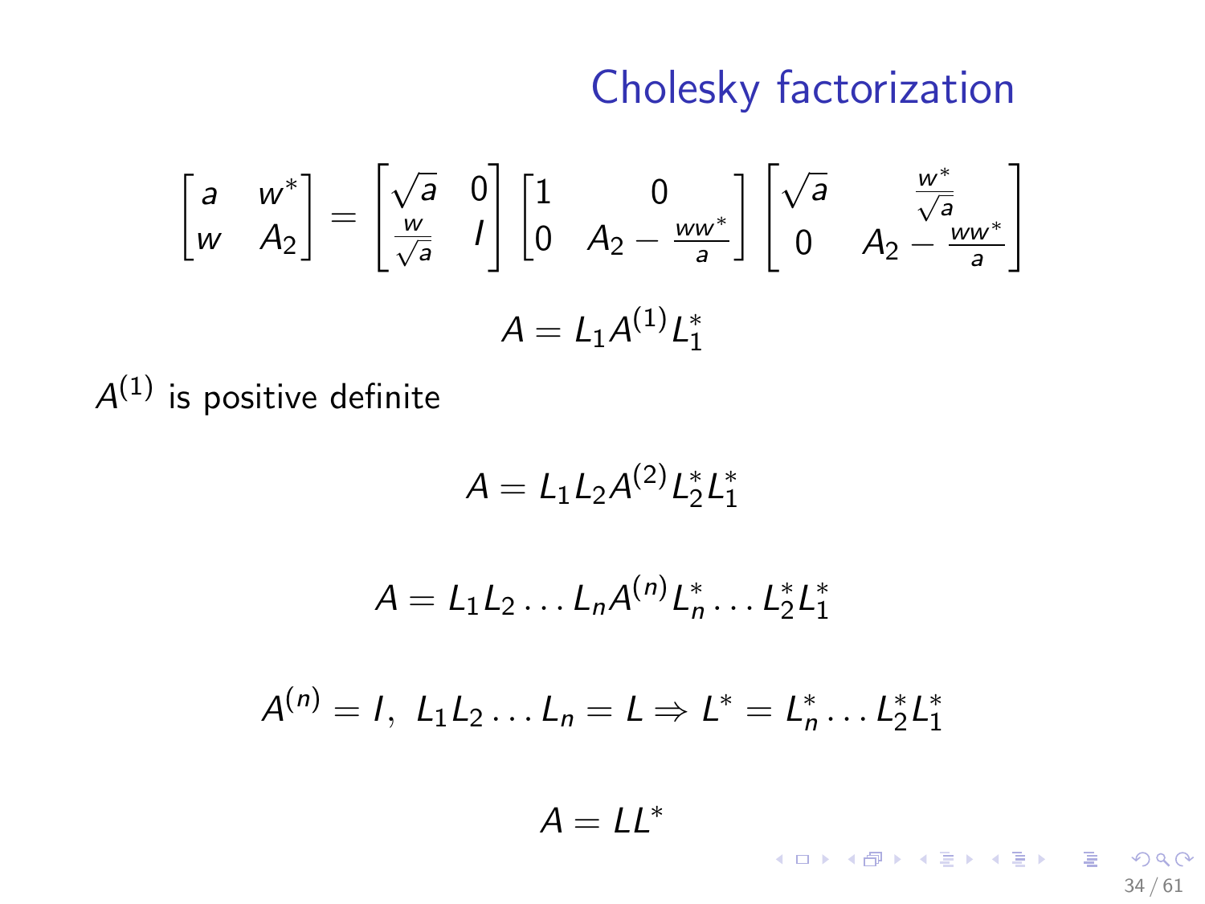# Cholesky factorization

$$\begin{bmatrix} a & w^* \\ w & A_2 \end{bmatrix} = \begin{bmatrix} \sqrt{a} & 0 \\ \frac{w}{\sqrt{a}} & I \end{bmatrix} \begin{bmatrix} 1 & 0 \\ 0 & A_2 - \frac{ww^*}{a} \end{bmatrix} \begin{bmatrix} \sqrt{a} & \frac{w^*}{\sqrt{a}} \\ 0 & A_2 - \frac{ww^*}{a} \end{bmatrix}$$

$$A = L_1 A^{(1)} L_1^*$$

$A^{(1)}$ is positive definite

$$A = L_1 L_2 A^{(2)} L_2^* L_1^*$$

$$A = L_1 L_2 \dots L_n A^{(n)} L_n^* \dots L_2^* L_1^*$$

$$A^{(n)} = I, \; L_1 L_2 \dots L_n = L \Rightarrow L^* = L_n^* \dots L_2^* L_1^*$$

$$A = LL^*$$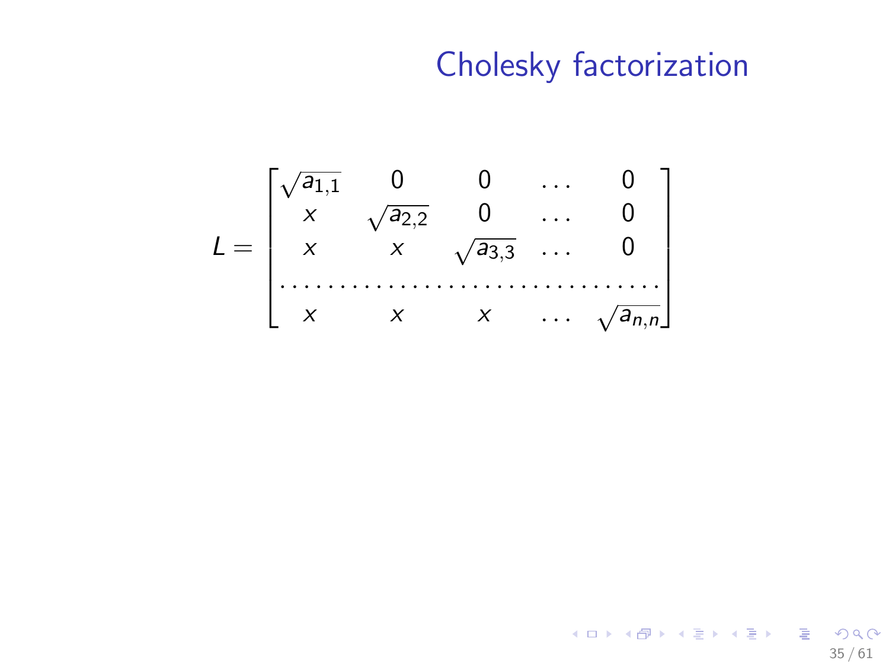# Cholesky factorization

$$
L = \begin{bmatrix}
\sqrt{a_{1,1}} & 0 & 0 & \dots & 0 \\
x & \sqrt{a_{2,2}} & 0 & \dots & 0 \\
x & x & \sqrt{a_{3,3}} & \dots & 0 \\
\multicolumn{5}{c}{\dotfill} \\
x & x & x & \dots & \sqrt{a_{n,n}}
\end{bmatrix}
$$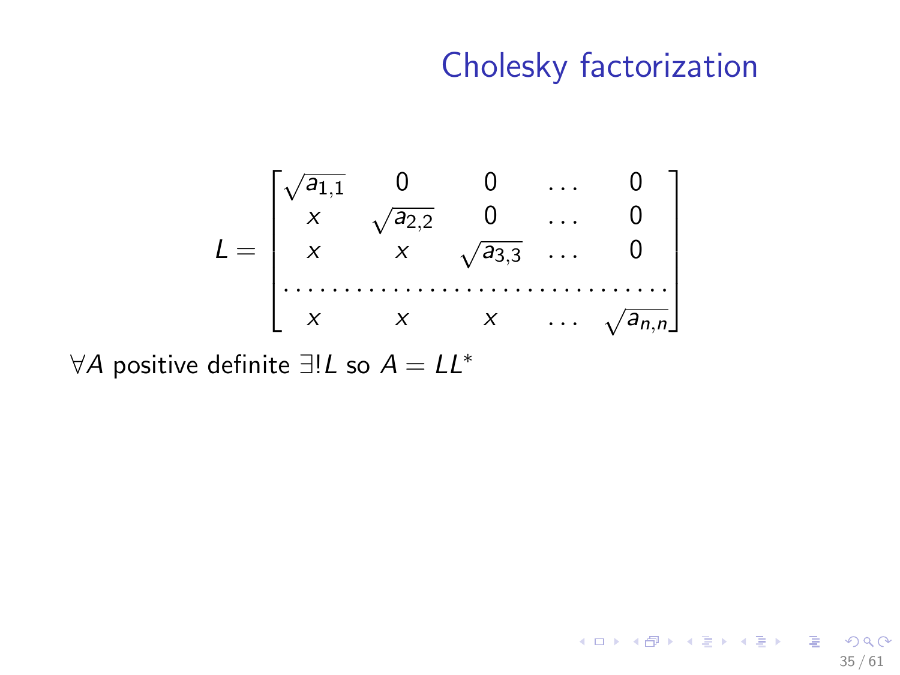# Cholesky factorization

$$
L = \begin{bmatrix}
\sqrt{a_{1,1}} & 0 & 0 & \dots & 0 \\
x & \sqrt{a_{2,2}} & 0 & \dots & 0 \\
x & x & \sqrt{a_{3,3}} & \dots & 0 \\
\dots & \dots & \dots & \dots & \dots \\
x & x & x & \dots & \sqrt{a_{n,n}}
\end{bmatrix}
$$

$\forall A$ positive definite $\exists! L$ so $A = LL^*$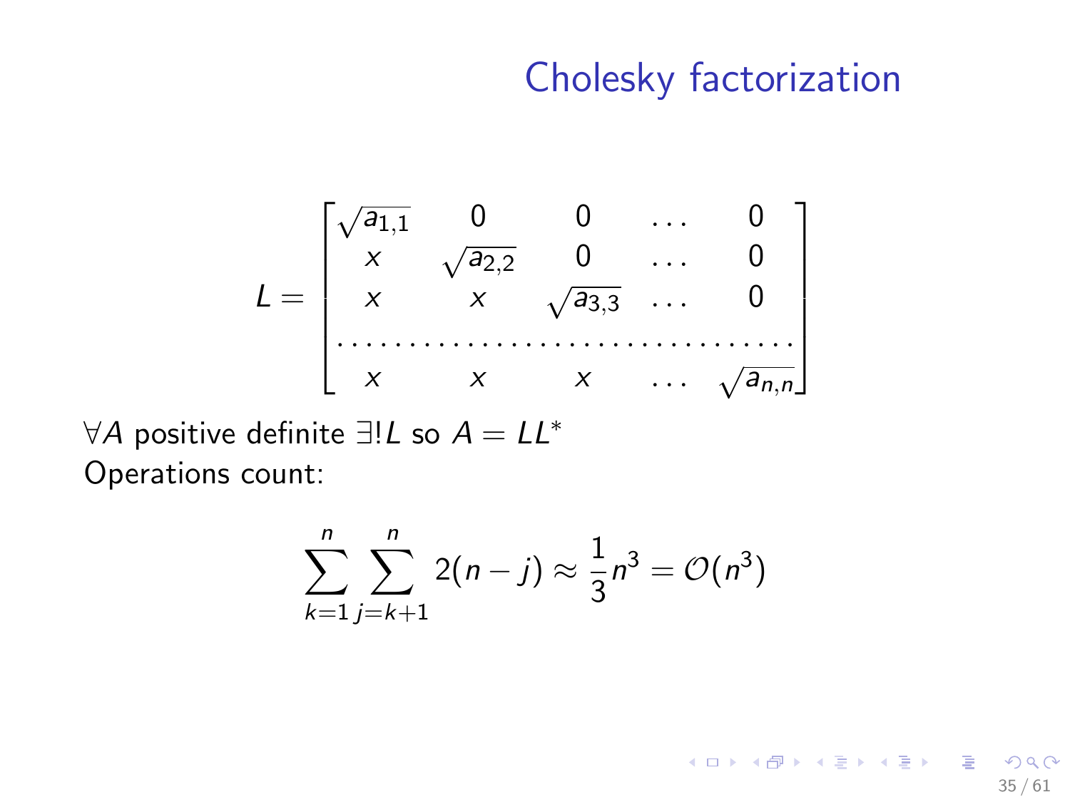# Cholesky factorization

$$L = \begin{bmatrix} \sqrt{a_{1,1}} & 0 & 0 & \dots & 0 \\ x & \sqrt{a_{2,2}} & 0 & \dots & 0 \\ x & x & \sqrt{a_{3,3}} & \dots & 0 \\ \dots & \dots & \dots & \dots & \dots \\ x & x & x & \dots & \sqrt{a_{n,n}} \end{bmatrix}$$

$\forall A$ positive definite $\exists! L$ so $A = LL^*$

Operations count:

$$\sum_{k=1}^{n} \sum_{j=k+1}^{n} 2(n-j) \approx \frac{1}{3}n^3 = \mathcal{O}(n^3)$$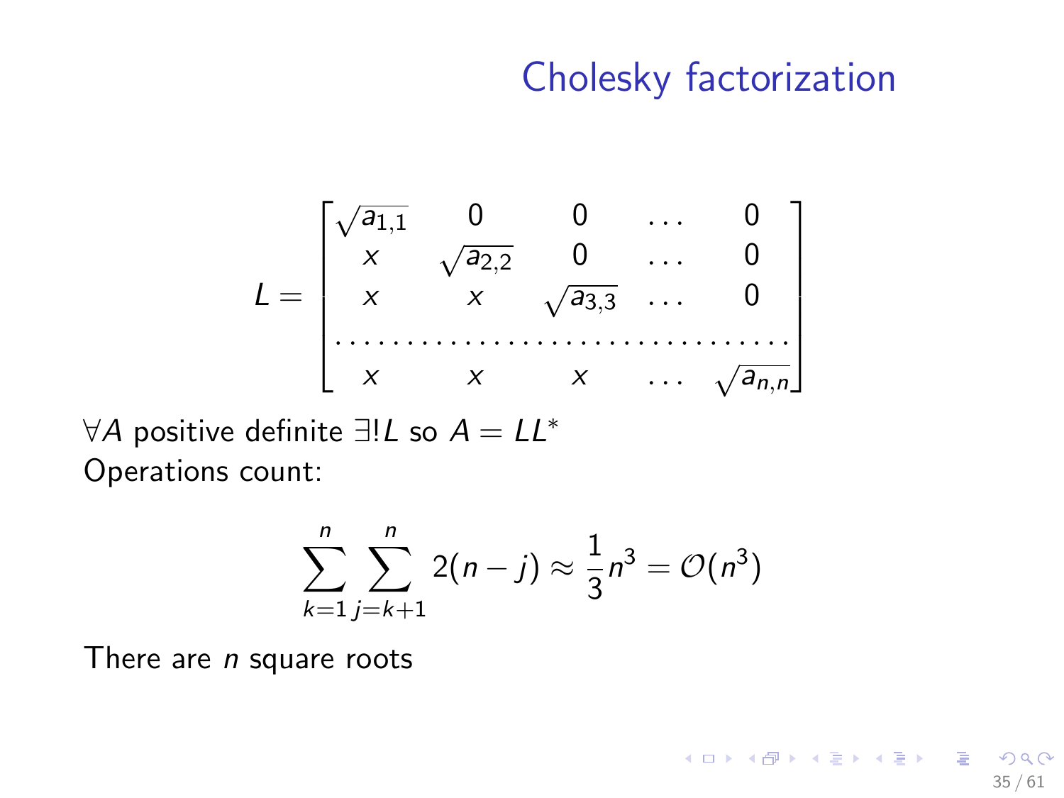# Cholesky factorization

$$L = \begin{bmatrix} \sqrt{a_{1,1}} & 0 & 0 & \dots & 0 \\ x & \sqrt{a_{2,2}} & 0 & \dots & 0 \\ x & x & \sqrt{a_{3,3}} & \dots & 0 \\ \dots & \dots & \dots & \dots & \dots \\ x & x & x & \dots & \sqrt{a_{n,n}} \end{bmatrix}$$

$\forall A$ positive definite $\exists! L$ so $A = LL^*$

Operations count:

$$\sum_{k=1}^{n} \sum_{j=k+1}^{n} 2(n-j) \approx \frac{1}{3} n^3 = \mathcal{O}(n^3)$$

There are $n$ square roots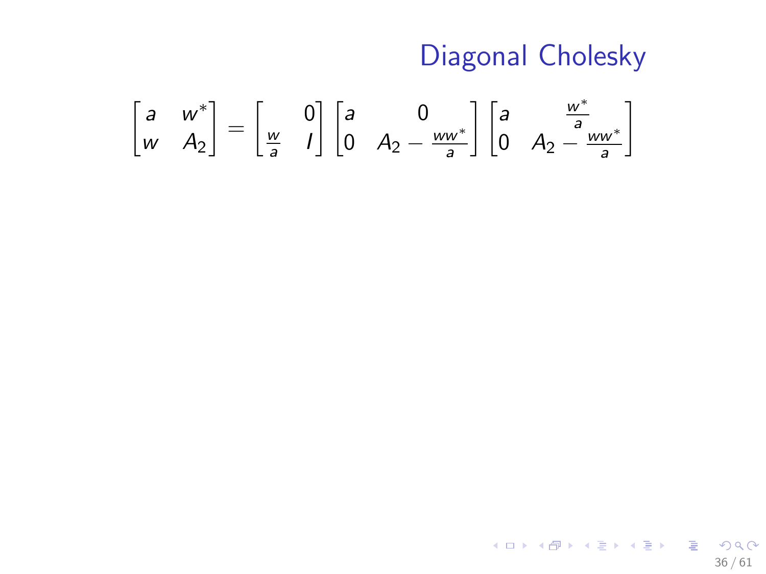# Diagonal Cholesky

$$\begin{bmatrix} a & w^* \\ w & A_2 \end{bmatrix} = \begin{bmatrix} & 0 \\ \frac{w}{a} & I \end{bmatrix} \begin{bmatrix} a & 0 \\ 0 & A_2 - \frac{ww^*}{a} \end{bmatrix} \begin{bmatrix} a & \frac{w^*}{a} \\ 0 & A_2 - \frac{ww^*}{a} \end{bmatrix}$$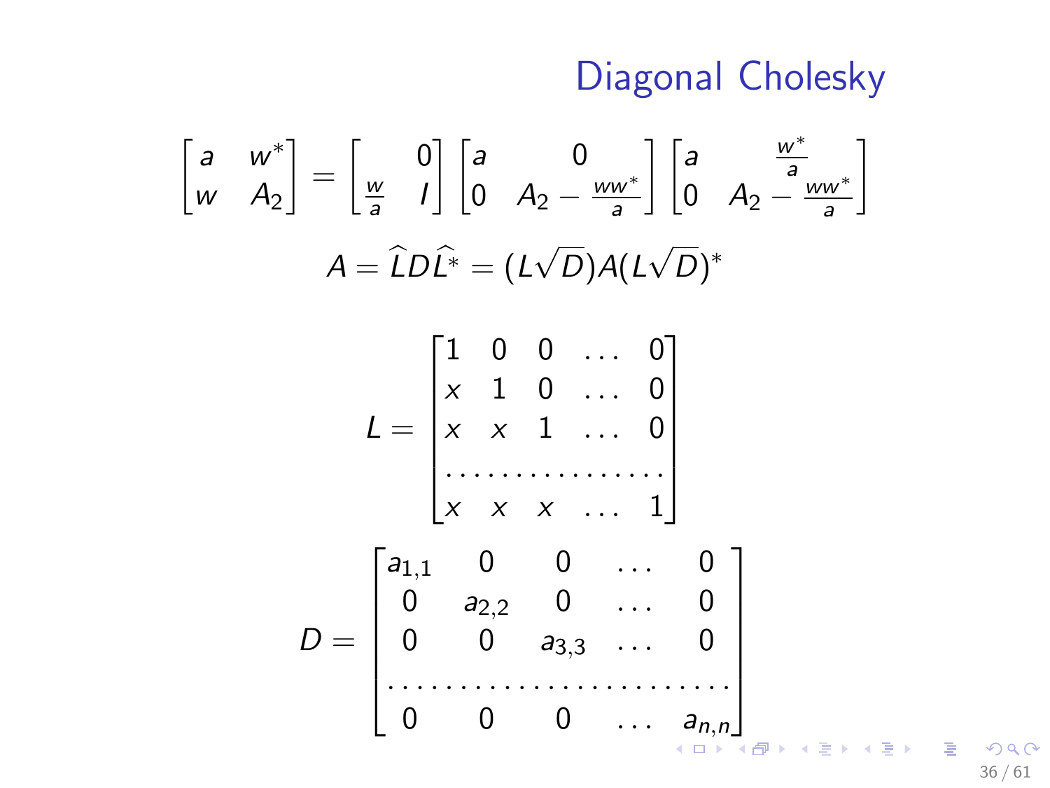# Diagonal Cholesky

$$\begin{bmatrix} a & w^* \\ w & A_2 \end{bmatrix} = \begin{bmatrix} & 0 \\ \frac{w}{a} & I \end{bmatrix} \begin{bmatrix} a & 0 \\ 0 & A_2 - \frac{ww^*}{a} \end{bmatrix} \begin{bmatrix} a & \frac{w^*}{a} \\ 0 & A_2 - \frac{ww^*}{a} \end{bmatrix}$$

$$A = \widehat{L} D \widehat{L^*} = (L\sqrt{D}) A (L\sqrt{D})^*$$

$$L = \begin{bmatrix} 1 & 0 & 0 & \dots & 0 \\ x & 1 & 0 & \dots & 0 \\ x & x & 1 & \dots & 0 \\ \dots & \dots & \dots & \dots & \dots \\ x & x & x & \dots & 1 \end{bmatrix}$$

$$D = \begin{bmatrix} a_{1,1} & 0 & 0 & \dots & 0 \\ 0 & a_{2,2} & 0 & \dots & 0 \\ 0 & 0 & a_{3,3} & \dots & 0 \\ \dots & \dots & \dots & \dots & \dots \\ 0 & 0 & 0 & \dots & a_{n,n} \end{bmatrix}$$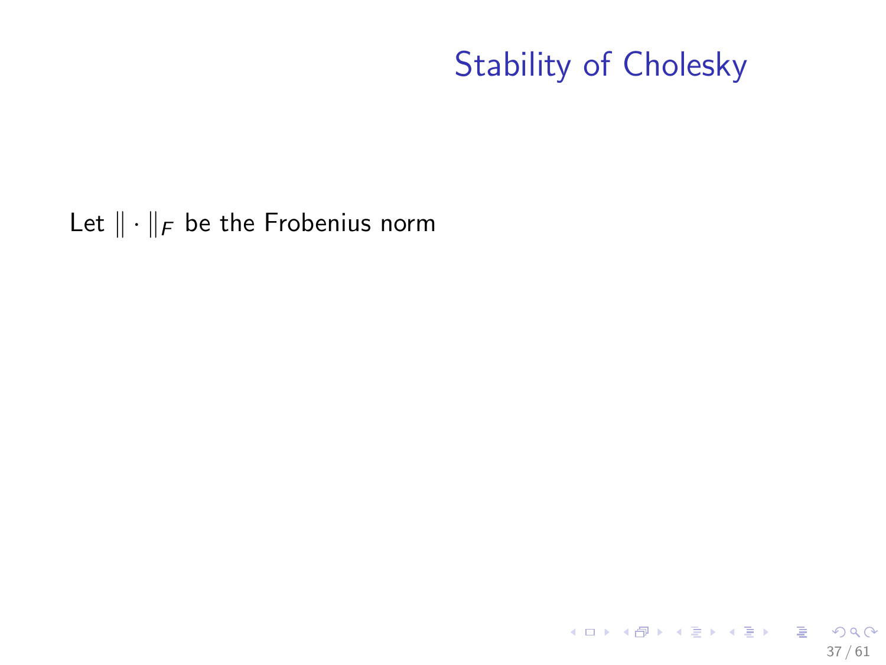# Stability of Cholesky

Let $\|\cdot\|_F$ be the Frobenius norm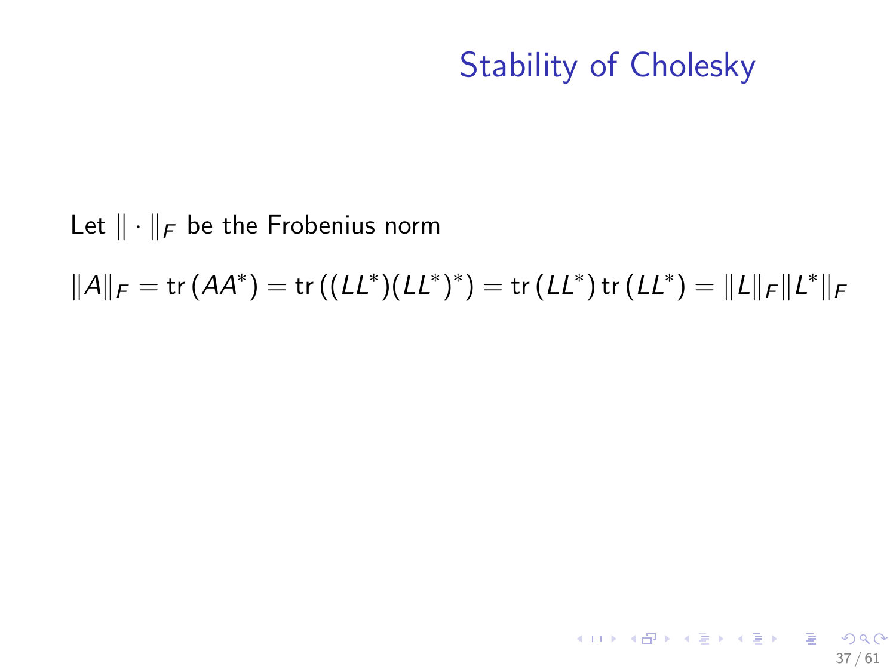# Stability of Cholesky

Let $\| \cdot \|_F$ be the Frobenius norm

$$\|A\|_F = \operatorname{tr}(AA^*) = \operatorname{tr}((LL^*)(LL^*)^*) = \operatorname{tr}(LL^*)\operatorname{tr}(LL^*) = \|L\|_F \|L^*\|_F$$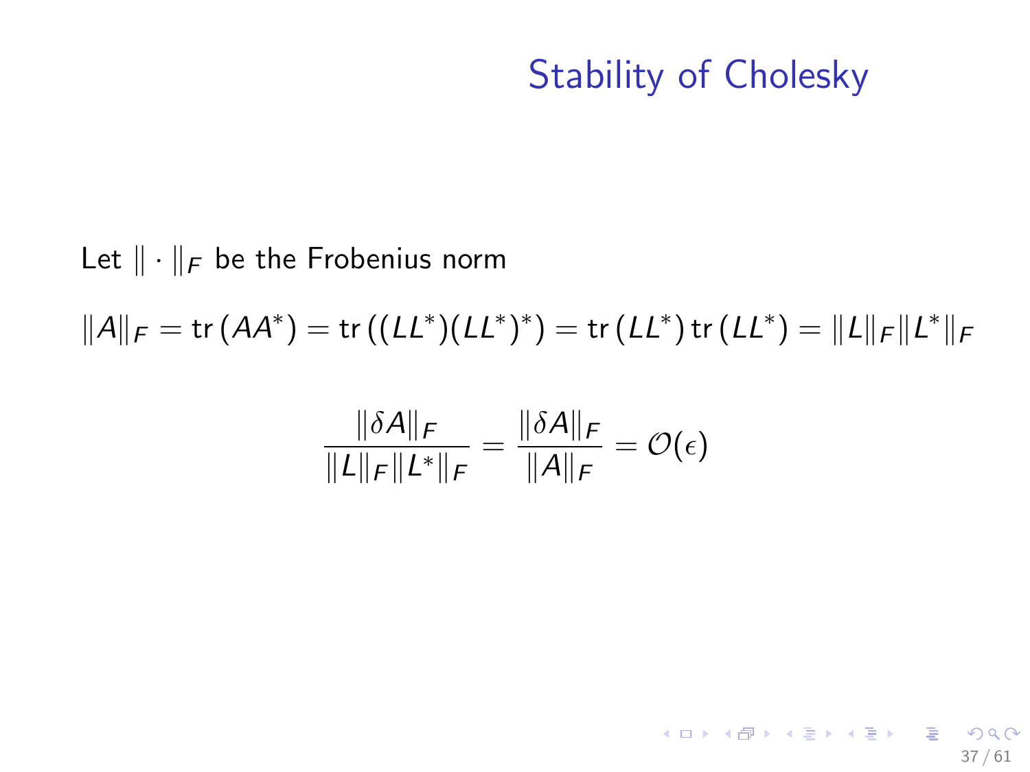# Stability of Cholesky

Let $\| \cdot \|_F$ be the Frobenius norm

$$\|A\|_F = \operatorname{tr}(AA^*) = \operatorname{tr}((LL^*)(LL^*)^*) = \operatorname{tr}(LL^*)\operatorname{tr}(LL^*) = \|L\|_F \|L^*\|_F$$

$$\frac{\|\delta A\|_F}{\|L\|_F \|L^*\|_F} = \frac{\|\delta A\|_F}{\|A\|_F} = \mathcal{O}(\epsilon)$$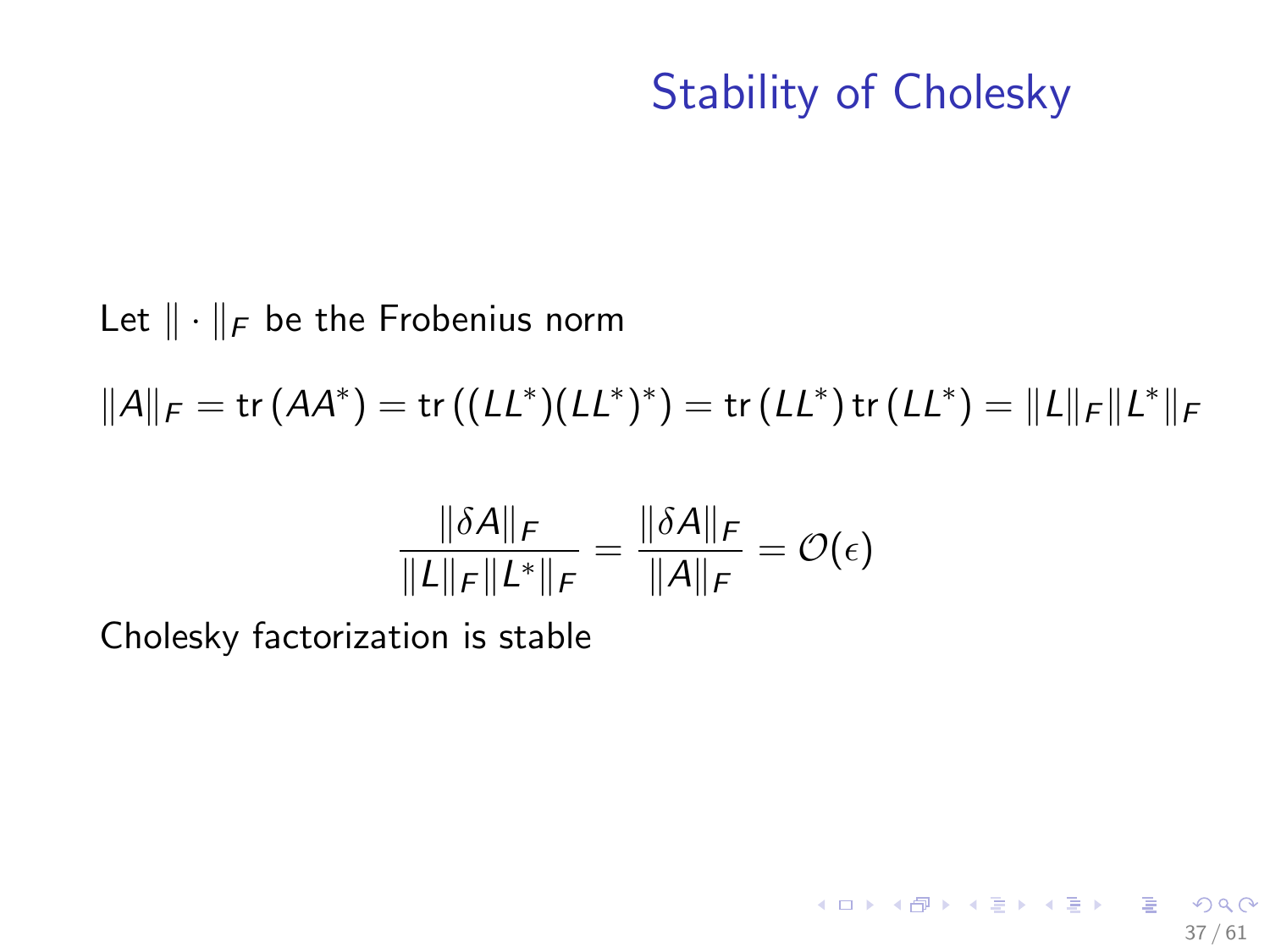# Stability of Cholesky

Let $\| \cdot \|_F$ be the Frobenius norm

$$\|A\|_F = \operatorname{tr}(AA^*) = \operatorname{tr}((LL^*)(LL^*)^*) = \operatorname{tr}(LL^*) \operatorname{tr}(LL^*) = \|L\|_F \|L^*\|_F$$

$$\frac{\|\delta A\|_F}{\|L\|_F \|L^*\|_F} = \frac{\|\delta A\|_F}{\|A\|_F} = \mathcal{O}(\epsilon)$$

Cholesky factorization is stable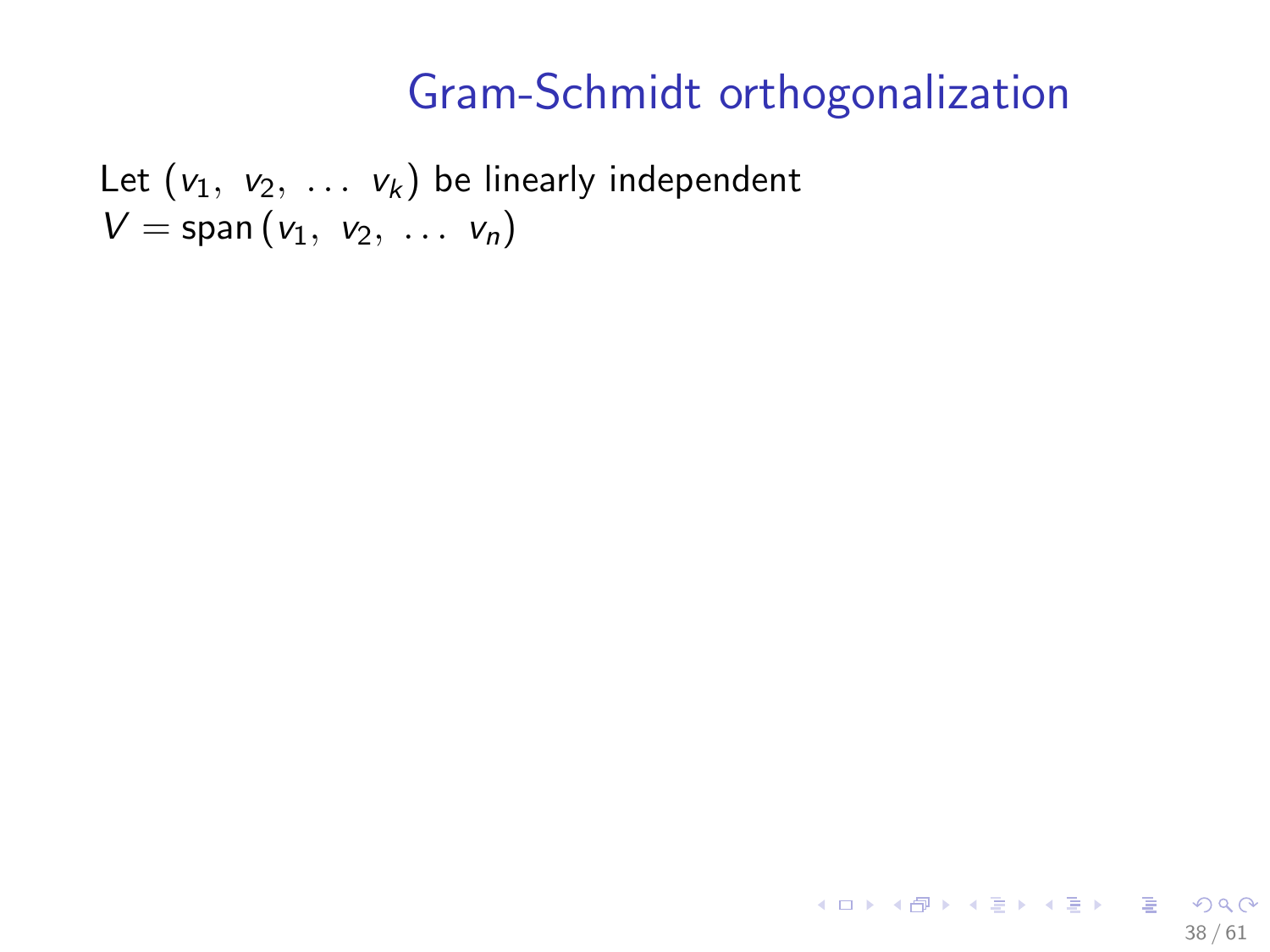# Gram-Schmidt orthogonalization

Let $(v_1,\ v_2,\ \ldots\ v_k)$ be linearly independent
$V = \text{span}\,(v_1,\ v_2,\ \ldots\ v_n)$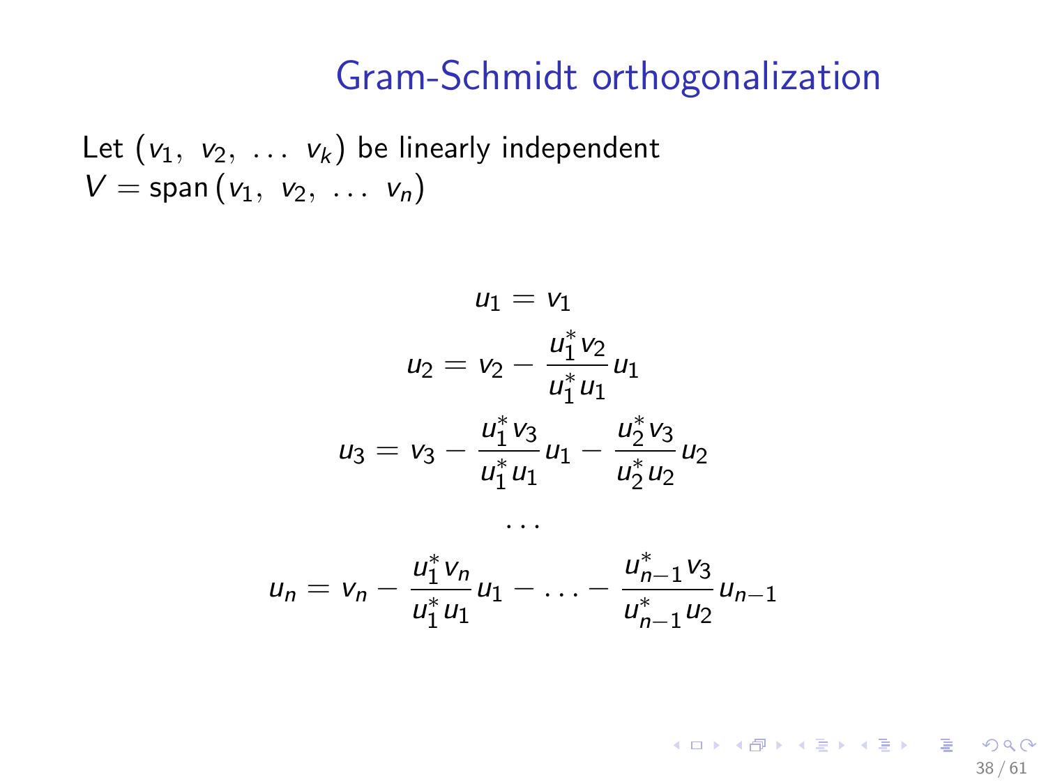# Gram-Schmidt orthogonalization

Let $(v_1,\ v_2,\ \dots\ v_k)$ be linearly independent
$V = \text{span}\,(v_1,\ v_2,\ \dots\ v_n)$

$$u_1 = v_1$$

$$u_2 = v_2 - \frac{u_1^* v_2}{u_1^* u_1} u_1$$

$$u_3 = v_3 - \frac{u_1^* v_3}{u_1^* u_1} u_1 - \frac{u_2^* v_3}{u_2^* u_2} u_2$$

$$\dots$$

$$u_n = v_n - \frac{u_1^* v_n}{u_1^* u_1} u_1 - \dots - \frac{u_{n-1}^* v_3}{u_{n-1}^* u_2} u_{n-1}$$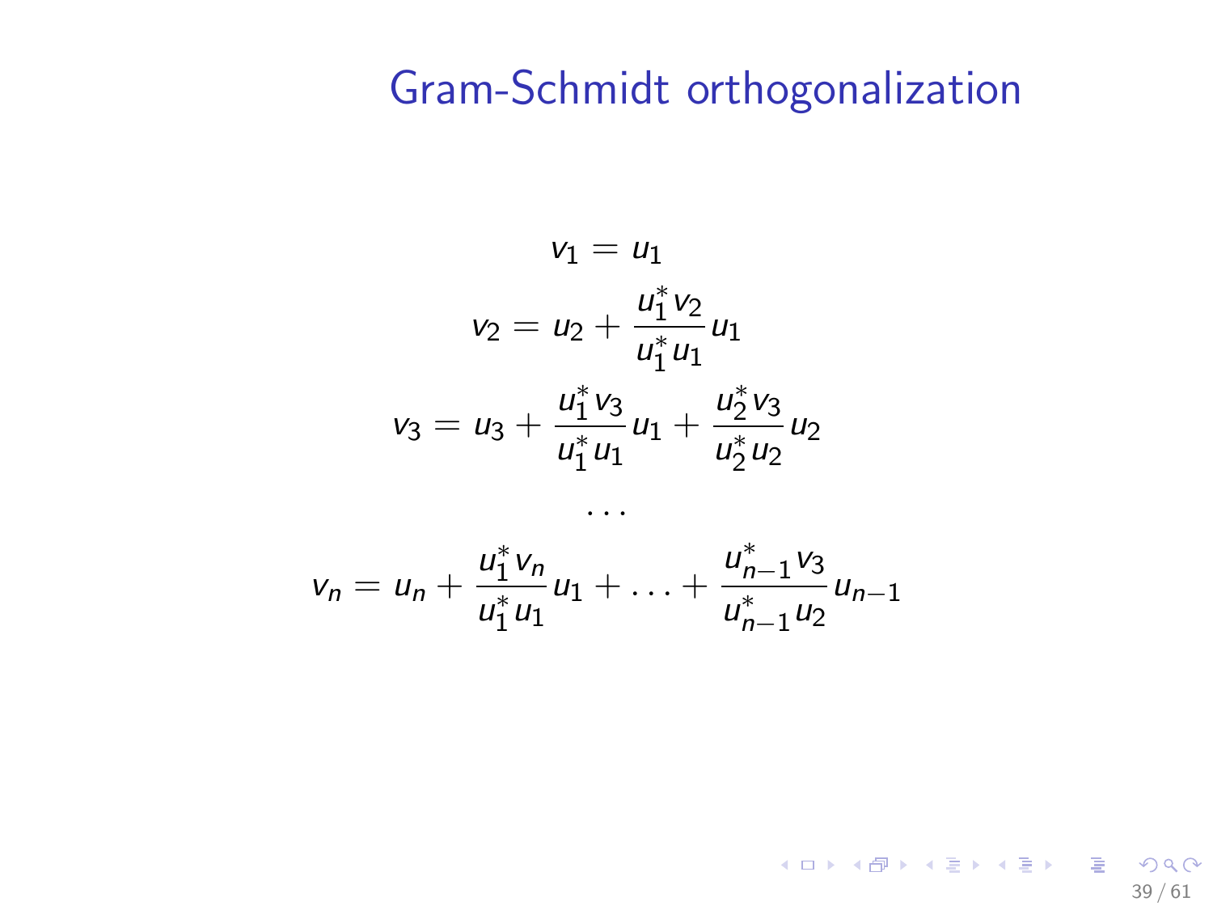# Gram-Schmidt orthogonalization

$$v_1 = u_1$$

$$v_2 = u_2 + \frac{u_1^* v_2}{u_1^* u_1} u_1$$

$$v_3 = u_3 + \frac{u_1^* v_3}{u_1^* u_1} u_1 + \frac{u_2^* v_3}{u_2^* u_2} u_2$$

$$\cdots$$

$$v_n = u_n + \frac{u_1^* v_n}{u_1^* u_1} u_1 + \ldots + \frac{u_{n-1}^* v_3}{u_{n-1}^* u_2} u_{n-1}$$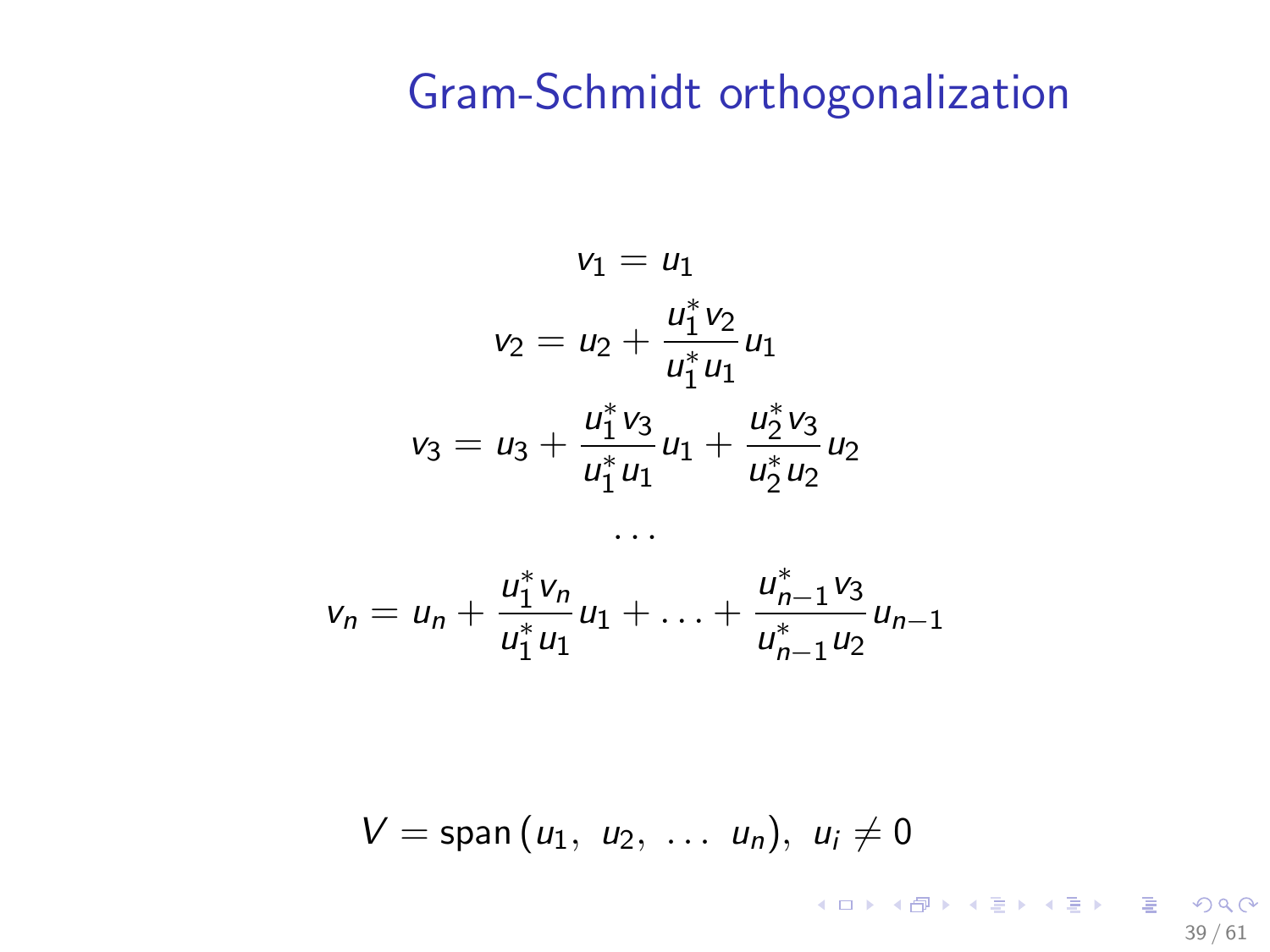# Gram-Schmidt orthogonalization

$$v_1 = u_1$$

$$v_2 = u_2 + \frac{u_1^* v_2}{u_1^* u_1} u_1$$

$$v_3 = u_3 + \frac{u_1^* v_3}{u_1^* u_1} u_1 + \frac{u_2^* v_3}{u_2^* u_2} u_2$$

$$\cdots$$

$$v_n = u_n + \frac{u_1^* v_n}{u_1^* u_1} u_1 + \ldots + \frac{u_{n-1}^* v_3}{u_{n-1}^* u_2} u_{n-1}$$

$$V = \text{span}\left(u_1,\ u_2,\ \ldots\ u_n\right),\ u_i \neq 0$$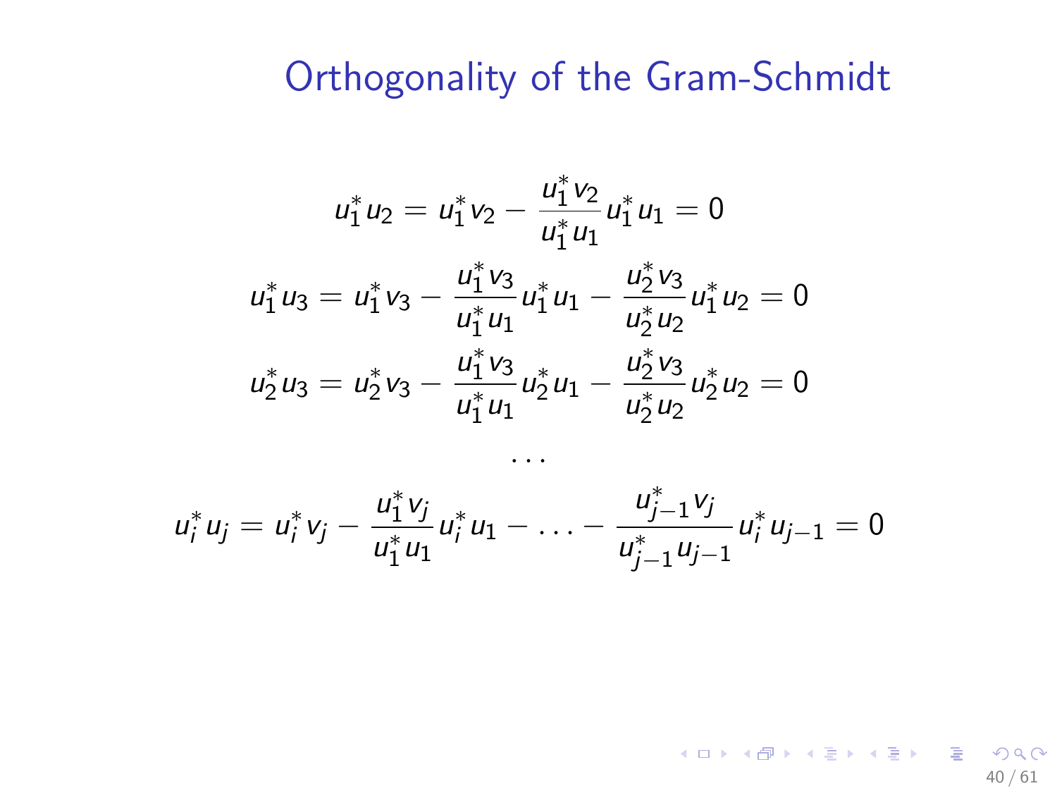# Orthogonality of the Gram-Schmidt

$$u_1^* u_2 = u_1^* v_2 - \frac{u_1^* v_2}{u_1^* u_1} u_1^* u_1 = 0$$

$$u_1^* u_3 = u_1^* v_3 - \frac{u_1^* v_3}{u_1^* u_1} u_1^* u_1 - \frac{u_2^* v_3}{u_2^* u_2} u_1^* u_2 = 0$$

$$u_2^* u_3 = u_2^* v_3 - \frac{u_1^* v_3}{u_1^* u_1} u_2^* u_1 - \frac{u_2^* v_3}{u_2^* u_2} u_2^* u_2 = 0$$

$$\cdots$$

$$u_i^* u_j = u_i^* v_j - \frac{u_1^* v_j}{u_1^* u_1} u_i^* u_1 - \ldots - \frac{u_{j-1}^* v_j}{u_{j-1}^* u_{j-1}} u_i^* u_{j-1} = 0$$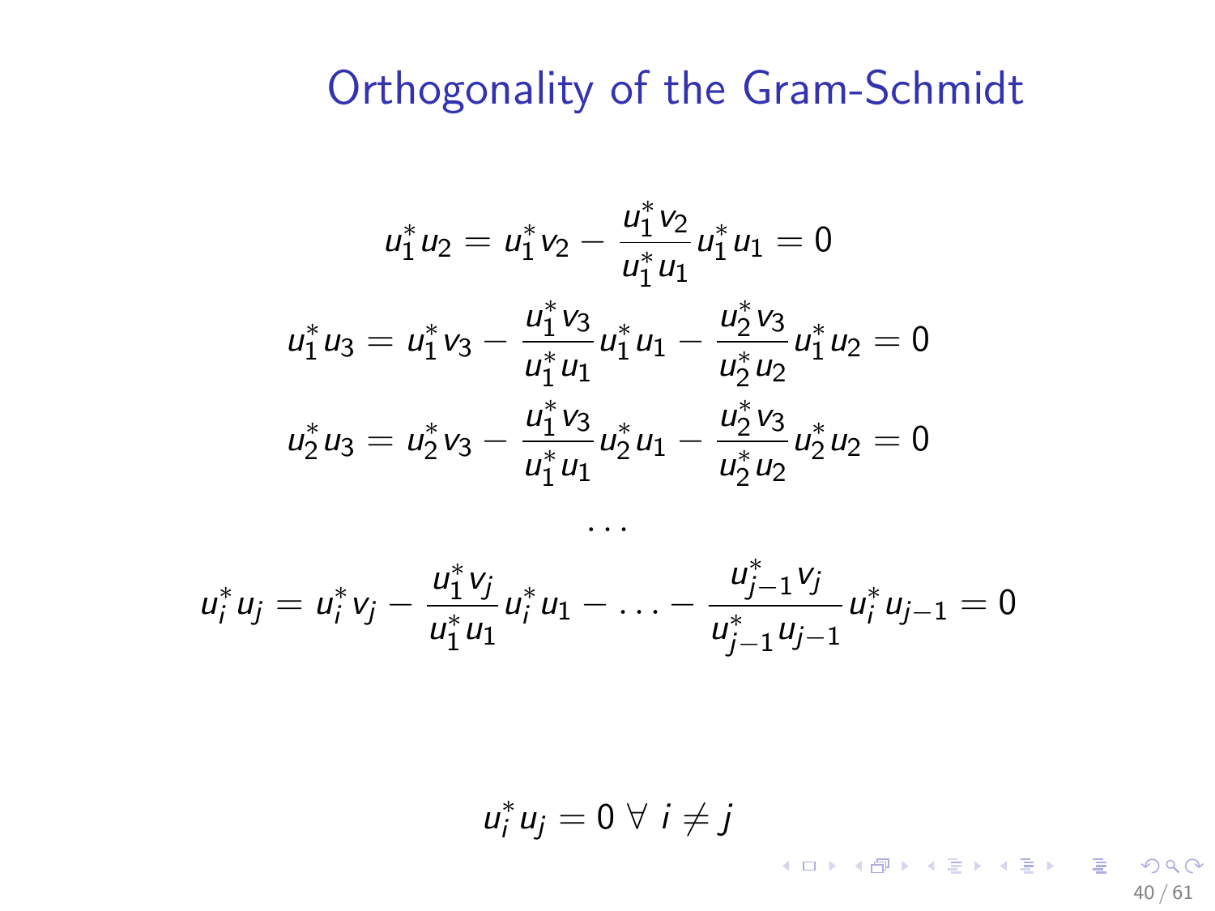# Orthogonality of the Gram-Schmidt

$$u_1^* u_2 = u_1^* v_2 - \frac{u_1^* v_2}{u_1^* u_1} u_1^* u_1 = 0$$

$$u_1^* u_3 = u_1^* v_3 - \frac{u_1^* v_3}{u_1^* u_1} u_1^* u_1 - \frac{u_2^* v_3}{u_2^* u_2} u_1^* u_2 = 0$$

$$u_2^* u_3 = u_2^* v_3 - \frac{u_1^* v_3}{u_1^* u_1} u_2^* u_1 - \frac{u_2^* v_3}{u_2^* u_2} u_2^* u_2 = 0$$

$$\cdots$$

$$u_i^* u_j = u_i^* v_j - \frac{u_1^* v_j}{u_1^* u_1} u_i^* u_1 - \ldots - \frac{u_{j-1}^* v_j}{u_{j-1}^* u_{j-1}} u_i^* u_{j-1} = 0$$

$$u_i^* u_j = 0 \;\forall\; i \neq j$$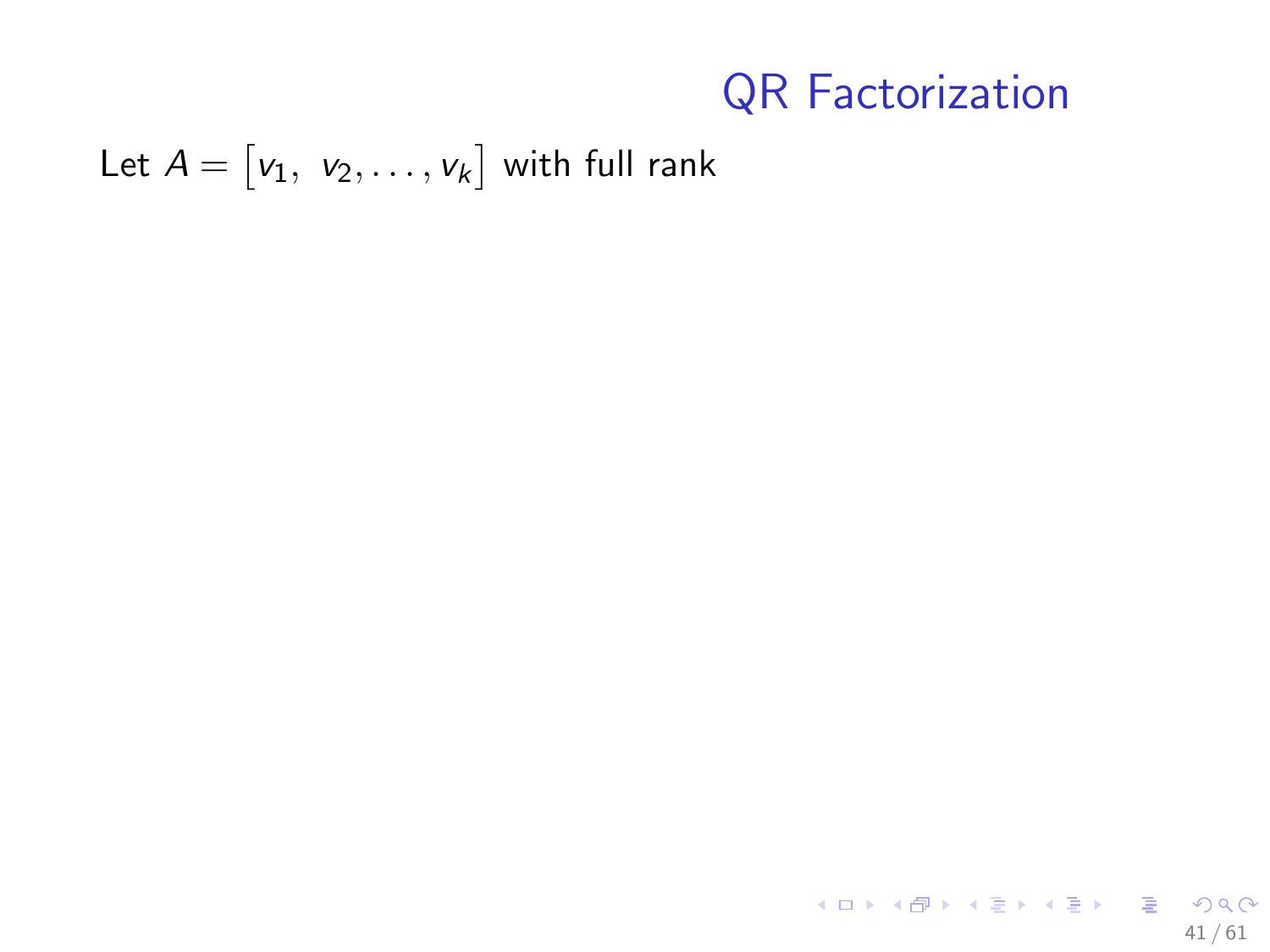# QR Factorization

Let $A = \left[v_1,\ v_2, \ldots, v_k\right]$ with full rank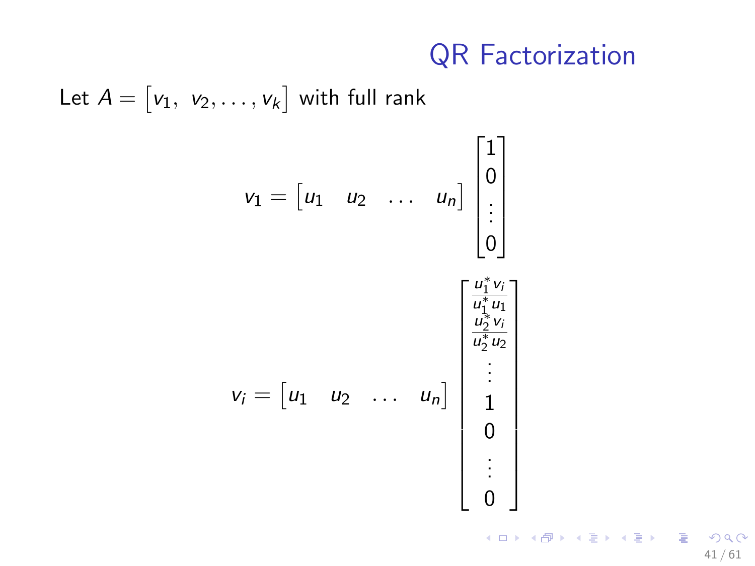# QR Factorization

Let $A = \begin{bmatrix} v_1, & v_2, \ldots, v_k \end{bmatrix}$ with full rank

$$v_1 = \begin{bmatrix} u_1 & u_2 & \ldots & u_n \end{bmatrix} \begin{bmatrix} 1 \\ 0 \\ \vdots \\ 0 \end{bmatrix}$$

$$v_i = \begin{bmatrix} u_1 & u_2 & \ldots & u_n \end{bmatrix} \begin{bmatrix} \frac{u_1^* v_i}{u_1^* u_1} \\ \frac{u_2^* v_i}{u_2^* u_2} \\ \vdots \\ 1 \\ 0 \\ \vdots \\ 0 \end{bmatrix}$$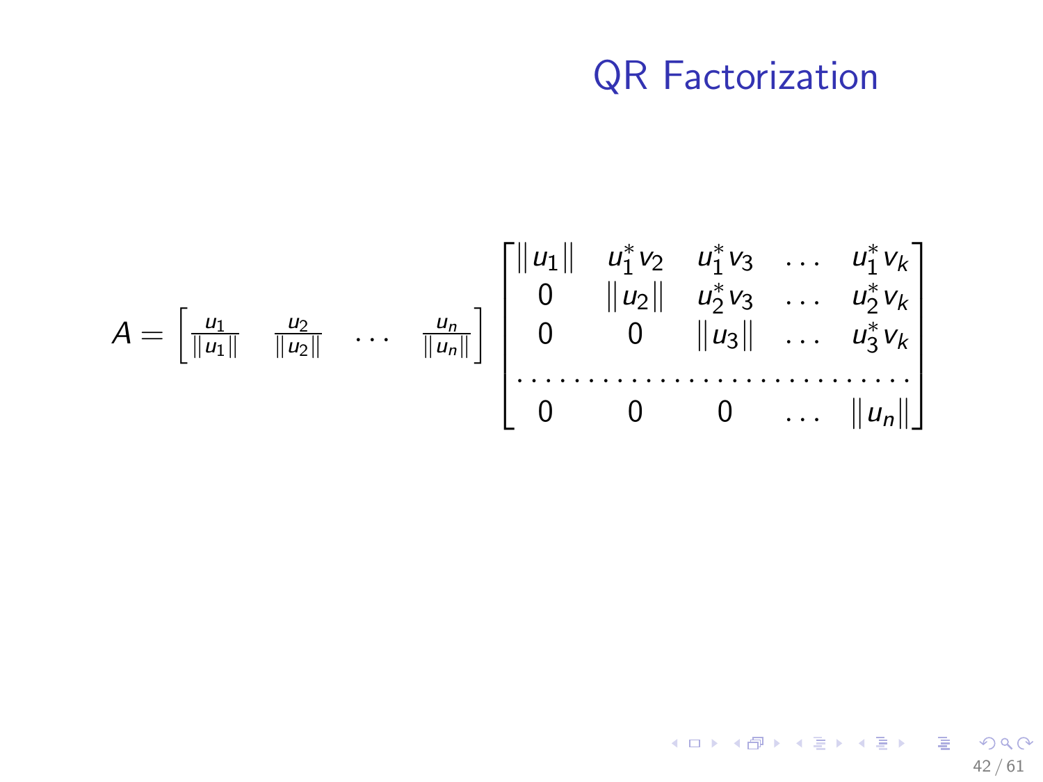# QR Factorization

$$
A = \begin{bmatrix} \frac{u_1}{\|u_1\|} & \frac{u_2}{\|u_2\|} & \cdots & \frac{u_n}{\|u_n\|} \end{bmatrix}
\begin{bmatrix}
\|u_1\| & u_1^* v_2 & u_1^* v_3 & \dots & u_1^* v_k \\
0 & \|u_2\| & u_2^* v_3 & \dots & u_2^* v_k \\
0 & 0 & \|u_3\| & \dots & u_3^* v_k \\
\cdots & \cdots & \cdots & \cdots & \cdots \\
0 & 0 & 0 & \dots & \|u_n\|
\end{bmatrix}
$$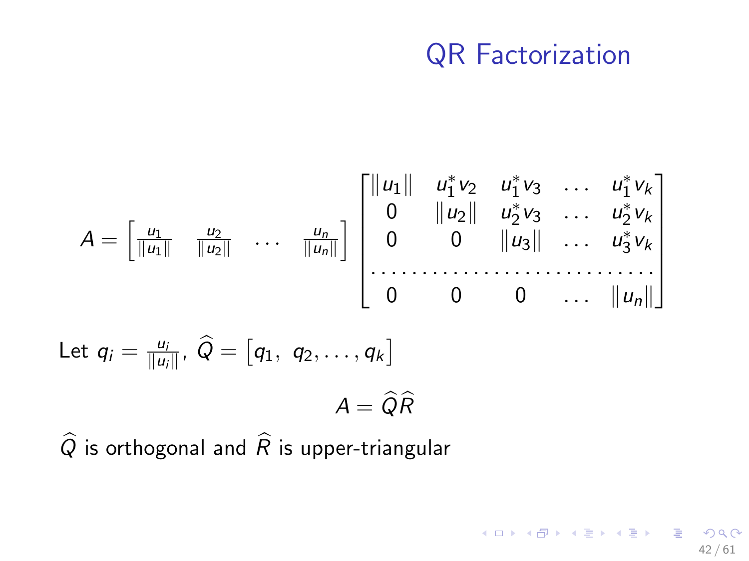# QR Factorization

$$A = \begin{bmatrix} \frac{u_1}{\|u_1\|} & \frac{u_2}{\|u_2\|} & \dots & \frac{u_n}{\|u_n\|} \end{bmatrix} \begin{bmatrix} \|u_1\| & u_1^* v_2 & u_1^* v_3 & \dots & u_1^* v_k \\ 0 & \|u_2\| & u_2^* v_3 & \dots & u_2^* v_k \\ 0 & 0 & \|u_3\| & \dots & u_3^* v_k \\ \dots & \dots & \dots & \dots & \dots \\ 0 & 0 & 0 & \dots & \|u_n\| \end{bmatrix}$$

Let $q_i = \frac{u_i}{\|u_i\|}$, $\widehat{Q} = \begin{bmatrix} q_1, & q_2, \dots, q_k \end{bmatrix}$

$$A = \widehat{Q}\widehat{R}$$

$\widehat{Q}$ is orthogonal and $\widehat{R}$ is upper-triangular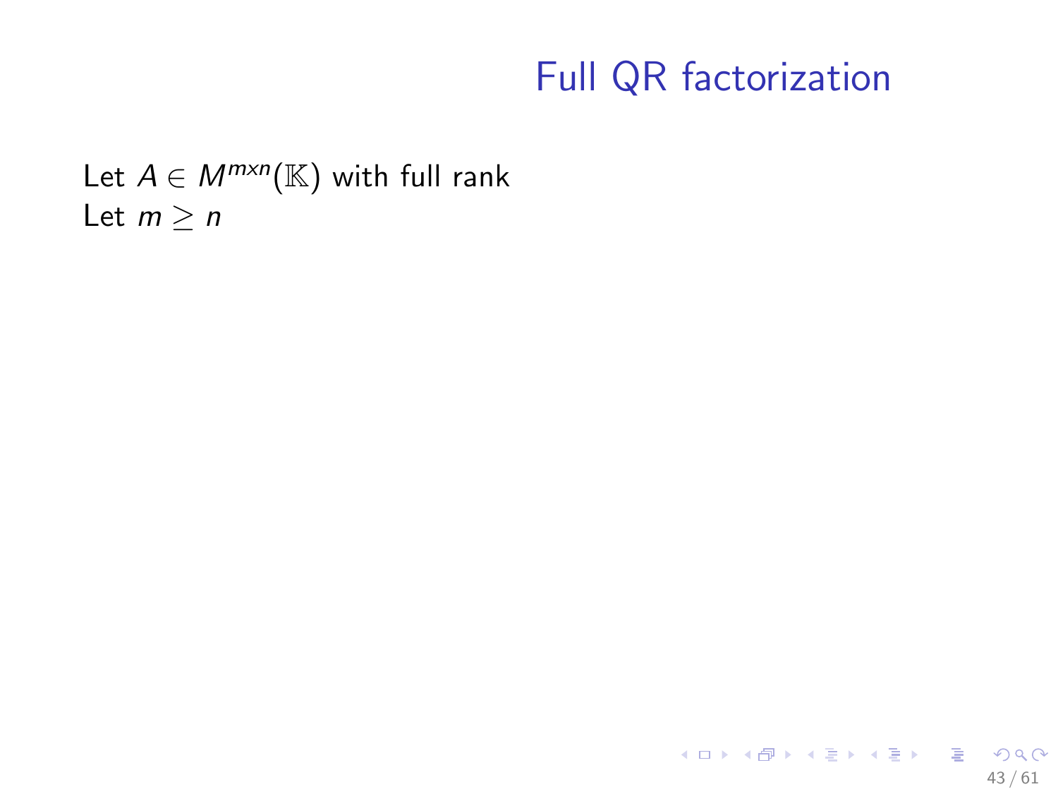# Full QR factorization

Let $A \in M^{mxn}(\mathbb{K})$ with full rank
Let $m \geq n$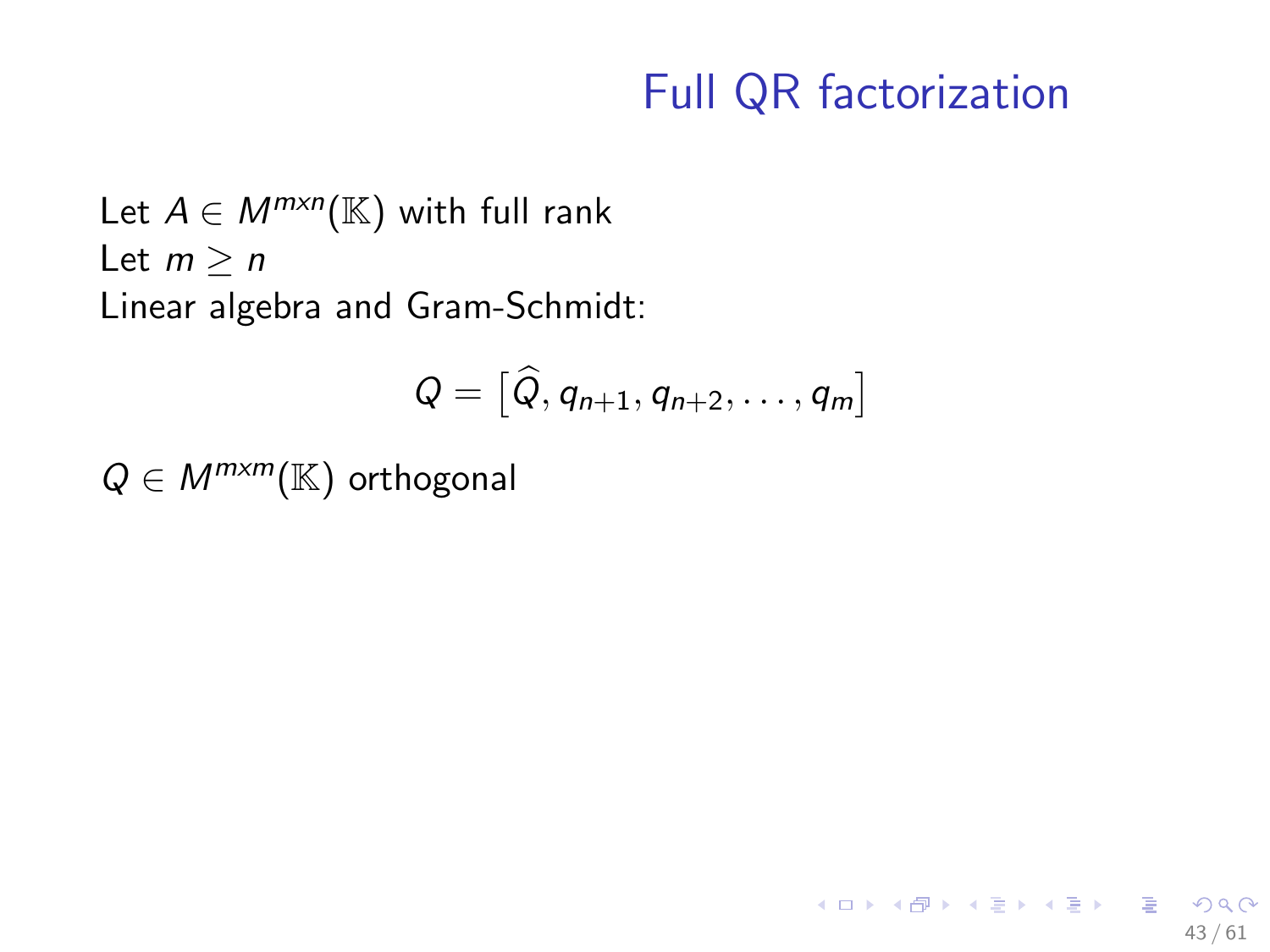# Full QR factorization

Let $A \in M^{mxn}(\mathbb{K})$ with full rank
Let $m \geq n$
Linear algebra and Gram-Schmidt:

$$Q = \left[\widehat{Q}, q_{n+1}, q_{n+2}, \ldots, q_m\right]$$

$Q \in M^{mxm}(\mathbb{K})$ orthogonal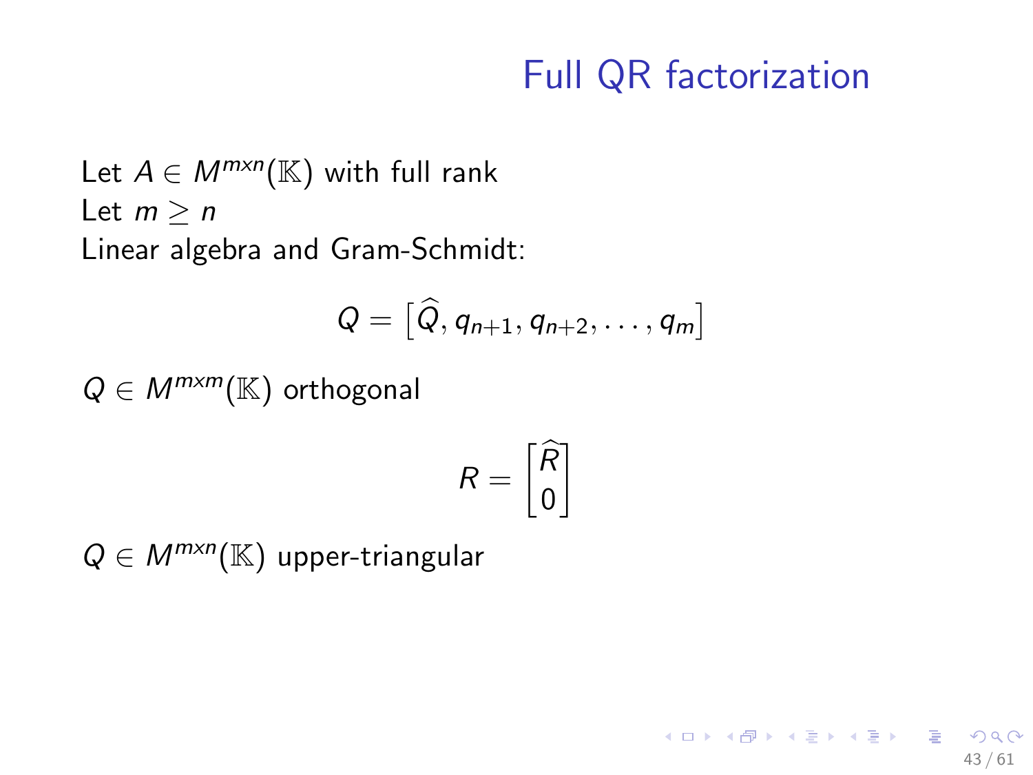# Full QR factorization

Let $A \in M^{mxn}(\mathbb{K})$ with full rank
Let $m \geq n$
Linear algebra and Gram-Schmidt:

$$Q = \left[\widehat{Q}, q_{n+1}, q_{n+2}, \ldots, q_m\right]$$

$Q \in M^{mxm}(\mathbb{K})$ orthogonal

$$R = \begin{bmatrix} \widehat{R} \\ 0 \end{bmatrix}$$

$Q \in M^{mxn}(\mathbb{K})$ upper-triangular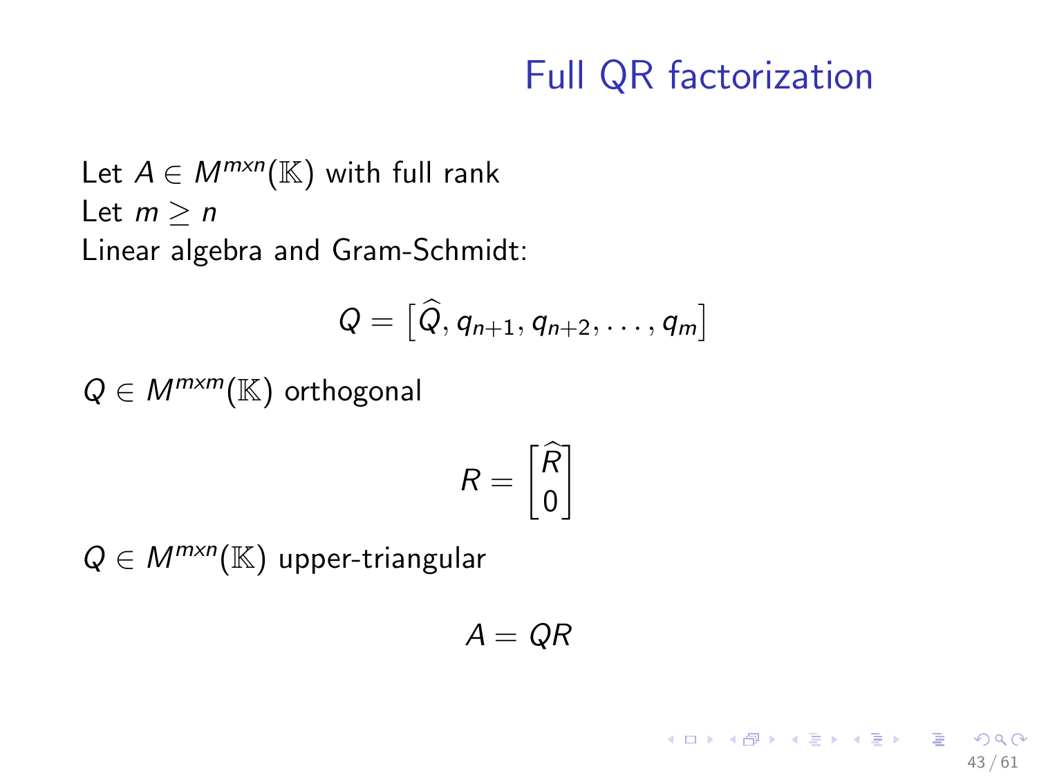# Full QR factorization

Let $A \in M^{mxn}(\mathbb{K})$ with full rank
Let $m \geq n$
Linear algebra and Gram-Schmidt:

$$Q = \left[\widehat{Q}, q_{n+1}, q_{n+2}, \ldots, q_m\right]$$

$Q \in M^{mxm}(\mathbb{K})$ orthogonal

$$R = \begin{bmatrix} \widehat{R} \\ 0 \end{bmatrix}$$

$Q \in M^{mxn}(\mathbb{K})$ upper-triangular

$$A = QR$$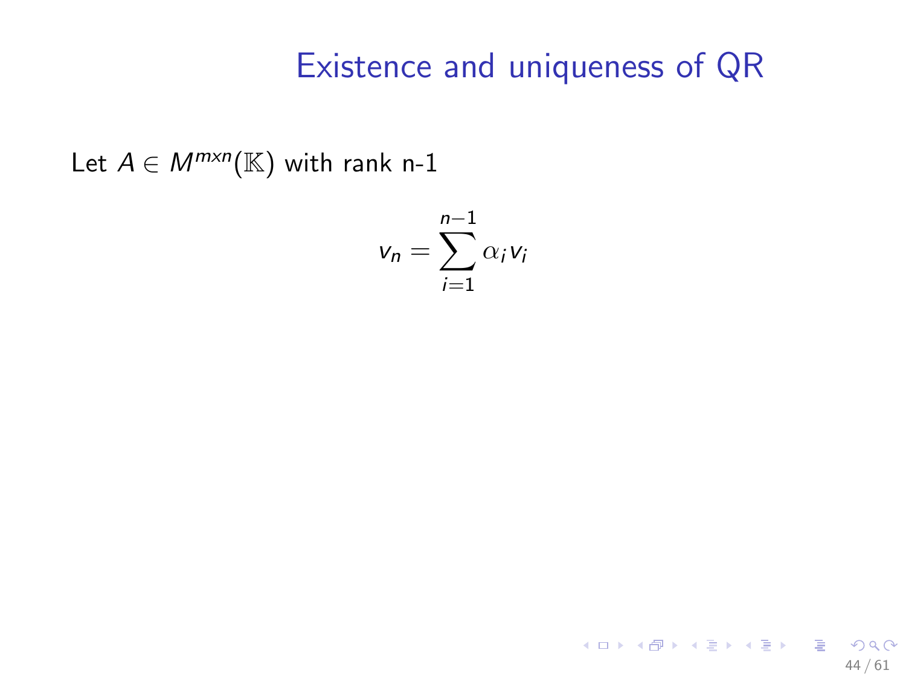# Existence and uniqueness of QR

Let $A \in M^{mxn}(\mathbb{K})$ with rank n-1

$$v_n = \sum_{i=1}^{n-1} \alpha_i v_i$$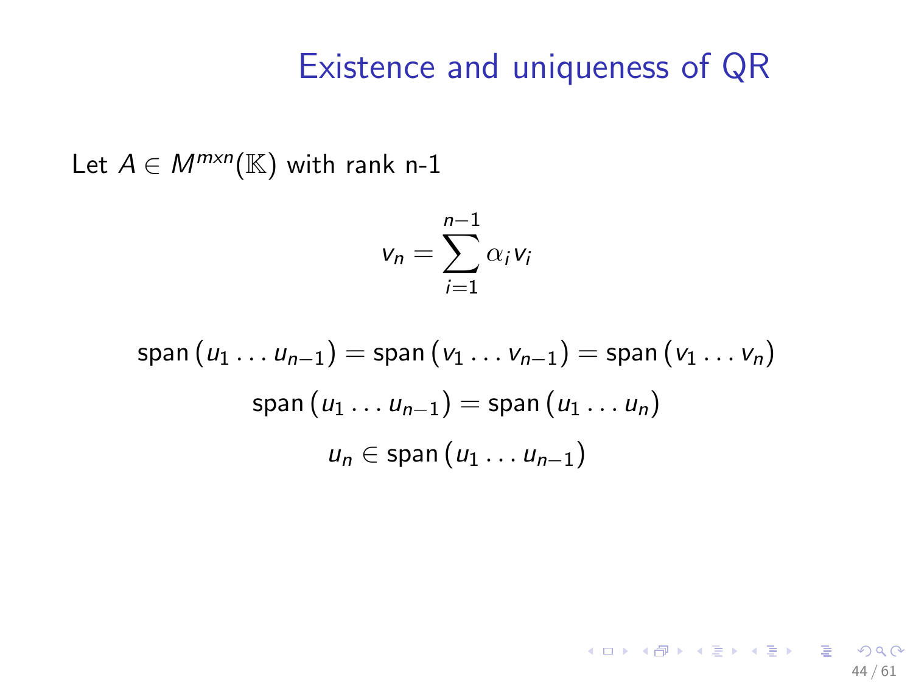# Existence and uniqueness of QR

Let $A \in M^{m \times n}(\mathbb{K})$ with rank n-1

$$v_n = \sum_{i=1}^{n-1} \alpha_i v_i$$

$$\text{span}\left(u_1 \dots u_{n-1}\right) = \text{span}\left(v_1 \dots v_{n-1}\right) = \text{span}\left(v_1 \dots v_n\right)$$

$$\text{span}\left(u_1 \dots u_{n-1}\right) = \text{span}\left(u_1 \dots u_n\right)$$

$$u_n \in \text{span}\left(u_1 \dots u_{n-1}\right)$$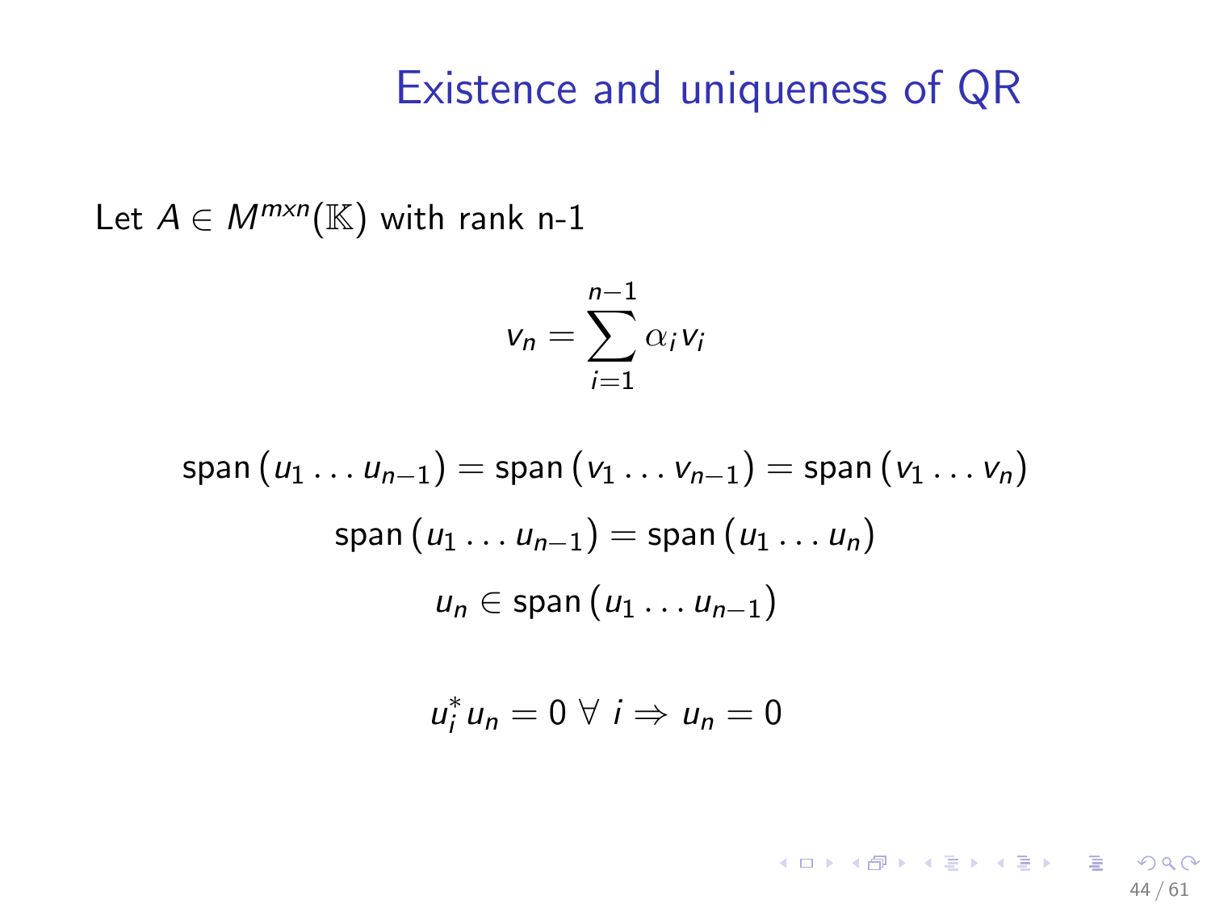# Existence and uniqueness of QR

Let $A \in M^{mxn}(\mathbb{K})$ with rank n-1

$$v_n = \sum_{i=1}^{n-1} \alpha_i v_i$$

$$\text{span}\,(u_1 \dots u_{n-1}) = \text{span}\,(v_1 \dots v_{n-1}) = \text{span}\,(v_1 \dots v_n)$$

$$\text{span}\,(u_1 \dots u_{n-1}) = \text{span}\,(u_1 \dots u_n)$$

$$u_n \in \text{span}\,(u_1 \dots u_{n-1})$$

$$u_i^* u_n = 0 \;\forall\; i \Rightarrow u_n = 0$$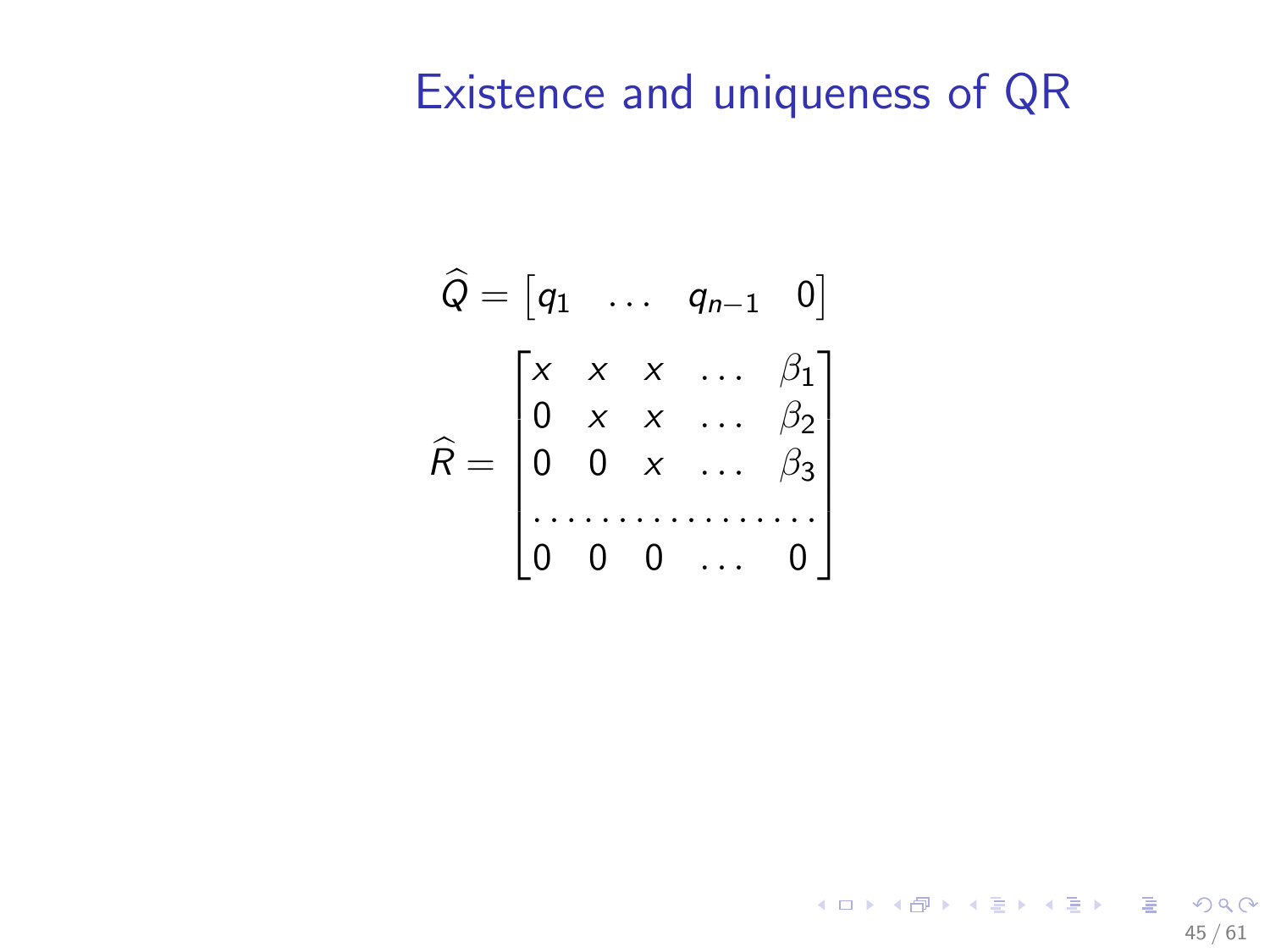# Existence and uniqueness of QR

$$\widehat{Q} = \begin{bmatrix} q_1 & \dots & q_{n-1} & 0 \end{bmatrix}$$

$$\widehat{R} = \begin{bmatrix} x & x & x & \dots & \beta_1 \\ 0 & x & x & \dots & \beta_2 \\ 0 & 0 & x & \dots & \beta_3 \\ \dots & \dots & \dots & \dots & \dots \\ 0 & 0 & 0 & \dots & 0 \end{bmatrix}$$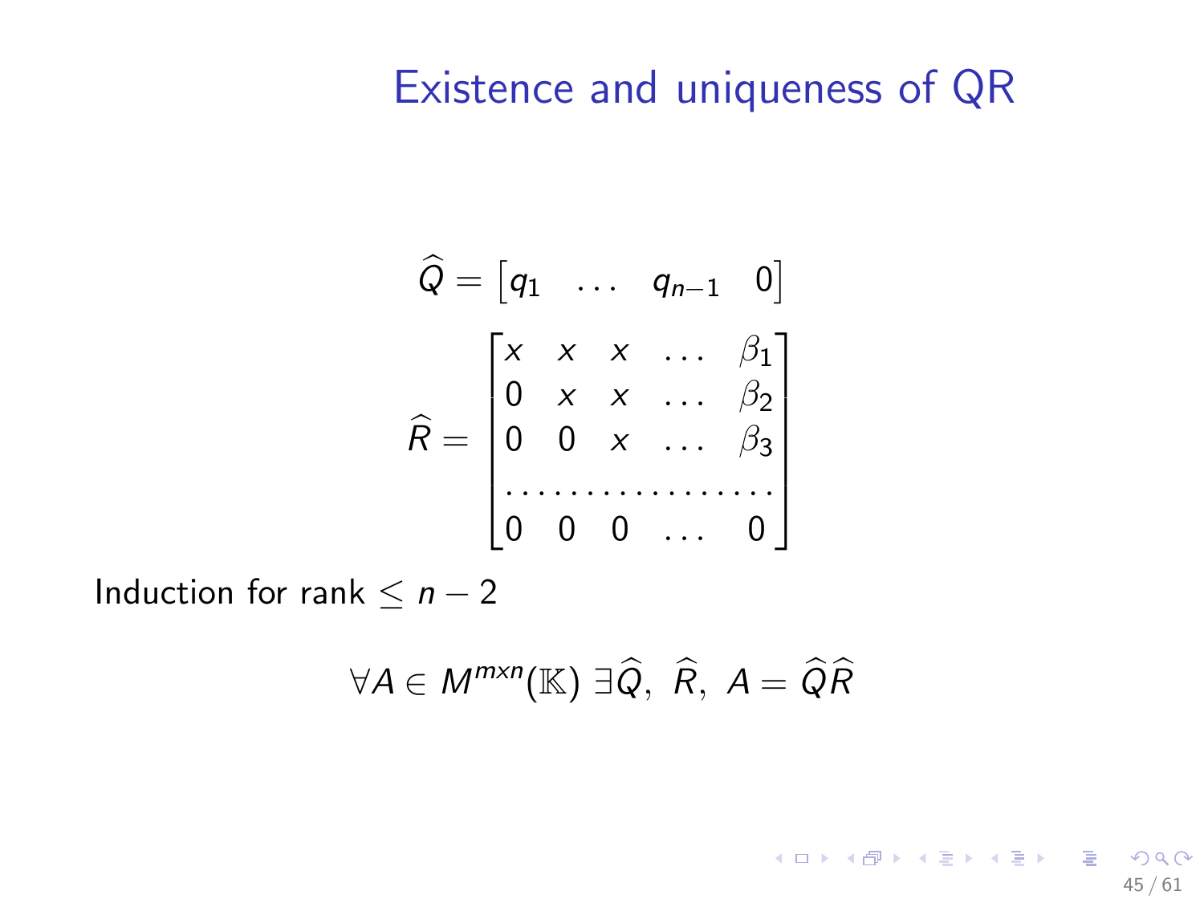# Existence and uniqueness of QR

$$\widehat{Q} = \begin{bmatrix} q_1 & \dots & q_{n-1} & 0 \end{bmatrix}$$

$$\widehat{R} = \begin{bmatrix} x & x & x & \dots & \beta_1 \\ 0 & x & x & \dots & \beta_2 \\ 0 & 0 & x & \dots & \beta_3 \\ \dots & \dots & \dots & \dots & \dots \\ 0 & 0 & 0 & \dots & 0 \end{bmatrix}$$

Induction for rank $\leq n-2$

$$\forall A \in M^{mxn}(\mathbb{K}) \ \exists \widehat{Q}, \ \widehat{R}, \ A = \widehat{Q}\widehat{R}$$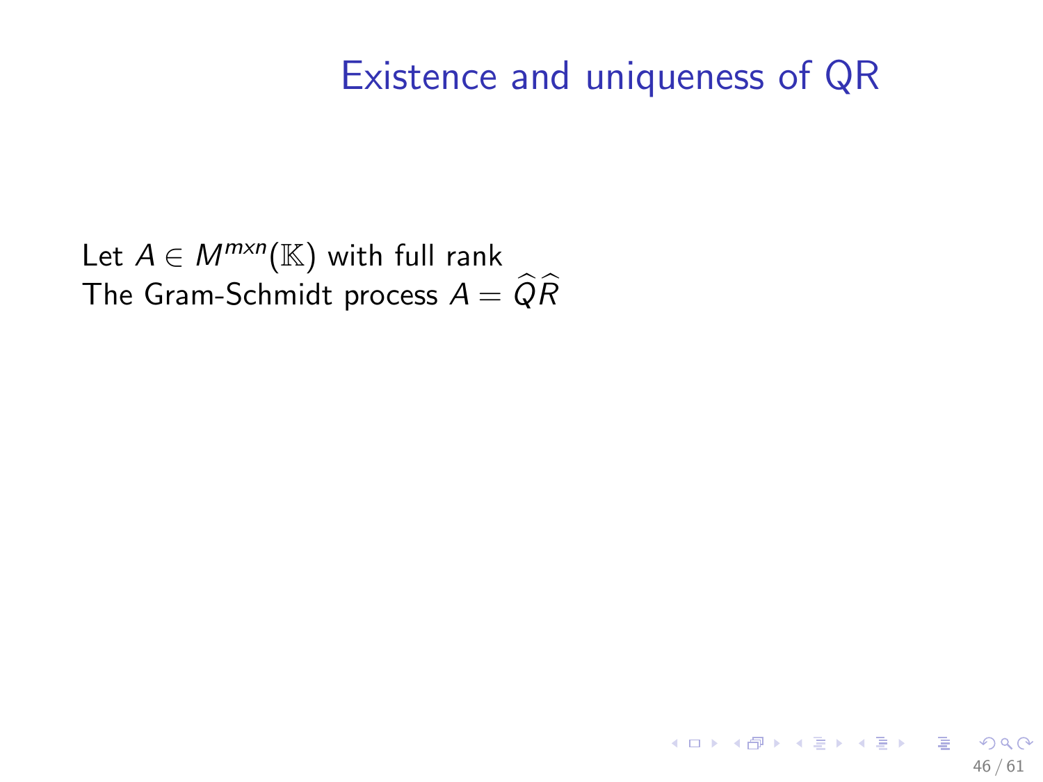# Existence and uniqueness of QR

Let $A \in M^{mxn}(\mathbb{K})$ with full rank
The Gram-Schmidt process $A = \widehat{Q}\widehat{R}$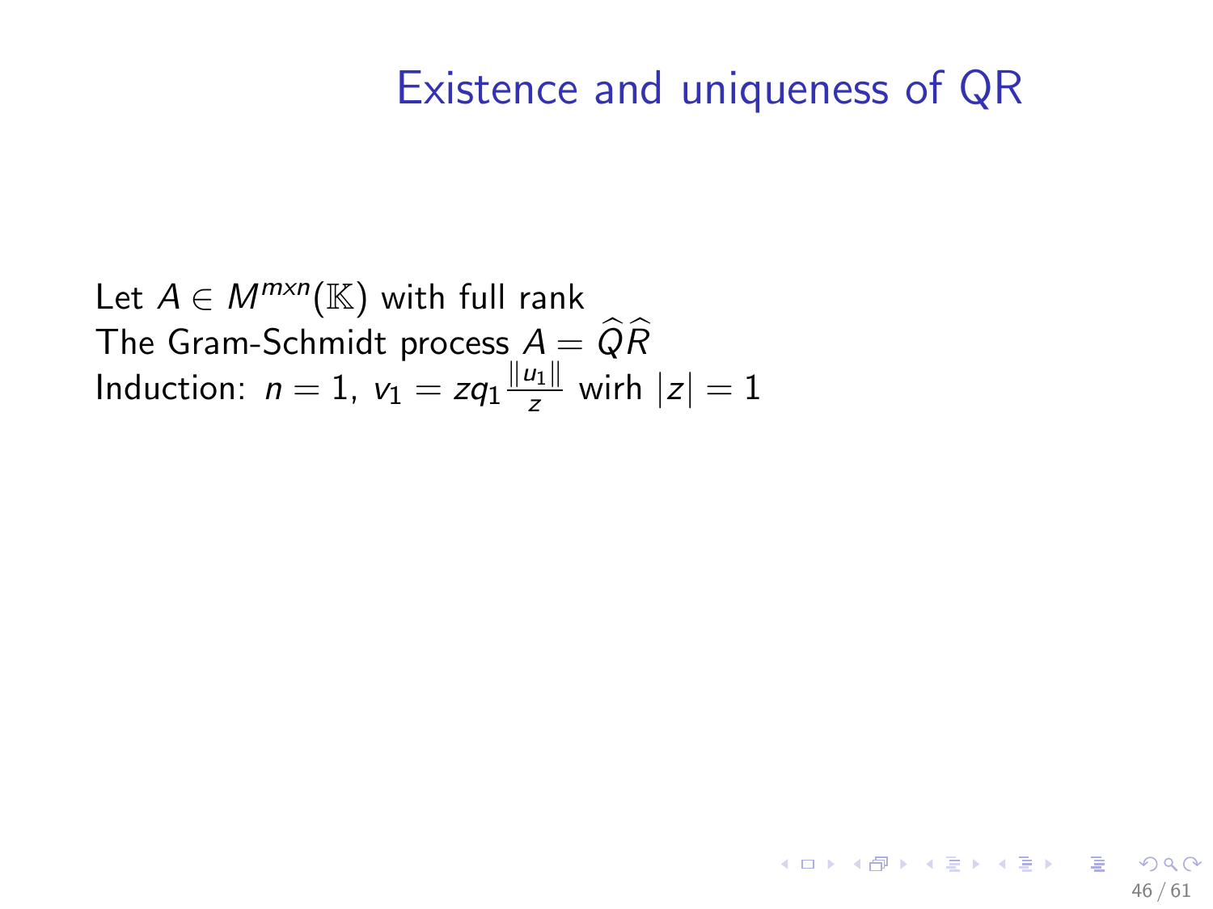# Existence and uniqueness of QR

Let $A \in M^{m x n}(\mathbb{K})$ with full rank
The Gram-Schmidt process $A = \widehat{Q}\widehat{R}$
Induction: $n = 1$, $v_1 = zq_1 \frac{\|u_1\|}{z}$ wirh $|z| = 1$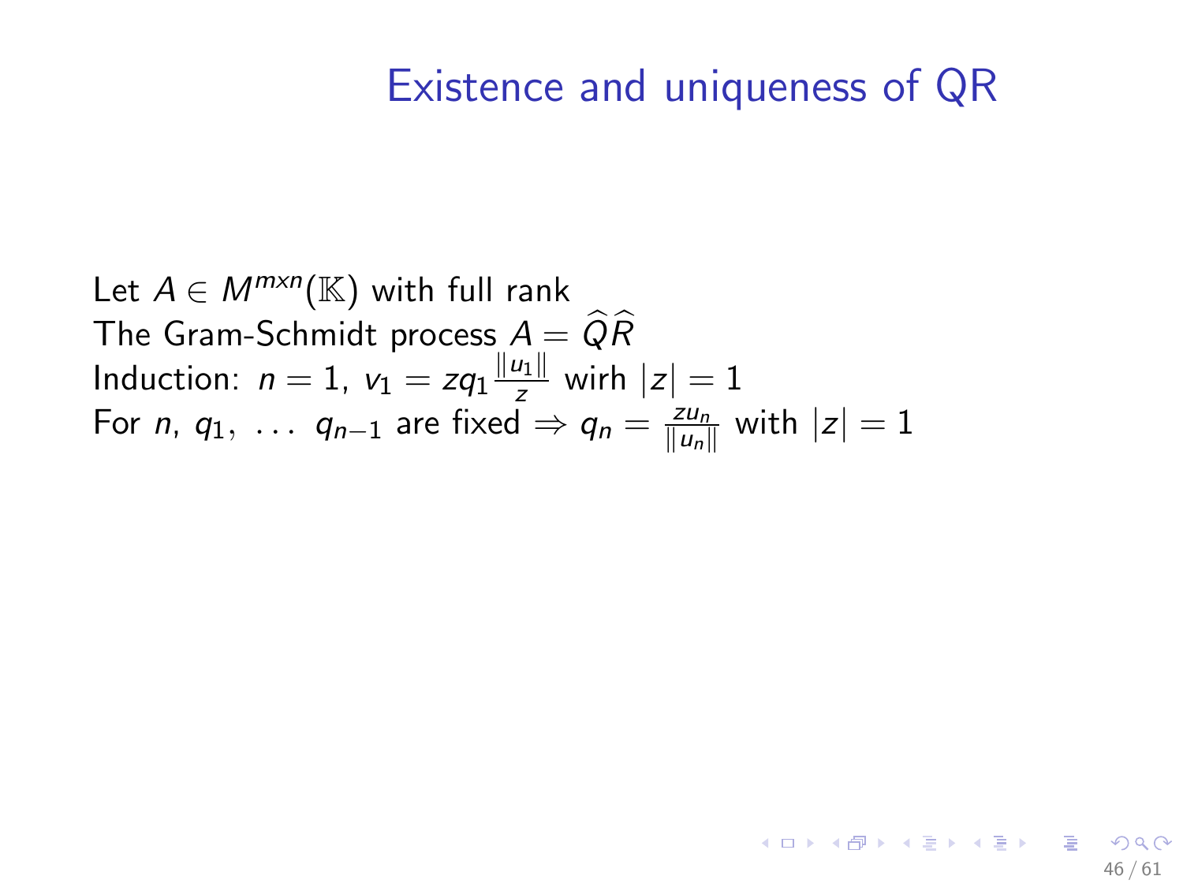# Existence and uniqueness of QR

Let $A \in M^{mxn}(\mathbb{K})$ with full rank
The Gram-Schmidt process $A = \widehat{Q}\widehat{R}$
Induction: $n = 1$, $v_1 = zq_1 \frac{\|u_1\|}{z}$ wirh $|z| = 1$
For $n$, $q_1, \ \dots \ q_{n-1}$ are fixed $\Rightarrow q_n = \frac{zu_n}{\|u_n\|}$ with $|z| = 1$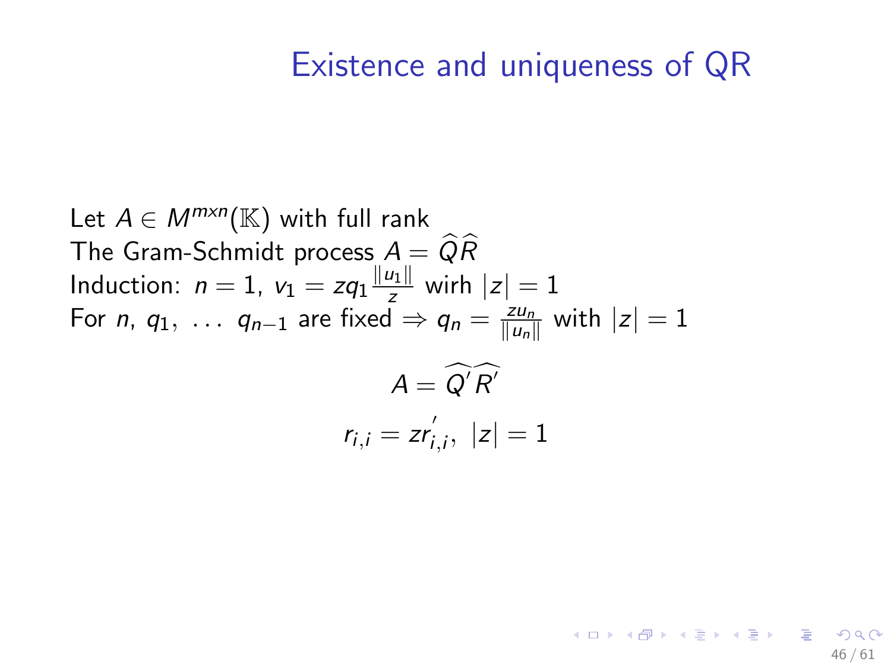# Existence and uniqueness of QR

Let $A \in M^{mxn}(\mathbb{K})$ with full rank
The Gram-Schmidt process $A = \widehat{Q}\widehat{R}$
Induction: $n = 1$, $v_1 = zq_1\frac{\|u_1\|}{z}$ wirh $|z| = 1$
For $n$, $q_1, \ \ldots \ q_{n-1}$ are fixed $\Rightarrow q_n = \frac{zu_n}{\|u_n\|}$ with $|z| = 1$

$$A = \widehat{Q'}\widehat{R'}$$

$$r_{i,i} = zr^{'}_{i,i}, \ |z| = 1$$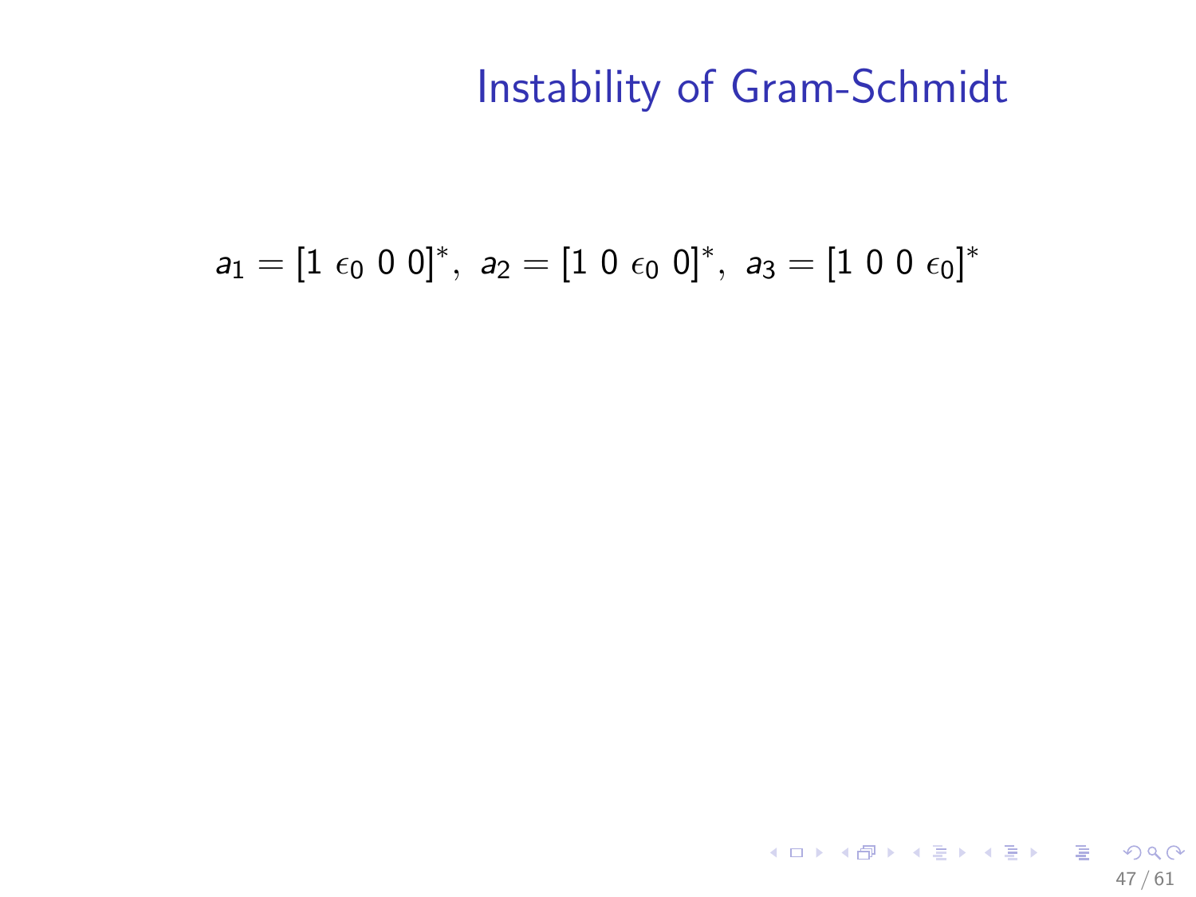# Instability of Gram-Schmidt

$$a_1 = [1 \ \epsilon_0 \ 0 \ 0]^*, \ a_2 = [1 \ 0 \ \epsilon_0 \ 0]^*, \ a_3 = [1 \ 0 \ 0 \ \epsilon_0]^*$$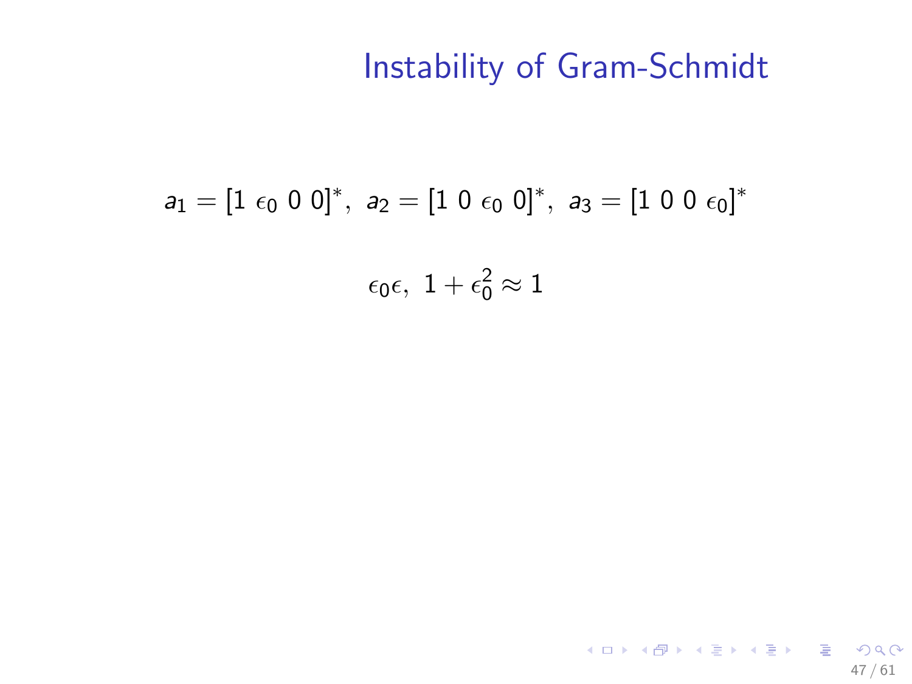# Instability of Gram-Schmidt

$$a_1 = [1\ \epsilon_0\ 0\ 0]^*,\ a_2 = [1\ 0\ \epsilon_0\ 0]^*,\ a_3 = [1\ 0\ 0\ \epsilon_0]^*$$

$$\epsilon_0 \epsilon,\ 1 + \epsilon_0^2 \approx 1$$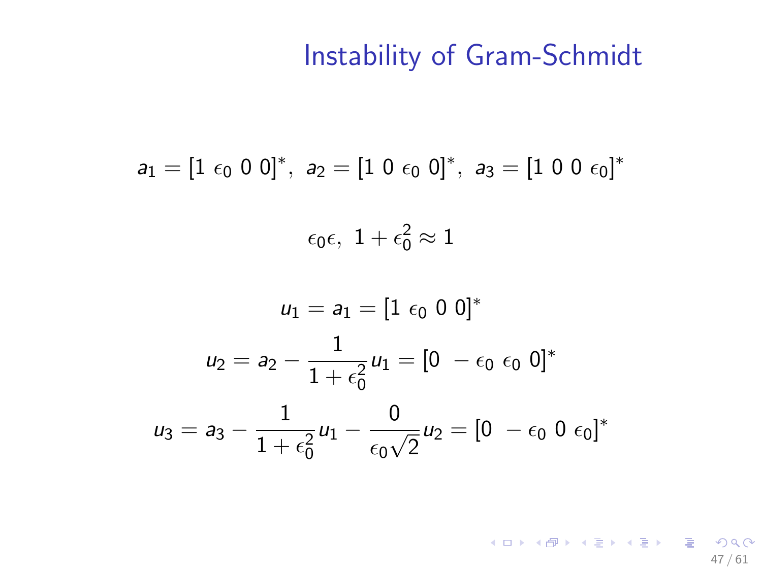# Instability of Gram-Schmidt

$$a_1 = [1 \ \epsilon_0 \ 0 \ 0]^*, \ a_2 = [1 \ 0 \ \epsilon_0 \ 0]^*, \ a_3 = [1 \ 0 \ 0 \ \epsilon_0]^*$$

$$\epsilon_0 \epsilon, \ 1 + \epsilon_0^2 \approx 1$$

$$u_1 = a_1 = [1 \ \epsilon_0 \ 0 \ 0]^*$$

$$u_2 = a_2 - \frac{1}{1+\epsilon_0^2} u_1 = [0 \ -\epsilon_0 \ \epsilon_0 \ 0]^*$$

$$u_3 = a_3 - \frac{1}{1+\epsilon_0^2} u_1 - \frac{0}{\epsilon_0 \sqrt{2}} u_2 = [0 \ -\epsilon_0 \ 0 \ \epsilon_0]^*$$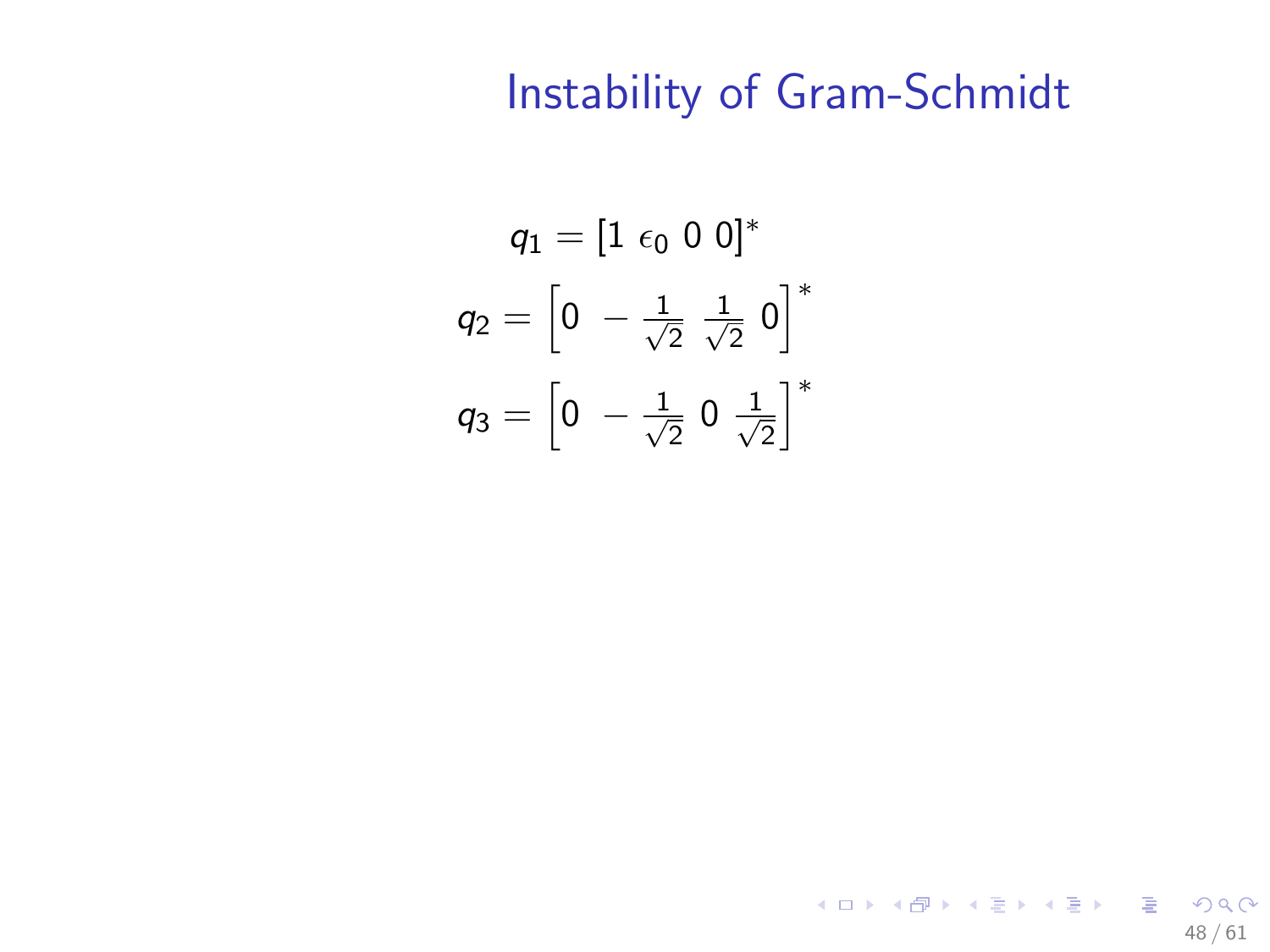# Instability of Gram-Schmidt

$$q_1 = [1 \ \epsilon_0 \ 0 \ 0]^*$$

$$q_2 = \left[0 \ -\frac{1}{\sqrt{2}} \ \frac{1}{\sqrt{2}} \ 0\right]^*$$

$$q_3 = \left[0 \ -\frac{1}{\sqrt{2}} \ 0 \ \frac{1}{\sqrt{2}}\right]^*$$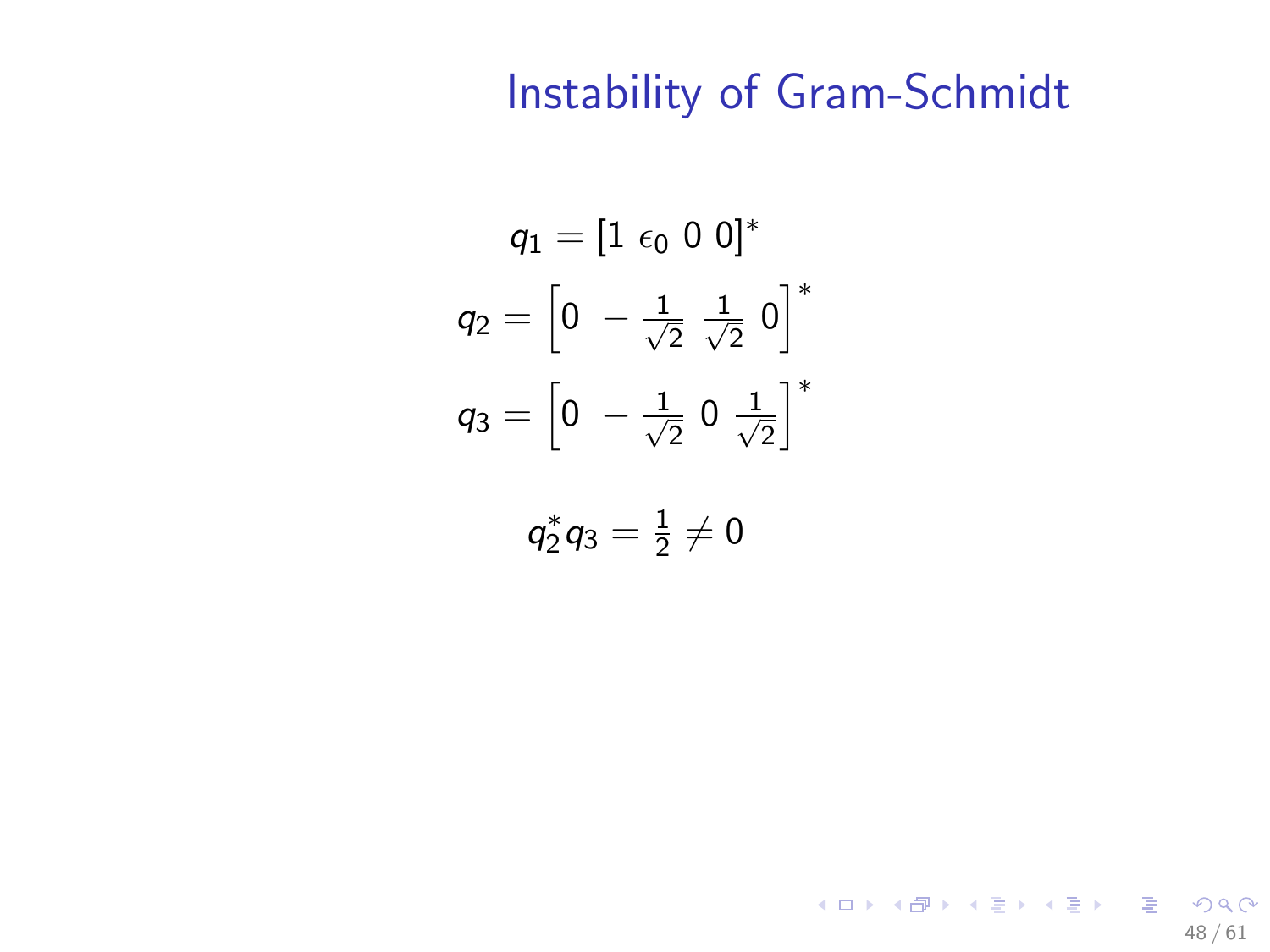# Instability of Gram-Schmidt

$$q_1 = [1 \ \epsilon_0 \ 0 \ 0]^*$$

$$q_2 = \left[0 \ -\tfrac{1}{\sqrt{2}} \ \tfrac{1}{\sqrt{2}} \ 0\right]^*$$

$$q_3 = \left[0 \ -\tfrac{1}{\sqrt{2}} \ 0 \ \tfrac{1}{\sqrt{2}}\right]^*$$

$$q_2^* q_3 = \tfrac{1}{2} \neq 0$$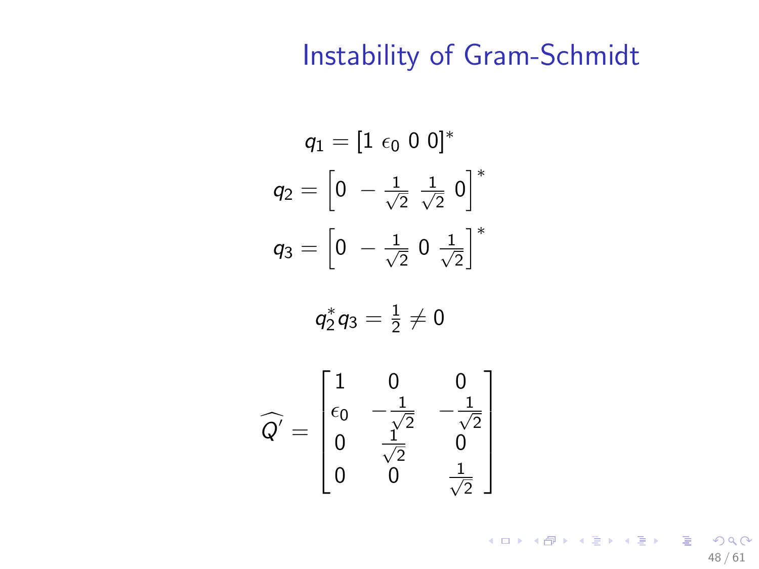# Instability of Gram-Schmidt

$$q_1 = [1 \ \epsilon_0 \ 0 \ 0]^*$$

$$q_2 = \left[0 \ -\frac{1}{\sqrt{2}} \ \frac{1}{\sqrt{2}} \ 0\right]^*$$

$$q_3 = \left[0 \ -\frac{1}{\sqrt{2}} \ 0 \ \frac{1}{\sqrt{2}}\right]^*$$

$$q_2^* q_3 = \frac{1}{2} \neq 0$$

$$\widehat{Q'} = \begin{bmatrix} 1 & 0 & 0 \\ \epsilon_0 & -\frac{1}{\sqrt{2}} & -\frac{1}{\sqrt{2}} \\ 0 & \frac{1}{\sqrt{2}} & 0 \\ 0 & 0 & \frac{1}{\sqrt{2}} \end{bmatrix}$$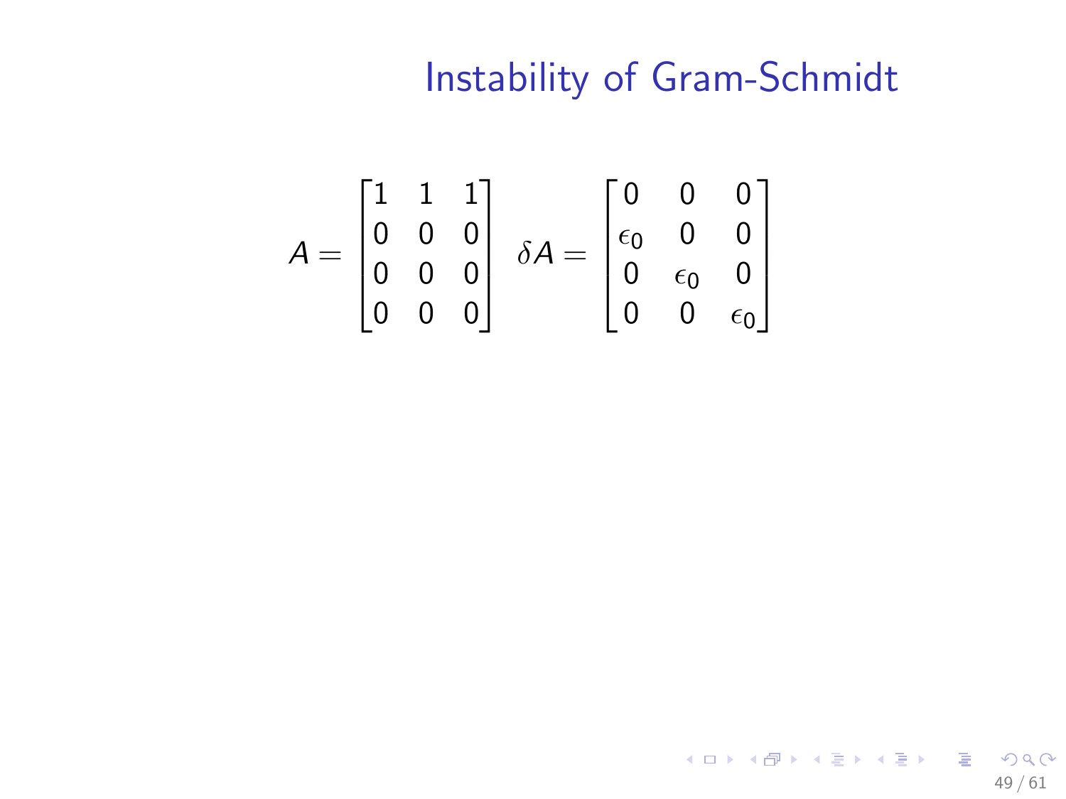# Instability of Gram-Schmidt

$$A = \begin{bmatrix} 1 & 1 & 1 \\ 0 & 0 & 0 \\ 0 & 0 & 0 \\ 0 & 0 & 0 \end{bmatrix} \quad \delta A = \begin{bmatrix} 0 & 0 & 0 \\ \epsilon_0 & 0 & 0 \\ 0 & \epsilon_0 & 0 \\ 0 & 0 & \epsilon_0 \end{bmatrix}$$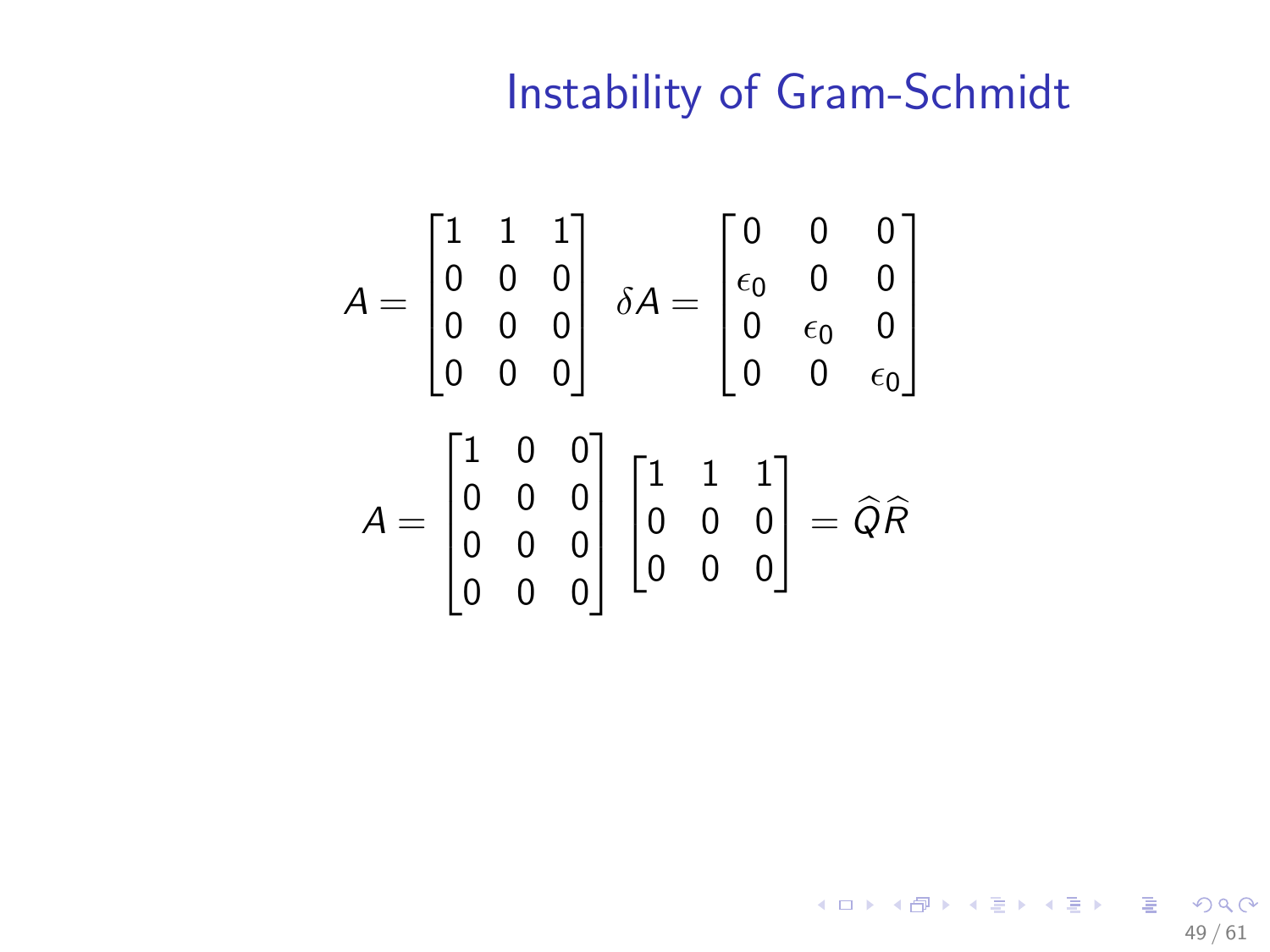# Instability of Gram-Schmidt

$$A = \begin{bmatrix} 1 & 1 & 1 \\ 0 & 0 & 0 \\ 0 & 0 & 0 \\ 0 & 0 & 0 \end{bmatrix} \quad \delta A = \begin{bmatrix} 0 & 0 & 0 \\ \epsilon_0 & 0 & 0 \\ 0 & \epsilon_0 & 0 \\ 0 & 0 & \epsilon_0 \end{bmatrix}$$

$$A = \begin{bmatrix} 1 & 0 & 0 \\ 0 & 0 & 0 \\ 0 & 0 & 0 \\ 0 & 0 & 0 \end{bmatrix} \begin{bmatrix} 1 & 1 & 1 \\ 0 & 0 & 0 \\ 0 & 0 & 0 \end{bmatrix} = \widehat{Q}\widehat{R}$$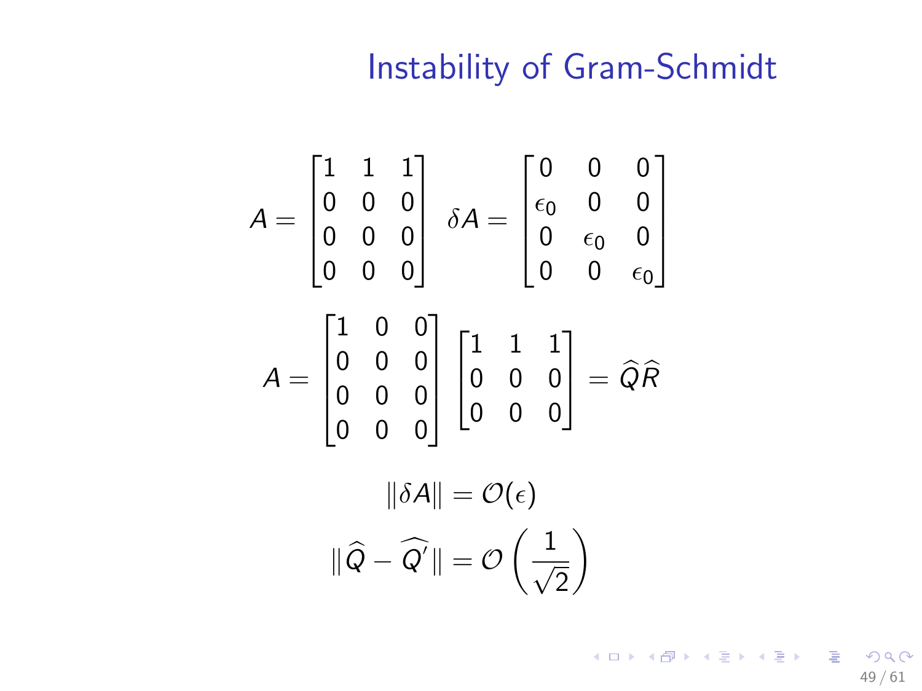# Instability of Gram-Schmidt

$$A = \begin{bmatrix} 1 & 1 & 1 \\ 0 & 0 & 0 \\ 0 & 0 & 0 \\ 0 & 0 & 0 \end{bmatrix} \quad \delta A = \begin{bmatrix} 0 & 0 & 0 \\ \epsilon_0 & 0 & 0 \\ 0 & \epsilon_0 & 0 \\ 0 & 0 & \epsilon_0 \end{bmatrix}$$

$$A = \begin{bmatrix} 1 & 0 & 0 \\ 0 & 0 & 0 \\ 0 & 0 & 0 \\ 0 & 0 & 0 \end{bmatrix} \begin{bmatrix} 1 & 1 & 1 \\ 0 & 0 & 0 \\ 0 & 0 & 0 \end{bmatrix} = \widehat{Q}\widehat{R}$$

$$\|\delta A\| = \mathcal{O}(\epsilon)$$

$$\|\widehat{Q} - \widehat{Q'}\| = \mathcal{O}\left(\frac{1}{\sqrt{2}}\right)$$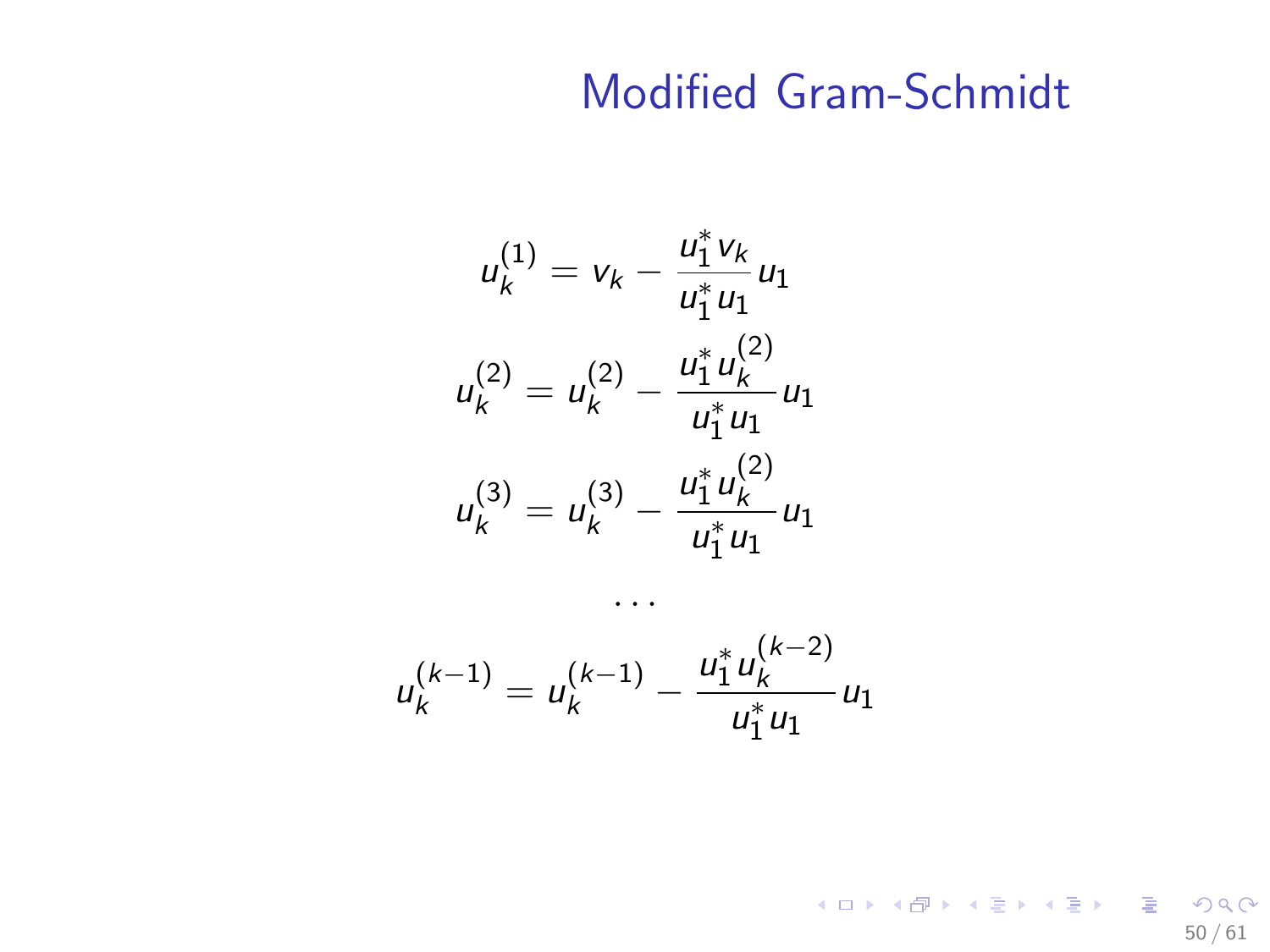# Modified Gram-Schmidt

$$u_k^{(1)} = v_k - \frac{u_1^* v_k}{u_1^* u_1} u_1$$

$$u_k^{(2)} = u_k^{(2)} - \frac{u_1^* u_k^{(2)}}{u_1^* u_1} u_1$$

$$u_k^{(3)} = u_k^{(3)} - \frac{u_1^* u_k^{(2)}}{u_1^* u_1} u_1$$

$$\cdots$$

$$u_k^{(k-1)} = u_k^{(k-1)} - \frac{u_1^* u_k^{(k-2)}}{u_1^* u_1} u_1$$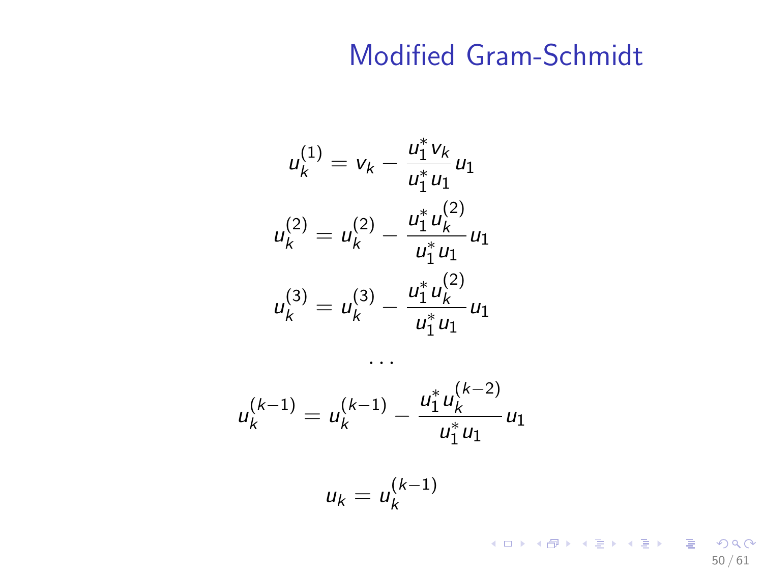# Modified Gram-Schmidt

$$u_k^{(1)} = v_k - \frac{u_1^* v_k}{u_1^* u_1} u_1$$

$$u_k^{(2)} = u_k^{(2)} - \frac{u_1^* u_k^{(2)}}{u_1^* u_1} u_1$$

$$u_k^{(3)} = u_k^{(3)} - \frac{u_1^* u_k^{(2)}}{u_1^* u_1} u_1$$

$$\cdots$$

$$u_k^{(k-1)} = u_k^{(k-1)} - \frac{u_1^* u_k^{(k-2)}}{u_1^* u_1} u_1$$

$$u_k = u_k^{(k-1)}$$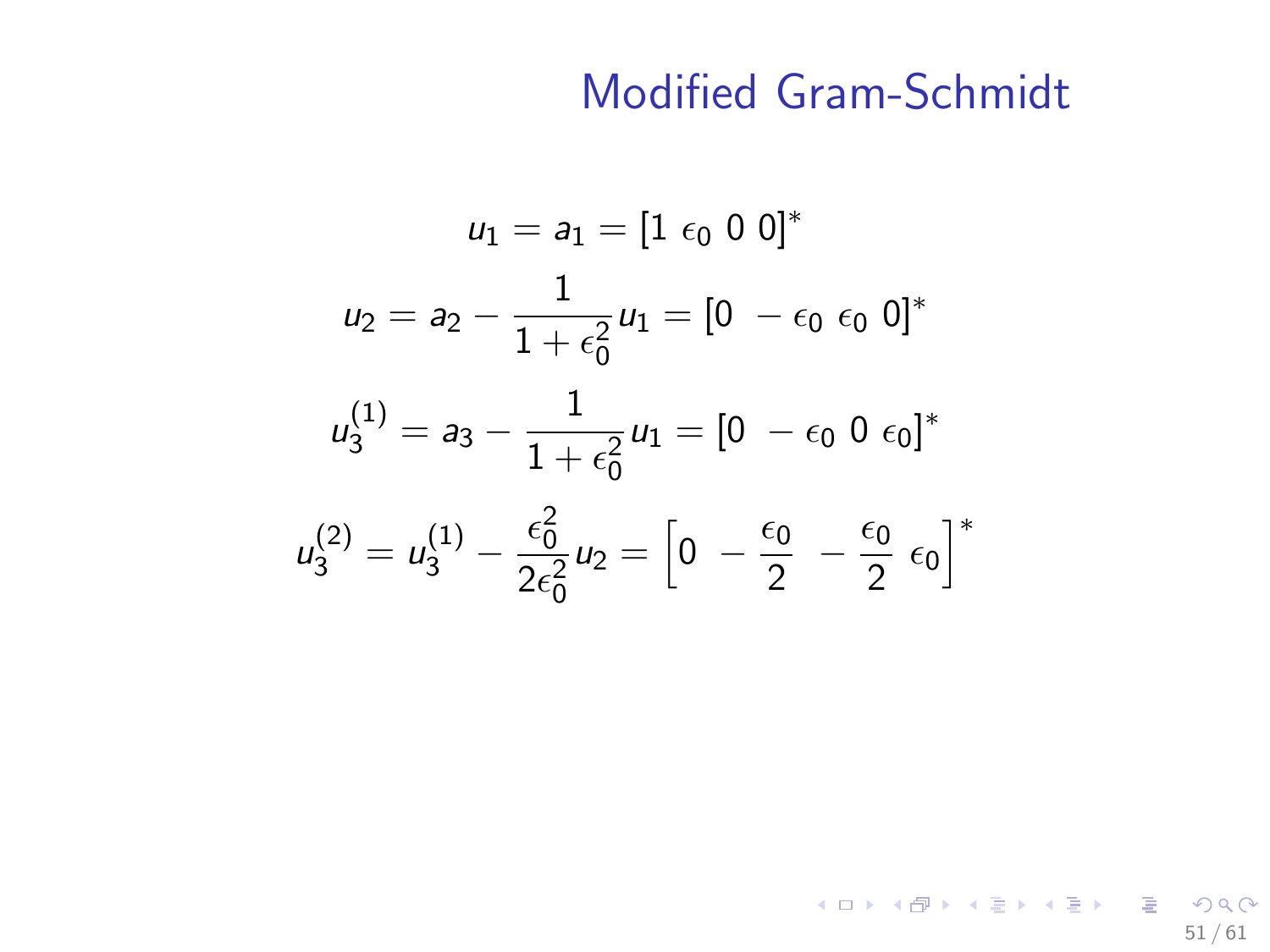# Modified Gram-Schmidt

$$u_1 = a_1 = [1 \ \epsilon_0 \ 0 \ 0]^*$$

$$u_2 = a_2 - \frac{1}{1+\epsilon_0^2} u_1 = [0 \ -\epsilon_0 \ \epsilon_0 \ 0]^*$$

$$u_3^{(1)} = a_3 - \frac{1}{1+\epsilon_0^2} u_1 = [0 \ -\epsilon_0 \ 0 \ \epsilon_0]^*$$

$$u_3^{(2)} = u_3^{(1)} - \frac{\epsilon_0^2}{2\epsilon_0^2} u_2 = \left[0 \ -\frac{\epsilon_0}{2} \ -\frac{\epsilon_0}{2} \ \epsilon_0\right]^*$$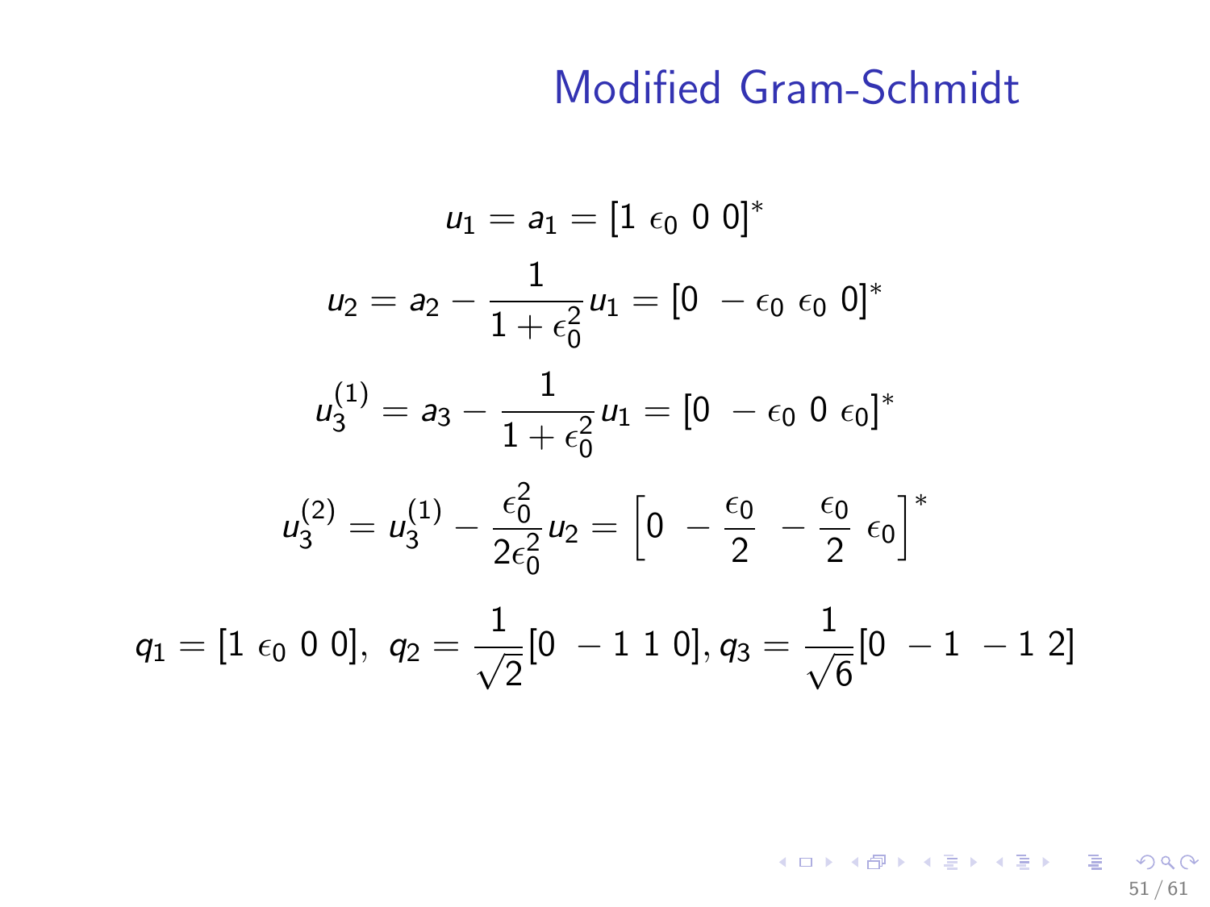# Modified Gram-Schmidt

$$u_1 = a_1 = [1 \ \epsilon_0 \ 0 \ 0]^*$$

$$u_2 = a_2 - \frac{1}{1+\epsilon_0^2} u_1 = [0 \ -\epsilon_0 \ \epsilon_0 \ 0]^*$$

$$u_3^{(1)} = a_3 - \frac{1}{1+\epsilon_0^2} u_1 = [0 \ -\epsilon_0 \ 0 \ \epsilon_0]^*$$

$$u_3^{(2)} = u_3^{(1)} - \frac{\epsilon_0^2}{2\epsilon_0^2} u_2 = \left[0 \ -\frac{\epsilon_0}{2} \ -\frac{\epsilon_0}{2} \ \epsilon_0\right]^*$$

$$q_1 = [1 \ \epsilon_0 \ 0 \ 0], \ q_2 = \frac{1}{\sqrt{2}}[0 \ -1 \ 1 \ 0], q_3 = \frac{1}{\sqrt{6}}[0 \ -1 \ -1 \ 2]$$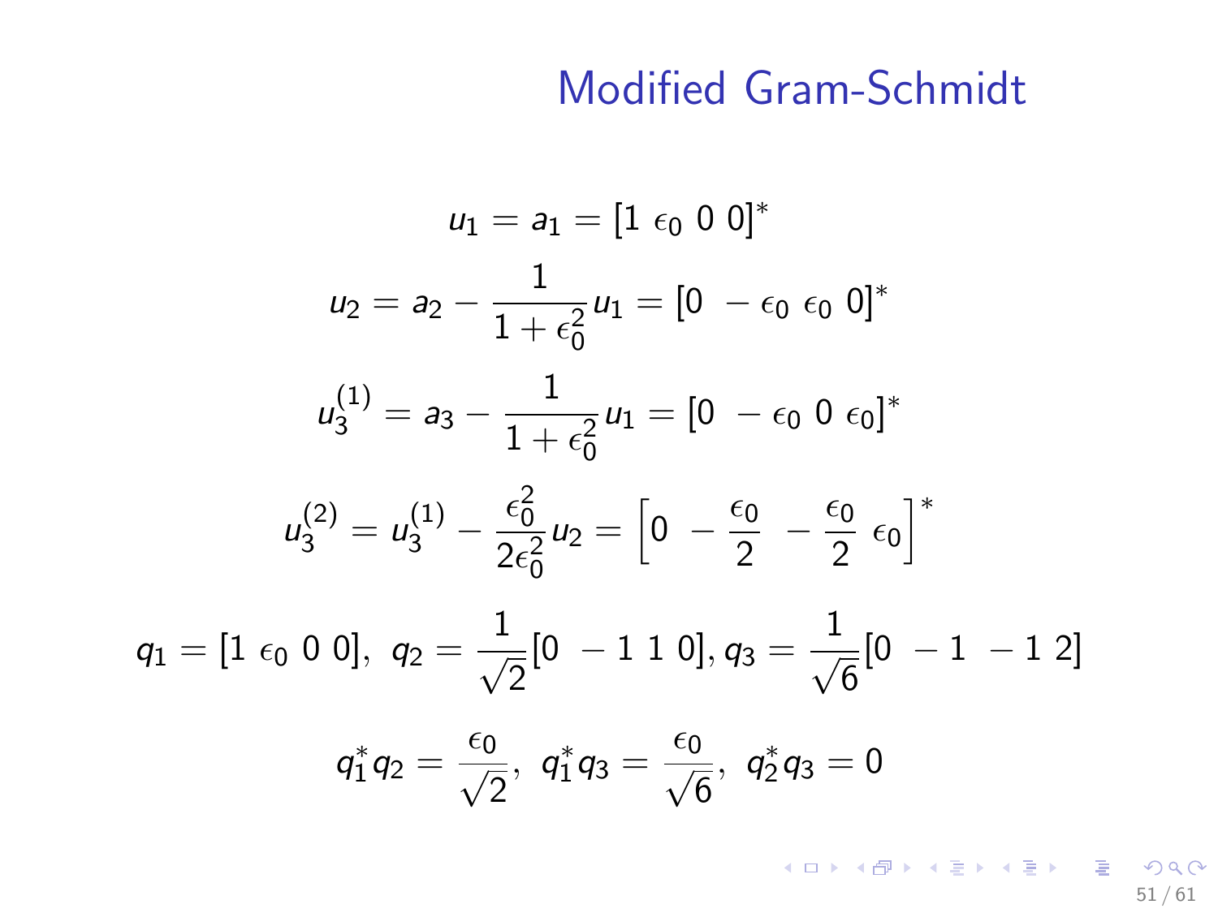# Modified Gram-Schmidt

$$u_1 = a_1 = [1 \ \epsilon_0 \ 0 \ 0]^*$$

$$u_2 = a_2 - \frac{1}{1+\epsilon_0^2} u_1 = [0 \ -\epsilon_0 \ \epsilon_0 \ 0]^*$$

$$u_3^{(1)} = a_3 - \frac{1}{1+\epsilon_0^2} u_1 = [0 \ -\epsilon_0 \ 0 \ \epsilon_0]^*$$

$$u_3^{(2)} = u_3^{(1)} - \frac{\epsilon_0^2}{2\epsilon_0^2} u_2 = \left[0 \ -\frac{\epsilon_0}{2} \ -\frac{\epsilon_0}{2} \ \epsilon_0\right]^*$$

$$q_1 = [1 \ \epsilon_0 \ 0 \ 0], \ q_2 = \frac{1}{\sqrt{2}}[0 \ -1 \ 1 \ 0], q_3 = \frac{1}{\sqrt{6}}[0 \ -1 \ -1 \ 2]$$

$$q_1^* q_2 = \frac{\epsilon_0}{\sqrt{2}}, \ q_1^* q_3 = \frac{\epsilon_0}{\sqrt{6}}, \ q_2^* q_3 = 0$$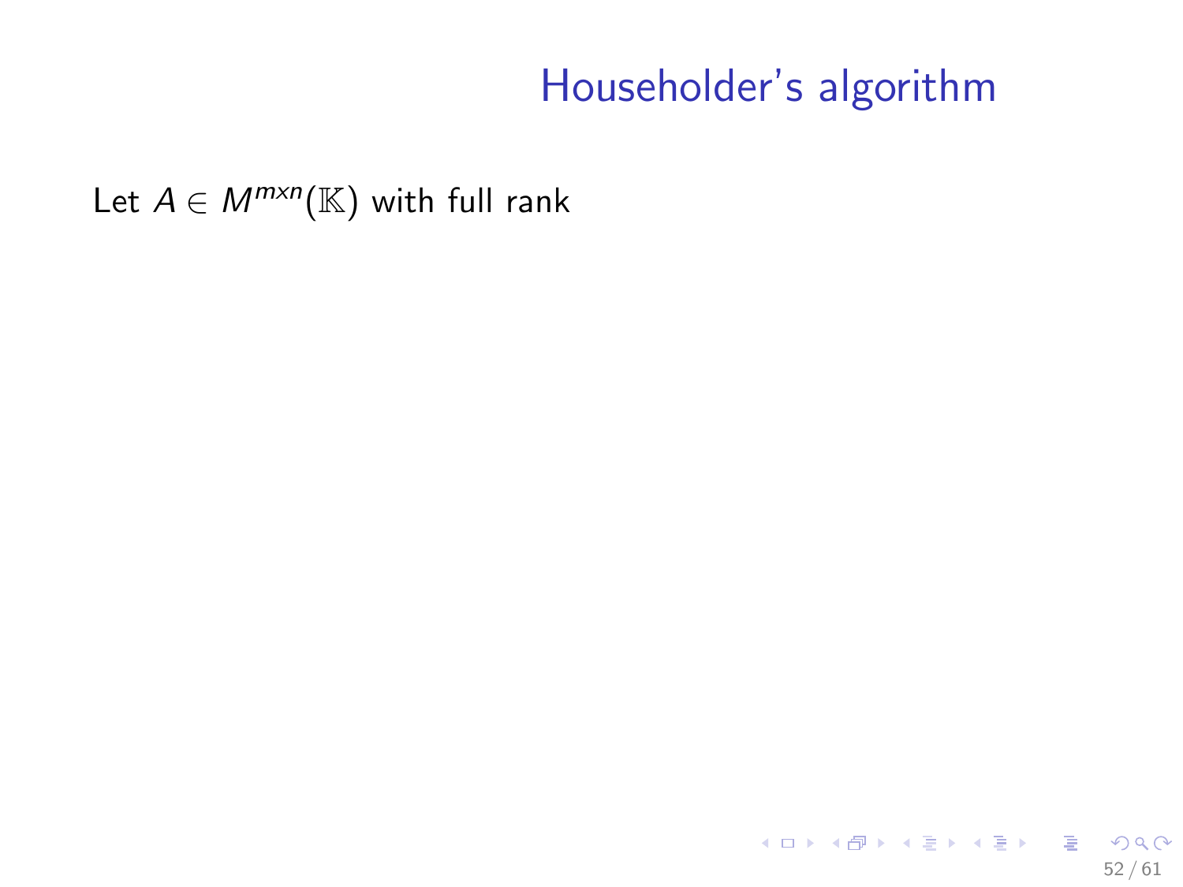# Householder's algorithm

Let $A \in M^{m x n}(\mathbb{K})$ with full rank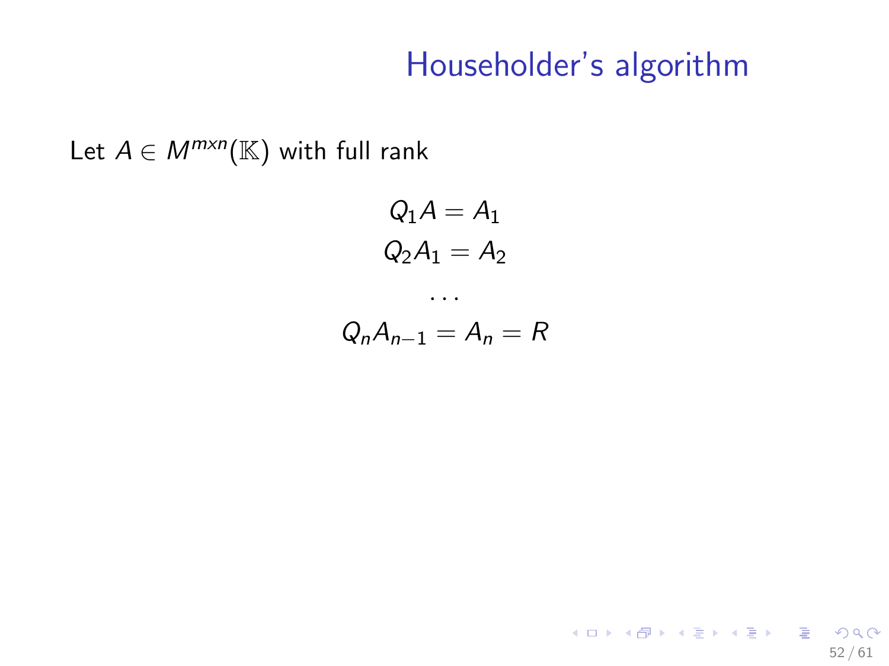# Householder's algorithm

Let $A \in M^{m \times n}(\mathbb{K})$ with full rank

$$Q_1 A = A_1$$
$$Q_2 A_1 = A_2$$
$$\dots$$
$$Q_n A_{n-1} = A_n = R$$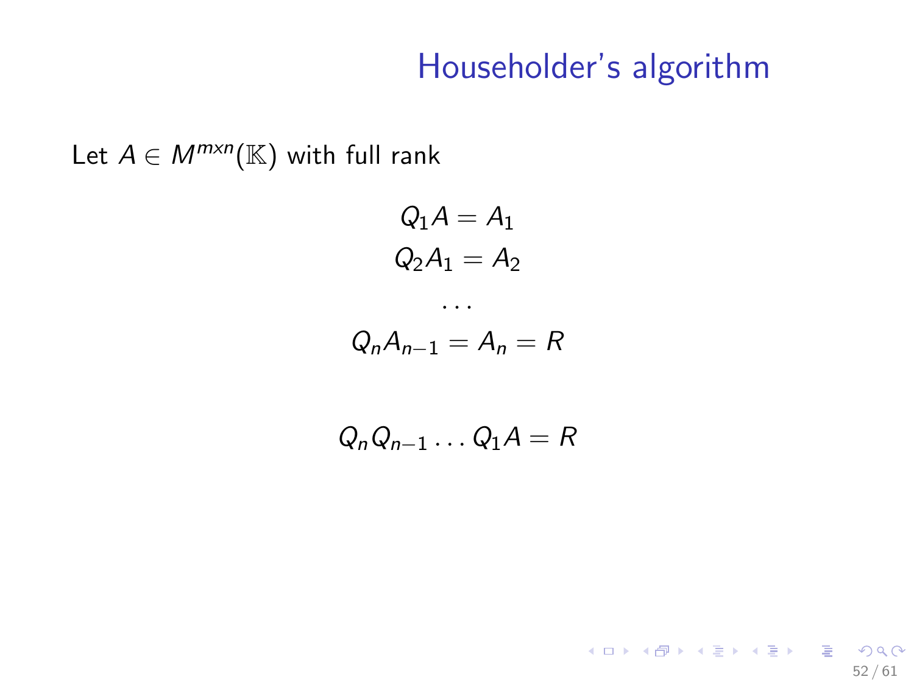# Householder's algorithm

Let $A \in M^{mxn}(\mathbb{K})$ with full rank

$$Q_1 A = A_1$$
$$Q_2 A_1 = A_2$$
$$\cdots$$
$$Q_n A_{n-1} = A_n = R$$

$$Q_n Q_{n-1} \ldots Q_1 A = R$$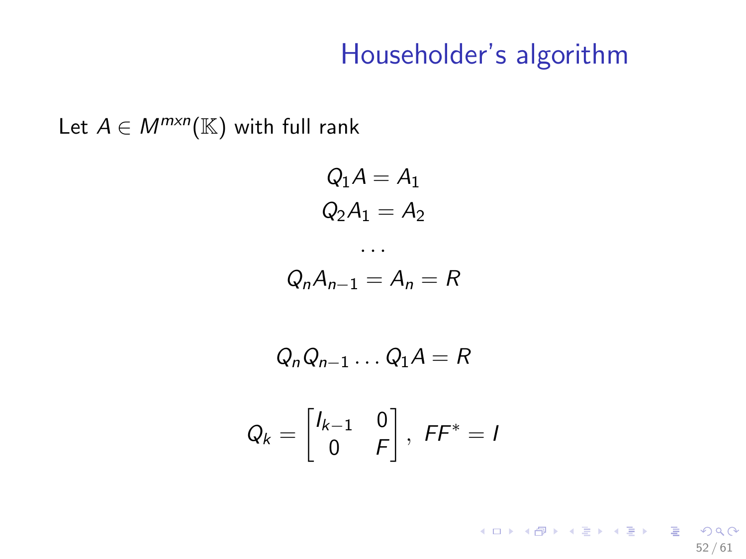# Householder's algorithm

Let $A \in M^{mxn}(\mathbb{K})$ with full rank

$$Q_1 A = A_1$$

$$Q_2 A_1 = A_2$$

$$\dots$$

$$Q_n A_{n-1} = A_n = R$$

$$Q_n Q_{n-1} \dots Q_1 A = R$$

$$Q_k = \begin{bmatrix} I_{k-1} & 0 \\ 0 & F \end{bmatrix}, \ FF^* = I$$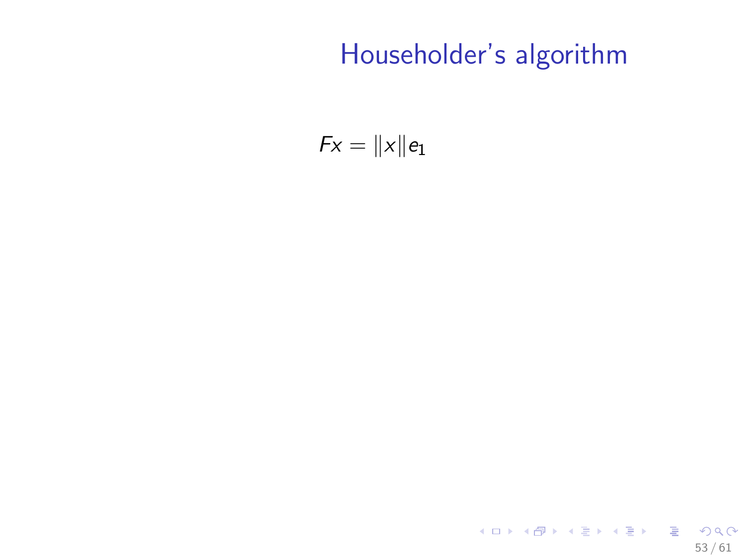# Householder's algorithm

$$Fx = \|x\| e_1$$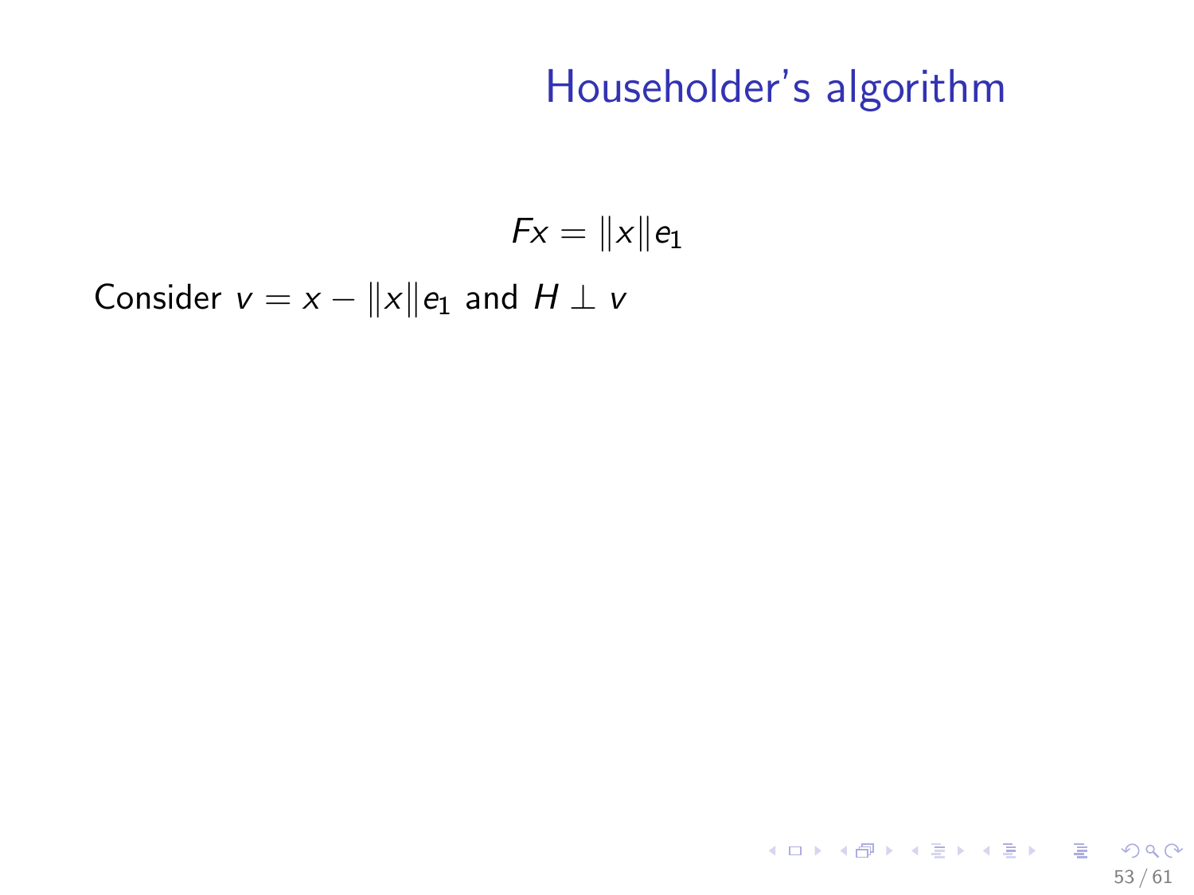# Householder's algorithm

$$Fx = \|x\|e_1$$

Consider $v = x - \|x\|e_1$ and $H \perp v$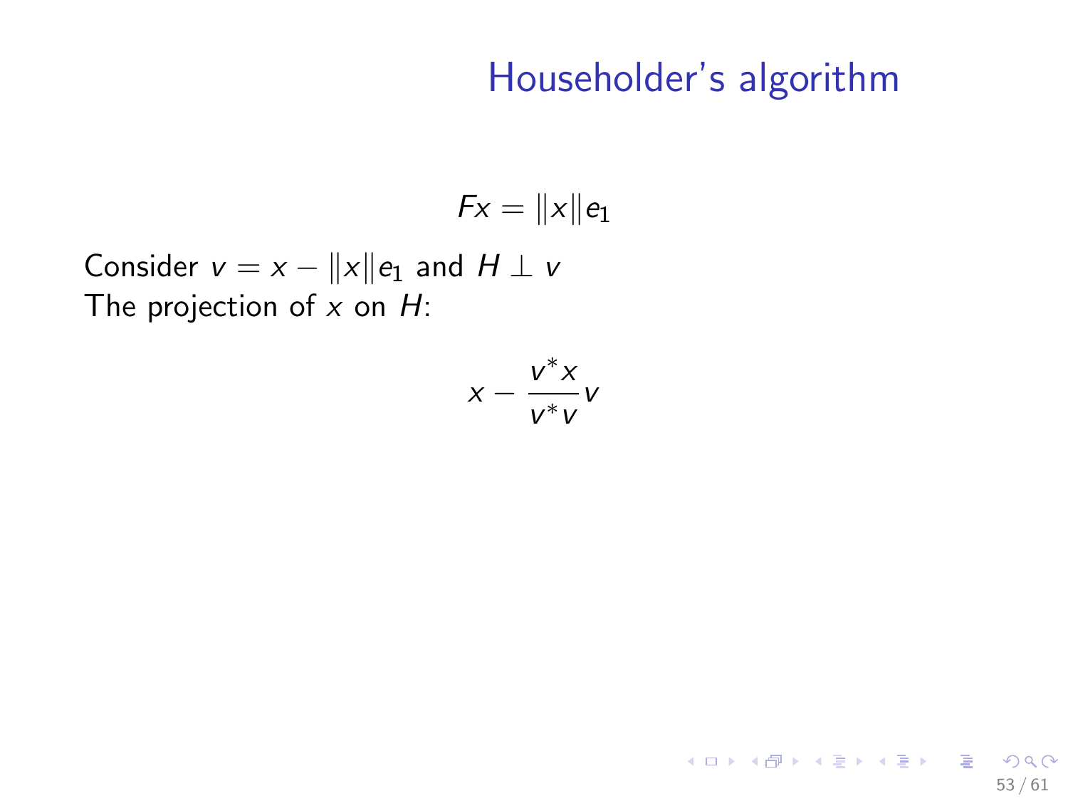# Householder's algorithm

$$Fx = \|x\| e_1$$

Consider $v = x - \|x\| e_1$ and $H \perp v$
The projection of $x$ on $H$:

$$x - \frac{v^* x}{v^* v} v$$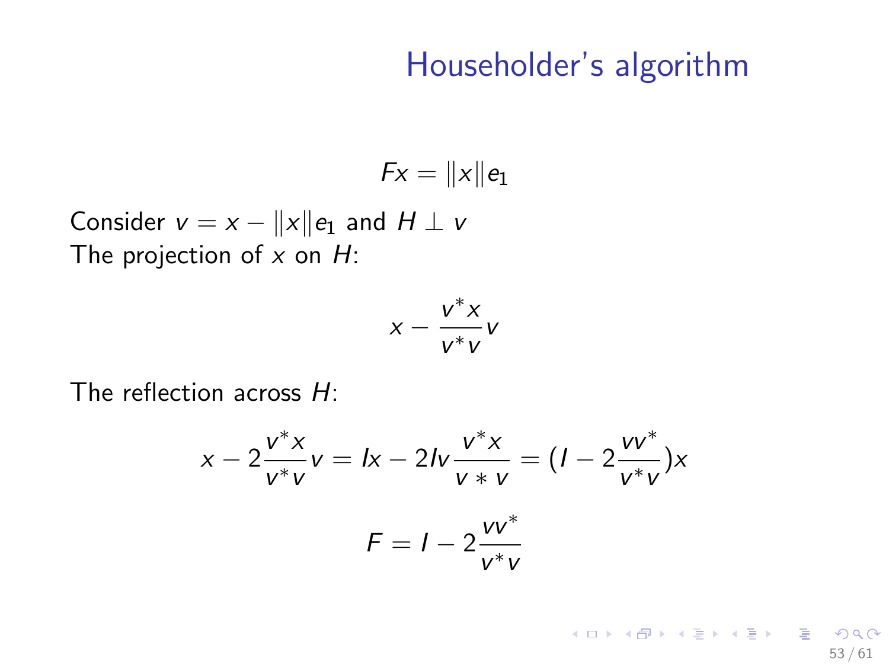# Householder's algorithm

$$Fx = \|x\| e_1$$

Consider $v = x - \|x\| e_1$ and $H \perp v$

The projection of $x$ on $H$:

$$x - \frac{v^* x}{v^* v} v$$

The reflection across $H$:

$$x - 2\frac{v^* x}{v^* v} v = Ix - 2Iv\frac{v^* x}{v * v} = (I - 2\frac{vv^*}{v^* v})x$$

$$F = I - 2\frac{vv^*}{v^* v}$$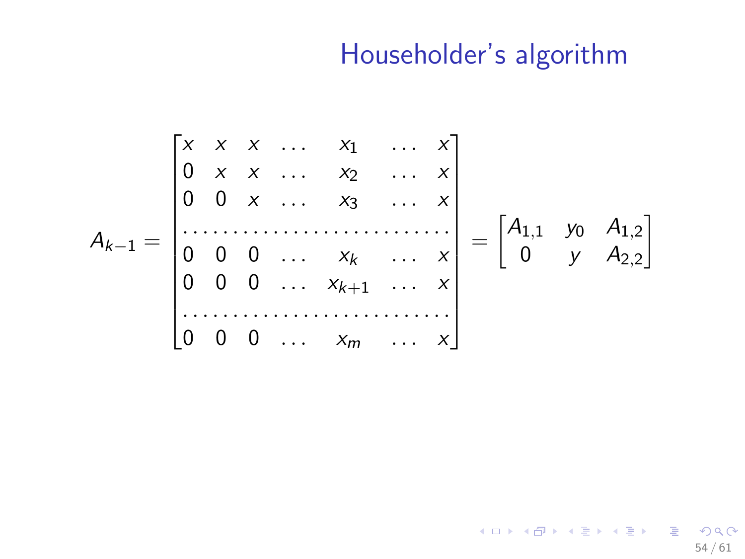# Householder's algorithm

$$
A_{k-1} = \left[\begin{array}{ccccccc}
x & x & x & \dots & x_1 & \dots & x \\
0 & x & x & \dots & x_2 & \dots & x \\
0 & 0 & x & \dots & x_3 & \dots & x \\
\hline
0 & 0 & 0 & \dots & x_k & \dots & x \\
0 & 0 & 0 & \dots & x_{k+1} & \dots & x \\
\hline
0 & 0 & 0 & \dots & x_m & \dots & x
\end{array}\right] = \begin{bmatrix} A_{1,1} & y_0 & A_{1,2} \\ 0 & y & A_{2,2} \end{bmatrix}
$$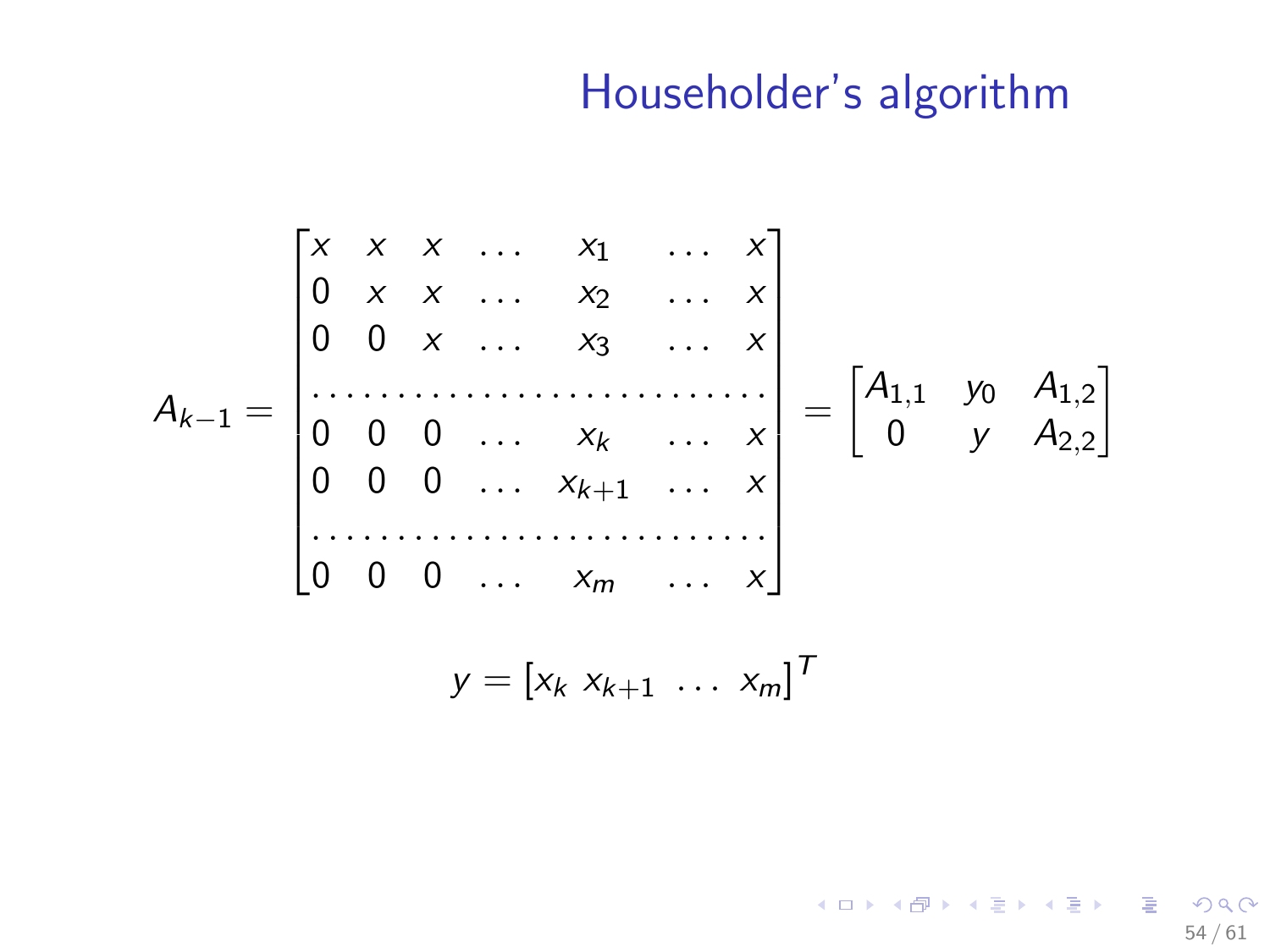# Householder's algorithm

$$
A_{k-1} = \begin{bmatrix}
x & x & x & \dots & x_1 & \dots & x \\
0 & x & x & \dots & x_2 & \dots & x \\
0 & 0 & x & \dots & x_3 & \dots & x \\
\multicolumn{7}{c}{\dots\dots\dots\dots\dots\dots\dots\dots\dots\dots\dots\dots} \\
0 & 0 & 0 & \dots & x_k & \dots & x \\
0 & 0 & 0 & \dots & x_{k+1} & \dots & x \\
\multicolumn{7}{c}{\dots\dots\dots\dots\dots\dots\dots\dots\dots\dots\dots\dots} \\
0 & 0 & 0 & \dots & x_m & \dots & x
\end{bmatrix}
= \begin{bmatrix}
A_{1,1} & y_0 & A_{1,2} \\
0 & y & A_{2,2}
\end{bmatrix}
$$

$$
y = \left[x_k \; x_{k+1} \; \dots \; x_m\right]^T
$$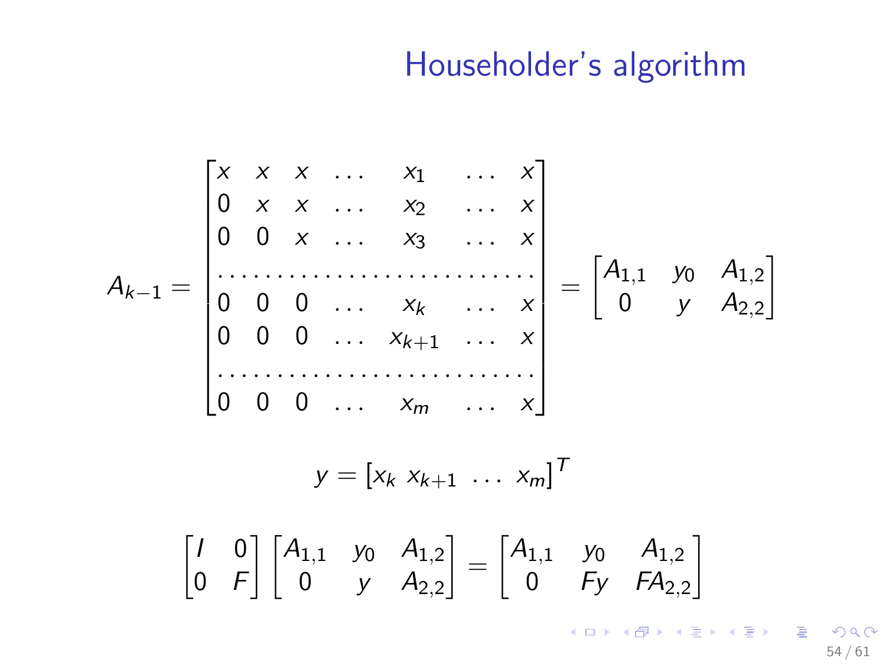# Householder's algorithm

$$
A_{k-1} = \begin{bmatrix}
x & x & x & \dots & x_1 & \dots & x \\
0 & x & x & \dots & x_2 & \dots & x \\
0 & 0 & x & \dots & x_3 & \dots & x \\
\dots & \dots & \dots & \dots & \dots & \dots & \dots \\
0 & 0 & 0 & \dots & x_k & \dots & x \\
0 & 0 & 0 & \dots & x_{k+1} & \dots & x \\
\dots & \dots & \dots & \dots & \dots & \dots & \dots \\
0 & 0 & 0 & \dots & x_m & \dots & x
\end{bmatrix} = \begin{bmatrix} A_{1,1} & y_0 & A_{1,2} \\ 0 & y & A_{2,2} \end{bmatrix}
$$

$$
y = \begin{bmatrix} x_k \; x_{k+1} \; \dots \; x_m \end{bmatrix}^T
$$

$$
\begin{bmatrix} I & 0 \\ 0 & F \end{bmatrix} \begin{bmatrix} A_{1,1} & y_0 & A_{1,2} \\ 0 & y & A_{2,2} \end{bmatrix} = \begin{bmatrix} A_{1,1} & y_0 & A_{1,2} \\ 0 & Fy & FA_{2,2} \end{bmatrix}
$$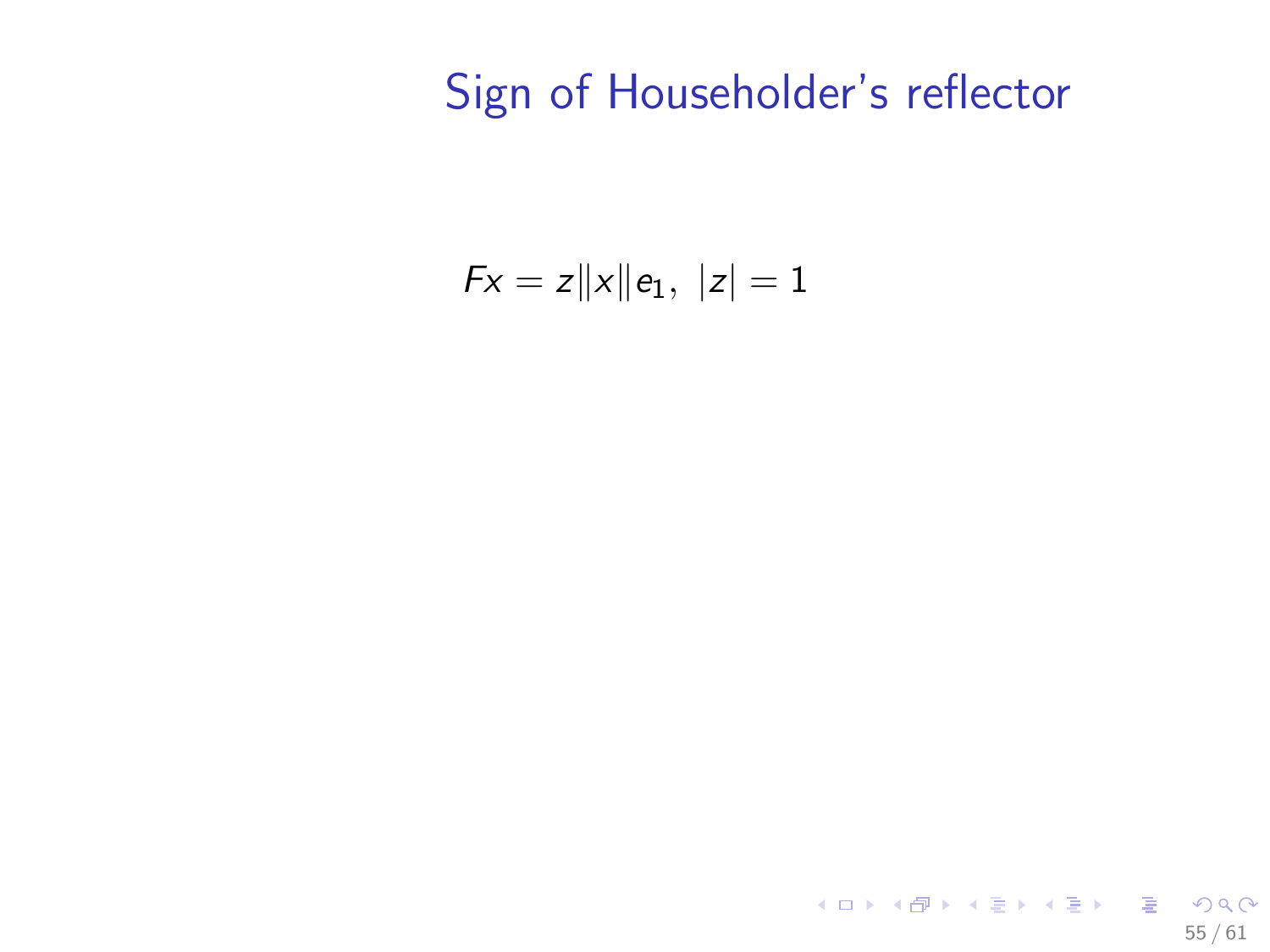# Sign of Householder's reflector

$$Fx = z\|x\|e_1, \ |z| = 1$$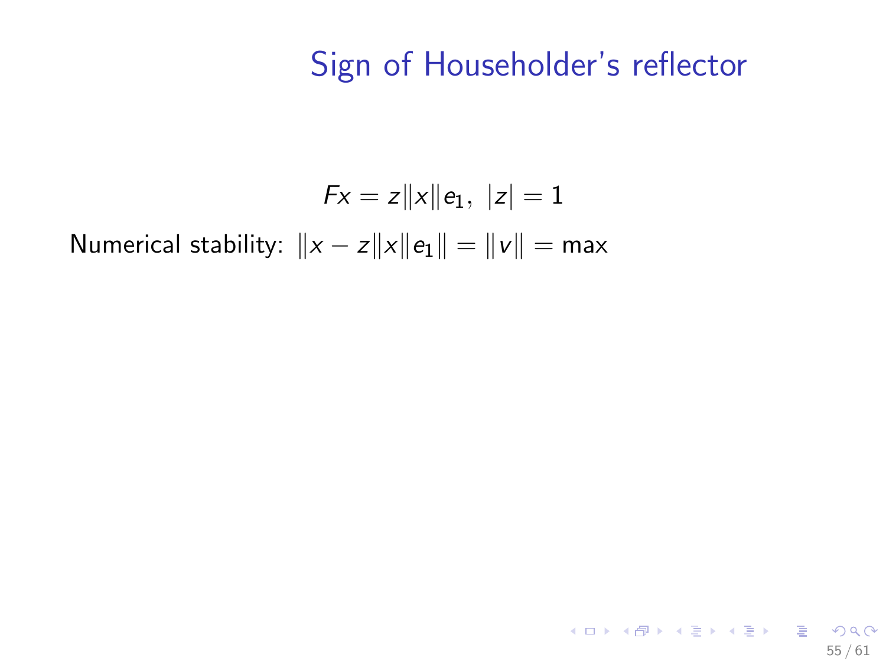# Sign of Householder's reflector

$$Fx = z\|x\|e_1, \ |z| = 1$$

Numerical stability: $\|x - z\|x\|e_1\| = \|v\| = \max$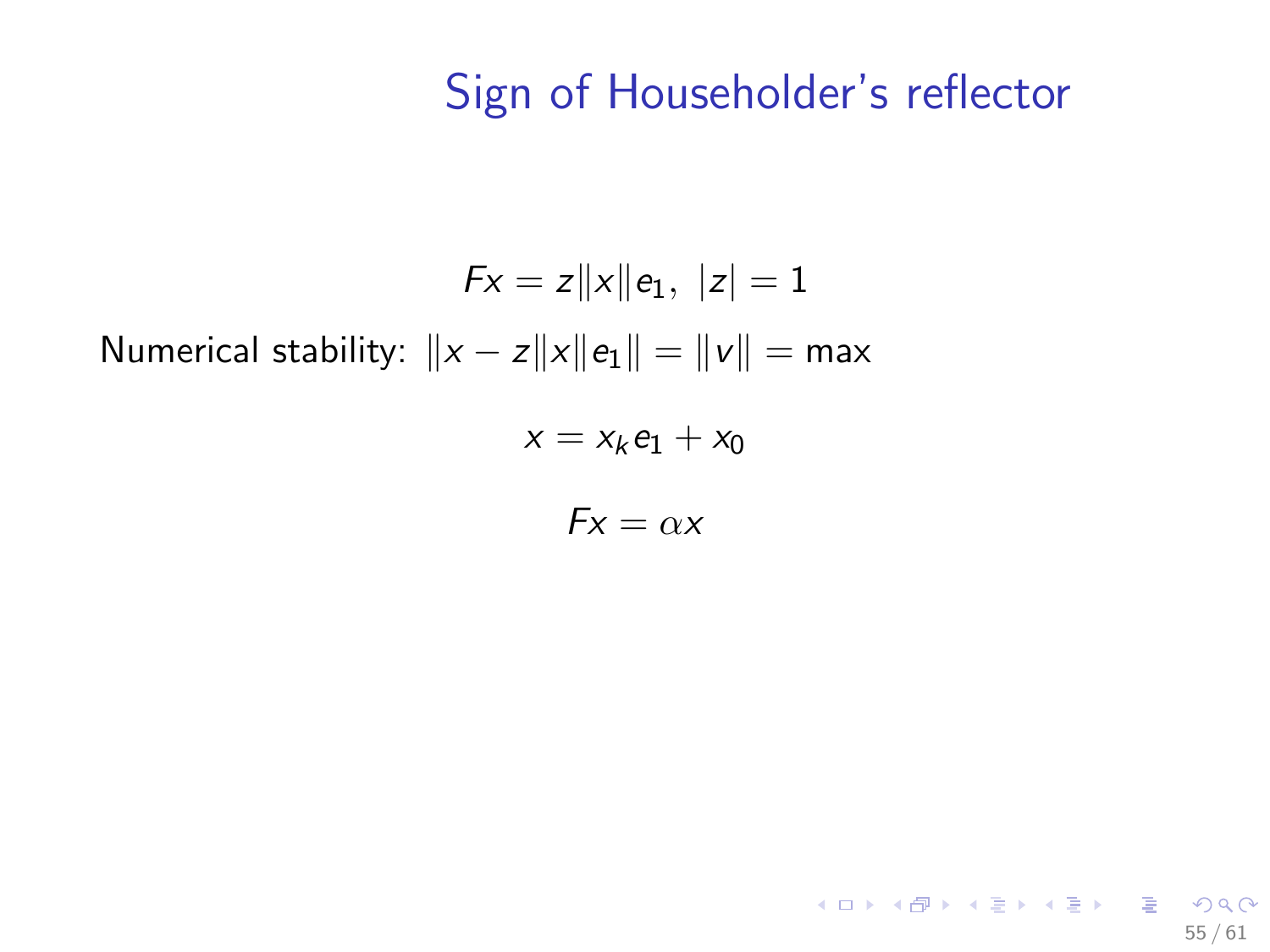# Sign of Householder's reflector

$$Fx = z\|x\|e_1,\ |z| = 1$$

Numerical stability: $\|x - z\|x\|e_1\| = \|v\| = \max$

$$x = x_k e_1 + x_0$$

$$Fx = \alpha x$$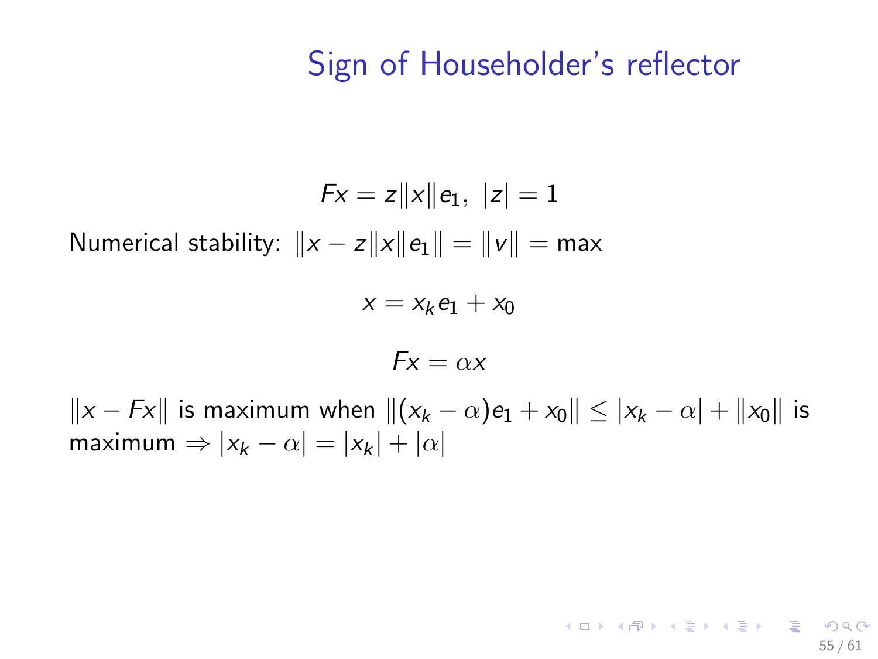# Sign of Householder's reflector

$$Fx = z\|x\|e_1, \ |z| = 1$$

Numerical stability: $\|x - z\|x\|e_1\| = \|v\| = \max$

$$x = x_k e_1 + x_0$$

$$Fx = \alpha x$$

$\|x - Fx\|$ is maximum when $\|(x_k - \alpha)e_1 + x_0\| \leq |x_k - \alpha| + \|x_0\|$ is maximum $\Rightarrow |x_k - \alpha| = |x_k| + |\alpha|$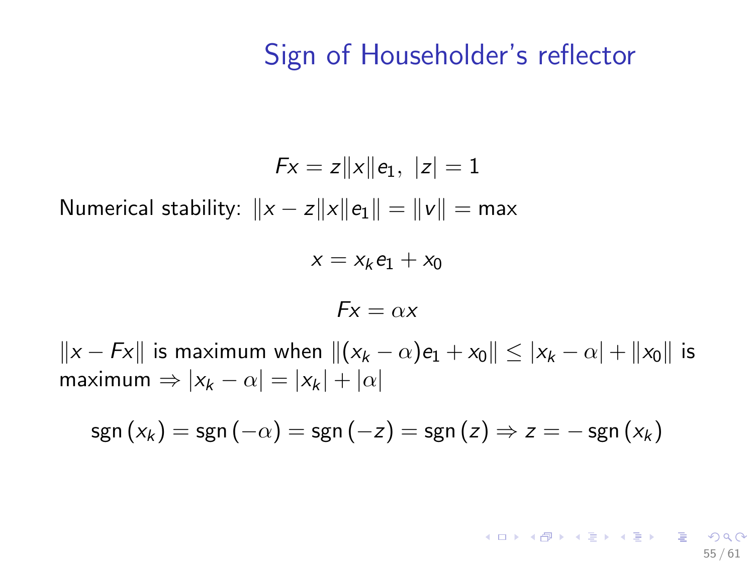# Sign of Householder's reflector

$$Fx = z\|x\|e_1, \ |z| = 1$$

Numerical stability: $\|x - z\|x\|e_1\| = \|v\| = \max$

$$x = x_k e_1 + x_0$$

$$Fx = \alpha x$$

$\|x - Fx\|$ is maximum when $\|(x_k - \alpha)e_1 + x_0\| \leq |x_k - \alpha| + \|x_0\|$ is maximum $\Rightarrow |x_k - \alpha| = |x_k| + |\alpha|$

$$\operatorname{sgn}(x_k) = \operatorname{sgn}(-\alpha) = \operatorname{sgn}(-z) = \operatorname{sgn}(z) \Rightarrow z = -\operatorname{sgn}(x_k)$$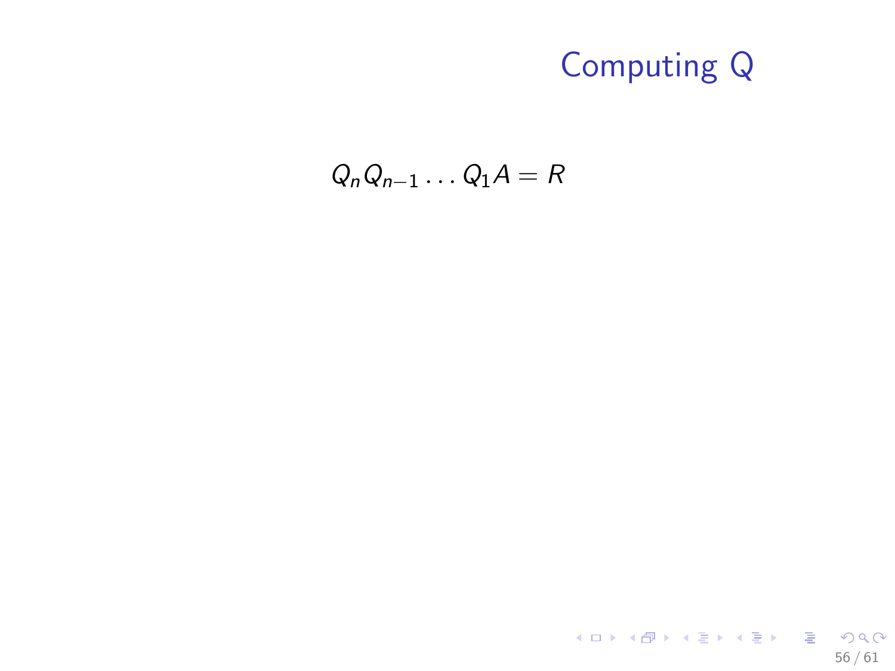# Computing Q

$$Q_n Q_{n-1} \dots Q_1 A = R$$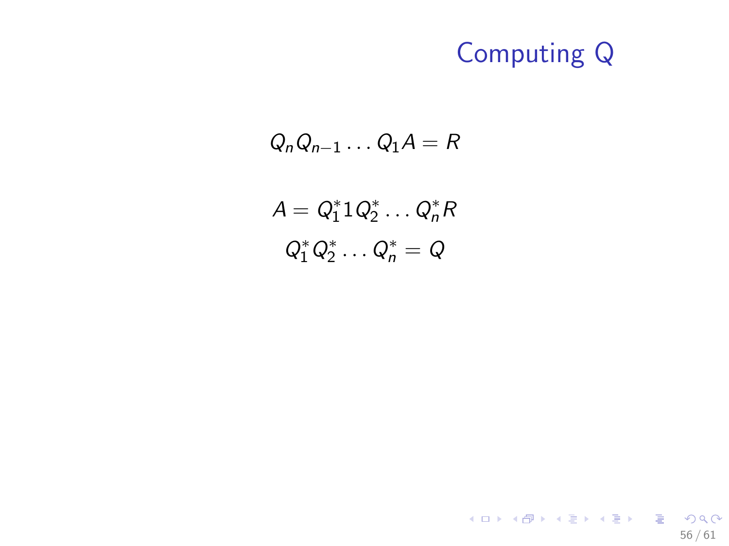# Computing Q

$$Q_n Q_{n-1} \dots Q_1 A = R$$

$$A = Q_1^* 1 Q_2^* \dots Q_n^* R$$

$$Q_1^* Q_2^* \dots Q_n^* = Q$$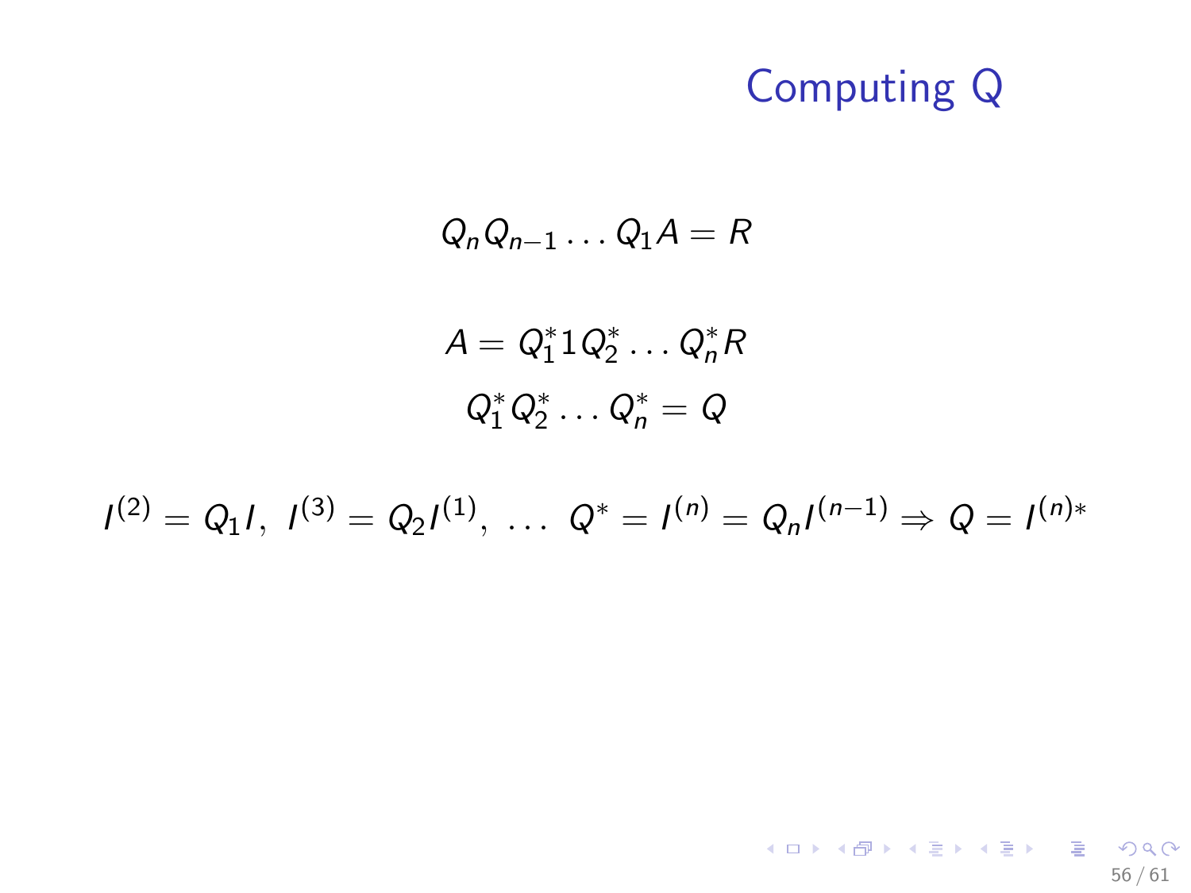# Computing Q

$$Q_n Q_{n-1} \dots Q_1 A = R$$

$$A = Q_1^* 1 Q_2^* \dots Q_n^* R$$

$$Q_1^* Q_2^* \dots Q_n^* = Q$$

$$I^{(2)} = Q_1 I,\ \ I^{(3)} = Q_2 I^{(1)},\ \dots\ \ Q^* = I^{(n)} = Q_n I^{(n-1)} \Rightarrow Q = I^{(n)*}$$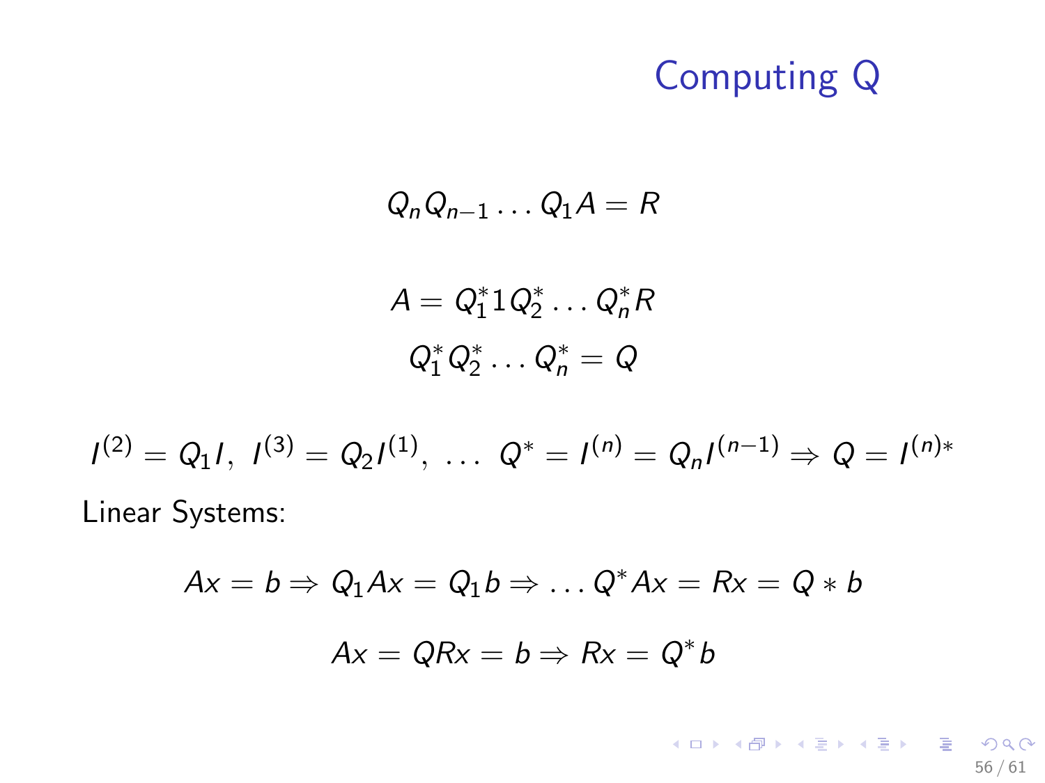# Computing Q

$$Q_n Q_{n-1} \dots Q_1 A = R$$

$$A = Q_1^* 1 Q_2^* \dots Q_n^* R$$

$$Q_1^* Q_2^* \dots Q_n^* = Q$$

$$I^{(2)} = Q_1 I,\ I^{(3)} = Q_2 I^{(1)},\ \dots\ Q^* = I^{(n)} = Q_n I^{(n-1)} \Rightarrow Q = I^{(n)*}$$

Linear Systems:

$$Ax = b \Rightarrow Q_1 Ax = Q_1 b \Rightarrow \dots Q^* Ax = Rx = Q * b$$

$$Ax = QRx = b \Rightarrow Rx = Q^* b$$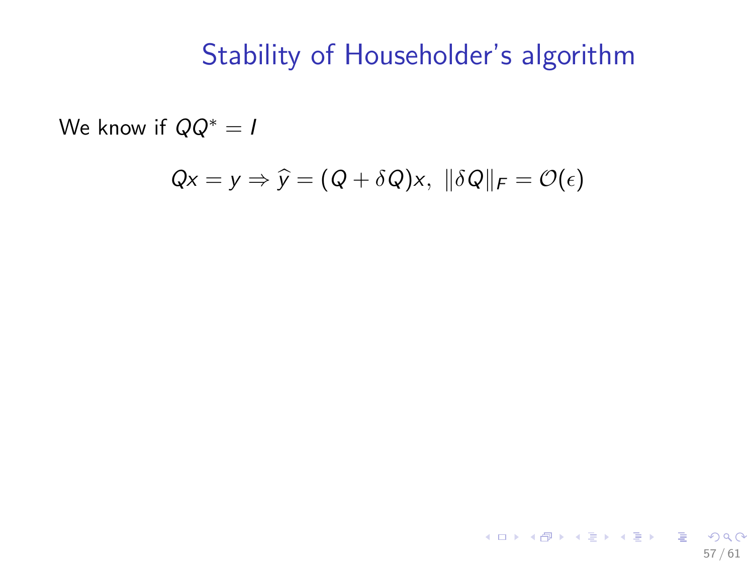# Stability of Householder's algorithm

We know if $QQ^* = I$

$$Qx = y \Rightarrow \widehat{y} = (Q + \delta Q)x, \ \|\delta Q\|_F = \mathcal{O}(\epsilon)$$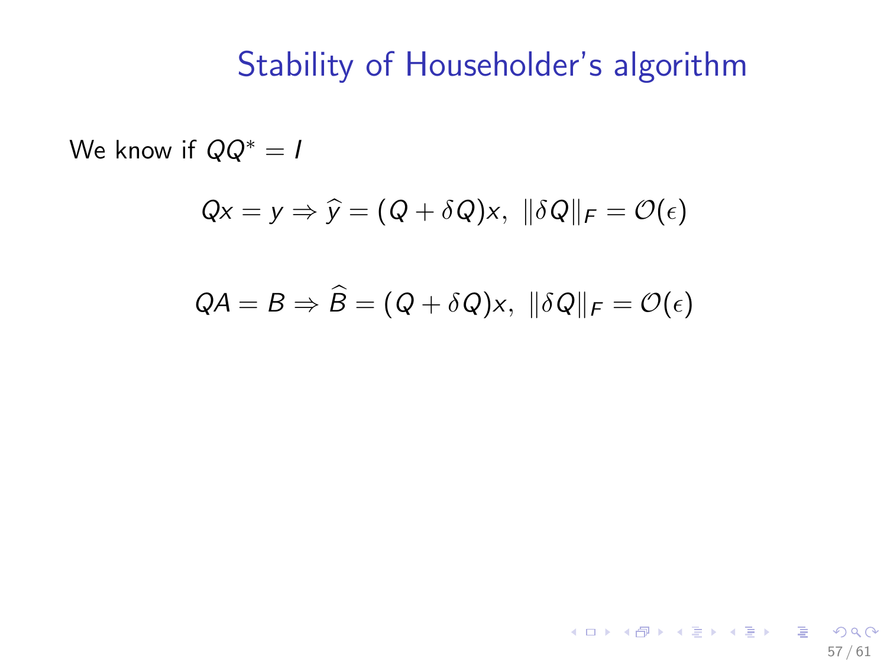# Stability of Householder's algorithm

We know if $QQ^* = I$

$$Qx = y \Rightarrow \widehat{y} = (Q + \delta Q)x, \ \|\delta Q\|_F = \mathcal{O}(\epsilon)$$

$$QA = B \Rightarrow \widehat{B} = (Q + \delta Q)x, \ \|\delta Q\|_F = \mathcal{O}(\epsilon)$$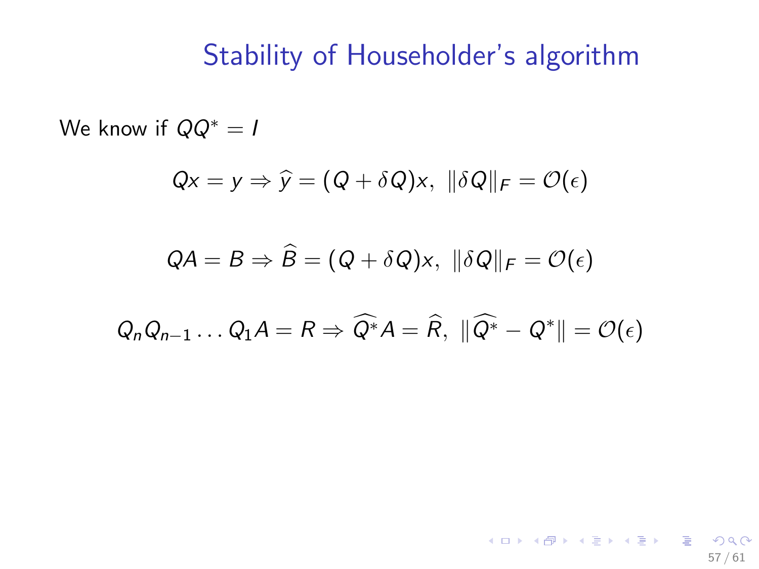# Stability of Householder's algorithm

We know if $QQ^* = I$

$$Qx = y \Rightarrow \widehat{y} = (Q + \delta Q)x,\ \|\delta Q\|_F = \mathcal{O}(\epsilon)$$

$$QA = B \Rightarrow \widehat{B} = (Q + \delta Q)x,\ \|\delta Q\|_F = \mathcal{O}(\epsilon)$$

$$Q_n Q_{n-1} \dots Q_1 A = R \Rightarrow \widehat{Q^*} A = \widehat{R},\ \|\widehat{Q^*} - Q^*\| = \mathcal{O}(\epsilon)$$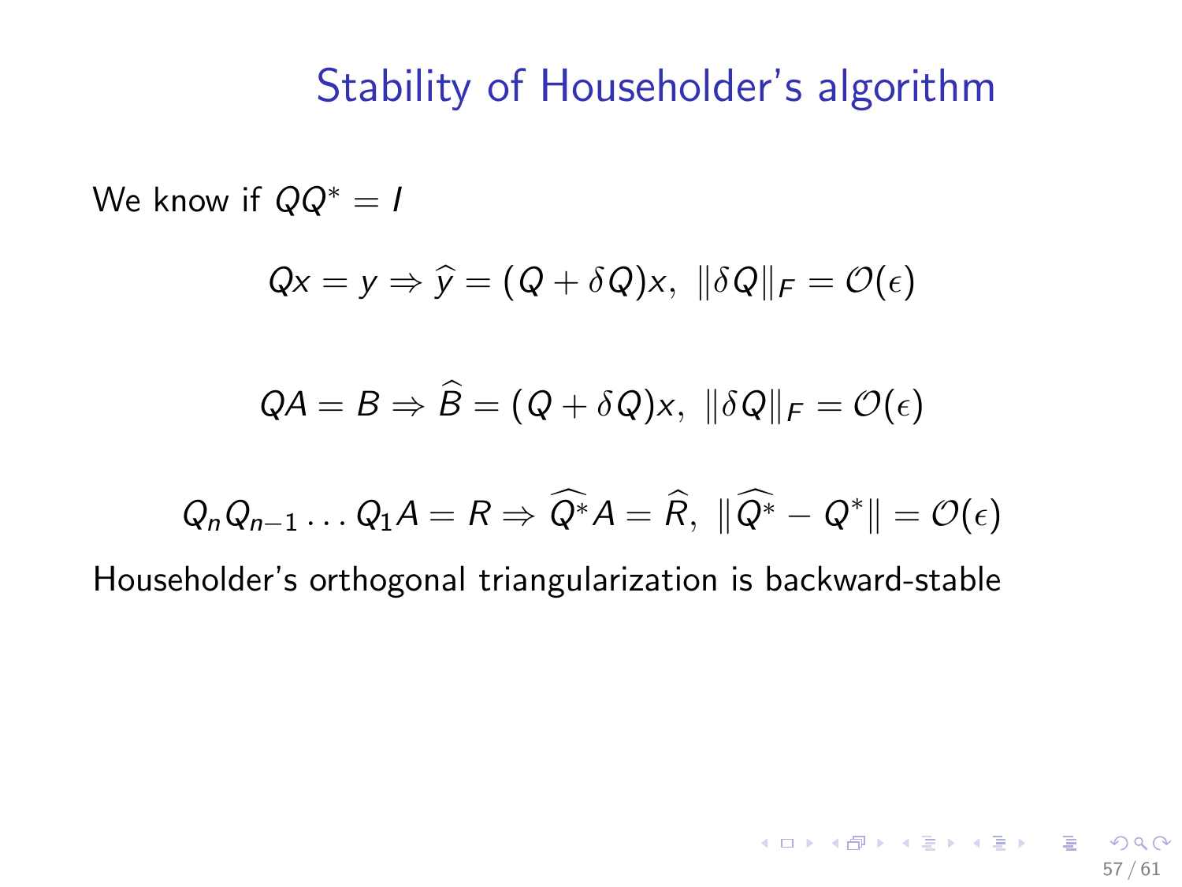# Stability of Householder's algorithm

We know if $QQ^* = I$

$$Qx = y \Rightarrow \widehat{y} = (Q + \delta Q)x,\ \|\delta Q\|_F = \mathcal{O}(\epsilon)$$

$$QA = B \Rightarrow \widehat{B} = (Q + \delta Q)x,\ \|\delta Q\|_F = \mathcal{O}(\epsilon)$$

$$Q_n Q_{n-1} \dots Q_1 A = R \Rightarrow \widehat{Q^*} A = \widehat{R},\ \|\widehat{Q^*} - Q^*\| = \mathcal{O}(\epsilon)$$

Householder's orthogonal triangularization is backward-stable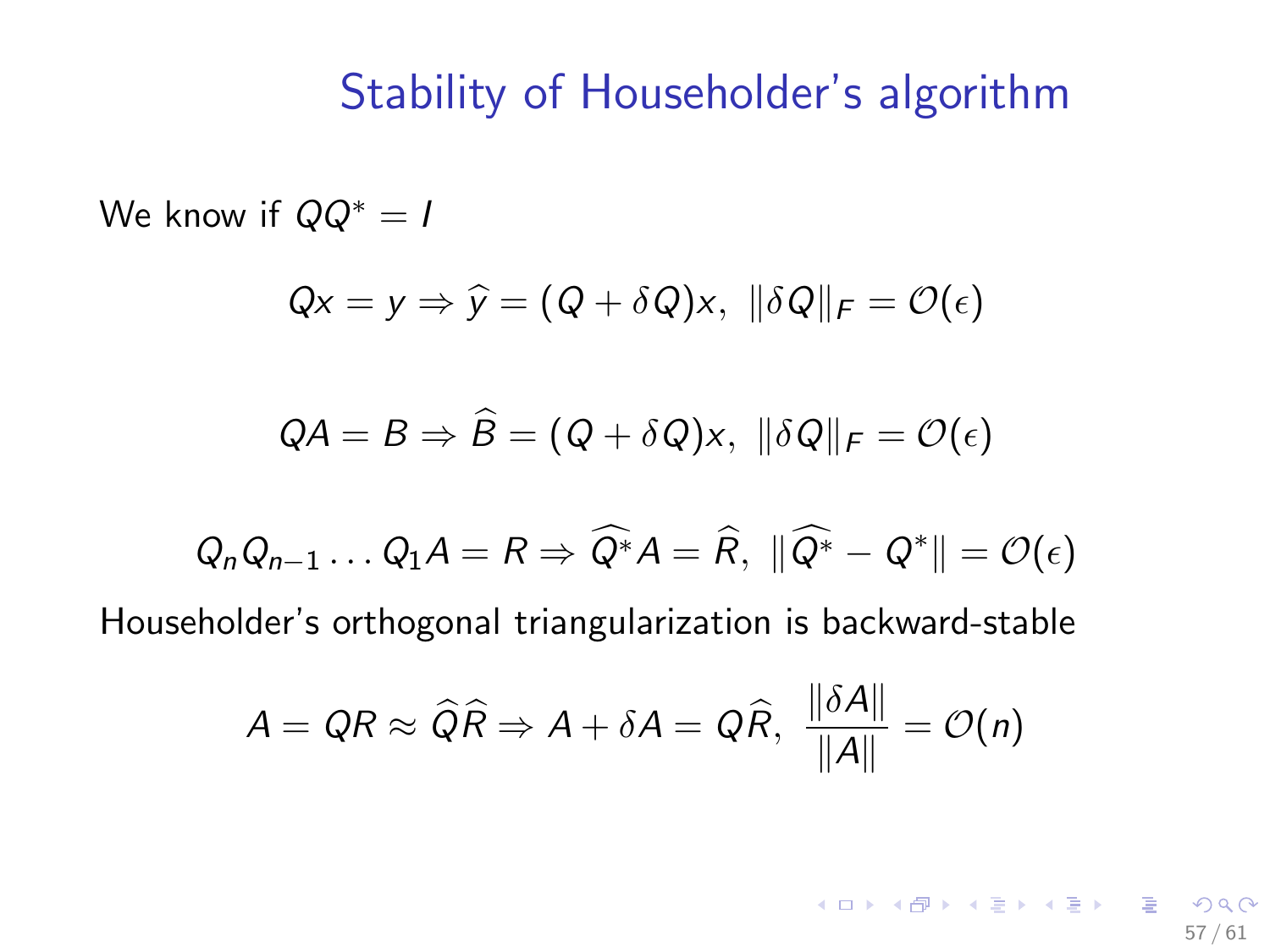# Stability of Householder's algorithm

We know if $QQ^* = I$

$$Qx = y \Rightarrow \widehat{y} = (Q + \delta Q)x, \ \|\delta Q\|_F = \mathcal{O}(\epsilon)$$

$$QA = B \Rightarrow \widehat{B} = (Q + \delta Q)x, \ \|\delta Q\|_F = \mathcal{O}(\epsilon)$$

$$Q_n Q_{n-1} \dots Q_1 A = R \Rightarrow \widehat{Q^*} A = \widehat{R}, \ \|\widehat{Q^*} - Q^*\| = \mathcal{O}(\epsilon)$$

Householder's orthogonal triangularization is backward-stable

$$A = QR \approx \widehat{Q}\widehat{R} \Rightarrow A + \delta A = Q\widehat{R}, \ \frac{\|\delta A\|}{\|A\|} = \mathcal{O}(n)$$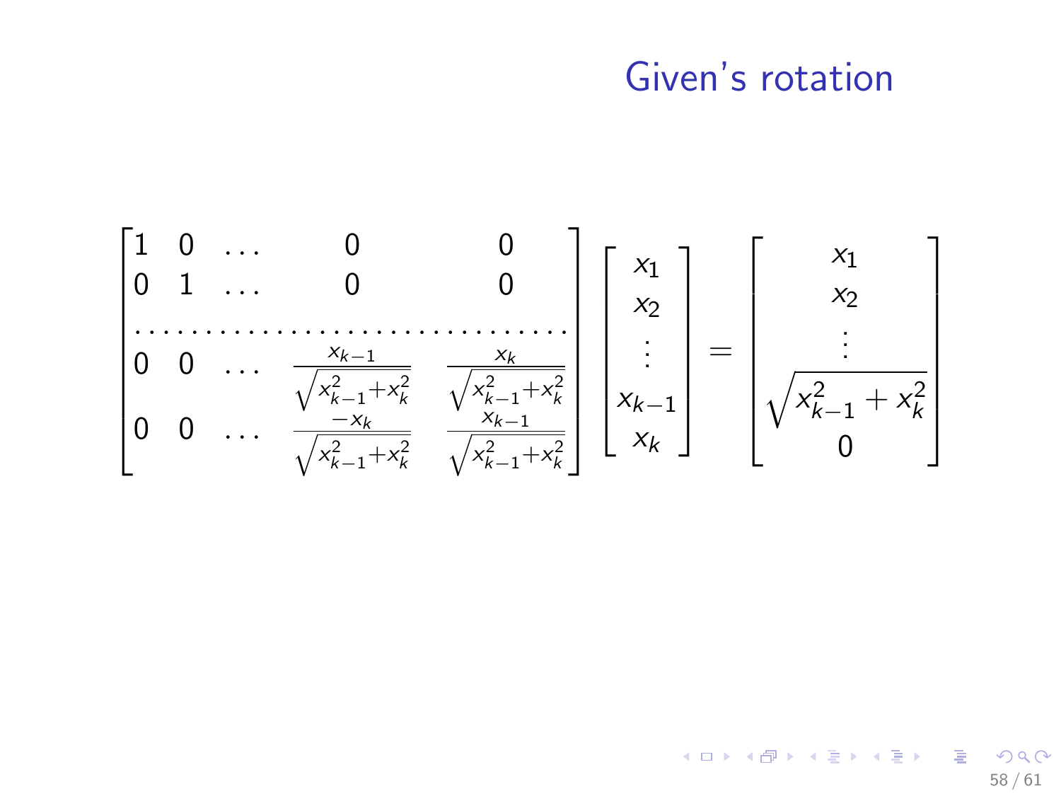# Given's rotation

$$
\begin{bmatrix}
1 & 0 & \dots & 0 & 0 \\
0 & 1 & \dots & 0 & 0 \\
\hdotsfor{5} \\
0 & 0 & \dots & \frac{x_{k-1}}{\sqrt{x_{k-1}^2+x_k^2}} & \frac{x_k}{\sqrt{x_{k-1}^2+x_k^2}} \\
0 & 0 & \dots & \frac{-x_k}{\sqrt{x_{k-1}^2+x_k^2}} & \frac{x_{k-1}}{\sqrt{x_{k-1}^2+x_k^2}}
\end{bmatrix}
\begin{bmatrix}
x_1 \\ x_2 \\ \vdots \\ x_{k-1} \\ x_k
\end{bmatrix}
=
\begin{bmatrix}
x_1 \\ x_2 \\ \vdots \\ \sqrt{x_{k-1}^2 + x_k^2} \\ 0
\end{bmatrix}
$$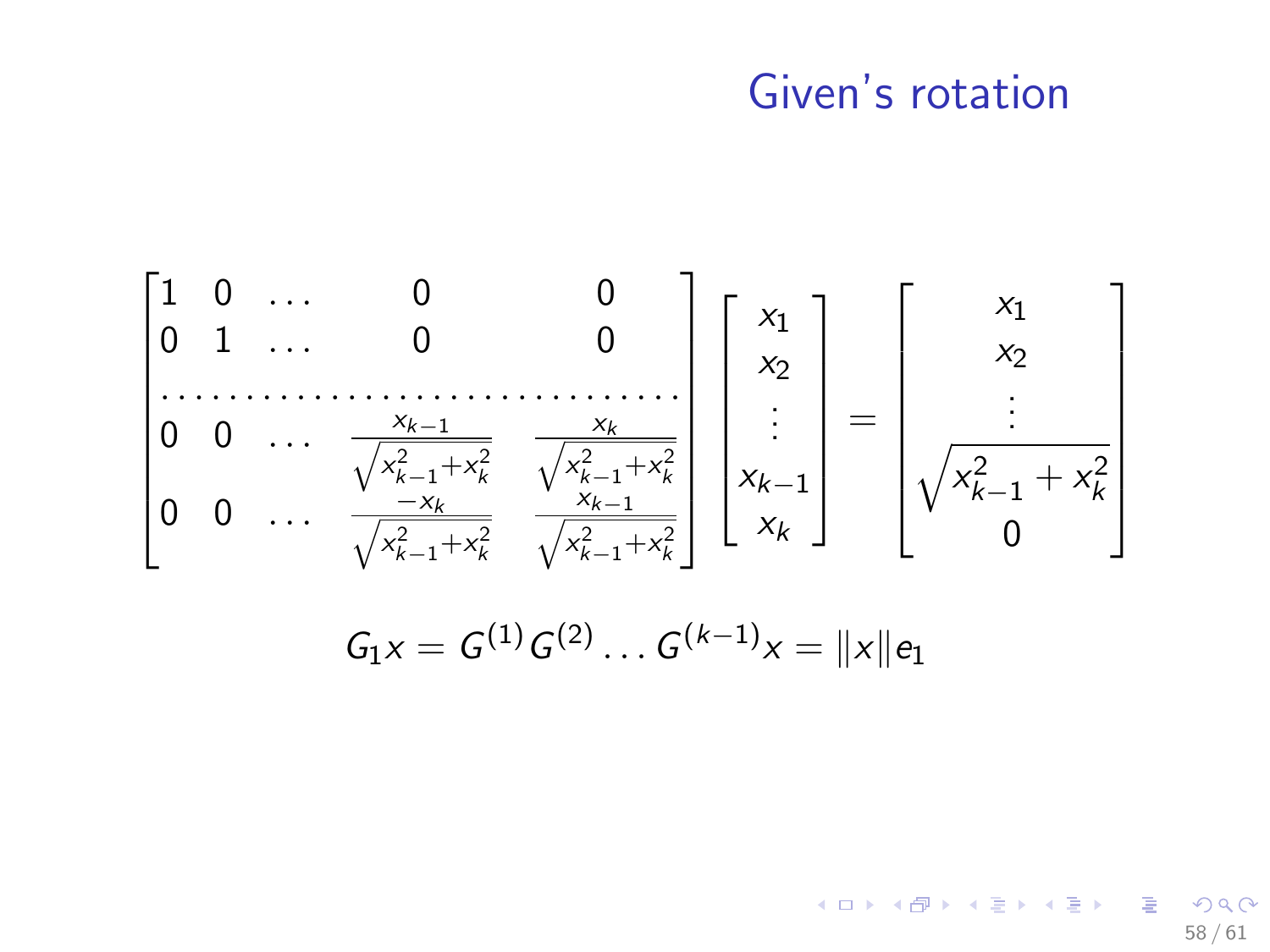# Given's rotation

$$
\begin{bmatrix}
1 & 0 & \dots & 0 & 0 \\
0 & 1 & \dots & 0 & 0 \\
\multicolumn{5}{c}{\dots\dots\dots\dots\dots\dots\dots\dots\dots\dots} \\
0 & 0 & \dots & \frac{x_{k-1}}{\sqrt{x_{k-1}^2+x_k^2}} & \frac{x_k}{\sqrt{x_{k-1}^2+x_k^2}} \\
0 & 0 & \dots & \frac{-x_k}{\sqrt{x_{k-1}^2+x_k^2}} & \frac{x_{k-1}}{\sqrt{x_{k-1}^2+x_k^2}}
\end{bmatrix}
\begin{bmatrix}
x_1 \\ x_2 \\ \vdots \\ x_{k-1} \\ x_k
\end{bmatrix}
=
\begin{bmatrix}
x_1 \\ x_2 \\ \vdots \\ \sqrt{x_{k-1}^2 + x_k^2} \\ 0
\end{bmatrix}
$$

$$
G_1 x = G^{(1)} G^{(2)} \dots G^{(k-1)} x = \|x\| e_1
$$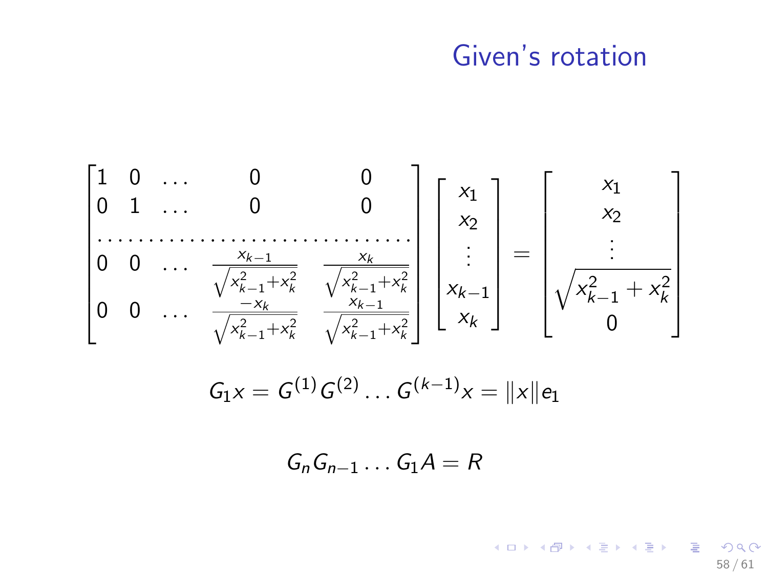# Given's rotation

$$
\begin{bmatrix}
1 & 0 & \dots & 0 & 0 \\
0 & 1 & \dots & 0 & 0 \\
\cdots & \cdots & \cdots & \cdots & \cdots \\
0 & 0 & \dots & \frac{x_{k-1}}{\sqrt{x_{k-1}^2 + x_k^2}} & \frac{x_k}{\sqrt{x_{k-1}^2 + x_k^2}} \\
0 & 0 & \dots & \frac{-x_k}{\sqrt{x_{k-1}^2 + x_k^2}} & \frac{x_{k-1}}{\sqrt{x_{k-1}^2 + x_k^2}}
\end{bmatrix}
\begin{bmatrix}
x_1 \\ x_2 \\ \vdots \\ x_{k-1} \\ x_k
\end{bmatrix}
=
\begin{bmatrix}
x_1 \\ x_2 \\ \vdots \\ \sqrt{x_{k-1}^2 + x_k^2} \\ 0
\end{bmatrix}
$$

$$
G_1 x = G^{(1)} G^{(2)} \dots G^{(k-1)} x = \|x\| e_1
$$

$$
G_n G_{n-1} \dots G_1 A = R
$$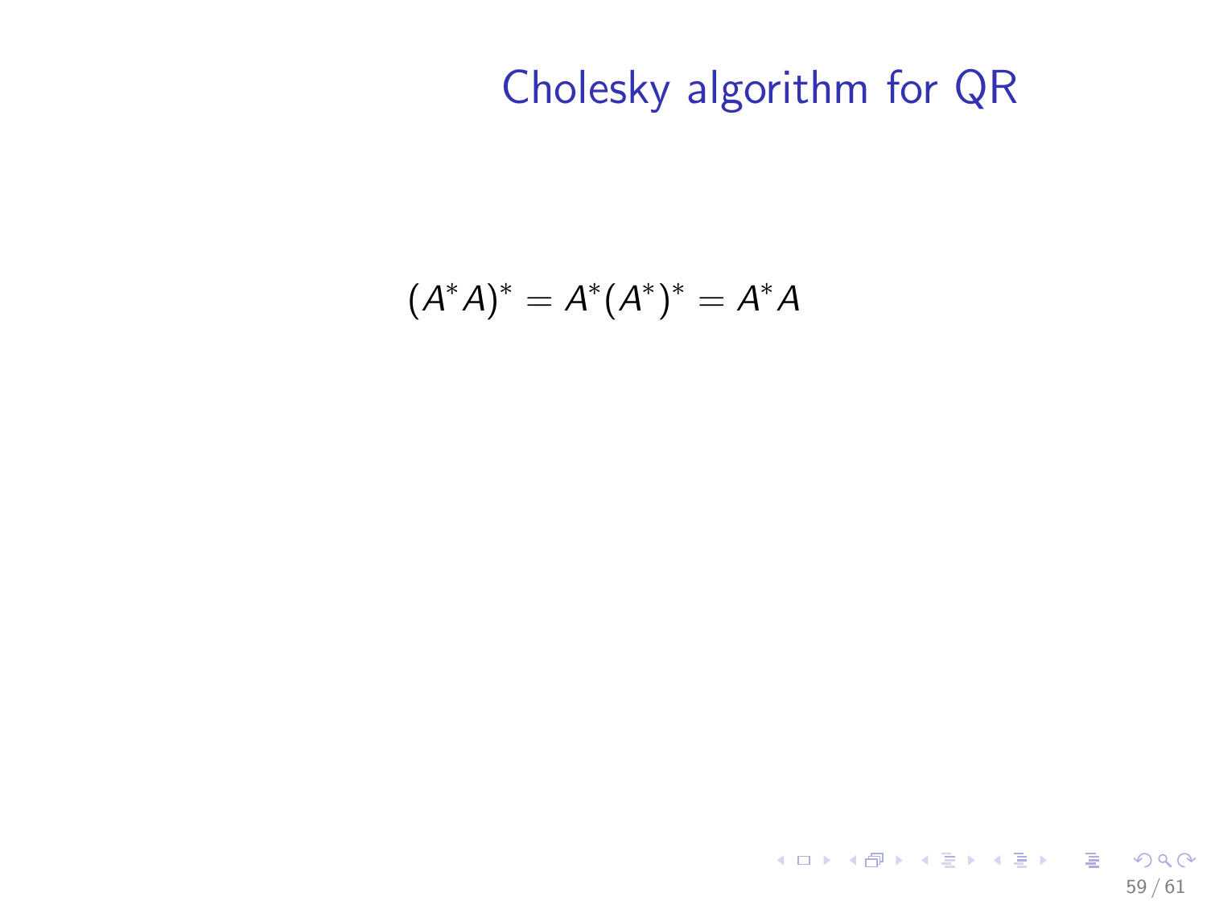# Cholesky algorithm for QR

$$(A^*A)^* = A^*(A^*)^* = A^*A$$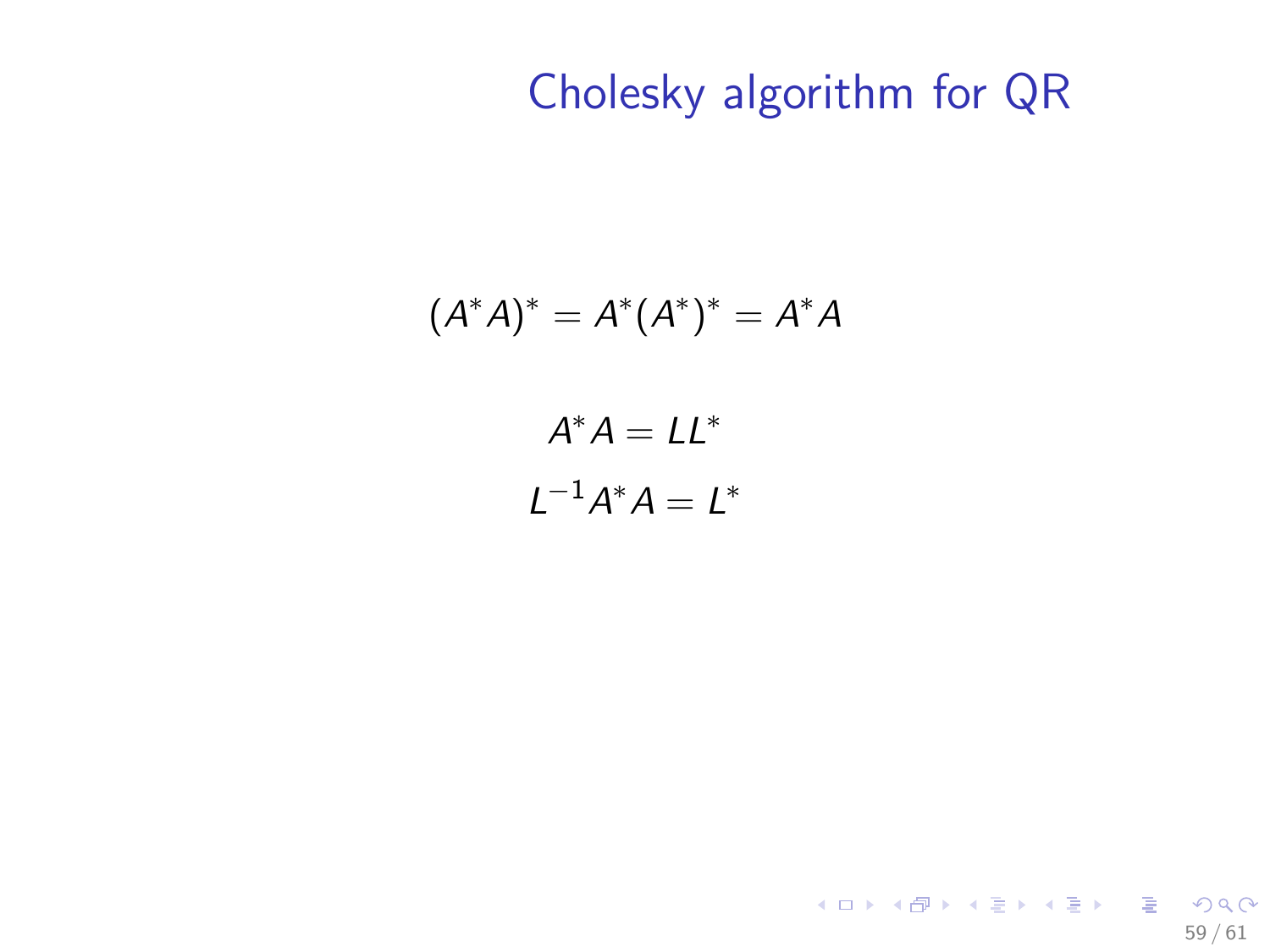# Cholesky algorithm for QR

$$(A^*A)^* = A^*(A^*)^* = A^*A$$

$$A^*A = LL^*$$

$$L^{-1}A^*A = L^*$$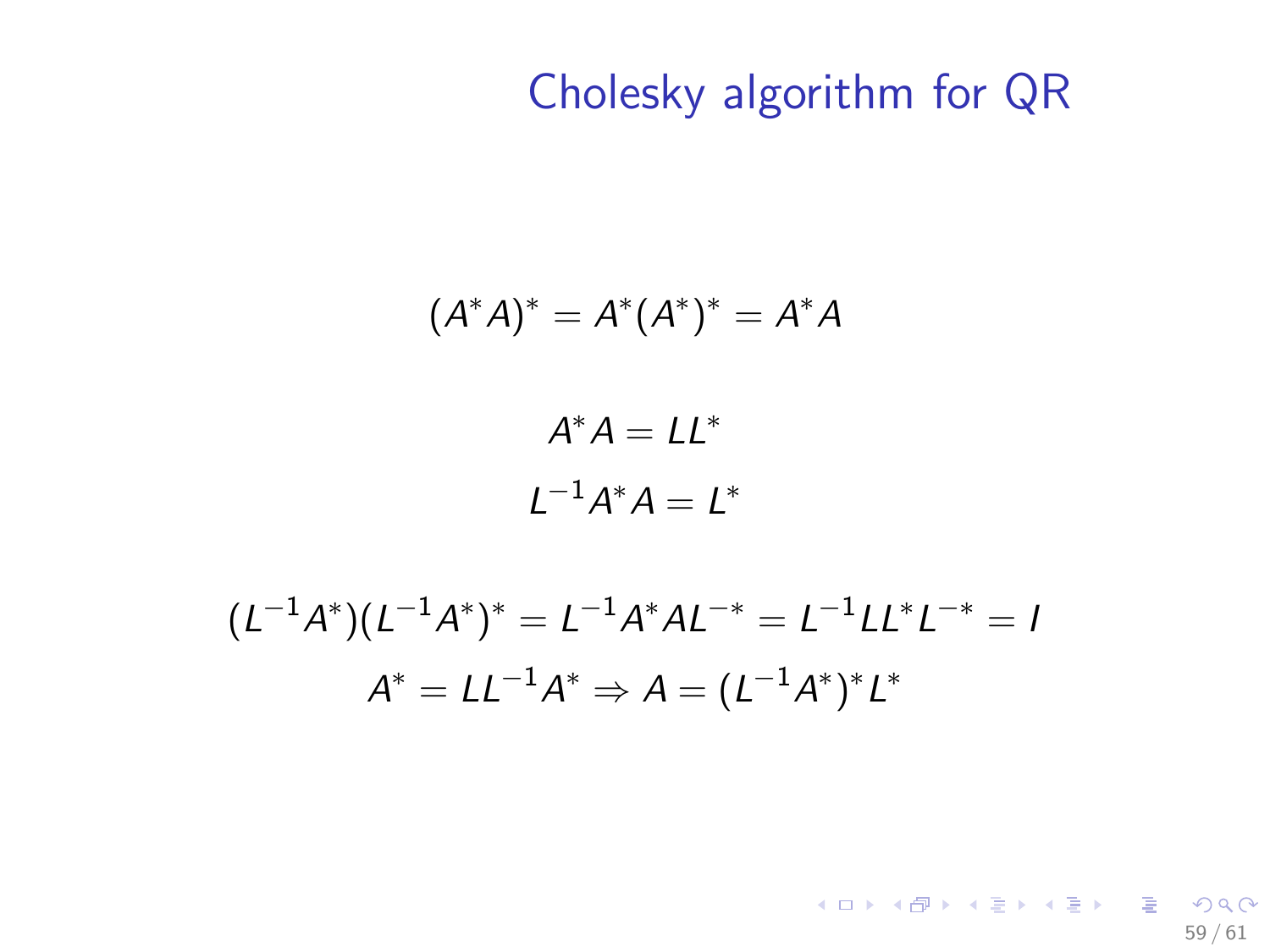# Cholesky algorithm for QR

$$(A^*A)^* = A^*(A^*)^* = A^*A$$

$$A^*A = LL^*$$

$$L^{-1}A^*A = L^*$$

$$(L^{-1}A^*)(L^{-1}A^*)^* = L^{-1}A^*AL^{-*} = L^{-1}LL^*L^{-*} = I$$

$$A^* = LL^{-1}A^* \Rightarrow A = (L^{-1}A^*)^*L^*$$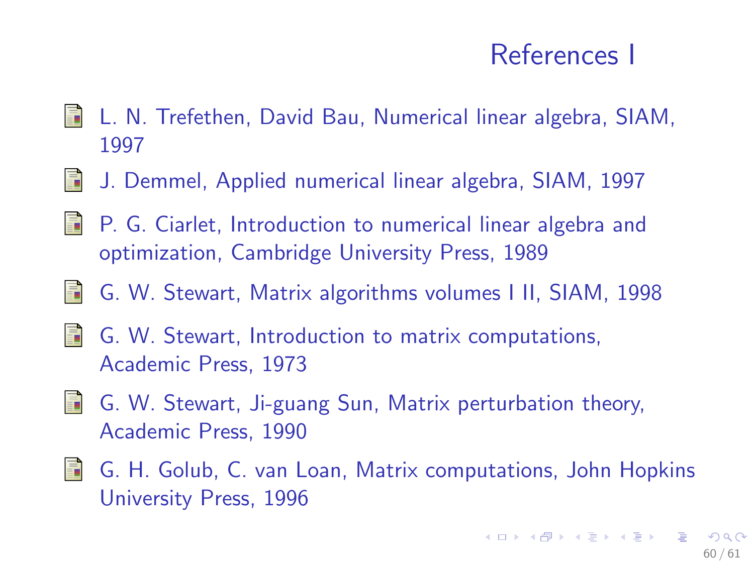# References I

- L. N. Trefethen, David Bau, Numerical linear algebra, SIAM, 1997
- J. Demmel, Applied numerical linear algebra, SIAM, 1997
- P. G. Ciarlet, Introduction to numerical linear algebra and optimization, Cambridge University Press, 1989
- G. W. Stewart, Matrix algorithms volumes I II, SIAM, 1998
- G. W. Stewart, Introduction to matrix computations, Academic Press, 1973
- G. W. Stewart, Ji-guang Sun, Matrix perturbation theory, Academic Press, 1990
- G. H. Golub, C. van Loan, Matrix computations, John Hopkins University Press, 1996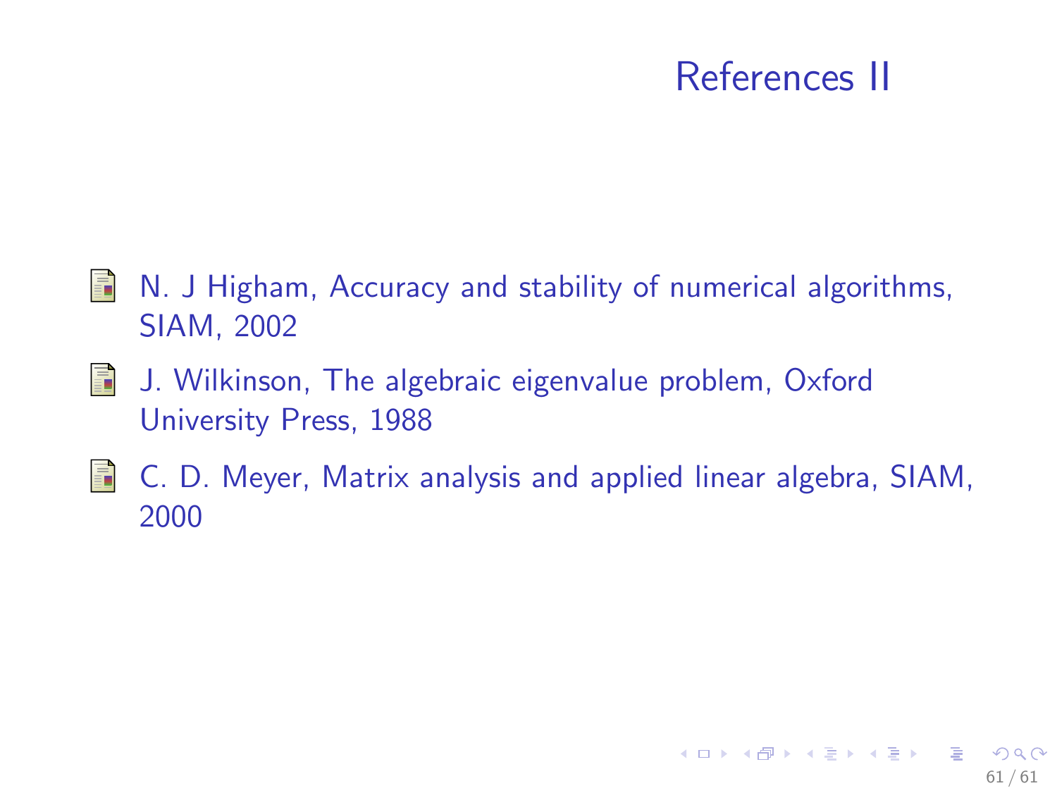# References II

- N. J Higham, Accuracy and stability of numerical algorithms, SIAM, 2002
- J. Wilkinson, The algebraic eigenvalue problem, Oxford University Press, 1988
- C. D. Meyer, Matrix analysis and applied linear algebra, SIAM, 2000